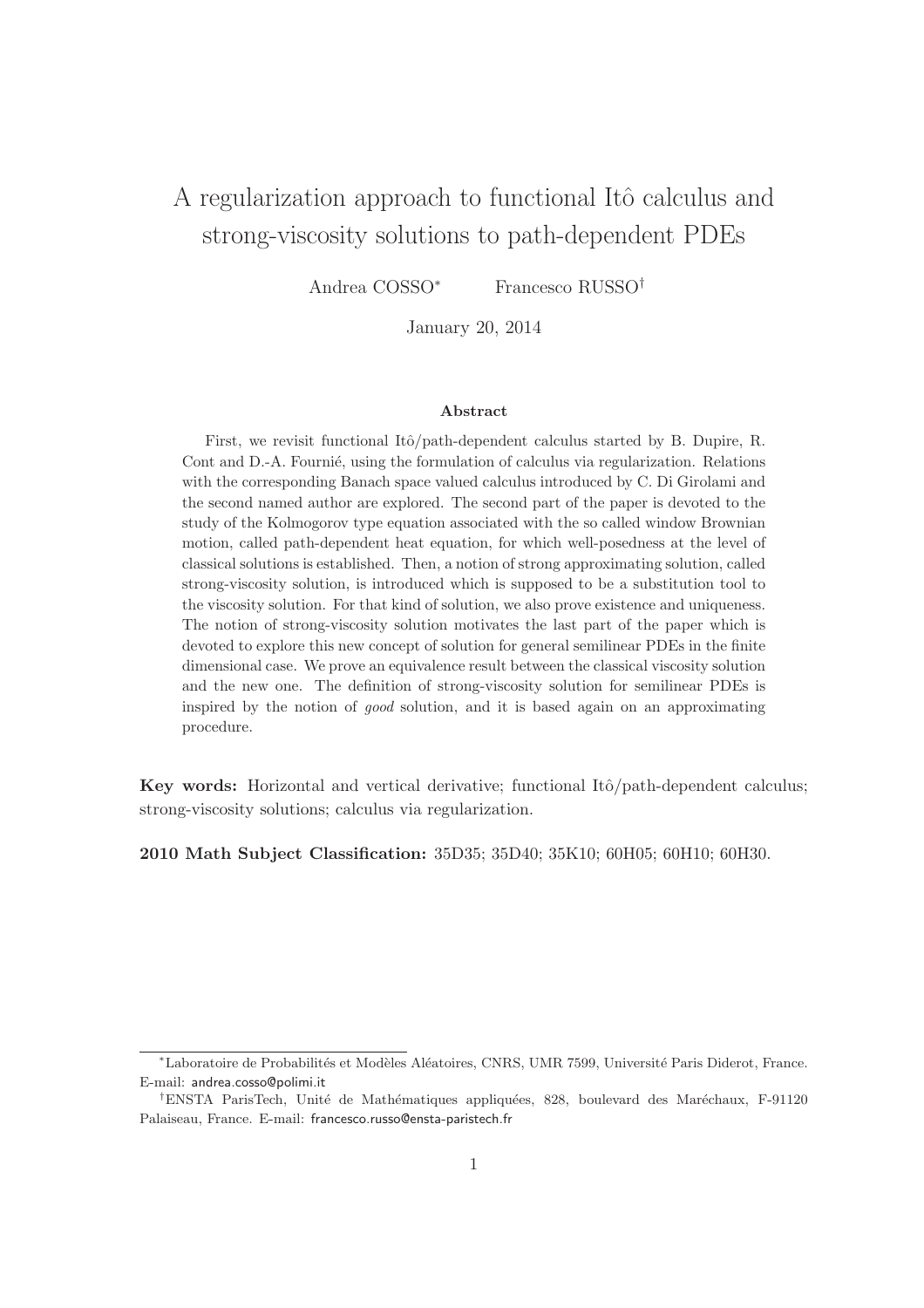# A regularization approach to functional Itô calculus and strong-viscosity solutions to path-dependent PDEs

Andrea COSSO[*] Francesco RUSSO[†]

January 20, 2014

### Abstract

First, we revisit functional Itô/path-dependent calculus started by B. Dupire, R. Cont and D.-A. Fournié, using the formulation of calculus via regularization. Relations with the corresponding Banach space valued calculus introduced by C. Di Girolami and the second named author are explored. The second part of the paper is devoted to the study of the Kolmogorov type equation associated with the so called window Brownian motion, called path-dependent heat equation, for which well-posedness at the level of classical solutions is established. Then, a notion of strong approximating solution, called strong-viscosity solution, is introduced which is supposed to be a substitution tool to the viscosity solution. For that kind of solution, we also prove existence and uniqueness. The notion of strong-viscosity solution motivates the last part of the paper which is devoted to explore this new concept of solution for general semilinear PDEs in the finite dimensional case. We prove an equivalence result between the classical viscosity solution and the new one. The definition of strong-viscosity solution for semilinear PDEs is inspired by the notion of *good* solution, and it is based again on an approximating procedure.

**Key words:** Horizontal and vertical derivative; functional Itô/path-dependent calculus; strong-viscosity solutions; calculus via regularization.

**2010 Math Subject Classification:** 35D35; 35D40; 35K10; 60H05; 60H10; 60H30.

---

[*] Laboratoire de Probabilités et Modèles Aléatoires, CNRS, UMR 7599, Université Paris Diderot, France. E-mail: andrea.cosso@polimi.it

[†] ENSTA ParisTech, Unité de Mathématiques appliquées, 828, boulevard des Maréchaux, F-91120 Palaiseau, France. E-mail: francesco.russo@ensta-paristech.fr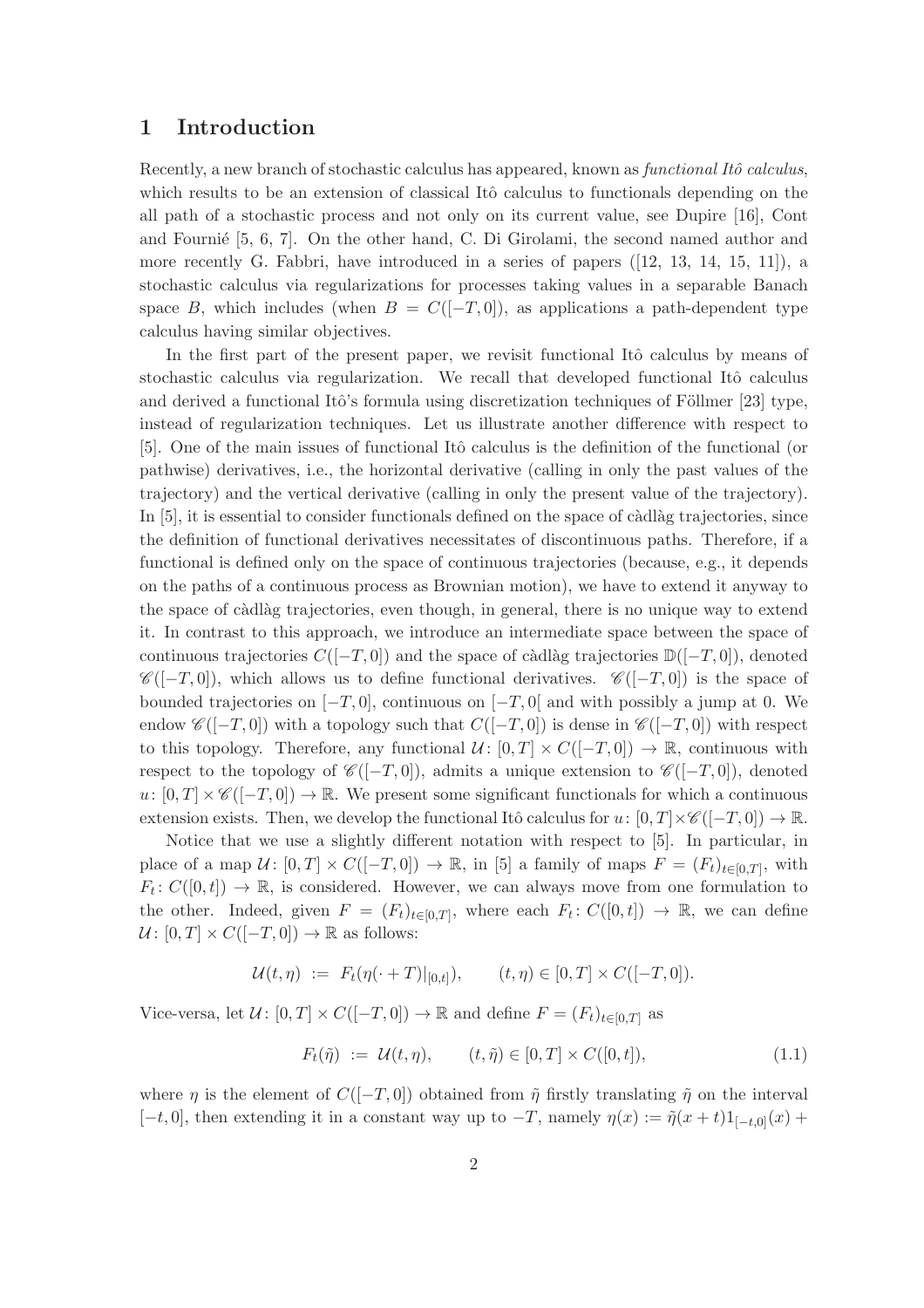# 1 Introduction

Recently, a new branch of stochastic calculus has appeared, known as *functional Itô calculus*, which results to be an extension of classical Itô calculus to functionals depending on the all path of a stochastic process and not only on its current value, see Dupire [16], Cont and Fournié [5, 6, 7]. On the other hand, C. Di Girolami, the second named author and more recently G. Fabbri, have introduced in a series of papers ([12, 13, 14, 15, 11]), a stochastic calculus via regularizations for processes taking values in a separable Banach space $B$, which includes (when $B = C([-T, 0])$, as applications a path-dependent type calculus having similar objectives.

In the first part of the present paper, we revisit functional Itô calculus by means of stochastic calculus via regularization. We recall that developed functional Itô calculus and derived a functional Itô's formula using discretization techniques of Föllmer [23] type, instead of regularization techniques. Let us illustrate another difference with respect to [5]. One of the main issues of functional Itô calculus is the definition of the functional (or pathwise) derivatives, i.e., the horizontal derivative (calling in only the past values of the trajectory) and the vertical derivative (calling in only the present value of the trajectory). In [5], it is essential to consider functionals defined on the space of càdlàg trajectories, since the definition of functional derivatives necessitates of discontinuous paths. Therefore, if a functional is defined only on the space of continuous trajectories (because, e.g., it depends on the paths of a continuous process as Brownian motion), we have to extend it anyway to the space of càdlàg trajectories, even though, in general, there is no unique way to extend it. In contrast to this approach, we introduce an intermediate space between the space of continuous trajectories $C([-T, 0])$ and the space of càdlàg trajectories $\mathbb{D}([-T, 0])$, denoted $\mathscr{C}([-T, 0])$, which allows us to define functional derivatives. $\mathscr{C}([-T, 0])$ is the space of bounded trajectories on $[-T, 0]$, continuous on $[-T, 0[$ and with possibly a jump at 0. We endow $\mathscr{C}([-T, 0])$ with a topology such that $C([-T, 0])$ is dense in $\mathscr{C}([-T, 0])$ with respect to this topology. Therefore, any functional $\mathcal{U}: [0, T] \times C([-T, 0]) \to \mathbb{R}$, continuous with respect to the topology of $\mathscr{C}([-T, 0])$, admits a unique extension to $\mathscr{C}([-T, 0])$, denoted $u: [0, T] \times \mathscr{C}([-T, 0]) \to \mathbb{R}$. We present some significant functionals for which a continuous extension exists. Then, we develop the functional Itô calculus for $u: [0, T] \times \mathscr{C}([-T, 0]) \to \mathbb{R}$.

Notice that we use a slightly different notation with respect to [5]. In particular, in place of a map $\mathcal{U}: [0, T] \times C([-T, 0]) \to \mathbb{R}$, in [5] a family of maps $F = (F_t)_{t \in [0,T]}$, with $F_t: C([0, t]) \to \mathbb{R}$, is considered. However, we can always move from one formulation to the other. Indeed, given $F = (F_t)_{t \in [0,T]}$, where each $F_t: C([0, t]) \to \mathbb{R}$, we can define $\mathcal{U}: [0, T] \times C([-T, 0]) \to \mathbb{R}$ as follows:

$$\mathcal{U}(t, \eta) := F_t(\eta(\cdot + T)|_{[0,t]}), \qquad (t, \eta) \in [0, T] \times C([-T, 0]).$$

Vice-versa, let $\mathcal{U}: [0, T] \times C([-T, 0]) \to \mathbb{R}$ and define $F = (F_t)_{t \in [0,T]}$ as

$$F_t(\tilde{\eta}) := \mathcal{U}(t, \eta), \qquad (t, \tilde{\eta}) \in [0, T] \times C([0, t]), \tag{1.1}$$

where $\eta$ is the element of $C([-T, 0])$ obtained from $\tilde{\eta}$ firstly translating $\tilde{\eta}$ on the interval $[-t, 0]$, then extending it in a constant way up to $-T$, namely $\eta(x) := \tilde{\eta}(x + t)1_{[-t,0]}(x) +$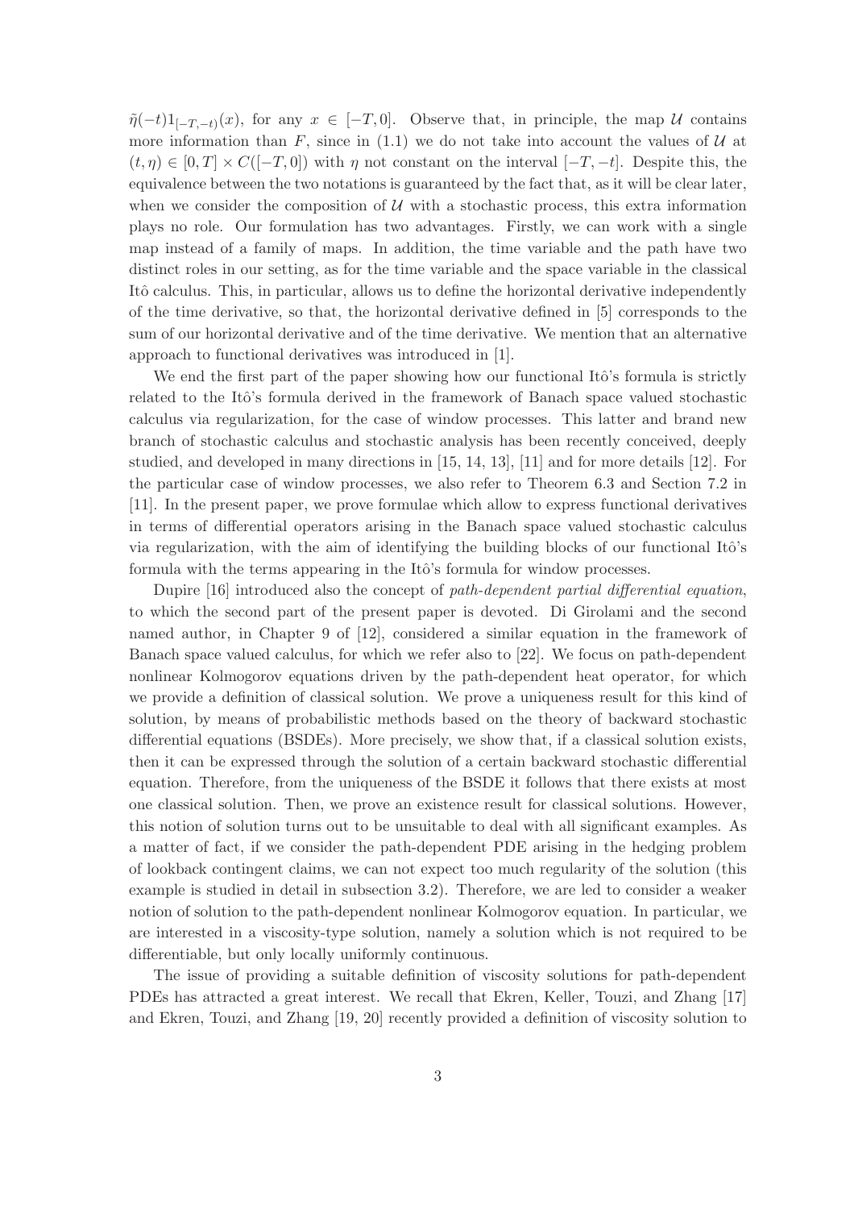$\tilde{\eta}(-t)1_{[-T,-t)}(x)$, for any $x \in [-T, 0]$. Observe that, in principle, the map $\mathcal{U}$ contains more information than $F$, since in (1.1) we do not take into account the values of $\mathcal{U}$ at $(t, \eta) \in [0, T] \times C([-T, 0])$ with $\eta$ not constant on the interval $[-T, -t]$. Despite this, the equivalence between the two notations is guaranteed by the fact that, as it will be clear later, when we consider the composition of $\mathcal{U}$ with a stochastic process, this extra information plays no role. Our formulation has two advantages. Firstly, we can work with a single map instead of a family of maps. In addition, the time variable and the path have two distinct roles in our setting, as for the time variable and the space variable in the classical Itô calculus. This, in particular, allows us to define the horizontal derivative independently of the time derivative, so that, the horizontal derivative defined in [5] corresponds to the sum of our horizontal derivative and of the time derivative. We mention that an alternative approach to functional derivatives was introduced in [1].

We end the first part of the paper showing how our functional Itô's formula is strictly related to the Itô's formula derived in the framework of Banach space valued stochastic calculus via regularization, for the case of window processes. This latter and brand new branch of stochastic calculus and stochastic analysis has been recently conceived, deeply studied, and developed in many directions in [15, 14, 13], [11] and for more details [12]. For the particular case of window processes, we also refer to Theorem 6.3 and Section 7.2 in [11]. In the present paper, we prove formulae which allow to express functional derivatives in terms of differential operators arising in the Banach space valued stochastic calculus via regularization, with the aim of identifying the building blocks of our functional Itô's formula with the terms appearing in the Itô's formula for window processes.

Dupire [16] introduced also the concept of *path-dependent partial differential equation*, to which the second part of the present paper is devoted. Di Girolami and the second named author, in Chapter 9 of [12], considered a similar equation in the framework of Banach space valued calculus, for which we refer also to [22]. We focus on path-dependent nonlinear Kolmogorov equations driven by the path-dependent heat operator, for which we provide a definition of classical solution. We prove a uniqueness result for this kind of solution, by means of probabilistic methods based on the theory of backward stochastic differential equations (BSDEs). More precisely, we show that, if a classical solution exists, then it can be expressed through the solution of a certain backward stochastic differential equation. Therefore, from the uniqueness of the BSDE it follows that there exists at most one classical solution. Then, we prove an existence result for classical solutions. However, this notion of solution turns out to be unsuitable to deal with all significant examples. As a matter of fact, if we consider the path-dependent PDE arising in the hedging problem of lookback contingent claims, we can not expect too much regularity of the solution (this example is studied in detail in subsection 3.2). Therefore, we are led to consider a weaker notion of solution to the path-dependent nonlinear Kolmogorov equation. In particular, we are interested in a viscosity-type solution, namely a solution which is not required to be differentiable, but only locally uniformly continuous.

The issue of providing a suitable definition of viscosity solutions for path-dependent PDEs has attracted a great interest. We recall that Ekren, Keller, Touzi, and Zhang [17] and Ekren, Touzi, and Zhang [19, 20] recently provided a definition of viscosity solution to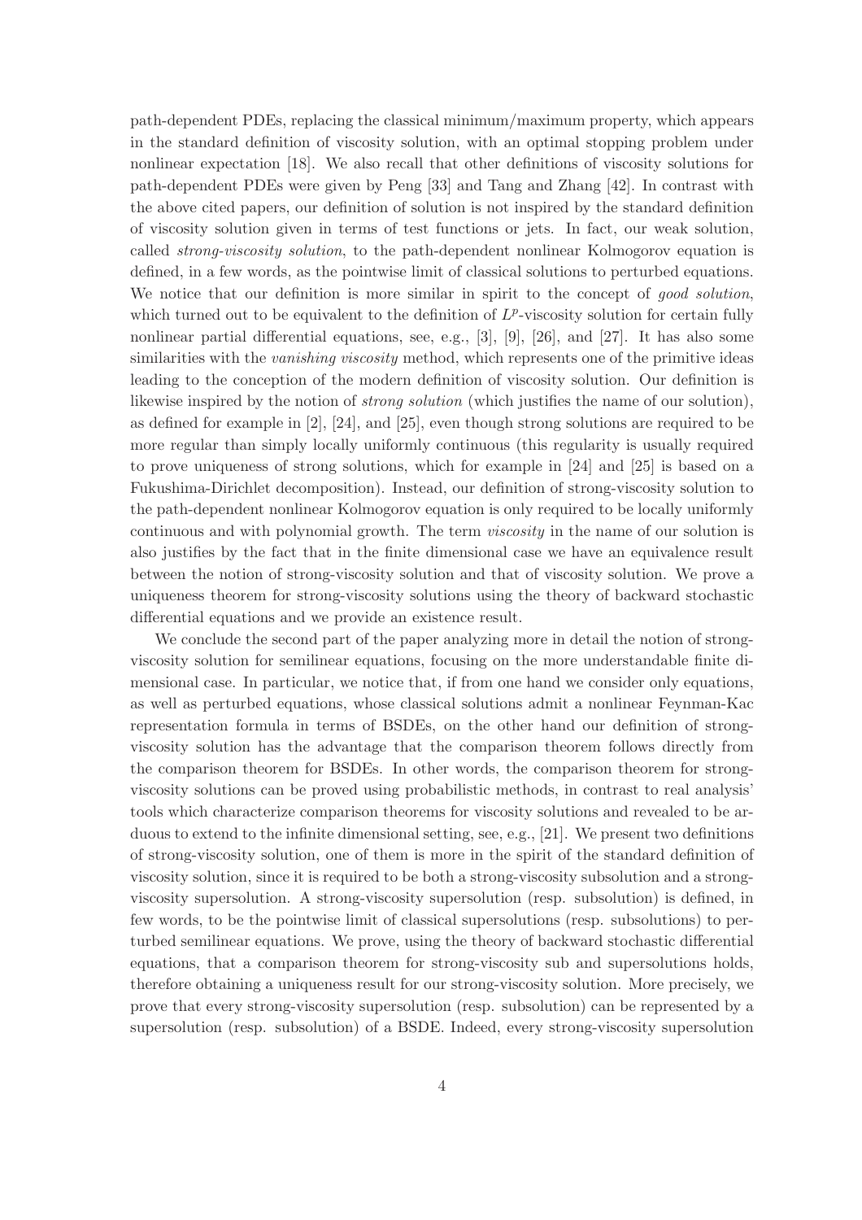path-dependent PDEs, replacing the classical minimum/maximum property, which appears in the standard definition of viscosity solution, with an optimal stopping problem under nonlinear expectation [18]. We also recall that other definitions of viscosity solutions for path-dependent PDEs were given by Peng [33] and Tang and Zhang [42]. In contrast with the above cited papers, our definition of solution is not inspired by the standard definition of viscosity solution given in terms of test functions or jets. In fact, our weak solution, called *strong-viscosity solution*, to the path-dependent nonlinear Kolmogorov equation is defined, in a few words, as the pointwise limit of classical solutions to perturbed equations. We notice that our definition is more similar in spirit to the concept of *good solution*, which turned out to be equivalent to the definition of $L^p$-viscosity solution for certain fully nonlinear partial differential equations, see, e.g., [3], [9], [26], and [27]. It has also some similarities with the *vanishing viscosity* method, which represents one of the primitive ideas leading to the conception of the modern definition of viscosity solution. Our definition is likewise inspired by the notion of *strong solution* (which justifies the name of our solution), as defined for example in [2], [24], and [25], even though strong solutions are required to be more regular than simply locally uniformly continuous (this regularity is usually required to prove uniqueness of strong solutions, which for example in [24] and [25] is based on a Fukushima-Dirichlet decomposition). Instead, our definition of strong-viscosity solution to the path-dependent nonlinear Kolmogorov equation is only required to be locally uniformly continuous and with polynomial growth. The term *viscosity* in the name of our solution is also justifies by the fact that in the finite dimensional case we have an equivalence result between the notion of strong-viscosity solution and that of viscosity solution. We prove a uniqueness theorem for strong-viscosity solutions using the theory of backward stochastic differential equations and we provide an existence result.

We conclude the second part of the paper analyzing more in detail the notion of strong-viscosity solution for semilinear equations, focusing on the more understandable finite dimensional case. In particular, we notice that, if from one hand we consider only equations, as well as perturbed equations, whose classical solutions admit a nonlinear Feynman-Kac representation formula in terms of BSDEs, on the other hand our definition of strong-viscosity solution has the advantage that the comparison theorem follows directly from the comparison theorem for BSDEs. In other words, the comparison theorem for strong-viscosity solutions can be proved using probabilistic methods, in contrast to real analysis' tools which characterize comparison theorems for viscosity solutions and revealed to be arduous to extend to the infinite dimensional setting, see, e.g., [21]. We present two definitions of strong-viscosity solution, one of them is more in the spirit of the standard definition of viscosity solution, since it is required to be both a strong-viscosity subsolution and a strong-viscosity supersolution. A strong-viscosity supersolution (resp. subsolution) is defined, in few words, to be the pointwise limit of classical supersolutions (resp. subsolutions) to perturbed semilinear equations. We prove, using the theory of backward stochastic differential equations, that a comparison theorem for strong-viscosity sub and supersolutions holds, therefore obtaining a uniqueness result for our strong-viscosity solution. More precisely, we prove that every strong-viscosity supersolution (resp. subsolution) can be represented by a supersolution (resp. subsolution) of a BSDE. Indeed, every strong-viscosity supersolution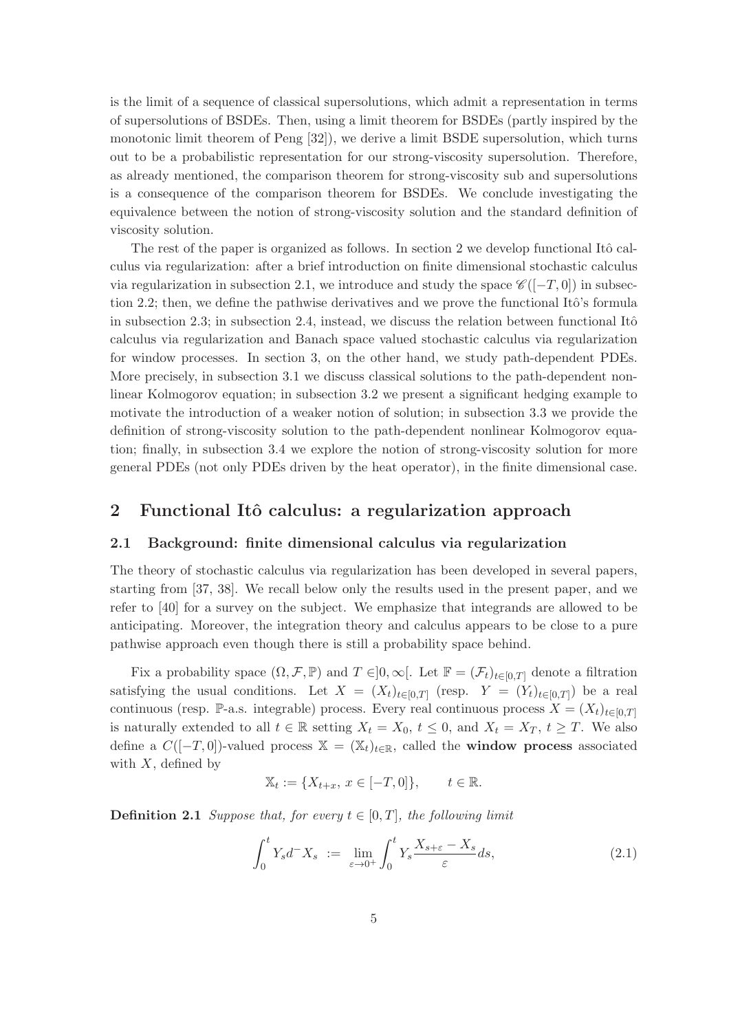is the limit of a sequence of classical supersolutions, which admit a representation in terms of supersolutions of BSDEs. Then, using a limit theorem for BSDEs (partly inspired by the monotonic limit theorem of Peng [32]), we derive a limit BSDE supersolution, which turns out to be a probabilistic representation for our strong-viscosity supersolution. Therefore, as already mentioned, the comparison theorem for strong-viscosity sub and supersolutions is a consequence of the comparison theorem for BSDEs. We conclude investigating the equivalence between the notion of strong-viscosity solution and the standard definition of viscosity solution.

The rest of the paper is organized as follows. In section 2 we develop functional Itô calculus via regularization: after a brief introduction on finite dimensional stochastic calculus via regularization in subsection 2.1, we introduce and study the space $\mathscr{C}([-T,0])$ in subsection 2.2; then, we define the pathwise derivatives and we prove the functional Itô's formula in subsection 2.3; in subsection 2.4, instead, we discuss the relation between functional Itô calculus via regularization and Banach space valued stochastic calculus via regularization for window processes. In section 3, on the other hand, we study path-dependent PDEs. More precisely, in subsection 3.1 we discuss classical solutions to the path-dependent nonlinear Kolmogorov equation; in subsection 3.2 we present a significant hedging example to motivate the introduction of a weaker notion of solution; in subsection 3.3 we provide the definition of strong-viscosity solution to the path-dependent nonlinear Kolmogorov equation; finally, in subsection 3.4 we explore the notion of strong-viscosity solution for more general PDEs (not only PDEs driven by the heat operator), in the finite dimensional case.

## 2 Functional Itô calculus: a regularization approach

### 2.1 Background: finite dimensional calculus via regularization

The theory of stochastic calculus via regularization has been developed in several papers, starting from [37, 38]. We recall below only the results used in the present paper, and we refer to [40] for a survey on the subject. We emphasize that integrands are allowed to be anticipating. Moreover, the integration theory and calculus appears to be close to a pure pathwise approach even though there is still a probability space behind.

Fix a probability space $(\Omega, \mathcal{F}, \mathbb{P})$ and $T \in ]0,\infty[$. Let $\mathbb{F} = (\mathcal{F}_t)_{t\in[0,T]}$ denote a filtration satisfying the usual conditions. Let $X = (X_t)_{t\in[0,T]}$ (resp. $Y = (Y_t)_{t\in[0,T]}$) be a real continuous (resp. $\mathbb{P}$-a.s. integrable) process. Every real continuous process $X = (X_t)_{t\in[0,T]}$ is naturally extended to all $t \in \mathbb{R}$ setting $X_t = X_0$, $t \leq 0$, and $X_t = X_T$, $t \geq T$. We also define a $C([-T,0])$-valued process $\mathbb{X} = (\mathbb{X}_t)_{t\in\mathbb{R}}$, called the **window process** associated with $X$, defined by

$$\mathbb{X}_t := \{X_{t+x},\ x \in [-T,0]\}, \qquad t \in \mathbb{R}.$$

**Definition 2.1** *Suppose that, for every $t \in [0,T]$, the following limit*

$$\int_0^t Y_s d^- X_s \ := \ \lim_{\varepsilon\to 0^+} \int_0^t Y_s \frac{X_{s+\varepsilon} - X_s}{\varepsilon} ds, \tag{2.1}$$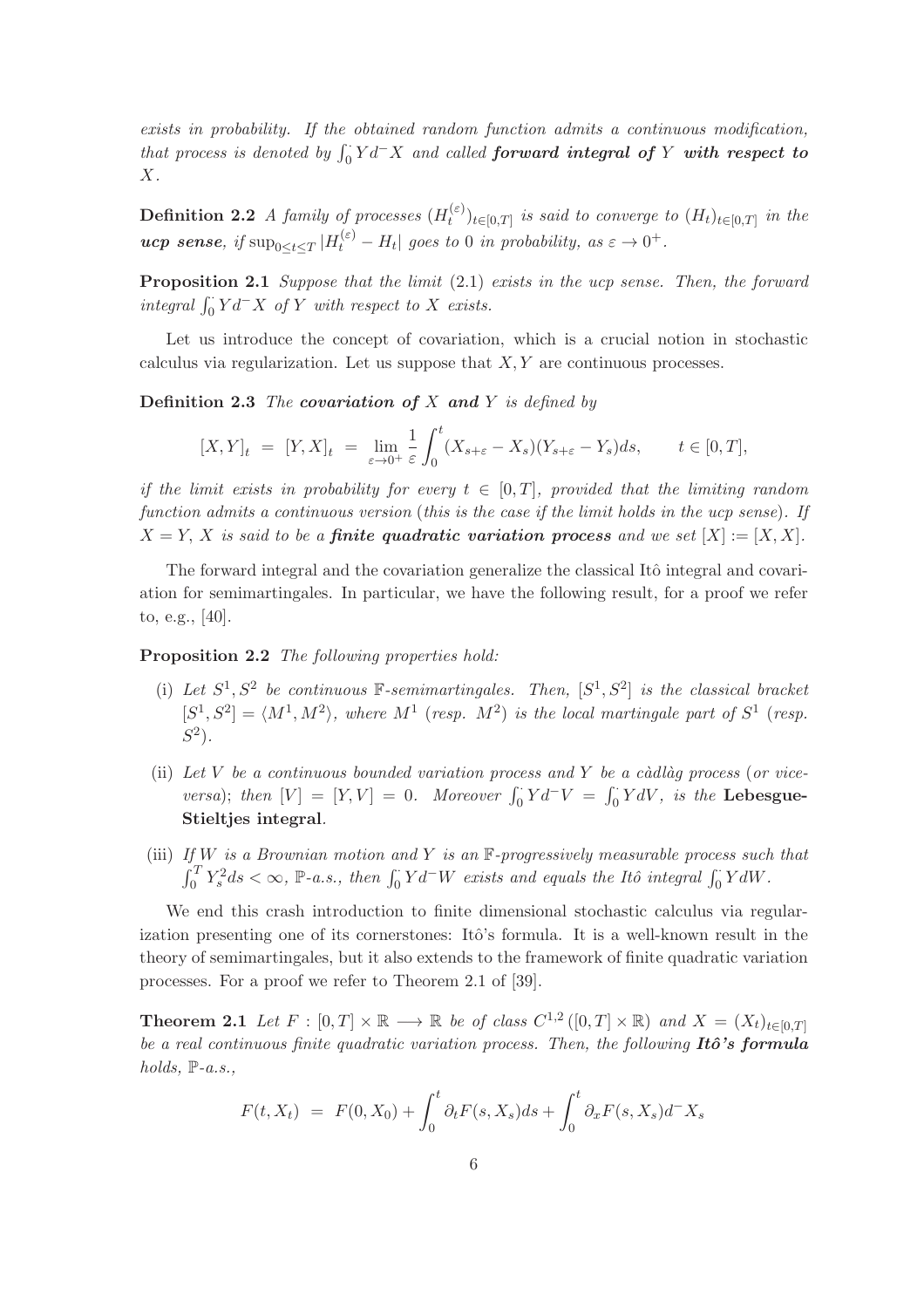*exists in probability. If the obtained random function admits a continuous modification, that process is denoted by $\int_0^{\cdot} Y d^- X$ and called* ***forward integral of*** $Y$ ***with respect to*** $X$.

**Definition 2.2** *A family of processes $(H_t^{(\varepsilon)})_{t\in[0,T]}$ is said to converge to $(H_t)_{t\in[0,T]}$ in the* ***ucp sense****, if $\sup_{0\le t\le T} |H_t^{(\varepsilon)} - H_t|$ goes to 0 in probability, as $\varepsilon \to 0^+$.*

**Proposition 2.1** *Suppose that the limit (2.1) exists in the ucp sense. Then, the forward integral $\int_0^{\cdot} Y d^- X$ of $Y$ with respect to $X$ exists.*

Let us introduce the concept of covariation, which is a crucial notion in stochastic calculus via regularization. Let us suppose that $X, Y$ are continuous processes.

**Definition 2.3** *The* ***covariation of*** $X$ ***and*** $Y$ *is defined by*

$$[X,Y]_t \;=\; [Y,X]_t \;=\; \lim_{\varepsilon\to 0^+} \frac{1}{\varepsilon}\int_0^t (X_{s+\varepsilon} - X_s)(Y_{s+\varepsilon} - Y_s)ds, \qquad t \in [0,T],$$

*if the limit exists in probability for every $t \in [0,T]$, provided that the limiting random function admits a continuous version (this is the case if the limit holds in the ucp sense). If $X = Y$, $X$ is said to be a* ***finite quadratic variation process*** *and we set $[X] := [X,X]$.*

The forward integral and the covariation generalize the classical Itô integral and covariation for semimartingales. In particular, we have the following result, for a proof we refer to, e.g., [40].

**Proposition 2.2** *The following properties hold:*

(i) *Let $S^1, S^2$ be continuous $\mathbb{F}$-semimartingales. Then, $[S^1, S^2]$ is the classical bracket $[S^1, S^2] = \langle M^1, M^2\rangle$, where $M^1$ (resp. $M^2$) is the local martingale part of $S^1$ (resp. $S^2$).*

(ii) *Let $V$ be a continuous bounded variation process and $Y$ be a càdlàg process (or vice-versa); then $[V] = [Y,V] = 0$. Moreover $\int_0^{\cdot} Y d^- V = \int_0^{\cdot} Y dV$, is the* **Lebesgue-Stieltjes integral**.

(iii) *If $W$ is a Brownian motion and $Y$ is an $\mathbb{F}$-progressively measurable process such that $\int_0^T Y_s^2 ds < \infty$, $\mathbb{P}$-a.s., then $\int_0^{\cdot} Y d^- W$ exists and equals the Itô integral $\int_0^{\cdot} Y dW$.*

We end this crash introduction to finite dimensional stochastic calculus via regularization presenting one of its cornerstones: Itô's formula. It is a well-known result in the theory of semimartingales, but it also extends to the framework of finite quadratic variation processes. For a proof we refer to Theorem 2.1 of [39].

**Theorem 2.1** *Let $F : [0,T]\times\mathbb{R} \longrightarrow \mathbb{R}$ be of class $C^{1,2}([0,T]\times\mathbb{R})$ and $X = (X_t)_{t\in[0,T]}$ be a real continuous finite quadratic variation process. Then, the following* ***Itô's formula*** *holds, $\mathbb{P}$-a.s.,*

$$F(t, X_t) \;=\; F(0, X_0) + \int_0^t \partial_t F(s, X_s)ds + \int_0^t \partial_x F(s, X_s) d^- X_s$$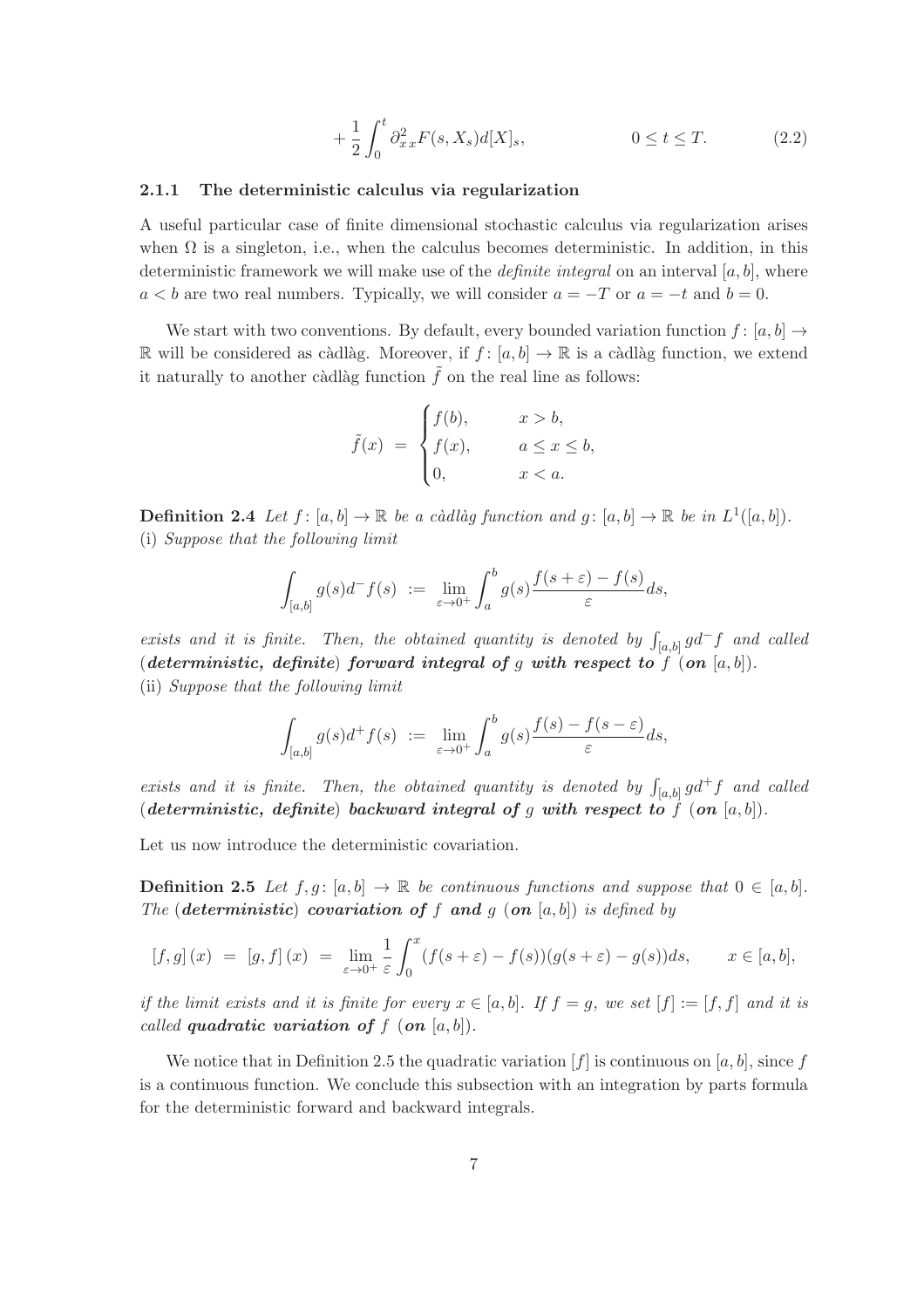$$
+ \frac{1}{2}\int_0^t \partial_{x\,x}^2 F(s, X_s) d[X]_s, \qquad\qquad 0 \le t \le T. \tag{2.2}
$$

#### 2.1.1 The deterministic calculus via regularization

A useful particular case of finite dimensional stochastic calculus via regularization arises when $\Omega$ is a singleton, i.e., when the calculus becomes deterministic. In addition, in this deterministic framework we will make use of the *definite integral* on an interval $[a, b]$, where $a < b$ are two real numbers. Typically, we will consider $a = -T$ or $a = -t$ and $b = 0$.

We start with two conventions. By default, every bounded variation function $f\colon [a, b] \to \mathbb{R}$ will be considered as càdlàg. Moreover, if $f\colon [a, b] \to \mathbb{R}$ is a càdlàg function, we extend it naturally to another càdlàg function $\tilde{f}$ on the real line as follows:

$$
\tilde{f}(x) \;=\; \begin{cases} f(b), & x > b, \\ f(x), & a \le x \le b, \\ 0, & x < a. \end{cases}
$$

**Definition 2.4** *Let $f\colon [a, b] \to \mathbb{R}$ be a càdlàg function and $g\colon [a, b] \to \mathbb{R}$ be in $L^1([a, b])$.*
(i) *Suppose that the following limit*

$$
\int_{[a,b]} g(s) d^- f(s) \;:=\; \lim_{\varepsilon \to 0^+} \int_a^b g(s) \frac{f(s+\varepsilon) - f(s)}{\varepsilon} ds,
$$

*exists and it is finite. Then, the obtained quantity is denoted by $\int_{[a,b]} g d^- f$ and called (**deterministic, definite**) **forward integral of** $g$ **with respect to** $f$ (**on** $[a, b]$).*
(ii) *Suppose that the following limit*

$$
\int_{[a,b]} g(s) d^+ f(s) \;:=\; \lim_{\varepsilon \to 0^+} \int_a^b g(s) \frac{f(s) - f(s-\varepsilon)}{\varepsilon} ds,
$$

*exists and it is finite. Then, the obtained quantity is denoted by $\int_{[a,b]} g d^+ f$ and called (**deterministic, definite**) **backward integral of** $g$ **with respect to** $f$ (**on** $[a, b]$).*

Let us now introduce the deterministic covariation.

**Definition 2.5** *Let $f, g\colon [a, b] \to \mathbb{R}$ be continuous functions and suppose that $0 \in [a, b]$. The (**deterministic**) **covariation of** $f$ **and** $g$ (**on** $[a, b]$) is defined by*

$$
[f, g]\,(x) \;=\; [g, f]\,(x) \;=\; \lim_{\varepsilon \to 0^+} \frac{1}{\varepsilon} \int_0^x (f(s+\varepsilon) - f(s))(g(s+\varepsilon) - g(s)) ds, \qquad x \in [a, b],
$$

*if the limit exists and it is finite for every $x \in [a, b]$. If $f = g$, we set $[f] := [f, f]$ and it is called **quadratic variation of** $f$ (**on** $[a, b]$).*

We notice that in Definition 2.5 the quadratic variation $[f]$ is continuous on $[a, b]$, since $f$ is a continuous function. We conclude this subsection with an integration by parts formula for the deterministic forward and backward integrals.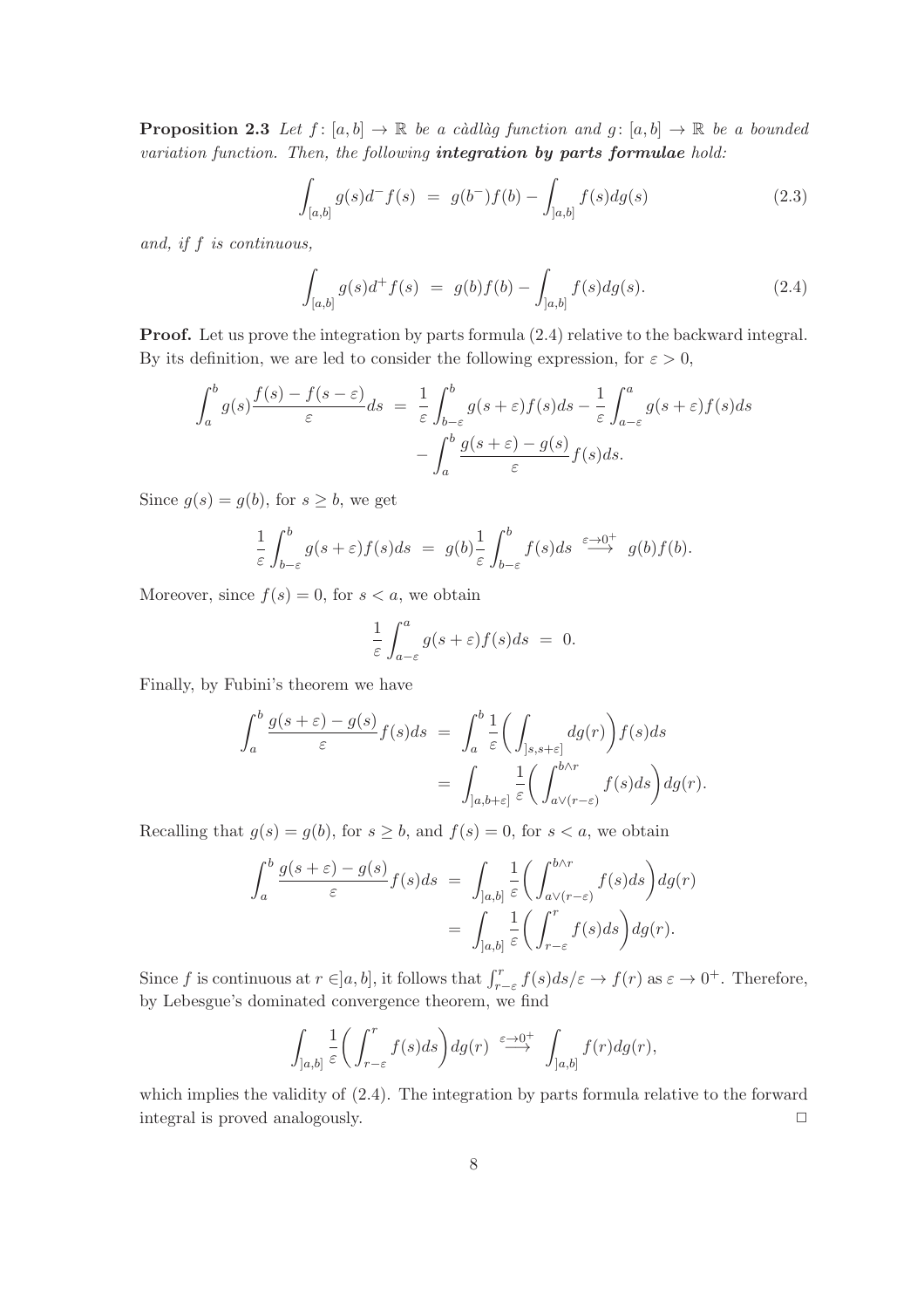**Proposition 2.3** *Let $f\colon [a,b] \to \mathbb{R}$ be a càdlàg function and $g\colon [a,b] \to \mathbb{R}$ be a bounded variation function. Then, the following* ***integration by parts formulae*** *hold:*

$$\int_{[a,b]} g(s) d^- f(s) \; = \; g(b^-) f(b) - \int_{]a,b]} f(s) dg(s) \tag{2.3}$$

*and, if $f$ is continuous,*

$$\int_{[a,b]} g(s) d^+ f(s) \; = \; g(b) f(b) - \int_{]a,b]} f(s) dg(s). \tag{2.4}$$

**Proof.** Let us prove the integration by parts formula (2.4) relative to the backward integral. By its definition, we are led to consider the following expression, for $\varepsilon > 0$,

$$\int_a^b g(s) \frac{f(s) - f(s-\varepsilon)}{\varepsilon} ds \; = \; \frac{1}{\varepsilon} \int_{b-\varepsilon}^b g(s+\varepsilon) f(s) ds - \frac{1}{\varepsilon} \int_{a-\varepsilon}^a g(s+\varepsilon) f(s) ds - \int_a^b \frac{g(s+\varepsilon) - g(s)}{\varepsilon} f(s) ds.$$

Since $g(s) = g(b)$, for $s \geq b$, we get

$$\frac{1}{\varepsilon} \int_{b-\varepsilon}^b g(s+\varepsilon) f(s) ds \; = \; g(b) \frac{1}{\varepsilon} \int_{b-\varepsilon}^b f(s) ds \;\overset{\varepsilon \to 0^+}{\longrightarrow}\; g(b) f(b).$$

Moreover, since $f(s) = 0$, for $s < a$, we obtain

$$\frac{1}{\varepsilon} \int_{a-\varepsilon}^a g(s+\varepsilon) f(s) ds \; = \; 0.$$

Finally, by Fubini's theorem we have

$$\begin{aligned}
\int_a^b \frac{g(s+\varepsilon) - g(s)}{\varepsilon} f(s) ds \; &= \; \int_a^b \frac{1}{\varepsilon} \bigg( \int_{]s,s+\varepsilon]} dg(r) \bigg) f(s) ds \\
&= \; \int_{]a,b+\varepsilon]} \frac{1}{\varepsilon} \bigg( \int_{a \vee (r-\varepsilon)}^{b \wedge r} f(s) ds \bigg) dg(r).
\end{aligned}$$

Recalling that $g(s) = g(b)$, for $s \geq b$, and $f(s) = 0$, for $s < a$, we obtain

$$\begin{aligned}
\int_a^b \frac{g(s+\varepsilon) - g(s)}{\varepsilon} f(s) ds \; &= \; \int_{]a,b]} \frac{1}{\varepsilon} \bigg( \int_{a \vee (r-\varepsilon)}^{b \wedge r} f(s) ds \bigg) dg(r) \\
&= \; \int_{]a,b]} \frac{1}{\varepsilon} \bigg( \int_{r-\varepsilon}^{r} f(s) ds \bigg) dg(r).
\end{aligned}$$

Since $f$ is continuous at $r \in ]a,b]$, it follows that $\int_{r-\varepsilon}^r f(s) ds / \varepsilon \to f(r)$ as $\varepsilon \to 0^+$. Therefore, by Lebesgue's dominated convergence theorem, we find

$$\int_{]a,b]} \frac{1}{\varepsilon} \bigg( \int_{r-\varepsilon}^{r} f(s) ds \bigg) dg(r) \;\overset{\varepsilon \to 0^+}{\longrightarrow}\; \int_{]a,b]} f(r) dg(r),$$

which implies the validity of (2.4). The integration by parts formula relative to the forward integral is proved analogously. □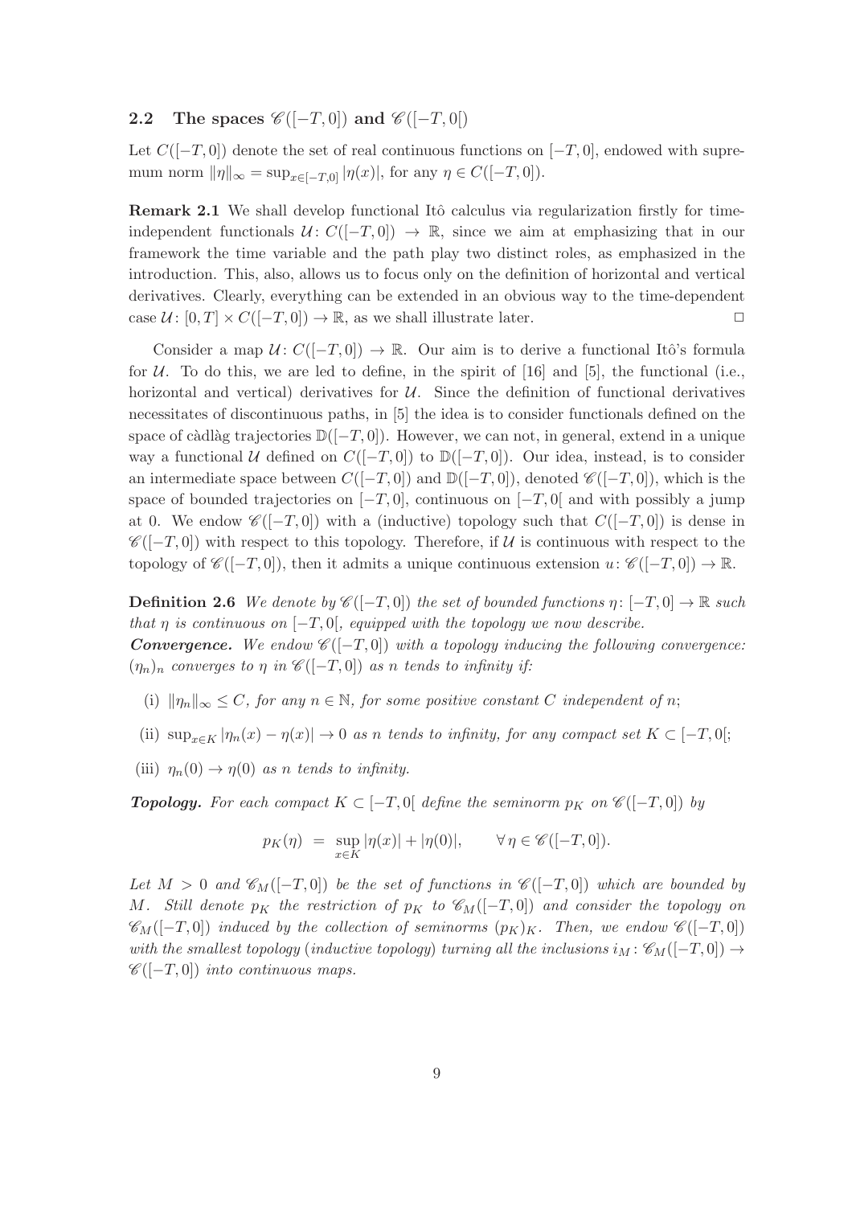### 2.2 The spaces $\mathscr{C}([-T,0])$ and $\mathscr{C}([-T,0[)$

Let $C([-T,0])$ denote the set of real continuous functions on $[-T,0]$, endowed with supremum norm $\|\eta\|_\infty = \sup_{x\in[-T,0]}|\eta(x)|$, for any $\eta \in C([-T,0])$.

**Remark 2.1** We shall develop functional Itô calculus via regularization firstly for time-independent functionals $\mathcal{U}\colon C([-T,0]) \to \mathbb{R}$, since we aim at emphasizing that in our framework the time variable and the path play two distinct roles, as emphasized in the introduction. This, also, allows us to focus only on the definition of horizontal and vertical derivatives. Clearly, everything can be extended in an obvious way to the time-dependent case $\mathcal{U}\colon [0,T]\times C([-T,0]) \to \mathbb{R}$, as we shall illustrate later. □

Consider a map $\mathcal{U}\colon C([-T,0]) \to \mathbb{R}$. Our aim is to derive a functional Itô's formula for $\mathcal{U}$. To do this, we are led to define, in the spirit of [16] and [5], the functional (i.e., horizontal and vertical) derivatives for $\mathcal{U}$. Since the definition of functional derivatives necessitates of discontinuous paths, in [5] the idea is to consider functionals defined on the space of càdlàg trajectories $\mathbb{D}([-T,0])$. However, we can not, in general, extend in a unique way a functional $\mathcal{U}$ defined on $C([-T,0])$ to $\mathbb{D}([-T,0])$. Our idea, instead, is to consider an intermediate space between $C([-T,0])$ and $\mathbb{D}([-T,0])$, denoted $\mathscr{C}([-T,0])$, which is the space of bounded trajectories on $[-T,0]$, continuous on $[-T,0[$ and with possibly a jump at 0. We endow $\mathscr{C}([-T,0])$ with a (inductive) topology such that $C([-T,0])$ is dense in $\mathscr{C}([-T,0])$ with respect to this topology. Therefore, if $\mathcal{U}$ is continuous with respect to the topology of $\mathscr{C}([-T,0])$, then it admits a unique continuous extension $u\colon \mathscr{C}([-T,0]) \to \mathbb{R}$.

**Definition 2.6** *We denote by $\mathscr{C}([-T,0])$ the set of bounded functions $\eta\colon [-T,0] \to \mathbb{R}$ such that $\eta$ is continuous on $[-T,0[$, equipped with the topology we now describe.*

***Convergence.*** *We endow $\mathscr{C}([-T,0])$ with a topology inducing the following convergence: $(\eta_n)_n$ converges to $\eta$ in $\mathscr{C}([-T,0])$ as $n$ tends to infinity if:*

(i) *$\|\eta_n\|_\infty \le C$, for any $n\in\mathbb{N}$, for some positive constant $C$ independent of $n$;*

(ii) *$\sup_{x\in K}|\eta_n(x)-\eta(x)| \to 0$ as $n$ tends to infinity, for any compact set $K\subset[-T,0[$;*

(iii) *$\eta_n(0) \to \eta(0)$ as $n$ tends to infinity.*

***Topology.*** *For each compact $K\subset[-T,0[$ define the seminorm $p_K$ on $\mathscr{C}([-T,0])$ by*

$$p_K(\eta) \;=\; \sup_{x\in K}|\eta(x)| + |\eta(0)|, \qquad \forall\, \eta\in\mathscr{C}([-T,0]).$$

*Let $M>0$ and $\mathscr{C}_M([-T,0])$ be the set of functions in $\mathscr{C}([-T,0])$ which are bounded by $M$. Still denote $p_K$ the restriction of $p_K$ to $\mathscr{C}_M([-T,0])$ and consider the topology on $\mathscr{C}_M([-T,0])$ induced by the collection of seminorms $(p_K)_K$. Then, we endow $\mathscr{C}([-T,0])$ with the smallest topology (inductive topology) turning all the inclusions $i_M\colon \mathscr{C}_M([-T,0]) \to \mathscr{C}([-T,0])$ into continuous maps.*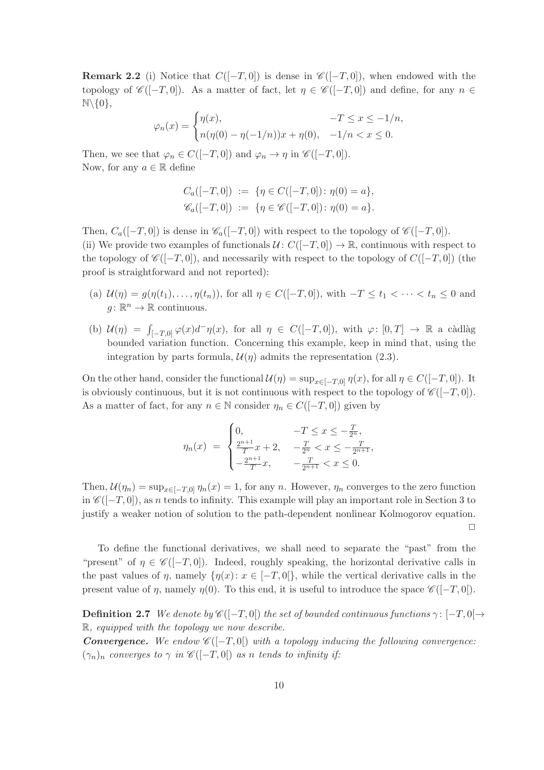**Remark 2.2** (i) Notice that $C([-T,0])$ is dense in $\mathscr{C}([-T,0])$, when endowed with the topology of $\mathscr{C}([-T,0])$. As a matter of fact, let $\eta \in \mathscr{C}([-T,0])$ and define, for any $n \in \mathbb{N}\backslash\{0\}$,

$$\varphi_n(x) = \begin{cases} \eta(x), & -T \leq x \leq -1/n, \\ n(\eta(0) - \eta(-1/n))x + \eta(0), & -1/n < x \leq 0. \end{cases}$$

Then, we see that $\varphi_n \in C([-T,0])$ and $\varphi_n \to \eta$ in $\mathscr{C}([-T,0])$.
Now, for any $a \in \mathbb{R}$ define

$$\begin{aligned} C_a([-T,0]) &:= \{\eta \in C([-T,0]) \colon \eta(0) = a\}, \\ \mathscr{C}_a([-T,0]) &:= \{\eta \in \mathscr{C}([-T,0]) \colon \eta(0) = a\}. \end{aligned}$$

Then, $C_a([-T,0])$ is dense in $\mathscr{C}_a([-T,0])$ with respect to the topology of $\mathscr{C}([-T,0])$.
(ii) We provide two examples of functionals $\mathcal{U} \colon C([-T,0]) \to \mathbb{R}$, continuous with respect to the topology of $\mathscr{C}([-T,0])$, and necessarily with respect to the topology of $C([-T,0])$ (the proof is straightforward and not reported):

(a) $\mathcal{U}(\eta) = g(\eta(t_1),\ldots,\eta(t_n))$, for all $\eta \in C([-T,0])$, with $-T \leq t_1 < \cdots < t_n \leq 0$ and $g \colon \mathbb{R}^n \to \mathbb{R}$ continuous.

(b) $\mathcal{U}(\eta) = \int_{[-T,0]} \varphi(x) d^-\eta(x)$, for all $\eta \in C([-T,0])$, with $\varphi \colon [0,T] \to \mathbb{R}$ a càdlàg bounded variation function. Concerning this example, keep in mind that, using the integration by parts formula, $\mathcal{U}(\eta)$ admits the representation (2.3).

On the other hand, consider the functional $\mathcal{U}(\eta) = \sup_{x\in[-T,0]} \eta(x)$, for all $\eta \in C([-T,0])$. It is obviously continuous, but it is not continuous with respect to the topology of $\mathscr{C}([-T,0])$. As a matter of fact, for any $n \in \mathbb{N}$ consider $\eta_n \in C([-T,0])$ given by

$$\eta_n(x) \;=\; \begin{cases} 0, & -T \leq x \leq -\frac{T}{2^n}, \\ \frac{2^{n+1}}{T}x + 2, & -\frac{T}{2^n} < x \leq -\frac{T}{2^{n+1}}, \\ -\frac{2^{n+1}}{T}x, & -\frac{T}{2^{n+1}} < x \leq 0. \end{cases}$$

Then, $\mathcal{U}(\eta_n) = \sup_{x\in[-T,0]} \eta_n(x) = 1$, for any $n$. However, $\eta_n$ converges to the zero function in $\mathscr{C}([-T,0])$, as $n$ tends to infinity. This example will play an important role in Section 3 to justify a weaker notion of solution to the path-dependent nonlinear Kolmogorov equation. □

To define the functional derivatives, we shall need to separate the "past" from the "present" of $\eta \in \mathscr{C}([-T,0])$. Indeed, roughly speaking, the horizontal derivative calls in the past values of $\eta$, namely $\{\eta(x) \colon x \in [-T,0[\}$, while the vertical derivative calls in the present value of $\eta$, namely $\eta(0)$. To this end, it is useful to introduce the space $\mathscr{C}([-T,0[)$.

**Definition 2.7** *We denote by $\mathscr{C}([-T,0[)$ the set of bounded continuous functions $\gamma \colon [-T,0[ \to \mathbb{R}$, equipped with the topology we now describe.*
***Convergence.*** *We endow $\mathscr{C}([-T,0[)$ with a topology inducing the following convergence: $(\gamma_n)_n$ converges to $\gamma$ in $\mathscr{C}([-T,0[)$ as $n$ tends to infinity if:*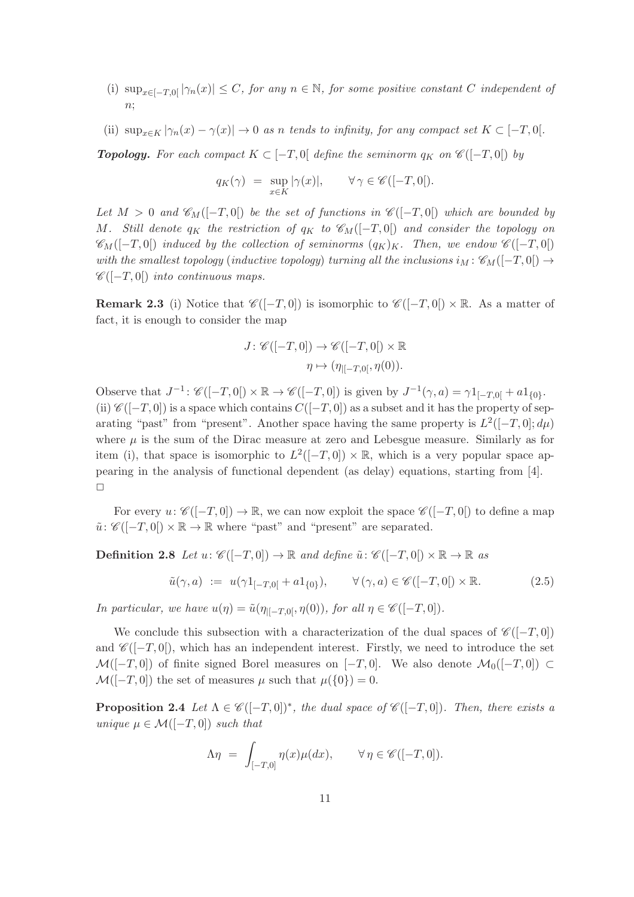(i) $\sup_{x\in[-T,0[} |\gamma_n(x)| \leq C$, *for any* $n \in \mathbb{N}$, *for some positive constant* $C$ *independent of* $n$;

(ii) $\sup_{x\in K} |\gamma_n(x) - \gamma(x)| \to 0$ *as* $n$ *tends to infinity, for any compact set* $K \subset [-T,0[$.

***Topology.*** *For each compact* $K \subset [-T,0[$ *define the seminorm* $q_K$ *on* $\mathscr{C}([-T,0[)$ *by*

$$q_K(\gamma) \;=\; \sup_{x\in K} |\gamma(x)|, \qquad \forall\, \gamma \in \mathscr{C}([-T,0[).$$

*Let* $M > 0$ *and* $\mathscr{C}_M([-T,0[)$ *be the set of functions in* $\mathscr{C}([-T,0[)$ *which are bounded by* $M$. *Still denote* $q_K$ *the restriction of* $q_K$ *to* $\mathscr{C}_M([-T,0[)$ *and consider the topology on* $\mathscr{C}_M([-T,0[)$ *induced by the collection of seminorms* $(q_K)_K$. *Then, we endow* $\mathscr{C}([-T,0[)$ *with the smallest topology (inductive topology) turning all the inclusions* $i_M \colon \mathscr{C}_M([-T,0[) \to \mathscr{C}([-T,0[)$ *into continuous maps.*

**Remark 2.3** (i) Notice that $\mathscr{C}([-T,0])$ is isomorphic to $\mathscr{C}([-T,0[) \times \mathbb{R}$. As a matter of fact, it is enough to consider the map

$$\begin{aligned} J \colon \mathscr{C}([-T,0]) &\to \mathscr{C}([-T,0[) \times \mathbb{R} \\ \eta &\mapsto (\eta_{|[-T,0[}, \eta(0)). \end{aligned}$$

Observe that $J^{-1} \colon \mathscr{C}([-T,0[) \times \mathbb{R} \to \mathscr{C}([-T,0])$ is given by $J^{-1}(\gamma,a) = \gamma 1_{[-T,0[} + a 1_{\{0\}}$.
(ii) $\mathscr{C}([-T,0])$ is a space which contains $C([-T,0])$ as a subset and it has the property of separating "past" from "present". Another space having the same property is $L^2([-T,0];d\mu)$ where $\mu$ is the sum of the Dirac measure at zero and Lebesgue measure. Similarly as for item (i), that space is isomorphic to $L^2([-T,0]) \times \mathbb{R}$, which is a very popular space appearing in the analysis of functional dependent (as delay) equations, starting from [4]. □

For every $u \colon \mathscr{C}([-T,0]) \to \mathbb{R}$, we can now exploit the space $\mathscr{C}([-T,0[)$ to define a map $\tilde{u} \colon \mathscr{C}([-T,0[) \times \mathbb{R} \to \mathbb{R}$ where "past" and "present" are separated.

**Definition 2.8** *Let* $u \colon \mathscr{C}([-T,0]) \to \mathbb{R}$ *and define* $\tilde{u} \colon \mathscr{C}([-T,0[) \times \mathbb{R} \to \mathbb{R}$ *as*

$$\tilde{u}(\gamma,a) \;:=\; u(\gamma 1_{[-T,0[} + a 1_{\{0\}}), \qquad \forall\, (\gamma,a) \in \mathscr{C}([-T,0[) \times \mathbb{R}. \tag{2.5}$$

*In particular, we have* $u(\eta) = \tilde{u}(\eta_{|[-T,0[}, \eta(0))$, *for all* $\eta \in \mathscr{C}([-T,0])$.

We conclude this subsection with a characterization of the dual spaces of $\mathscr{C}([-T,0])$ and $\mathscr{C}([-T,0[)$, which has an independent interest. Firstly, we need to introduce the set $\mathcal{M}([-T,0])$ of finite signed Borel measures on $[-T,0]$. We also denote $\mathcal{M}_0([-T,0]) \subset \mathcal{M}([-T,0])$ the set of measures $\mu$ such that $\mu(\{0\}) = 0$.

**Proposition 2.4** *Let* $\Lambda \in \mathscr{C}([-T,0])^*$, *the dual space of* $\mathscr{C}([-T,0])$. *Then, there exists a unique* $\mu \in \mathcal{M}([-T,0])$ *such that*

$$\Lambda\eta \;=\; \int_{[-T,0]} \eta(x)\mu(dx), \qquad \forall\, \eta \in \mathscr{C}([-T,0]).$$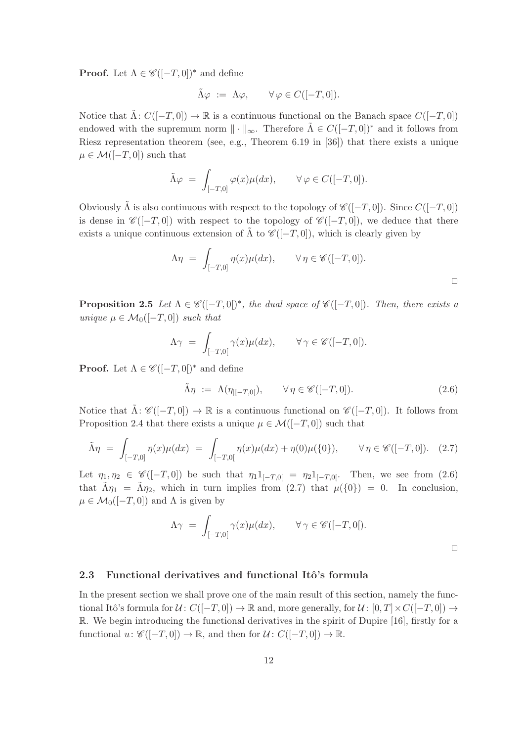**Proof.** Let $\Lambda \in \mathscr{C}([-T,0])^*$ and define

$$\tilde{\Lambda}\varphi \ := \ \Lambda\varphi, \qquad \forall\, \varphi \in C([-T,0]).$$

Notice that $\tilde{\Lambda}\colon C([-T,0]) \to \mathbb{R}$ is a continuous functional on the Banach space $C([-T,0])$ endowed with the supremum norm $\|\cdot\|_\infty$. Therefore $\tilde{\Lambda} \in C([-T,0])^*$ and it follows from Riesz representation theorem (see, e.g., Theorem 6.19 in [36]) that there exists a unique $\mu \in \mathcal{M}([-T,0])$ such that

$$\tilde{\Lambda}\varphi \ = \ \int_{[-T,0]} \varphi(x)\mu(dx), \qquad \forall\, \varphi \in C([-T,0]).$$

Obviously $\tilde{\Lambda}$ is also continuous with respect to the topology of $\mathscr{C}([-T,0])$. Since $C([-T,0])$ is dense in $\mathscr{C}([-T,0])$ with respect to the topology of $\mathscr{C}([-T,0])$, we deduce that there exists a unique continuous extension of $\tilde{\Lambda}$ to $\mathscr{C}([-T,0])$, which is clearly given by

$$\Lambda\eta \ = \ \int_{[-T,0]} \eta(x)\mu(dx), \qquad \forall\, \eta \in \mathscr{C}([-T,0]).$$

□

**Proposition 2.5** *Let $\Lambda \in \mathscr{C}([-T,0[)^*$, the dual space of $\mathscr{C}([-T,0[)$. Then, there exists a unique $\mu \in \mathcal{M}_0([-T,0])$ such that*

$$\Lambda\gamma \ = \ \int_{[-T,0[} \gamma(x)\mu(dx), \qquad \forall\, \gamma \in \mathscr{C}([-T,0[).$$

**Proof.** Let $\Lambda \in \mathscr{C}([-T,0[)^*$ and define

$$\tilde{\Lambda}\eta \ := \ \Lambda(\eta_{|[-T,0[}), \qquad \forall\, \eta \in \mathscr{C}([-T,0]). \tag{2.6}$$

Notice that $\tilde{\Lambda}\colon \mathscr{C}([-T,0]) \to \mathbb{R}$ is a continuous functional on $\mathscr{C}([-T,0])$. It follows from Proposition 2.4 that there exists a unique $\mu \in \mathcal{M}([-T,0])$ such that

$$\tilde{\Lambda}\eta \ = \ \int_{[-T,0]} \eta(x)\mu(dx) \ = \ \int_{[-T,0[} \eta(x)\mu(dx) + \eta(0)\mu(\{0\}), \qquad \forall\, \eta \in \mathscr{C}([-T,0]). \tag{2.7}$$

Let $\eta_1, \eta_2 \in \mathscr{C}([-T,0])$ be such that $\eta_1 1_{[-T,0[} = \eta_2 1_{[-T,0[}$. Then, we see from (2.6) that $\tilde{\Lambda}\eta_1 = \tilde{\Lambda}\eta_2$, which in turn implies from (2.7) that $\mu(\{0\}) = 0$. In conclusion, $\mu \in \mathcal{M}_0([-T,0])$ and $\Lambda$ is given by

$$\Lambda\gamma \ = \ \int_{[-T,0[} \gamma(x)\mu(dx), \qquad \forall\, \gamma \in \mathscr{C}([-T,0[).$$

□

### 2.3 Functional derivatives and functional Itô's formula

In the present section we shall prove one of the main result of this section, namely the functional Itô's formula for $\mathcal{U}\colon C([-T,0]) \to \mathbb{R}$ and, more generally, for $\mathcal{U}\colon [0,T] \times C([-T,0]) \to \mathbb{R}$. We begin introducing the functional derivatives in the spirit of Dupire [16], firstly for a functional $u\colon \mathscr{C}([-T,0]) \to \mathbb{R}$, and then for $\mathcal{U}\colon C([-T,0]) \to \mathbb{R}$.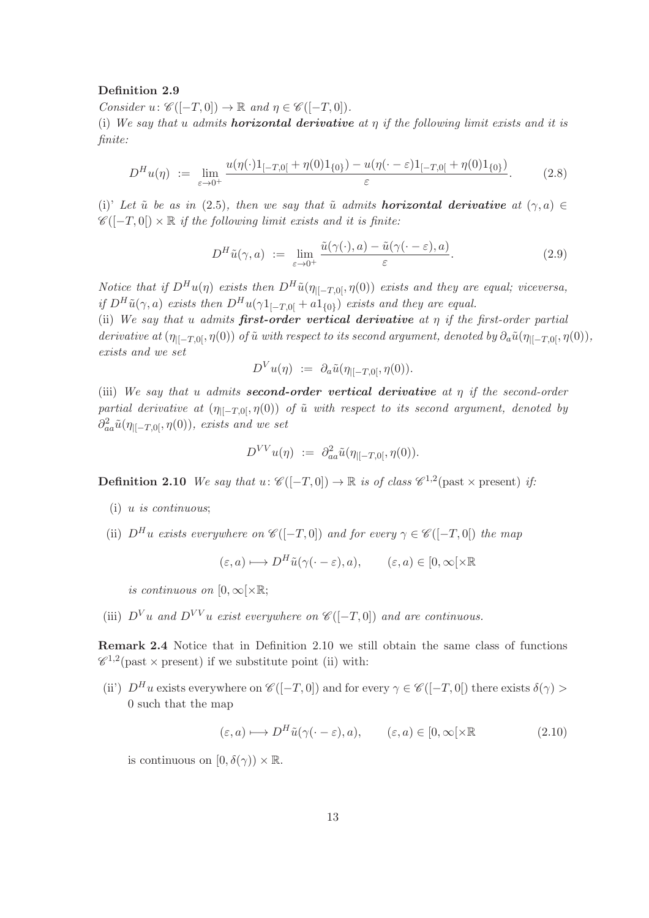**Definition 2.9**

*Consider* $u\colon \mathscr{C}([-T,0]) \to \mathbb{R}$ *and* $\eta \in \mathscr{C}([-T,0])$.

(i) *We say that* $u$ *admits* ***horizontal derivative*** *at* $\eta$ *if the following limit exists and it is finite:*

$$D^H u(\eta) \ := \ \lim_{\varepsilon \to 0^+} \frac{u(\eta(\cdot)1_{[-T,0[} + \eta(0)1_{\{0\}}) - u(\eta(\cdot - \varepsilon)1_{[-T,0[} + \eta(0)1_{\{0\}})}{\varepsilon}. \tag{2.8}$$

(i)' *Let* $\tilde{u}$ *be as in* (2.5)*, then we say that* $\tilde{u}$ *admits* ***horizontal derivative*** *at* $(\gamma, a) \in \mathscr{C}([-T,0[) \times \mathbb{R}$ *if the following limit exists and it is finite:*

$$D^H \tilde{u}(\gamma, a) \ := \ \lim_{\varepsilon \to 0^+} \frac{\tilde{u}(\gamma(\cdot), a) - \tilde{u}(\gamma(\cdot - \varepsilon), a)}{\varepsilon}. \tag{2.9}$$

*Notice that if* $D^H u(\eta)$ *exists then* $D^H \tilde{u}(\eta_{|[-T,0[}, \eta(0))$ *exists and they are equal; viceversa, if* $D^H \tilde{u}(\gamma, a)$ *exists then* $D^H u(\gamma 1_{[-T,0[} + a 1_{\{0\}})$ *exists and they are equal.*

(ii) *We say that* $u$ *admits* ***first-order vertical derivative*** *at* $\eta$ *if the first-order partial derivative at* $(\eta_{|[-T,0[}, \eta(0))$ *of* $\tilde{u}$ *with respect to its second argument, denoted by* $\partial_a \tilde{u}(\eta_{|[-T,0[}, \eta(0))$*, exists and we set*

$$D^V u(\eta) \ := \ \partial_a \tilde{u}(\eta_{|[-T,0[}, \eta(0)).$$

(iii) *We say that* $u$ *admits* ***second-order vertical derivative*** *at* $\eta$ *if the second-order partial derivative at* $(\eta_{|[-T,0[}, \eta(0))$ *of* $\tilde{u}$ *with respect to its second argument, denoted by* $\partial^2_{aa} \tilde{u}(\eta_{|[-T,0[}, \eta(0))$*, exists and we set*

$$D^{VV} u(\eta) \ := \ \partial^2_{aa} \tilde{u}(\eta_{|[-T,0[}, \eta(0)).$$

**Definition 2.10** *We say that* $u\colon \mathscr{C}([-T,0]) \to \mathbb{R}$ *is of class* $\mathscr{C}^{1,2}(\text{past} \times \text{present})$ *if:*

(i) $u$ *is continuous*;

(ii) $D^H u$ *exists everywhere on* $\mathscr{C}([-T,0])$ *and for every* $\gamma \in \mathscr{C}([-T,0[)$ *the map*

$$(\varepsilon, a) \longmapsto D^H \tilde{u}(\gamma(\cdot - \varepsilon), a), \qquad (\varepsilon, a) \in [0, \infty[ \times \mathbb{R}$$

*is continuous on* $[0, \infty[ \times \mathbb{R}$;

(iii) $D^V u$ *and* $D^{VV} u$ *exist everywhere on* $\mathscr{C}([-T,0])$ *and are continuous.*

**Remark 2.4** Notice that in Definition 2.10 we still obtain the same class of functions $\mathscr{C}^{1,2}(\text{past} \times \text{present})$ if we substitute point (ii) with:

(ii') $D^H u$ exists everywhere on $\mathscr{C}([-T,0])$ and for every $\gamma \in \mathscr{C}([-T,0[)$ there exists $\delta(\gamma) > 0$ such that the map

$$(\varepsilon, a) \longmapsto D^H \tilde{u}(\gamma(\cdot - \varepsilon), a), \qquad (\varepsilon, a) \in [0, \infty[ \times \mathbb{R} \tag{2.10}$$

is continuous on $[0, \delta(\gamma)) \times \mathbb{R}$.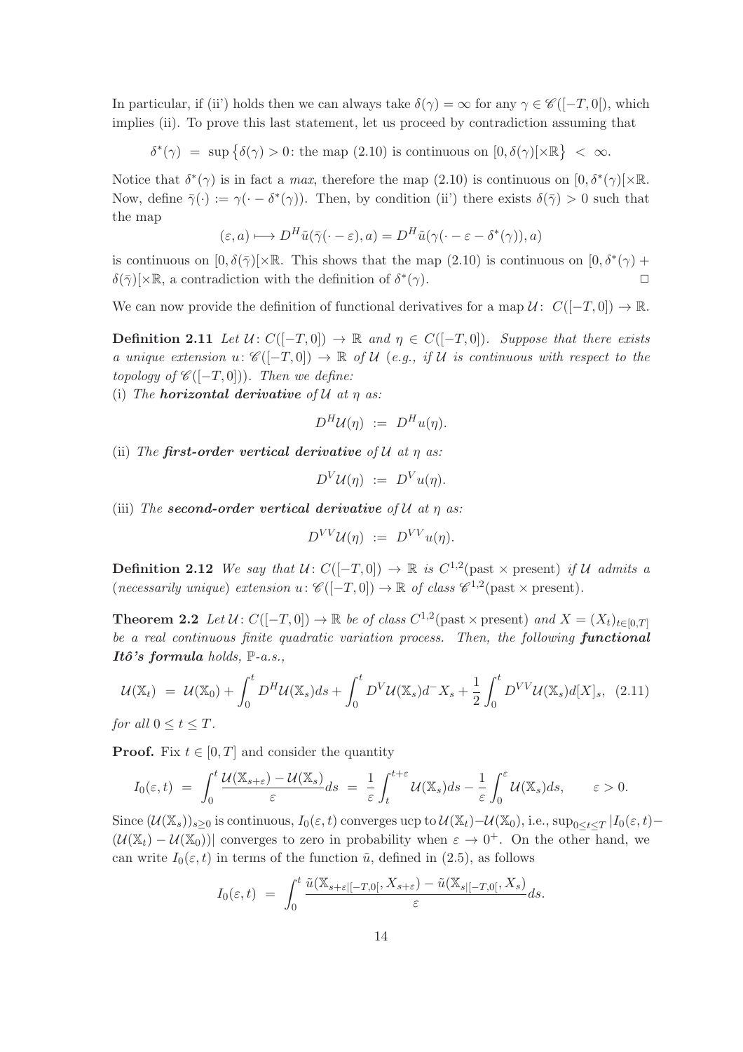In particular, if (ii') holds then we can always take $\delta(\gamma) = \infty$ for any $\gamma \in \mathscr{C}([-T,0[)$, which implies (ii). To prove this last statement, let us proceed by contradiction assuming that

$$\delta^*(\gamma) \;=\; \sup\big\{\delta(\gamma) > 0\colon \text{the map (2.10) is continuous on } [0,\delta(\gamma)[\times\mathbb{R}\big\} \;<\; \infty.$$

Notice that $\delta^*(\gamma)$ is in fact a *max*, therefore the map (2.10) is continuous on $[0,\delta^*(\gamma)[\times\mathbb{R}$. Now, define $\bar\gamma(\cdot) := \gamma(\cdot - \delta^*(\gamma))$. Then, by condition (ii') there exists $\delta(\bar\gamma) > 0$ such that the map

$$(\varepsilon,a) \longmapsto D^H\tilde u(\bar\gamma(\cdot-\varepsilon),a) = D^H\tilde u(\gamma(\cdot-\varepsilon-\delta^*(\gamma)),a)$$

is continuous on $[0,\delta(\bar\gamma)[\times\mathbb{R}$. This shows that the map (2.10) is continuous on $[0,\delta^*(\gamma)+\delta(\bar\gamma)[\times\mathbb{R}$, a contradiction with the definition of $\delta^*(\gamma)$. $\Box$

We can now provide the definition of functional derivatives for a map $\mathcal{U}\colon C([-T,0])\to\mathbb{R}$.

**Definition 2.11** *Let $\mathcal{U}\colon C([-T,0])\to\mathbb{R}$ and $\eta\in C([-T,0])$. Suppose that there exists a unique extension $u\colon \mathscr{C}([-T,0])\to\mathbb{R}$ of $\mathcal{U}$ (e.g., if $\mathcal{U}$ is continuous with respect to the topology of $\mathscr{C}([-T,0])$). Then we define:*
(i) *The **horizontal derivative** of $\mathcal{U}$ at $\eta$ as:*

$$D^H\mathcal{U}(\eta) \;:=\; D^Hu(\eta).$$

(ii) *The **first-order vertical derivative** of $\mathcal{U}$ at $\eta$ as:*

$$D^V\mathcal{U}(\eta) \;:=\; D^Vu(\eta).$$

(iii) *The **second-order vertical derivative** of $\mathcal{U}$ at $\eta$ as:*

$$D^{VV}\mathcal{U}(\eta) \;:=\; D^{VV}u(\eta).$$

**Definition 2.12** *We say that $\mathcal{U}\colon C([-T,0])\to\mathbb{R}$ is $C^{1,2}(\text{past}\times\text{present})$ if $\mathcal{U}$ admits a (necessarily unique) extension $u\colon\mathscr{C}([-T,0])\to\mathbb{R}$ of class $\mathscr{C}^{1,2}(\text{past}\times\text{present})$.*

**Theorem 2.2** *Let $\mathcal{U}\colon C([-T,0])\to\mathbb{R}$ be of class $C^{1,2}(\text{past}\times\text{present})$ and $X=(X_t)_{t\in[0,T]}$ be a real continuous finite quadratic variation process. Then, the following **functional Itô's formula** holds, $\mathbb{P}$-a.s.,*

$$\mathcal{U}(\mathbb{X}_t) \;=\; \mathcal{U}(\mathbb{X}_0) + \int_0^t D^H\mathcal{U}(\mathbb{X}_s)ds + \int_0^t D^V\mathcal{U}(\mathbb{X}_s)d^-X_s + \frac{1}{2}\int_0^t D^{VV}\mathcal{U}(\mathbb{X}_s)d[X]_s, \quad (2.11)$$

*for all $0\le t\le T$.*

**Proof.** Fix $t\in[0,T]$ and consider the quantity

$$I_0(\varepsilon,t) \;=\; \int_0^t \frac{\mathcal{U}(\mathbb{X}_{s+\varepsilon})-\mathcal{U}(\mathbb{X}_s)}{\varepsilon}ds \;=\; \frac{1}{\varepsilon}\int_t^{t+\varepsilon}\mathcal{U}(\mathbb{X}_s)ds - \frac{1}{\varepsilon}\int_0^\varepsilon \mathcal{U}(\mathbb{X}_s)ds, \qquad \varepsilon>0.$$

Since $(\mathcal{U}(\mathbb{X}_s))_{s\ge0}$ is continuous, $I_0(\varepsilon,t)$ converges ucp to $\mathcal{U}(\mathbb{X}_t)-\mathcal{U}(\mathbb{X}_0)$, i.e., $\sup_{0\le t\le T}|I_0(\varepsilon,t)-(\mathcal{U}(\mathbb{X}_t)-\mathcal{U}(\mathbb{X}_0))|$ converges to zero in probability when $\varepsilon\to0^+$. On the other hand, we can write $I_0(\varepsilon,t)$ in terms of the function $\tilde u$, defined in (2.5), as follows

$$I_0(\varepsilon,t) \;=\; \int_0^t \frac{\tilde u(\mathbb{X}_{s+\varepsilon|[-T,0[},X_{s+\varepsilon}) - \tilde u(\mathbb{X}_{s|[-T,0[},X_s)}{\varepsilon}ds.$$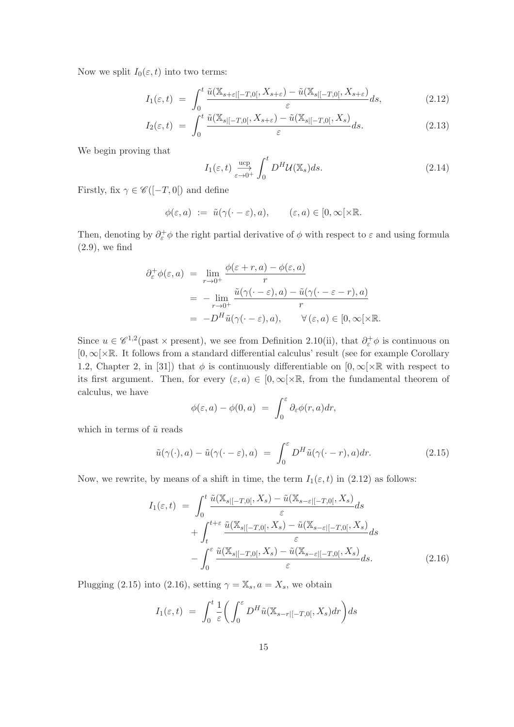Now we split $I_0(\varepsilon, t)$ into two terms:

$$I_1(\varepsilon, t) = \int_0^t \frac{\tilde{u}(\mathbb{X}_{s+\varepsilon|[-T,0[}, X_{s+\varepsilon}) - \tilde{u}(\mathbb{X}_{s|[-T,0[}, X_{s+\varepsilon})}{\varepsilon} ds, \tag{2.12}$$

$$I_2(\varepsilon, t) = \int_0^t \frac{\tilde{u}(\mathbb{X}_{s|[-T,0[}, X_{s+\varepsilon}) - \tilde{u}(\mathbb{X}_{s|[-T,0[}, X_s)}{\varepsilon} ds. \tag{2.13}$$

We begin proving that

$$I_1(\varepsilon, t) \underset{\varepsilon \to 0^+}{\overset{\text{ucp}}{\longrightarrow}} \int_0^t D^H \mathcal{U}(\mathbb{X}_s) ds. \tag{2.14}$$

Firstly, fix $\gamma \in \mathscr{C}([-T, 0[)$ and define

$$\phi(\varepsilon, a) := \tilde{u}(\gamma(\cdot - \varepsilon), a), \qquad (\varepsilon, a) \in [0, \infty[\times \mathbb{R}.$$

Then, denoting by $\partial_\varepsilon^+ \phi$ the right partial derivative of $\phi$ with respect to $\varepsilon$ and using formula (2.9), we find

$$\begin{aligned}
\partial_\varepsilon^+ \phi(\varepsilon, a) &= \lim_{r \to 0^+} \frac{\phi(\varepsilon + r, a) - \phi(\varepsilon, a)}{r} \\
&= -\lim_{r \to 0^+} \frac{\tilde{u}(\gamma(\cdot - \varepsilon), a) - \tilde{u}(\gamma(\cdot - \varepsilon - r), a)}{r} \\
&= -D^H \tilde{u}(\gamma(\cdot - \varepsilon), a), \qquad \forall\, (\varepsilon, a) \in [0, \infty[\times \mathbb{R}.
\end{aligned}$$

Since $u \in \mathscr{C}^{1,2}(\text{past} \times \text{present})$, we see from Definition 2.10(ii), that $\partial_\varepsilon^+ \phi$ is continuous on $[0, \infty[\times \mathbb{R}$. It follows from a standard differential calculus' result (see for example Corollary 1.2, Chapter 2, in [31]) that $\phi$ is continuously differentiable on $[0, \infty[\times \mathbb{R}$ with respect to its first argument. Then, for every $(\varepsilon, a) \in [0, \infty[\times \mathbb{R}$, from the fundamental theorem of calculus, we have

$$\phi(\varepsilon, a) - \phi(0, a) = \int_0^\varepsilon \partial_\varepsilon \phi(r, a) dr,$$

which in terms of $\tilde{u}$ reads

$$\tilde{u}(\gamma(\cdot), a) - \tilde{u}(\gamma(\cdot - \varepsilon), a) = \int_0^\varepsilon D^H \tilde{u}(\gamma(\cdot - r), a) dr. \tag{2.15}$$

Now, we rewrite, by means of a shift in time, the term $I_1(\varepsilon, t)$ in (2.12) as follows:

$$\begin{aligned}
I_1(\varepsilon, t) &= \int_0^t \frac{\tilde{u}(\mathbb{X}_{s|[-T,0[}, X_s) - \tilde{u}(\mathbb{X}_{s-\varepsilon|[-T,0[}, X_s)}{\varepsilon} ds \\
&\quad + \int_t^{t+\varepsilon} \frac{\tilde{u}(\mathbb{X}_{s|[-T,0[}, X_s) - \tilde{u}(\mathbb{X}_{s-\varepsilon|[-T,0[}, X_s)}{\varepsilon} ds \\
&\quad - \int_0^\varepsilon \frac{\tilde{u}(\mathbb{X}_{s|[-T,0[}, X_s) - \tilde{u}(\mathbb{X}_{s-\varepsilon|[-T,0[}, X_s)}{\varepsilon} ds.
\end{aligned} \tag{2.16}$$

Plugging (2.15) into (2.16), setting $\gamma = \mathbb{X}_s, a = X_s$, we obtain

$$I_1(\varepsilon, t) = \int_0^t \frac{1}{\varepsilon} \bigg( \int_0^\varepsilon D^H \tilde{u}(\mathbb{X}_{s-r|[-T,0[}, X_s) dr \bigg) ds$$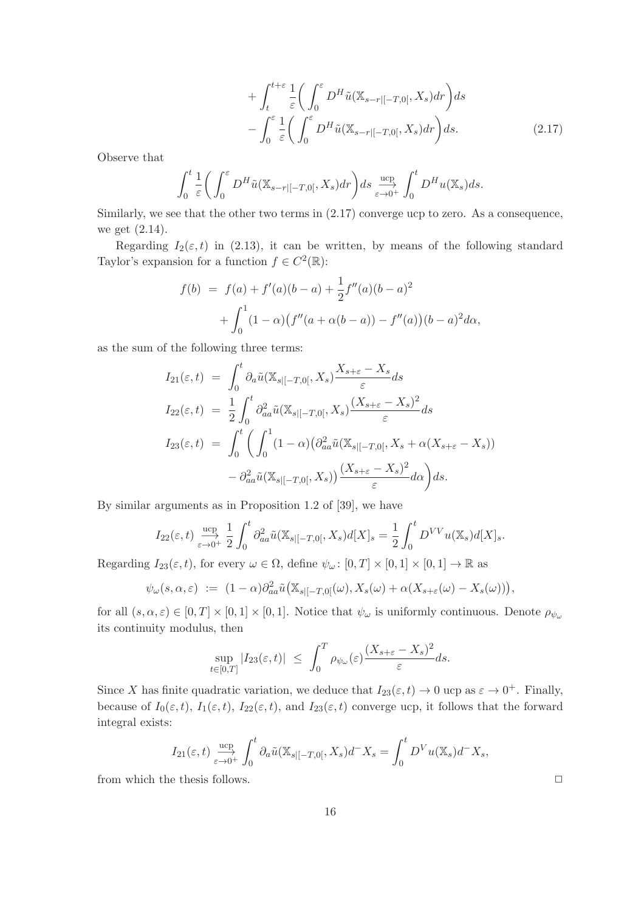$$
\begin{aligned}
&+ \int_t^{t+\varepsilon} \frac{1}{\varepsilon}\bigg( \int_0^\varepsilon D^H \tilde{u}(\mathbb{X}_{s-r|[-T,0[}, X_s) dr \bigg) ds \\
&- \int_0^\varepsilon \frac{1}{\varepsilon}\bigg( \int_0^\varepsilon D^H \tilde{u}(\mathbb{X}_{s-r|[-T,0[}, X_s) dr \bigg) ds. \qquad (2.17)
\end{aligned}
$$

Observe that

$$
\int_0^t \frac{1}{\varepsilon}\bigg( \int_0^\varepsilon D^H \tilde{u}(\mathbb{X}_{s-r|[-T,0[}, X_s) dr \bigg) ds \xrightarrow[\varepsilon\to 0^+]{\text{ucp}} \int_0^t D^H u(\mathbb{X}_s) ds.
$$

Similarly, we see that the other two terms in (2.17) converge ucp to zero. As a consequence, we get (2.14).

Regarding $I_2(\varepsilon,t)$ in (2.13), it can be written, by means of the following standard Taylor's expansion for a function $f \in C^2(\mathbb{R})$:

$$
\begin{aligned}
f(b) &= f(a) + f'(a)(b-a) + \frac{1}{2} f''(a)(b-a)^2 \\
&\quad + \int_0^1 (1-\alpha)\big(f''(a+\alpha(b-a)) - f''(a)\big)(b-a)^2 d\alpha,
\end{aligned}
$$

as the sum of the following three terms:

$$
\begin{aligned}
I_{21}(\varepsilon,t) &= \int_0^t \partial_a \tilde{u}(\mathbb{X}_{s|[-T,0[}, X_s) \frac{X_{s+\varepsilon} - X_s}{\varepsilon} ds \\
I_{22}(\varepsilon,t) &= \frac{1}{2}\int_0^t \partial_{aa}^2 \tilde{u}(\mathbb{X}_{s|[-T,0[}, X_s) \frac{(X_{s+\varepsilon} - X_s)^2}{\varepsilon} ds \\
I_{23}(\varepsilon,t) &= \int_0^t \bigg( \int_0^1 (1-\alpha)\big(\partial_{aa}^2 \tilde{u}(\mathbb{X}_{s|[-T,0[}, X_s + \alpha(X_{s+\varepsilon} - X_s)) \\
&\quad - \partial_{aa}^2 \tilde{u}(\mathbb{X}_{s|[-T,0[}, X_s)\big) \frac{(X_{s+\varepsilon} - X_s)^2}{\varepsilon} d\alpha \bigg) ds.
\end{aligned}
$$

By similar arguments as in Proposition 1.2 of [39], we have

$$
I_{22}(\varepsilon,t) \xrightarrow[\varepsilon\to 0^+]{\text{ucp}} \frac{1}{2}\int_0^t \partial_{aa}^2 \tilde{u}(\mathbb{X}_{s|[-T,0[}, X_s) d[X]_s = \frac{1}{2}\int_0^t D^{VV} u(\mathbb{X}_s) d[X]_s.
$$

Regarding $I_{23}(\varepsilon,t)$, for every $\omega \in \Omega$, define $\psi_\omega \colon [0,T]\times[0,1]\times[0,1] \to \mathbb{R}$ as

$$
\psi_\omega(s,\alpha,\varepsilon) := (1-\alpha)\partial_{aa}^2 \tilde{u}\big(\mathbb{X}_{s|[-T,0[}(\omega), X_s(\omega) + \alpha(X_{s+\varepsilon}(\omega) - X_s(\omega))\big),
$$

for all $(s,\alpha,\varepsilon) \in [0,T]\times[0,1]\times[0,1]$. Notice that $\psi_\omega$ is uniformly continuous. Denote $\rho_{\psi_\omega}$ its continuity modulus, then

$$
\sup_{t\in[0,T]} |I_{23}(\varepsilon,t)| \leq \int_0^T \rho_{\psi_\omega}(\varepsilon) \frac{(X_{s+\varepsilon} - X_s)^2}{\varepsilon} ds.
$$

Since $X$ has finite quadratic variation, we deduce that $I_{23}(\varepsilon,t) \to 0$ ucp as $\varepsilon \to 0^+$. Finally, because of $I_0(\varepsilon,t)$, $I_1(\varepsilon,t)$, $I_{22}(\varepsilon,t)$, and $I_{23}(\varepsilon,t)$ converge ucp, it follows that the forward integral exists:

$$
I_{21}(\varepsilon,t) \xrightarrow[\varepsilon\to 0^+]{\text{ucp}} \int_0^t \partial_a \tilde{u}(\mathbb{X}_{s|[-T,0[}, X_s) d^- X_s = \int_0^t D^V u(\mathbb{X}_s) d^- X_s,
$$

from which the thesis follows. □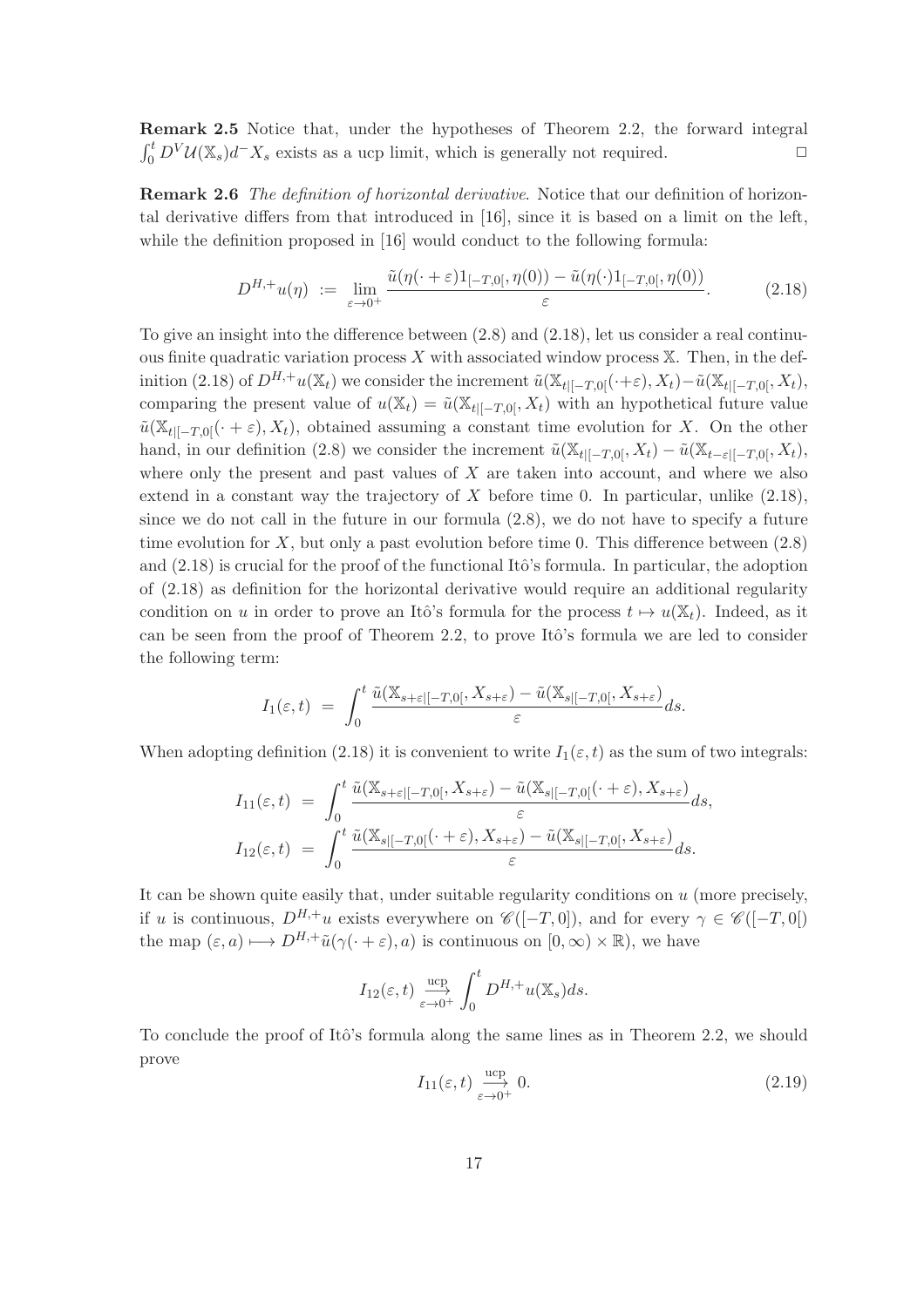**Remark 2.5** Notice that, under the hypotheses of Theorem 2.2, the forward integral $\int_0^t D^V \mathcal{U}(\mathbb{X}_s) d^- X_s$ exists as a ucp limit, which is generally not required. $\square$

**Remark 2.6** *The definition of horizontal derivative.* Notice that our definition of horizontal derivative differs from that introduced in [16], since it is based on a limit on the left, while the definition proposed in [16] would conduct to the following formula:

$$D^{H,+}u(\eta) \;:=\; \lim_{\varepsilon \to 0^+} \frac{\tilde{u}(\eta(\cdot+\varepsilon)1_{[-T,0[}, \eta(0)) - \tilde{u}(\eta(\cdot)1_{[-T,0[}, \eta(0))}{\varepsilon}. \tag{2.18}$$

To give an insight into the difference between (2.8) and (2.18), let us consider a real continuous finite quadratic variation process $X$ with associated window process $\mathbb{X}$. Then, in the definition (2.18) of $D^{H,+}u(\mathbb{X}_t)$ we consider the increment $\tilde{u}(\mathbb{X}_{t|[-T,0[}(\cdot+\varepsilon), X_t) - \tilde{u}(\mathbb{X}_{t|[-T,0[}, X_t)$, comparing the present value of $u(\mathbb{X}_t) = \tilde{u}(\mathbb{X}_{t|[-T,0[}, X_t)$ with an hypothetical future value $\tilde{u}(\mathbb{X}_{t|[-T,0[}(\cdot+\varepsilon), X_t)$, obtained assuming a constant time evolution for $X$. On the other hand, in our definition (2.8) we consider the increment $\tilde{u}(\mathbb{X}_{t|[-T,0[}, X_t) - \tilde{u}(\mathbb{X}_{t-\varepsilon|[-T,0[}, X_t)$, where only the present and past values of $X$ are taken into account, and where we also extend in a constant way the trajectory of $X$ before time 0. In particular, unlike (2.18), since we do not call in the future in our formula (2.8), we do not have to specify a future time evolution for $X$, but only a past evolution before time 0. This difference between (2.8) and (2.18) is crucial for the proof of the functional Itô's formula. In particular, the adoption of (2.18) as definition for the horizontal derivative would require an additional regularity condition on $u$ in order to prove an Itô's formula for the process $t \mapsto u(\mathbb{X}_t)$. Indeed, as it can be seen from the proof of Theorem 2.2, to prove Itô's formula we are led to consider the following term:

$$I_1(\varepsilon, t) \;=\; \int_0^t \frac{\tilde{u}(\mathbb{X}_{s+\varepsilon|[-T,0[}, X_{s+\varepsilon}) - \tilde{u}(\mathbb{X}_{s|[-T,0[}, X_{s+\varepsilon})}{\varepsilon} ds.$$

When adopting definition (2.18) it is convenient to write $I_1(\varepsilon, t)$ as the sum of two integrals:

$$I_{11}(\varepsilon, t) \;=\; \int_0^t \frac{\tilde{u}(\mathbb{X}_{s+\varepsilon|[-T,0[}, X_{s+\varepsilon}) - \tilde{u}(\mathbb{X}_{s|[-T,0[}(\cdot+\varepsilon), X_{s+\varepsilon})}{\varepsilon} ds,$$

$$I_{12}(\varepsilon, t) \;=\; \int_0^t \frac{\tilde{u}(\mathbb{X}_{s|[-T,0[}(\cdot+\varepsilon), X_{s+\varepsilon}) - \tilde{u}(\mathbb{X}_{s|[-T,0[}, X_{s+\varepsilon})}{\varepsilon} ds.$$

It can be shown quite easily that, under suitable regularity conditions on $u$ (more precisely, if $u$ is continuous, $D^{H,+}u$ exists everywhere on $\mathscr{C}([-T,0])$, and for every $\gamma \in \mathscr{C}([-T,0[)$ the map $(\varepsilon, a) \longmapsto D^{H,+}\tilde{u}(\gamma(\cdot+\varepsilon), a)$ is continuous on $[0,\infty) \times \mathbb{R}$), we have

$$I_{12}(\varepsilon, t) \xrightarrow[\varepsilon \to 0^+]{\text{ucp}} \int_0^t D^{H,+}u(\mathbb{X}_s) ds.$$

To conclude the proof of Itô's formula along the same lines as in Theorem 2.2, we should prove

$$I_{11}(\varepsilon, t) \xrightarrow[\varepsilon \to 0^+]{\text{ucp}} 0. \tag{2.19}$$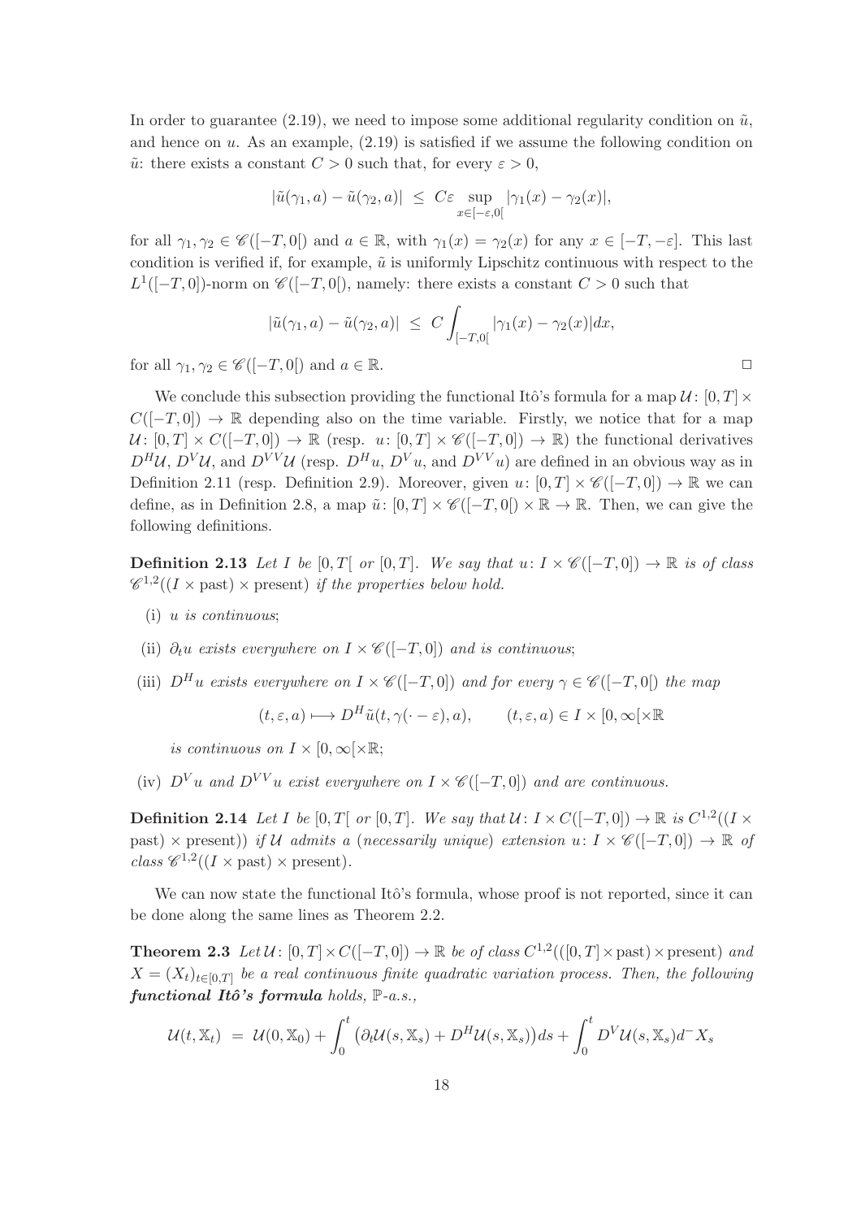In order to guarantee (2.19), we need to impose some additional regularity condition on $\tilde{u}$, and hence on $u$. As an example, (2.19) is satisfied if we assume the following condition on $\tilde{u}$: there exists a constant $C > 0$ such that, for every $\varepsilon > 0$,

$$|\tilde{u}(\gamma_1, a) - \tilde{u}(\gamma_2, a)| \ \leq \ C\varepsilon \sup_{x\in[-\varepsilon,0[} |\gamma_1(x) - \gamma_2(x)|,$$

for all $\gamma_1, \gamma_2 \in \mathscr{C}([-T, 0[)$ and $a \in \mathbb{R}$, with $\gamma_1(x) = \gamma_2(x)$ for any $x \in [-T, -\varepsilon]$. This last condition is verified if, for example, $\tilde{u}$ is uniformly Lipschitz continuous with respect to the $L^1([-T, 0])$-norm on $\mathscr{C}([-T, 0[)$, namely: there exists a constant $C > 0$ such that

$$|\tilde{u}(\gamma_1, a) - \tilde{u}(\gamma_2, a)| \ \leq \ C \int_{[-T,0[} |\gamma_1(x) - \gamma_2(x)|dx,$$

for all $\gamma_1, \gamma_2 \in \mathscr{C}([-T, 0[)$ and $a \in \mathbb{R}$. □

We conclude this subsection providing the functional Itô's formula for a map $\mathcal{U}\colon [0, T] \times C([-T, 0]) \to \mathbb{R}$ depending also on the time variable. Firstly, we notice that for a map $\mathcal{U}\colon [0, T] \times C([-T, 0]) \to \mathbb{R}$ (resp. $u\colon [0, T] \times \mathscr{C}([-T, 0]) \to \mathbb{R}$) the functional derivatives $D^H\mathcal{U}$, $D^V\mathcal{U}$, and $D^{VV}\mathcal{U}$ (resp. $D^H u$, $D^V u$, and $D^{VV} u$) are defined in an obvious way as in Definition 2.11 (resp. Definition 2.9). Moreover, given $u\colon [0, T] \times \mathscr{C}([-T, 0]) \to \mathbb{R}$ we can define, as in Definition 2.8, a map $\tilde{u}\colon [0, T] \times \mathscr{C}([-T, 0[) \times \mathbb{R} \to \mathbb{R}$. Then, we can give the following definitions.

**Definition 2.13** *Let $I$ be $[0, T[$ or $[0, T]$. We say that $u\colon I \times \mathscr{C}([-T, 0]) \to \mathbb{R}$ is of class $\mathscr{C}^{1,2}((I \times \text{past}) \times \text{present})$ if the properties below hold.*

- (i) *$u$ is continuous*;
- (ii) *$\partial_t u$ exists everywhere on $I \times \mathscr{C}([-T, 0])$ and is continuous*;
- (iii) *$D^H u$ exists everywhere on $I \times \mathscr{C}([-T, 0])$ and for every $\gamma \in \mathscr{C}([-T, 0[)$ the map*

$$(t, \varepsilon, a) \longmapsto D^H\tilde{u}(t, \gamma(\cdot - \varepsilon), a), \qquad (t, \varepsilon, a) \in I \times [0, \infty[\times\mathbb{R}$$

*is continuous on $I \times [0, \infty[\times\mathbb{R}$*;

- (iv) *$D^V u$ and $D^{VV} u$ exist everywhere on $I \times \mathscr{C}([-T, 0])$ and are continuous.*

**Definition 2.14** *Let $I$ be $[0, T[$ or $[0, T]$. We say that $\mathcal{U}\colon I \times C([-T, 0]) \to \mathbb{R}$ is $C^{1,2}((I \times \text{past}) \times \text{present}))$ if $\mathcal{U}$ admits a (necessarily unique) extension $u\colon I \times \mathscr{C}([-T, 0]) \to \mathbb{R}$ of class $\mathscr{C}^{1,2}((I \times \text{past}) \times \text{present})$.*

We can now state the functional Itô's formula, whose proof is not reported, since it can be done along the same lines as Theorem 2.2.

**Theorem 2.3** *Let $\mathcal{U}\colon [0, T] \times C([-T, 0]) \to \mathbb{R}$ be of class $C^{1,2}(([0, T] \times \text{past}) \times \text{present})$ and $X = (X_t)_{t\in[0,T]}$ be a real continuous finite quadratic variation process. Then, the following **functional Itô's formula** holds, $\mathbb{P}$-a.s.,*

$$\mathcal{U}(t, \mathbb{X}_t) \ = \ \mathcal{U}(0, \mathbb{X}_0) + \int_0^t \big(\partial_t\mathcal{U}(s, \mathbb{X}_s) + D^H\mathcal{U}(s, \mathbb{X}_s)\big)ds + \int_0^t D^V\mathcal{U}(s, \mathbb{X}_s)d^- X_s$$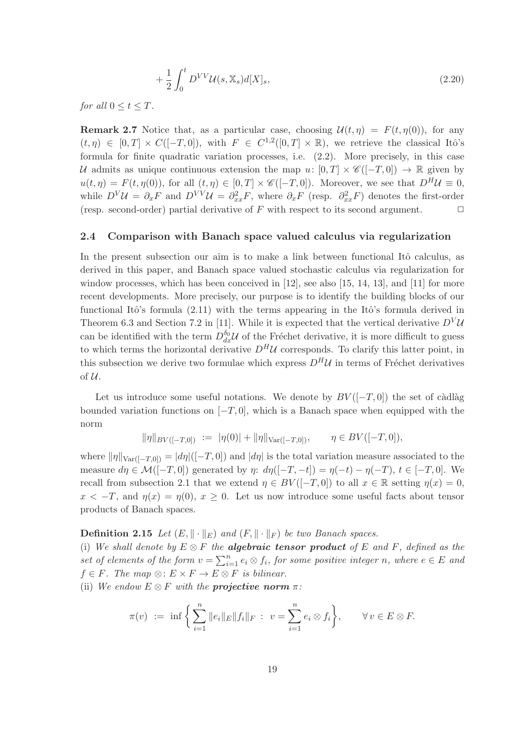$$
+\frac{1}{2}\int_0^t D^{VV}\mathcal{U}(s,\mathbb{X}_s)d[X]_s, \tag{2.20}
$$

*for all* $0 \le t \le T$.

**Remark 2.7** Notice that, as a particular case, choosing $\mathcal{U}(t,\eta) = F(t,\eta(0))$, for any $(t,\eta) \in [0,T] \times C([-T,0])$, with $F \in C^{1,2}([0,T]\times\mathbb{R})$, we retrieve the classical Itô's formula for finite quadratic variation processes, i.e. (2.2). More precisely, in this case $\mathcal{U}$ admits as unique continuous extension the map $u\colon [0,T]\times\mathscr{C}([-T,0]) \to \mathbb{R}$ given by $u(t,\eta) = F(t,\eta(0))$, for all $(t,\eta) \in [0,T]\times\mathscr{C}([-T,0])$. Moreover, we see that $D^H\mathcal{U} \equiv 0$, while $D^V\mathcal{U} = \partial_x F$ and $D^{VV}\mathcal{U} = \partial^2_{xx}F$, where $\partial_x F$ (resp. $\partial^2_{xx}F$) denotes the first-order (resp. second-order) partial derivative of $F$ with respect to its second argument. $\square$

### 2.4 Comparison with Banach space valued calculus via regularization

In the present subsection our aim is to make a link between functional Itô calculus, as derived in this paper, and Banach space valued stochastic calculus via regularization for window processes, which has been conceived in [12], see also [15, 14, 13], and [11] for more recent developments. More precisely, our purpose is to identify the building blocks of our functional Itô's formula (2.11) with the terms appearing in the Itô's formula derived in Theorem 6.3 and Section 7.2 in [11]. While it is expected that the vertical derivative $D^V\mathcal{U}$ can be identified with the term $D^{\delta_0}_{dx}\mathcal{U}$ of the Fréchet derivative, it is more difficult to guess to which terms the horizontal derivative $D^H\mathcal{U}$ corresponds. To clarify this latter point, in this subsection we derive two formulae which express $D^H\mathcal{U}$ in terms of Fréchet derivatives of $\mathcal{U}$.

Let us introduce some useful notations. We denote by $BV([-T,0])$ the set of càdlàg bounded variation functions on $[-T,0]$, which is a Banach space when equipped with the norm

$$
\|\eta\|_{BV([-T,0])} \;:=\; |\eta(0)| + \|\eta\|_{\mathrm{Var}([-T,0])}, \qquad \eta \in BV([-T,0]),
$$

where $\|\eta\|_{\mathrm{Var}([-T,0])} = |d\eta|([-T,0])$ and $|d\eta|$ is the total variation measure associated to the measure $d\eta \in \mathcal{M}([-T,0])$ generated by $\eta$: $d\eta([-T,-t]) = \eta(-t) - \eta(-T)$, $t \in [-T,0]$. We recall from subsection 2.1 that we extend $\eta \in BV([-T,0])$ to all $x \in \mathbb{R}$ setting $\eta(x) = 0$, $x < -T$, and $\eta(x) = \eta(0)$, $x \ge 0$. Let us now introduce some useful facts about tensor products of Banach spaces.

**Definition 2.15** *Let $(E,\|\cdot\|_E)$ and $(F,\|\cdot\|_F)$ be two Banach spaces.*
(i) *We shall denote by $E\otimes F$ the **algebraic tensor product** of $E$ and $F$, defined as the set of elements of the form $v = \sum_{i=1}^n e_i\otimes f_i$, for some positive integer $n$, where $e \in E$ and $f \in F$. The map $\otimes\colon E\times F \to E\otimes F$ is bilinear.*
(ii) *We endow $E\otimes F$ with the **projective norm** $\pi$:*

$$
\pi(v) \;:=\; \inf\bigg\{\sum_{i=1}^n \|e_i\|_E\|f_i\|_F \;:\; v = \sum_{i=1}^n e_i\otimes f_i\bigg\}, \qquad \forall\, v \in E\otimes F.
$$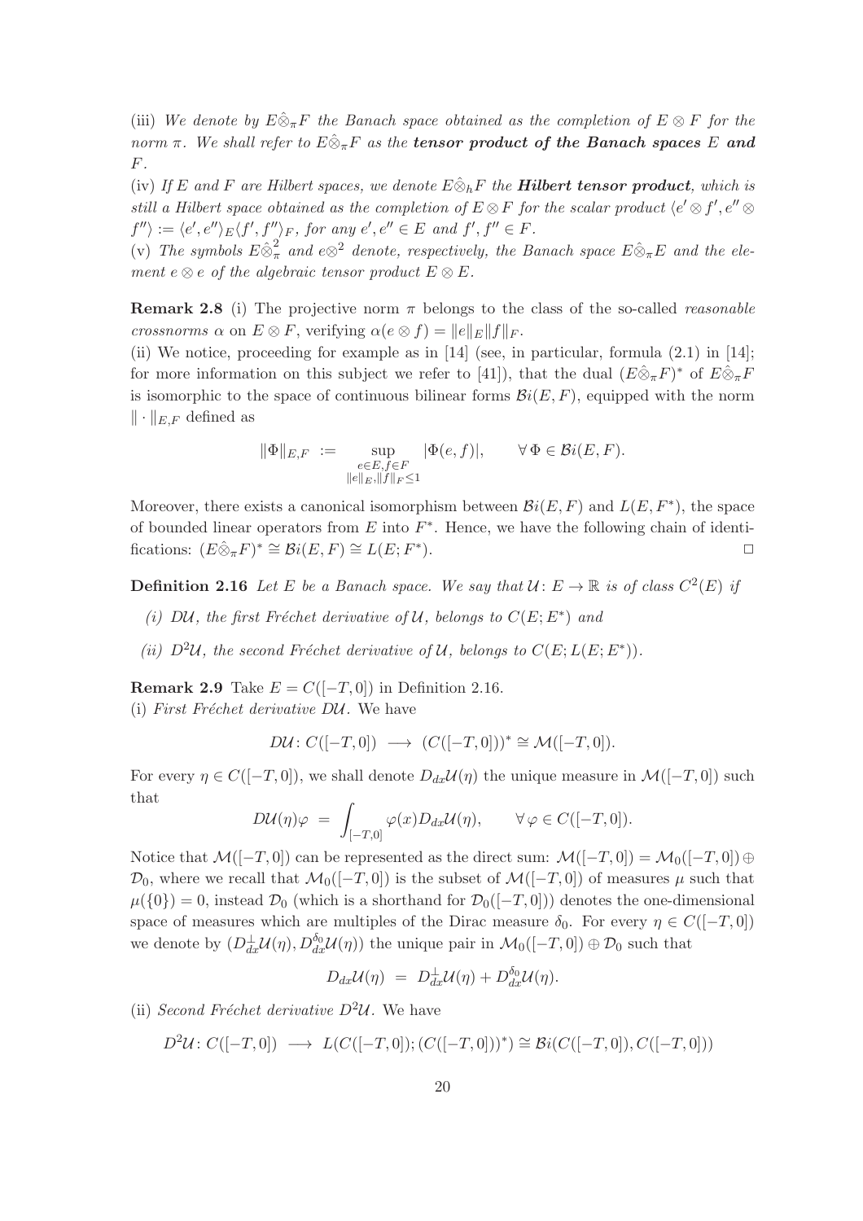(iii) *We denote by $E\hat{\otimes}_\pi F$ the Banach space obtained as the completion of $E \otimes F$ for the norm $\pi$. We shall refer to $E\hat{\otimes}_\pi F$ as the* ***tensor product of the Banach spaces** $E$ **and** $F$.*

(iv) *If $E$ and $F$ are Hilbert spaces, we denote $E\hat{\otimes}_h F$ the* ***Hilbert tensor product****, which is still a Hilbert space obtained as the completion of $E \otimes F$ for the scalar product $\langle e' \otimes f', e'' \otimes f'' \rangle := \langle e', e'' \rangle_E \langle f', f'' \rangle_F$, for any $e', e'' \in E$ and $f', f'' \in F$.*

(v) *The symbols $E\hat{\otimes}_\pi^2$ and $e \otimes^2$ denote, respectively, the Banach space $E\hat{\otimes}_\pi E$ and the element $e \otimes e$ of the algebraic tensor product $E \otimes E$.*

**Remark 2.8** (i) The projective norm $\pi$ belongs to the class of the so-called *reasonable crossnorms* $\alpha$ on $E \otimes F$, verifying $\alpha(e \otimes f) = \|e\|_E \|f\|_F$.

(ii) We notice, proceeding for example as in [14] (see, in particular, formula (2.1) in [14]; for more information on this subject we refer to [41]), that the dual $(E\hat{\otimes}_\pi F)^*$ of $E\hat{\otimes}_\pi F$ is isomorphic to the space of continuous bilinear forms $\mathcal{B}i(E, F)$, equipped with the norm $\| \cdot \|_{E,F}$ defined as

$$\|\Phi\|_{E,F} \ := \sup_{\substack{e \in E, f \in F \\ \|e\|_E, \|f\|_F \leq 1}} |\Phi(e, f)|, \qquad \forall\, \Phi \in \mathcal{B}i(E, F).$$

Moreover, there exists a canonical isomorphism between $\mathcal{B}i(E, F)$ and $L(E, F^*)$, the space of bounded linear operators from $E$ into $F^*$. Hence, we have the following chain of identifications: $(E\hat{\otimes}_\pi F)^* \cong \mathcal{B}i(E, F) \cong L(E; F^*)$. □

**Definition 2.16** *Let $E$ be a Banach space. We say that $\mathcal{U} \colon E \to \mathbb{R}$ is of class $C^2(E)$ if*

- *(i) $D\mathcal{U}$, the first Fréchet derivative of $\mathcal{U}$, belongs to $C(E; E^*)$ and*
- *(ii) $D^2\mathcal{U}$, the second Fréchet derivative of $\mathcal{U}$, belongs to $C(E; L(E; E^*))$.*

**Remark 2.9** Take $E = C([-T, 0])$ in Definition 2.16.

(i) *First Fréchet derivative $D\mathcal{U}$.* We have

$$D\mathcal{U} \colon C([-T, 0]) \ \longrightarrow \ (C([-T, 0]))^* \cong \mathcal{M}([-T, 0]).$$

For every $\eta \in C([-T, 0])$, we shall denote $D_{dx}\mathcal{U}(\eta)$ the unique measure in $\mathcal{M}([-T, 0])$ such that

$$D\mathcal{U}(\eta)\varphi \ = \ \int_{[-T,0]} \varphi(x) D_{dx}\mathcal{U}(\eta), \qquad \forall\, \varphi \in C([-T, 0]).$$

Notice that $\mathcal{M}([-T, 0])$ can be represented as the direct sum: $\mathcal{M}([-T, 0]) = \mathcal{M}_0([-T, 0]) \oplus \mathcal{D}_0$, where we recall that $\mathcal{M}_0([-T, 0])$ is the subset of $\mathcal{M}([-T, 0])$ of measures $\mu$ such that $\mu(\{0\}) = 0$, instead $\mathcal{D}_0$ (which is a shorthand for $\mathcal{D}_0([-T, 0])$) denotes the one-dimensional space of measures which are multiples of the Dirac measure $\delta_0$. For every $\eta \in C([-T, 0])$ we denote by $(D_{dx}^\perp \mathcal{U}(\eta), D_{dx}^{\delta_0} \mathcal{U}(\eta))$ the unique pair in $\mathcal{M}_0([-T, 0]) \oplus \mathcal{D}_0$ such that

$$D_{dx}\mathcal{U}(\eta) \ = \ D_{dx}^\perp \mathcal{U}(\eta) + D_{dx}^{\delta_0} \mathcal{U}(\eta).$$

(ii) *Second Fréchet derivative $D^2\mathcal{U}$.* We have

$$D^2\mathcal{U} \colon C([-T, 0]) \ \longrightarrow \ L(C([-T, 0]); (C([-T, 0]))^*) \cong \mathcal{B}i(C([-T, 0]), C([-T, 0]))$$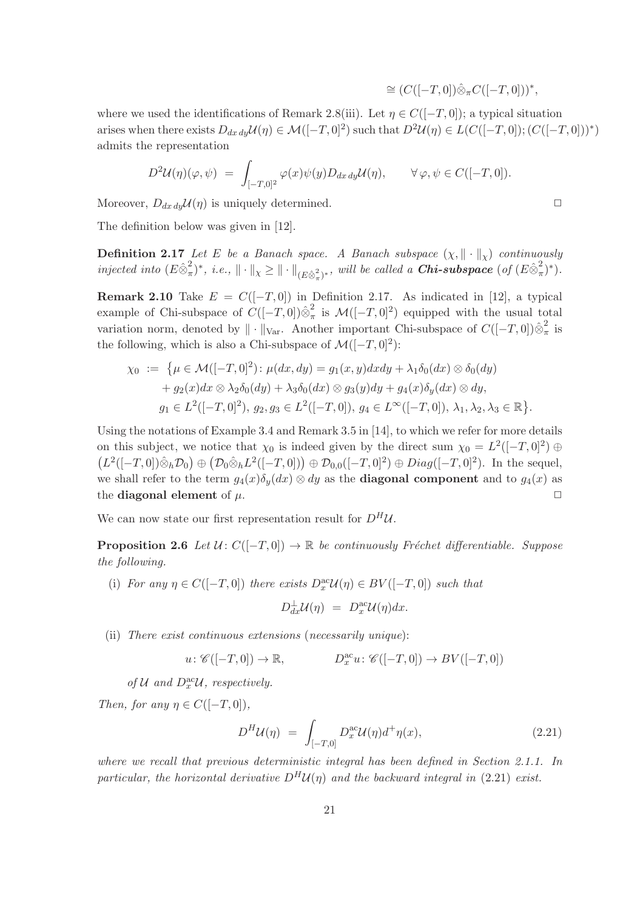$$\cong (C([-T,0])\hat{\otimes}_\pi C([-T,0]))^*,$$

where we used the identifications of Remark 2.8(iii). Let $\eta \in C([-T,0])$; a typical situation arises when there exists $D_{dx\,dy}\mathcal{U}(\eta) \in \mathcal{M}([-T,0]^2)$ such that $D^2\mathcal{U}(\eta) \in L(C([-T,0]);(C([-T,0]))^*)$ admits the representation

$$D^2\mathcal{U}(\eta)(\varphi,\psi) \;=\; \int_{[-T,0]^2} \varphi(x)\psi(y) D_{dx\,dy}\mathcal{U}(\eta), \qquad \forall\, \varphi,\psi \in C([-T,0]).$$

Moreover, $D_{dx\,dy}\mathcal{U}(\eta)$ is uniquely determined. □

The definition below was given in [12].

**Definition 2.17** *Let $E$ be a Banach space. A Banach subspace $(\chi, \|\cdot\|_\chi)$ continuously injected into $(E\hat{\otimes}_\pi^2)^*$, i.e., $\|\cdot\|_\chi \geq \|\cdot\|_{(E\hat{\otimes}_\pi^2)^*}$, will be called a **Chi-subspace** (of $(E\hat{\otimes}_\pi^2)^*$).*

**Remark 2.10** Take $E = C([-T,0])$ in Definition 2.17. As indicated in [12], a typical example of Chi-subspace of $C([-T,0])\hat{\otimes}_\pi^2$ is $\mathcal{M}([-T,0]^2)$ equipped with the usual total variation norm, denoted by $\|\cdot\|_{\mathrm{Var}}$. Another important Chi-subspace of $C([-T,0])\hat{\otimes}_\pi^2$ is the following, which is also a Chi-subspace of $\mathcal{M}([-T,0]^2)$:

$$\begin{aligned}
\chi_0 \;:=\; \big\{&\mu \in \mathcal{M}([-T,0]^2)\colon \mu(dx,dy) = g_1(x,y)dxdy + \lambda_1\delta_0(dx)\otimes\delta_0(dy) \\
&+ g_2(x)dx \otimes \lambda_2\delta_0(dy) + \lambda_3\delta_0(dx)\otimes g_3(y)dy + g_4(x)\delta_y(dx)\otimes dy, \\
&g_1 \in L^2([-T,0]^2),\; g_2,g_3 \in L^2([-T,0]),\; g_4 \in L^\infty([-T,0]),\; \lambda_1,\lambda_2,\lambda_3 \in \mathbb{R}\big\}.
\end{aligned}$$

Using the notations of Example 3.4 and Remark 3.5 in [14], to which we refer for more details on this subject, we notice that $\chi_0$ is indeed given by the direct sum $\chi_0 = L^2([-T,0]^2) \oplus \big(L^2([-T,0])\hat{\otimes}_h\mathcal{D}_0\big) \oplus \big(\mathcal{D}_0\hat{\otimes}_h L^2([-T,0])\big) \oplus \mathcal{D}_{0,0}([-T,0]^2) \oplus Diag([-T,0]^2)$. In the sequel, we shall refer to the term $g_4(x)\delta_y(dx)\otimes dy$ as the **diagonal component** and to $g_4(x)$ as the **diagonal element** of $\mu$. □

We can now state our first representation result for $D^H\mathcal{U}$.

**Proposition 2.6** *Let $\mathcal{U}\colon C([-T,0]) \to \mathbb{R}$ be continuously Fréchet differentiable. Suppose the following.*

(i) *For any $\eta \in C([-T,0])$ there exists $D_x^{\mathrm{ac}}\mathcal{U}(\eta) \in BV([-T,0])$ such that*

$$D_{dx}^\perp\mathcal{U}(\eta) \;=\; D_x^{\mathrm{ac}}\mathcal{U}(\eta)dx.$$

(ii) *There exist continuous extensions (necessarily unique):*

$$u\colon \mathscr{C}([-T,0]) \to \mathbb{R}, \qquad\qquad D_x^{\mathrm{ac}}u\colon \mathscr{C}([-T,0]) \to BV([-T,0])$$

*of $\mathcal{U}$ and $D_x^{\mathrm{ac}}\mathcal{U}$, respectively.*

*Then, for any $\eta \in C([-T,0])$,*

$$D^H\mathcal{U}(\eta) \;=\; \int_{[-T,0]} D_x^{\mathrm{ac}}\mathcal{U}(\eta)d^+\eta(x), \tag{2.21}$$

*where we recall that previous deterministic integral has been defined in Section 2.1.1. In particular, the horizontal derivative $D^H\mathcal{U}(\eta)$ and the backward integral in (2.21) exist.*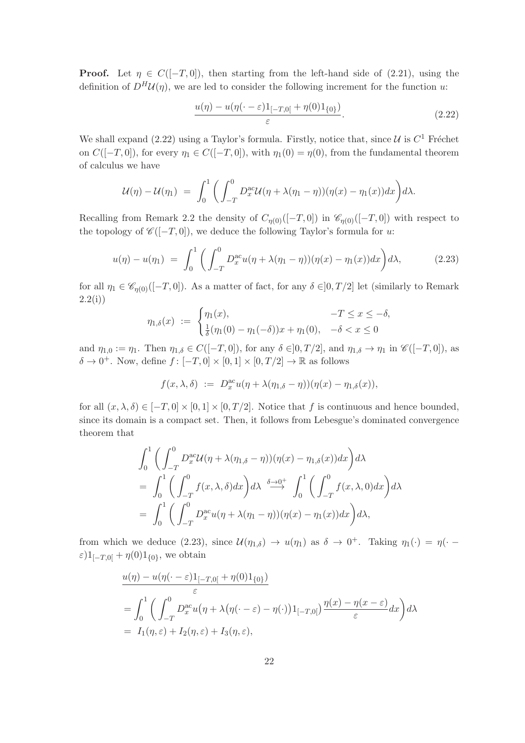**Proof.** Let $\eta \in C([-T,0])$, then starting from the left-hand side of (2.21), using the definition of $D^H\mathcal{U}(\eta)$, we are led to consider the following increment for the function $u$:

$$\frac{u(\eta) - u(\eta(\cdot - \varepsilon)1_{[-T,0[} + \eta(0)1_{\{0\}})}{\varepsilon}. \tag{2.22}$$

We shall expand (2.22) using a Taylor's formula. Firstly, notice that, since $\mathcal{U}$ is $C^1$ Fréchet on $C([-T,0])$, for every $\eta_1 \in C([-T,0])$, with $\eta_1(0) = \eta(0)$, from the fundamental theorem of calculus we have

$$\mathcal{U}(\eta) - \mathcal{U}(\eta_1) \;=\; \int_0^1 \bigg( \int_{-T}^0 D_x^{\mathrm{ac}}\mathcal{U}(\eta + \lambda(\eta_1 - \eta))(\eta(x) - \eta_1(x))dx \bigg) d\lambda.$$

Recalling from Remark 2.2 the density of $C_{\eta(0)}([-T,0])$ in $\mathscr{C}_{\eta(0)}([-T,0])$ with respect to the topology of $\mathscr{C}([-T,0])$, we deduce the following Taylor's formula for $u$:

$$u(\eta) - u(\eta_1) \;=\; \int_0^1 \bigg( \int_{-T}^0 D_x^{\mathrm{ac}}u(\eta + \lambda(\eta_1 - \eta))(\eta(x) - \eta_1(x))dx \bigg) d\lambda, \tag{2.23}$$

for all $\eta_1 \in \mathscr{C}_{\eta(0)}([-T,0])$. As a matter of fact, for any $\delta \in ]0,T/2]$ let (similarly to Remark 2.2(i))

$$\eta_{1,\delta}(x) \;:=\; \begin{cases} \eta_1(x), & -T \le x \le -\delta, \\ \frac{1}{\delta}(\eta_1(0) - \eta_1(-\delta))x + \eta_1(0), & -\delta < x \le 0 \end{cases}$$

and $\eta_{1,0} := \eta_1$. Then $\eta_{1,\delta} \in C([-T,0])$, for any $\delta \in ]0,T/2]$, and $\eta_{1,\delta} \to \eta_1$ in $\mathscr{C}([-T,0])$, as $\delta \to 0^+$. Now, define $f\colon [-T,0]\times[0,1]\times[0,T/2] \to \mathbb{R}$ as follows

$$f(x,\lambda,\delta) \;:=\; D_x^{\mathrm{ac}}u(\eta + \lambda(\eta_{1,\delta} - \eta))(\eta(x) - \eta_{1,\delta}(x)),$$

for all $(x,\lambda,\delta) \in [-T,0]\times[0,1]\times[0,T/2]$. Notice that $f$ is continuous and hence bounded, since its domain is a compact set. Then, it follows from Lebesgue's dominated convergence theorem that

$$\begin{aligned}
&\int_0^1 \bigg( \int_{-T}^0 D_x^{\mathrm{ac}}\mathcal{U}(\eta + \lambda(\eta_{1,\delta} - \eta))(\eta(x) - \eta_{1,\delta}(x))dx \bigg) d\lambda \\
&= \int_0^1 \bigg( \int_{-T}^0 f(x,\lambda,\delta)dx \bigg) d\lambda \;\overset{\delta\to 0^+}{\longrightarrow}\; \int_0^1 \bigg( \int_{-T}^0 f(x,\lambda,0)dx \bigg) d\lambda \\
&= \int_0^1 \bigg( \int_{-T}^0 D_x^{\mathrm{ac}}u(\eta + \lambda(\eta_1 - \eta))(\eta(x) - \eta_1(x))dx \bigg) d\lambda,
\end{aligned}$$

from which we deduce (2.23), since $\mathcal{U}(\eta_{1,\delta}) \to u(\eta_1)$ as $\delta \to 0^+$. Taking $\eta_1(\cdot) = \eta(\cdot - \varepsilon)1_{[-T,0[} + \eta(0)1_{\{0\}}$, we obtain

$$\begin{aligned}
&\frac{u(\eta) - u(\eta(\cdot - \varepsilon)1_{[-T,0[} + \eta(0)1_{\{0\}})}{\varepsilon} \\
&= \int_0^1 \bigg( \int_{-T}^0 D_x^{\mathrm{ac}}u\big(\eta + \lambda\big(\eta(\cdot - \varepsilon) - \eta(\cdot)\big)1_{[-T,0[}\big) \frac{\eta(x) - \eta(x-\varepsilon)}{\varepsilon} dx \bigg) d\lambda \\
&= \; I_1(\eta,\varepsilon) + I_2(\eta,\varepsilon) + I_3(\eta,\varepsilon),
\end{aligned}$$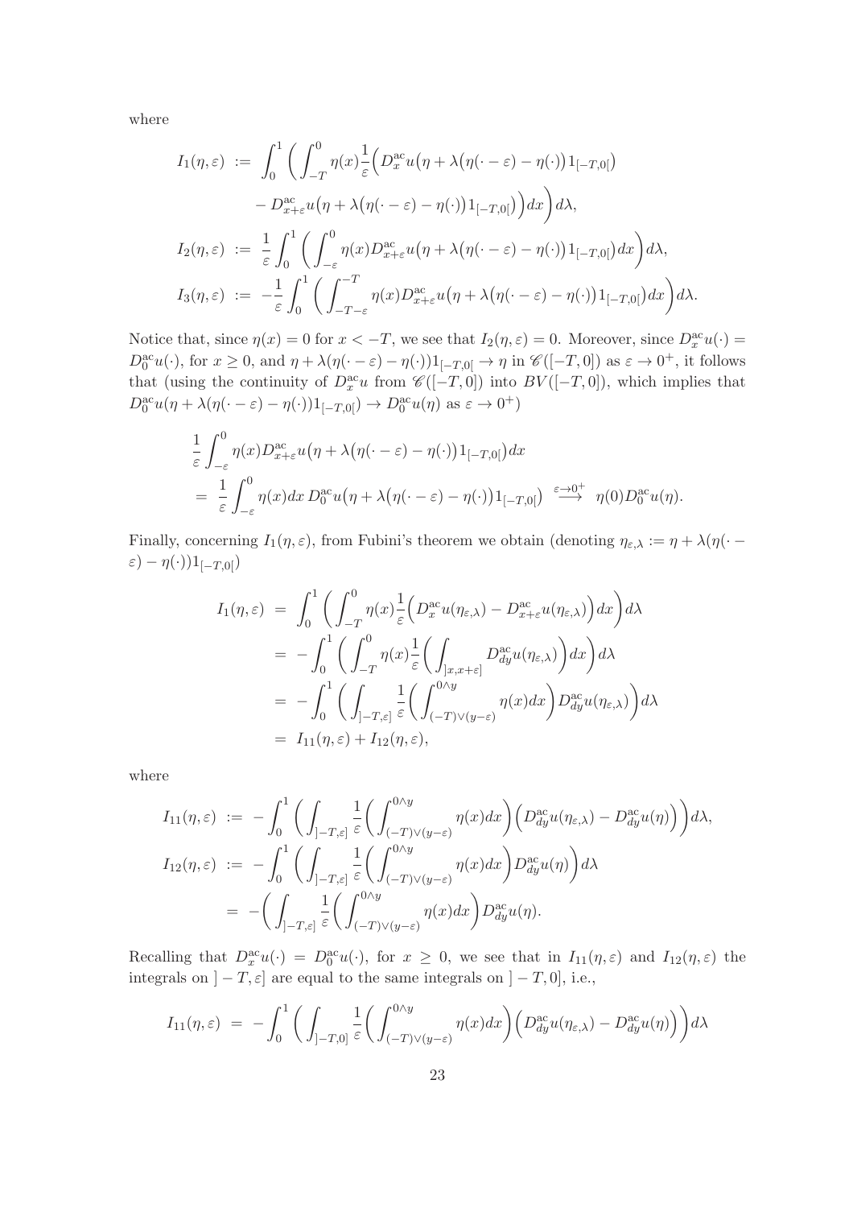where

$$
\begin{aligned}
I_1(\eta,\varepsilon) \;&:=\; \int_0^1 \bigg( \int_{-T}^0 \eta(x)\frac{1}{\varepsilon}\Big( D_x^{\mathrm{ac}} u\big(\eta + \lambda\big(\eta(\cdot-\varepsilon)-\eta(\cdot)\big)1_{[-T,0[}\big) \\
&\qquad - D_{x+\varepsilon}^{\mathrm{ac}} u\big(\eta + \lambda\big(\eta(\cdot-\varepsilon)-\eta(\cdot)\big)1_{[-T,0[}\big)\Big) dx\bigg) d\lambda, \\
I_2(\eta,\varepsilon) \;&:=\; \frac{1}{\varepsilon}\int_0^1 \bigg( \int_{-\varepsilon}^0 \eta(x) D_{x+\varepsilon}^{\mathrm{ac}} u\big(\eta + \lambda\big(\eta(\cdot-\varepsilon)-\eta(\cdot)\big)1_{[-T,0[}\big) dx\bigg) d\lambda, \\
I_3(\eta,\varepsilon) \;&:=\; -\frac{1}{\varepsilon}\int_0^1 \bigg( \int_{-T-\varepsilon}^{-T} \eta(x) D_{x+\varepsilon}^{\mathrm{ac}} u\big(\eta + \lambda\big(\eta(\cdot-\varepsilon)-\eta(\cdot)\big)1_{[-T,0[}\big) dx\bigg) d\lambda.
\end{aligned}
$$

Notice that, since $\eta(x) = 0$ for $x < -T$, we see that $I_2(\eta,\varepsilon) = 0$. Moreover, since $D_x^{\mathrm{ac}}u(\cdot) = D_0^{\mathrm{ac}}u(\cdot)$, for $x \geq 0$, and $\eta + \lambda(\eta(\cdot-\varepsilon)-\eta(\cdot))1_{[-T,0[} \to \eta$ in $\mathscr{C}([-T,0])$ as $\varepsilon \to 0^+$, it follows that (using the continuity of $D_x^{\mathrm{ac}}u$ from $\mathscr{C}([-T,0])$ into $BV([-T,0])$, which implies that $D_0^{\mathrm{ac}}u(\eta + \lambda(\eta(\cdot-\varepsilon)-\eta(\cdot))1_{[-T,0[}) \to D_0^{\mathrm{ac}}u(\eta)$ as $\varepsilon \to 0^+$)

$$
\begin{aligned}
&\frac{1}{\varepsilon}\int_{-\varepsilon}^0 \eta(x) D_{x+\varepsilon}^{\mathrm{ac}} u\big(\eta + \lambda\big(\eta(\cdot-\varepsilon)-\eta(\cdot)\big)1_{[-T,0[}\big) dx \\
&= \frac{1}{\varepsilon}\int_{-\varepsilon}^0 \eta(x) dx \, D_0^{\mathrm{ac}} u\big(\eta + \lambda\big(\eta(\cdot-\varepsilon)-\eta(\cdot)\big)1_{[-T,0[}\big) \overset{\varepsilon\to 0^+}{\longrightarrow} \eta(0) D_0^{\mathrm{ac}} u(\eta).
\end{aligned}
$$

Finally, concerning $I_1(\eta,\varepsilon)$, from Fubini's theorem we obtain (denoting $\eta_{\varepsilon,\lambda} := \eta + \lambda(\eta(\cdot - \varepsilon) - \eta(\cdot))1_{[-T,0[}$)

$$
\begin{aligned}
I_1(\eta,\varepsilon) \;&=\; \int_0^1 \bigg( \int_{-T}^0 \eta(x)\frac{1}{\varepsilon}\Big( D_x^{\mathrm{ac}} u(\eta_{\varepsilon,\lambda}) - D_{x+\varepsilon}^{\mathrm{ac}} u(\eta_{\varepsilon,\lambda})\Big) dx\bigg) d\lambda \\
&=\; -\int_0^1 \bigg( \int_{-T}^0 \eta(x)\frac{1}{\varepsilon}\bigg( \int_{]x,x+\varepsilon]} D_{dy}^{\mathrm{ac}} u(\eta_{\varepsilon,\lambda})\bigg) dx\bigg) d\lambda \\
&=\; -\int_0^1 \bigg( \int_{]-T,\varepsilon]} \frac{1}{\varepsilon}\bigg( \int_{(-T)\vee(y-\varepsilon)}^{0\wedge y} \eta(x) dx\bigg) D_{dy}^{\mathrm{ac}} u(\eta_{\varepsilon,\lambda})\bigg) d\lambda \\
&=\; I_{11}(\eta,\varepsilon) + I_{12}(\eta,\varepsilon),
\end{aligned}
$$

where

$$
\begin{aligned}
I_{11}(\eta,\varepsilon) \;&:=\; -\int_0^1 \bigg( \int_{]-T,\varepsilon]} \frac{1}{\varepsilon}\bigg( \int_{(-T)\vee(y-\varepsilon)}^{0\wedge y} \eta(x) dx\bigg)\Big( D_{dy}^{\mathrm{ac}} u(\eta_{\varepsilon,\lambda}) - D_{dy}^{\mathrm{ac}} u(\eta)\Big)\bigg) d\lambda, \\
I_{12}(\eta,\varepsilon) \;&:=\; -\int_0^1 \bigg( \int_{]-T,\varepsilon]} \frac{1}{\varepsilon}\bigg( \int_{(-T)\vee(y-\varepsilon)}^{0\wedge y} \eta(x) dx\bigg) D_{dy}^{\mathrm{ac}} u(\eta)\bigg) d\lambda \\
&=\; -\bigg( \int_{]-T,\varepsilon]} \frac{1}{\varepsilon}\bigg( \int_{(-T)\vee(y-\varepsilon)}^{0\wedge y} \eta(x) dx\bigg) D_{dy}^{\mathrm{ac}} u(\eta).
\end{aligned}
$$

Recalling that $D_x^{\mathrm{ac}}u(\cdot) = D_0^{\mathrm{ac}}u(\cdot)$, for $x \geq 0$, we see that in $I_{11}(\eta,\varepsilon)$ and $I_{12}(\eta,\varepsilon)$ the integrals on $]-T,\varepsilon]$ are equal to the same integrals on $]-T,0]$, i.e.,

$$
I_{11}(\eta,\varepsilon) \;=\; -\int_0^1 \bigg( \int_{]-T,0]} \frac{1}{\varepsilon}\bigg( \int_{(-T)\vee(y-\varepsilon)}^{0\wedge y} \eta(x) dx\bigg)\Big( D_{dy}^{\mathrm{ac}} u(\eta_{\varepsilon,\lambda}) - D_{dy}^{\mathrm{ac}} u(\eta)\Big)\bigg) d\lambda
$$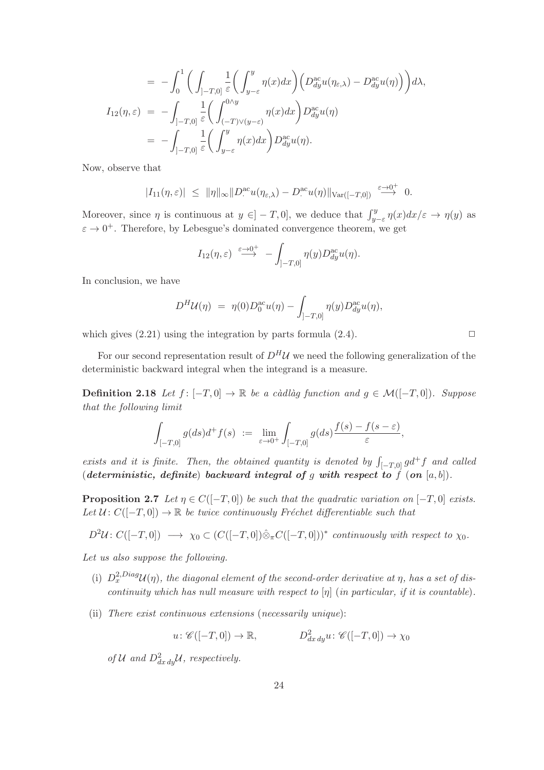$$
\begin{aligned}
&= -\int_0^1 \bigg( \int_{]-T,0]} \frac{1}{\varepsilon}\bigg( \int_{y-\varepsilon}^y \eta(x)dx \bigg) \Big( D^{\rm ac}_{dy} u(\eta_{\varepsilon,\lambda}) - D^{\rm ac}_{dy} u(\eta) \Big) \bigg) d\lambda, \\
I_{12}(\eta,\varepsilon) &= -\int_{]-T,0]} \frac{1}{\varepsilon}\bigg( \int_{(-T)\vee(y-\varepsilon)}^{0\wedge y} \eta(x)dx \bigg) D^{\rm ac}_{dy} u(\eta) \\
&= -\int_{]-T,0]} \frac{1}{\varepsilon}\bigg( \int_{y-\varepsilon}^{y} \eta(x)dx \bigg) D^{\rm ac}_{dy} u(\eta).
\end{aligned}
$$

Now, observe that

$$
|I_{11}(\eta,\varepsilon)| \;\leq\; \|\eta\|_\infty \|D^{\rm ac}_{\cdot} u(\eta_{\varepsilon,\lambda}) - D^{\rm ac}_{\cdot} u(\eta)\|_{{\rm Var}([-T,0])} \;\stackrel{\varepsilon\rightarrow 0^+}{\longrightarrow}\; 0.
$$

Moreover, since $\eta$ is continuous at $y \in ]-T,0]$, we deduce that $\int_{y-\varepsilon}^y \eta(x)dx/\varepsilon \rightarrow \eta(y)$ as $\varepsilon \rightarrow 0^+$. Therefore, by Lebesgue's dominated convergence theorem, we get

$$
I_{12}(\eta,\varepsilon) \;\stackrel{\varepsilon\rightarrow 0^+}{\longrightarrow}\; -\int_{]-T,0]} \eta(y) D^{\rm ac}_{dy} u(\eta).
$$

In conclusion, we have

$$
D^H \mathcal U(\eta) \;=\; \eta(0) D^{\rm ac}_0 u(\eta) - \int_{]-T,0]} \eta(y) D^{\rm ac}_{dy} u(\eta),
$$

which gives (2.21) using the integration by parts formula (2.4). $\square$

For our second representation result of $D^H\mathcal U$ we need the following generalization of the deterministic backward integral when the integrand is a measure.

**Definition 2.18** *Let $f\colon [-T,0] \rightarrow \mathbb R$ be a càdlàg function and $g \in \mathcal M([-T,0])$. Suppose that the following limit*

$$
\int_{[-T,0]} g(ds) d^+ f(s) \;:=\; \lim_{\varepsilon\rightarrow 0^+} \int_{[-T,0]} g(ds) \frac{f(s) - f(s-\varepsilon)}{\varepsilon},
$$

*exists and it is finite. Then, the obtained quantity is denoted by $\int_{[-T,0]} g d^+ f$ and called* (***deterministic, definite***) ***backward integral of*** *$g$* ***with respect to*** *$f$* (***on*** *$[a,b]$*).

**Proposition 2.7** *Let $\eta \in C([-T,0])$ be such that the quadratic variation on $[-T,0]$ exists. Let $\mathcal U\colon C([-T,0]) \rightarrow \mathbb R$ be twice continuously Fréchet differentiable such that*

$$
D^2\mathcal U\colon C([-T,0]) \;\longrightarrow\; \chi_0 \subset (C([-T,0])\hat\otimes_\pi C([-T,0]))^* \text{ continuously with respect to } \chi_0.
$$

*Let us also suppose the following.*

- (i) *$D_x^{2,Diag}\mathcal U(\eta)$, the diagonal element of the second-order derivative at $\eta$, has a set of discontinuity which has null measure with respect to $[\eta]$ (in particular, if it is countable).*
- (ii) *There exist continuous extensions (necessarily unique):*

$$
u\colon \mathscr C([-T,0]) \rightarrow \mathbb R, \qquad\qquad D^2_{dx\,dy} u\colon \mathscr C([-T,0]) \rightarrow \chi_0
$$

*of $\mathcal U$ and $D^2_{dx\,dy}\mathcal U$, respectively.*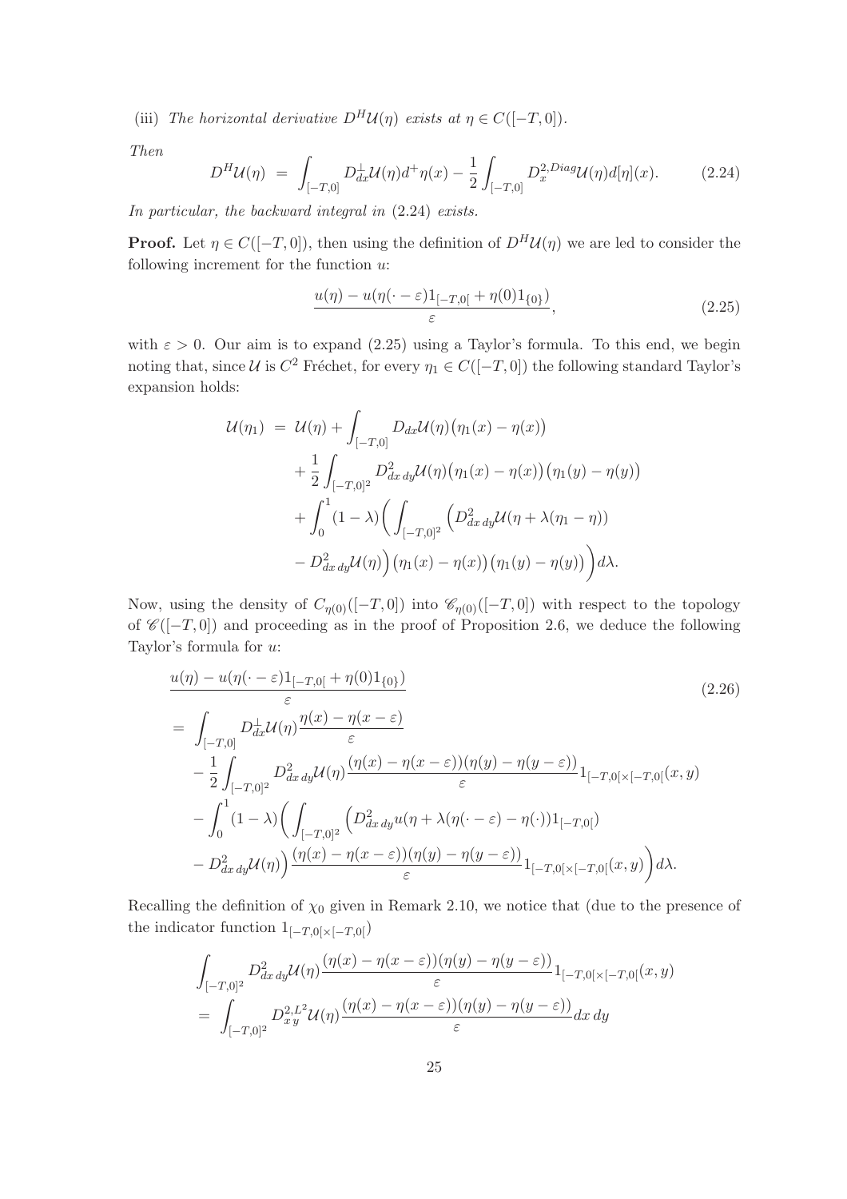(iii) *The horizontal derivative $D^H\mathcal{U}(\eta)$ exists at $\eta \in C([-T,0])$.*

*Then*

$$D^H\mathcal{U}(\eta) \;=\; \int_{[-T,0]} D_{dx}^{\perp}\mathcal{U}(\eta)d^+\eta(x) - \frac{1}{2}\int_{[-T,0]} D_x^{2,Diag}\mathcal{U}(\eta)d[\eta](x). \tag{2.24}$$

*In particular, the backward integral in* (2.24) *exists.*

**Proof.** Let $\eta \in C([-T,0])$, then using the definition of $D^H\mathcal{U}(\eta)$ we are led to consider the following increment for the function $u$:

$$\frac{u(\eta) - u(\eta(\cdot - \varepsilon)1_{[-T,0[} + \eta(0)1_{\{0\}})}{\varepsilon}, \tag{2.25}$$

with $\varepsilon > 0$. Our aim is to expand (2.25) using a Taylor's formula. To this end, we begin noting that, since $\mathcal{U}$ is $C^2$ Fréchet, for every $\eta_1 \in C([-T,0])$ the following standard Taylor's expansion holds:

$$\begin{aligned}
\mathcal{U}(\eta_1) \;&=\; \mathcal{U}(\eta) + \int_{[-T,0]} D_{dx}\mathcal{U}(\eta)\big(\eta_1(x) - \eta(x)\big) \\
&\quad + \frac{1}{2}\int_{[-T,0]^2} D^2_{dx\,dy}\mathcal{U}(\eta)\big(\eta_1(x) - \eta(x)\big)\big(\eta_1(y) - \eta(y)\big) \\
&\quad + \int_0^1 (1-\lambda)\bigg(\int_{[-T,0]^2}\Big(D^2_{dx\,dy}\mathcal{U}(\eta + \lambda(\eta_1 - \eta)) \\
&\quad - D^2_{dx\,dy}\mathcal{U}(\eta)\Big)\big(\eta_1(x) - \eta(x)\big)\big(\eta_1(y) - \eta(y)\big)\bigg)d\lambda.
\end{aligned}$$

Now, using the density of $C_{\eta(0)}([-T,0])$ into $\mathscr{C}_{\eta(0)}([-T,0])$ with respect to the topology of $\mathscr{C}([-T,0])$ and proceeding as in the proof of Proposition 2.6, we deduce the following Taylor's formula for $u$:

$$\begin{aligned}
&\frac{u(\eta) - u(\eta(\cdot - \varepsilon)1_{[-T,0[} + \eta(0)1_{\{0\}})}{\varepsilon} \\
&= \int_{[-T,0]} D_{dx}^{\perp}\mathcal{U}(\eta)\frac{\eta(x) - \eta(x-\varepsilon)}{\varepsilon} \\
&\quad - \frac{1}{2}\int_{[-T,0]^2} D^2_{dx\,dy}\mathcal{U}(\eta)\frac{(\eta(x) - \eta(x-\varepsilon))(\eta(y) - \eta(y-\varepsilon))}{\varepsilon}1_{[-T,0[\times[-T,0[}(x,y) \\
&\quad - \int_0^1 (1-\lambda)\bigg(\int_{[-T,0]^2}\Big(D^2_{dx\,dy}u(\eta + \lambda(\eta(\cdot - \varepsilon) - \eta(\cdot))1_{[-T,0[}) \\
&\quad - D^2_{dx\,dy}\mathcal{U}(\eta)\Big)\frac{(\eta(x) - \eta(x-\varepsilon))(\eta(y) - \eta(y-\varepsilon))}{\varepsilon}1_{[-T,0[\times[-T,0[}(x,y)\bigg)d\lambda.
\end{aligned} \tag{2.26}$$

Recalling the definition of $\chi_0$ given in Remark 2.10, we notice that (due to the presence of the indicator function $1_{[-T,0[\times[-T,0[}$)

$$\begin{aligned}
&\int_{[-T,0]^2} D^2_{dx\,dy}\mathcal{U}(\eta)\frac{(\eta(x) - \eta(x-\varepsilon))(\eta(y) - \eta(y-\varepsilon))}{\varepsilon}1_{[-T,0[\times[-T,0[}(x,y) \\
&= \int_{[-T,0]^2} D^{2,L^2}_{x\,y}\mathcal{U}(\eta)\frac{(\eta(x) - \eta(x-\varepsilon))(\eta(y) - \eta(y-\varepsilon))}{\varepsilon}dx\,dy
\end{aligned}$$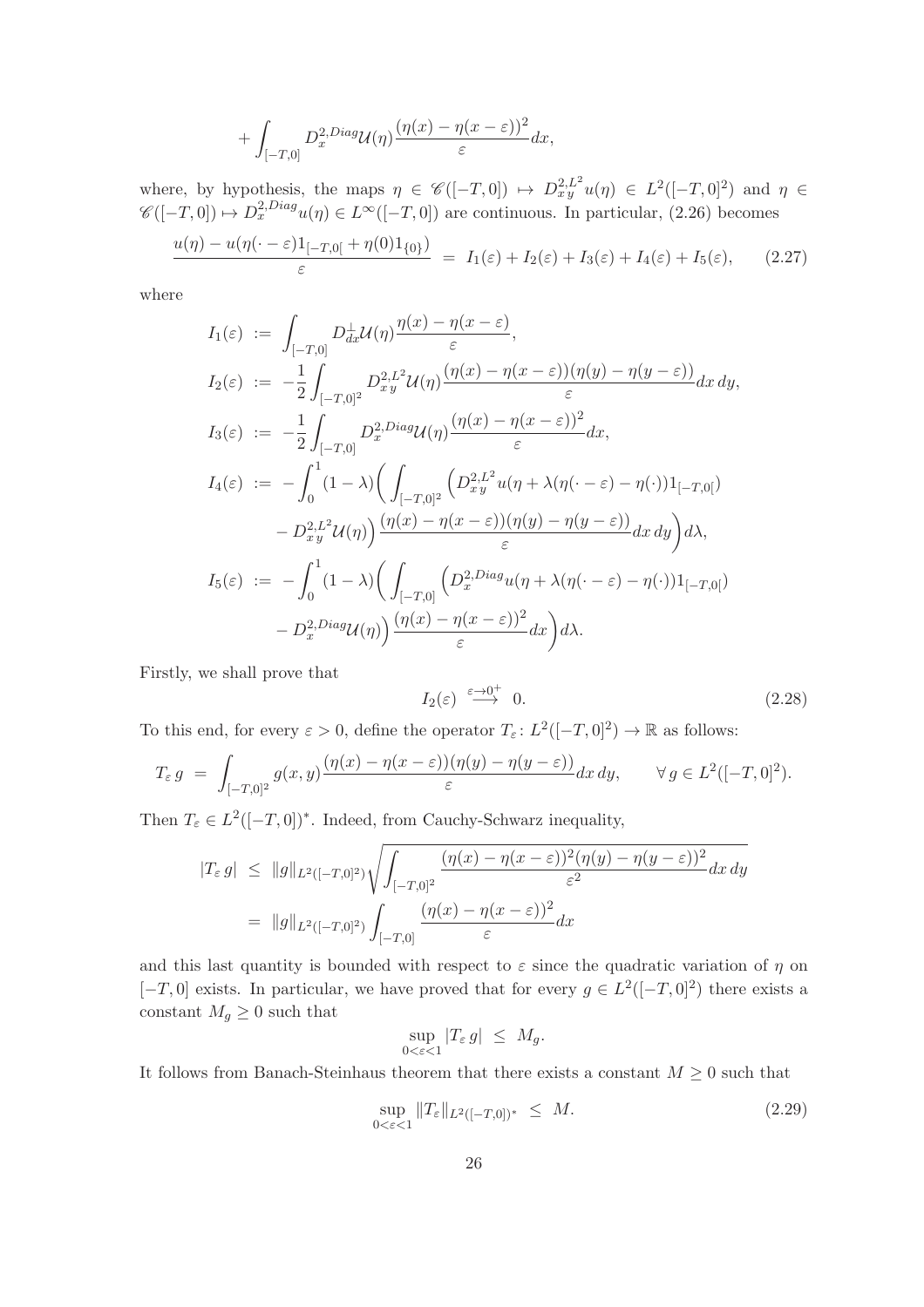$$
+ \int_{[-T,0]} D_x^{2,Diag}\mathcal{U}(\eta) \frac{(\eta(x) - \eta(x-\varepsilon))^2}{\varepsilon} dx,
$$

where, by hypothesis, the maps $\eta \in \mathscr{C}([-T,0]) \mapsto D_{x\,y}^{2,L^2} u(\eta) \in L^2([-T,0]^2)$ and $\eta \in \mathscr{C}([-T,0]) \mapsto D_x^{2,Diag} u(\eta) \in L^\infty([-T,0])$ are continuous. In particular, (2.26) becomes

$$
\frac{u(\eta) - u(\eta(\cdot - \varepsilon)1_{[-T,0[} + \eta(0)1_{\{0\}})}{\varepsilon} \;=\; I_1(\varepsilon) + I_2(\varepsilon) + I_3(\varepsilon) + I_4(\varepsilon) + I_5(\varepsilon), \qquad (2.27)
$$

where

$$
\begin{aligned}
I_1(\varepsilon) &:= \int_{[-T,0]} D_{dx}^{\perp}\mathcal{U}(\eta) \frac{\eta(x) - \eta(x-\varepsilon)}{\varepsilon}, \\
I_2(\varepsilon) &:= -\frac{1}{2} \int_{[-T,0]^2} D_{x\,y}^{2,L^2}\mathcal{U}(\eta) \frac{(\eta(x) - \eta(x-\varepsilon))(\eta(y) - \eta(y-\varepsilon))}{\varepsilon} dx\, dy, \\
I_3(\varepsilon) &:= -\frac{1}{2} \int_{[-T,0]} D_x^{2,Diag}\mathcal{U}(\eta) \frac{(\eta(x) - \eta(x-\varepsilon))^2}{\varepsilon} dx, \\
I_4(\varepsilon) &:= -\int_0^1 (1-\lambda) \bigg( \int_{[-T,0]^2} \Big( D_{x\,y}^{2,L^2} u(\eta + \lambda(\eta(\cdot - \varepsilon) - \eta(\cdot))1_{[-T,0[}) \\
&\quad - D_{x\,y}^{2,L^2}\mathcal{U}(\eta) \Big) \frac{(\eta(x) - \eta(x-\varepsilon))(\eta(y) - \eta(y-\varepsilon))}{\varepsilon} dx\, dy \bigg) d\lambda, \\
I_5(\varepsilon) &:= -\int_0^1 (1-\lambda) \bigg( \int_{[-T,0]} \Big( D_x^{2,Diag} u(\eta + \lambda(\eta(\cdot - \varepsilon) - \eta(\cdot))1_{[-T,0[}) \\
&\quad - D_x^{2,Diag}\mathcal{U}(\eta) \Big) \frac{(\eta(x) - \eta(x-\varepsilon))^2}{\varepsilon} dx \bigg) d\lambda.
\end{aligned}
$$

Firstly, we shall prove that

$$
I_2(\varepsilon) \;\overset{\varepsilon \to 0^+}{\longrightarrow}\; 0. \qquad (2.28)
$$

To this end, for every $\varepsilon > 0$, define the operator $T_\varepsilon \colon L^2([-T,0]^2) \to \mathbb{R}$ as follows:

$$
T_\varepsilon\, g \;=\; \int_{[-T,0]^2} g(x,y) \frac{(\eta(x) - \eta(x-\varepsilon))(\eta(y) - \eta(y-\varepsilon))}{\varepsilon} dx\, dy, \qquad \forall\, g \in L^2([-T,0]^2).
$$

Then $T_\varepsilon \in L^2([-T,0])^*$. Indeed, from Cauchy-Schwarz inequality,

$$
\begin{aligned}
|T_\varepsilon\, g| \;&\le\; \|g\|_{L^2([-T,0]^2)} \sqrt{\int_{[-T,0]^2} \frac{(\eta(x) - \eta(x-\varepsilon))^2(\eta(y) - \eta(y-\varepsilon))^2}{\varepsilon^2} dx\, dy} \\
&=\; \|g\|_{L^2([-T,0]^2)} \int_{[-T,0]} \frac{(\eta(x) - \eta(x-\varepsilon))^2}{\varepsilon} dx
\end{aligned}
$$

and this last quantity is bounded with respect to $\varepsilon$ since the quadratic variation of $\eta$ on $[-T,0]$ exists. In particular, we have proved that for every $g \in L^2([-T,0]^2)$ there exists a constant $M_g \ge 0$ such that

$$
\sup_{0<\varepsilon<1} |T_\varepsilon\, g| \;\le\; M_g.
$$

It follows from Banach-Steinhaus theorem that there exists a constant $M \ge 0$ such that

$$
\sup_{0<\varepsilon<1} \|T_\varepsilon\|_{L^2([-T,0])^*} \;\le\; M. \qquad (2.29)
$$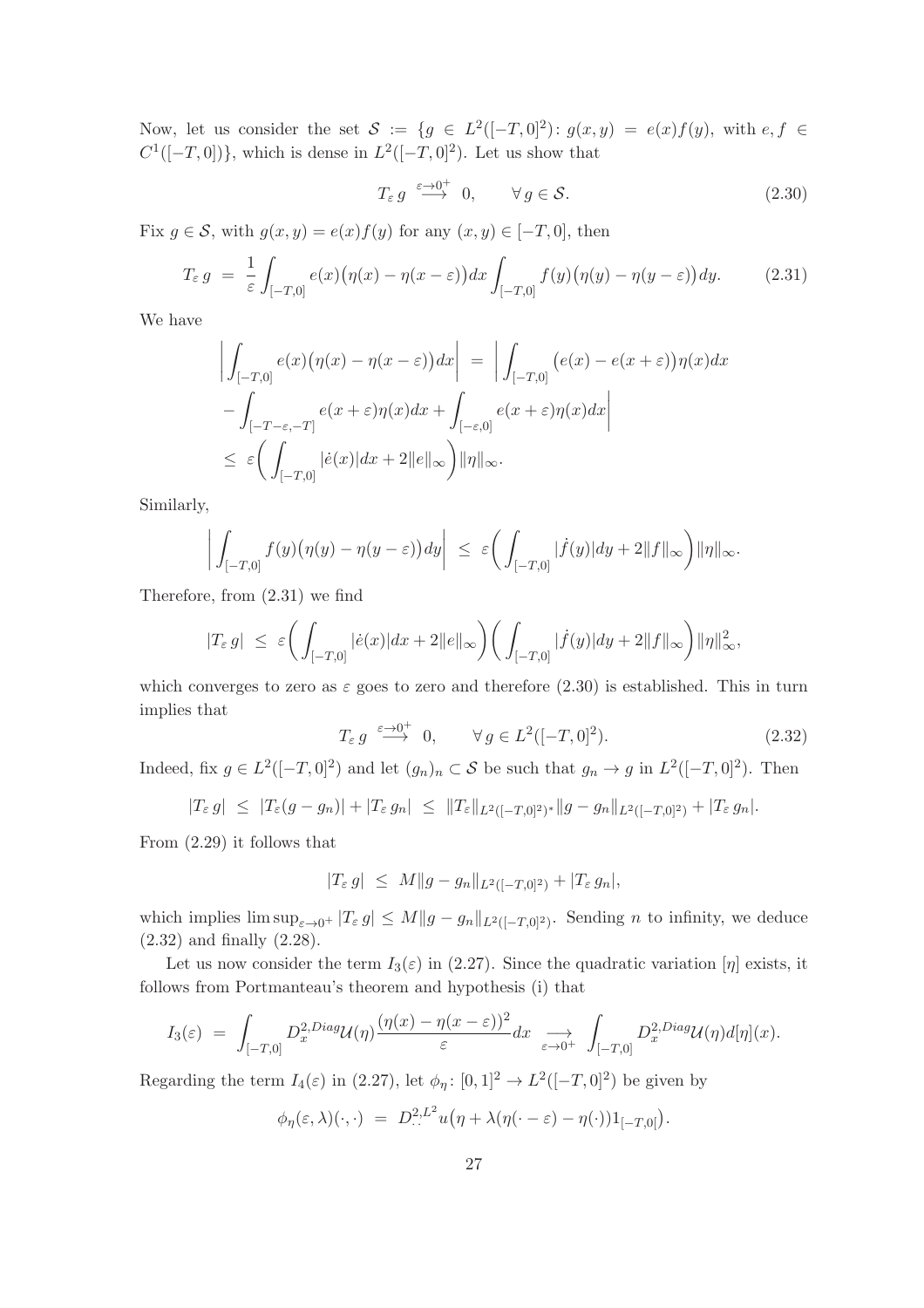Now, let us consider the set $\mathcal{S} := \{g \in L^2([-T,0]^2) \colon g(x,y) = e(x)f(y), \text{ with } e, f \in C^1([-T,0])\}$, which is dense in $L^2([-T,0]^2)$. Let us show that

$$T_\varepsilon\, g \ \stackrel{\varepsilon\to 0^+}{\longrightarrow}\ 0, \qquad \forall\, g \in \mathcal{S}. \tag{2.30}$$

Fix $g \in \mathcal{S}$, with $g(x,y) = e(x)f(y)$ for any $(x,y) \in [-T,0]$, then

$$T_\varepsilon\, g \ = \ \frac{1}{\varepsilon}\int_{[-T,0]} e(x)\big(\eta(x) - \eta(x-\varepsilon)\big)dx \int_{[-T,0]} f(y)\big(\eta(y) - \eta(y-\varepsilon)\big)dy. \tag{2.31}$$

We have

$$\begin{aligned}
\bigg|\int_{[-T,0]} e(x)\big(\eta(x) - \eta(x-\varepsilon)\big)dx\bigg| \ &= \ \bigg|\int_{[-T,0]} \big(e(x) - e(x+\varepsilon)\big)\eta(x)dx \\
&- \int_{[-T-\varepsilon,-T]} e(x+\varepsilon)\eta(x)dx + \int_{[-\varepsilon,0]} e(x+\varepsilon)\eta(x)dx\bigg| \\
&\leq \ \varepsilon\bigg(\int_{[-T,0]} |\dot{e}(x)|dx + 2\|e\|_\infty\bigg)\|\eta\|_\infty.
\end{aligned}$$

Similarly,

$$\bigg|\int_{[-T,0]} f(y)\big(\eta(y) - \eta(y-\varepsilon)\big)dy\bigg| \ \leq \ \varepsilon\bigg(\int_{[-T,0]} |\dot{f}(y)|dy + 2\|f\|_\infty\bigg)\|\eta\|_\infty.$$

Therefore, from (2.31) we find

$$|T_\varepsilon\, g| \ \leq \ \varepsilon\bigg(\int_{[-T,0]} |\dot{e}(x)|dx + 2\|e\|_\infty\bigg)\bigg(\int_{[-T,0]} |\dot{f}(y)|dy + 2\|f\|_\infty\bigg)\|\eta\|_\infty^2,$$

which converges to zero as $\varepsilon$ goes to zero and therefore (2.30) is established. This in turn implies that

$$T_\varepsilon\, g \ \stackrel{\varepsilon\to 0^+}{\longrightarrow}\ 0, \qquad \forall\, g \in L^2([-T,0]^2). \tag{2.32}$$

Indeed, fix $g \in L^2([-T,0]^2)$ and let $(g_n)_n \subset \mathcal{S}$ be such that $g_n \to g$ in $L^2([-T,0]^2)$. Then

$$|T_\varepsilon\, g| \ \leq \ |T_\varepsilon(g - g_n)| + |T_\varepsilon\, g_n| \ \leq \ \|T_\varepsilon\|_{L^2([-T,0]^2)^*}\|g - g_n\|_{L^2([-T,0]^2)} + |T_\varepsilon\, g_n|.$$

From (2.29) it follows that

$$|T_\varepsilon\, g| \ \leq \ M\|g - g_n\|_{L^2([-T,0]^2)} + |T_\varepsilon\, g_n|,$$

which implies $\limsup_{\varepsilon\to 0^+} |T_\varepsilon\, g| \leq M\|g - g_n\|_{L^2([-T,0]^2)}$. Sending $n$ to infinity, we deduce (2.32) and finally (2.28).

Let us now consider the term $I_3(\varepsilon)$ in (2.27). Since the quadratic variation $[\eta]$ exists, it follows from Portmanteau's theorem and hypothesis (i) that

$$I_3(\varepsilon) \ = \ \int_{[-T,0]} D_x^{2,Diag}\mathcal{U}(\eta)\frac{(\eta(x) - \eta(x-\varepsilon))^2}{\varepsilon}dx \ \underset{\varepsilon\to 0^+}{\longrightarrow} \ \int_{[-T,0]} D_x^{2,Diag}\mathcal{U}(\eta)d[\eta](x).$$

Regarding the term $I_4(\varepsilon)$ in (2.27), let $\phi_\eta \colon [0,1]^2 \to L^2([-T,0]^2)$ be given by

$$\phi_\eta(\varepsilon,\lambda)(\cdot,\cdot) \ = \ D_{\cdot\,\cdot}^{2,L^2}u\big(\eta + \lambda(\eta(\cdot - \varepsilon) - \eta(\cdot))1_{[-T,0[}\big).$$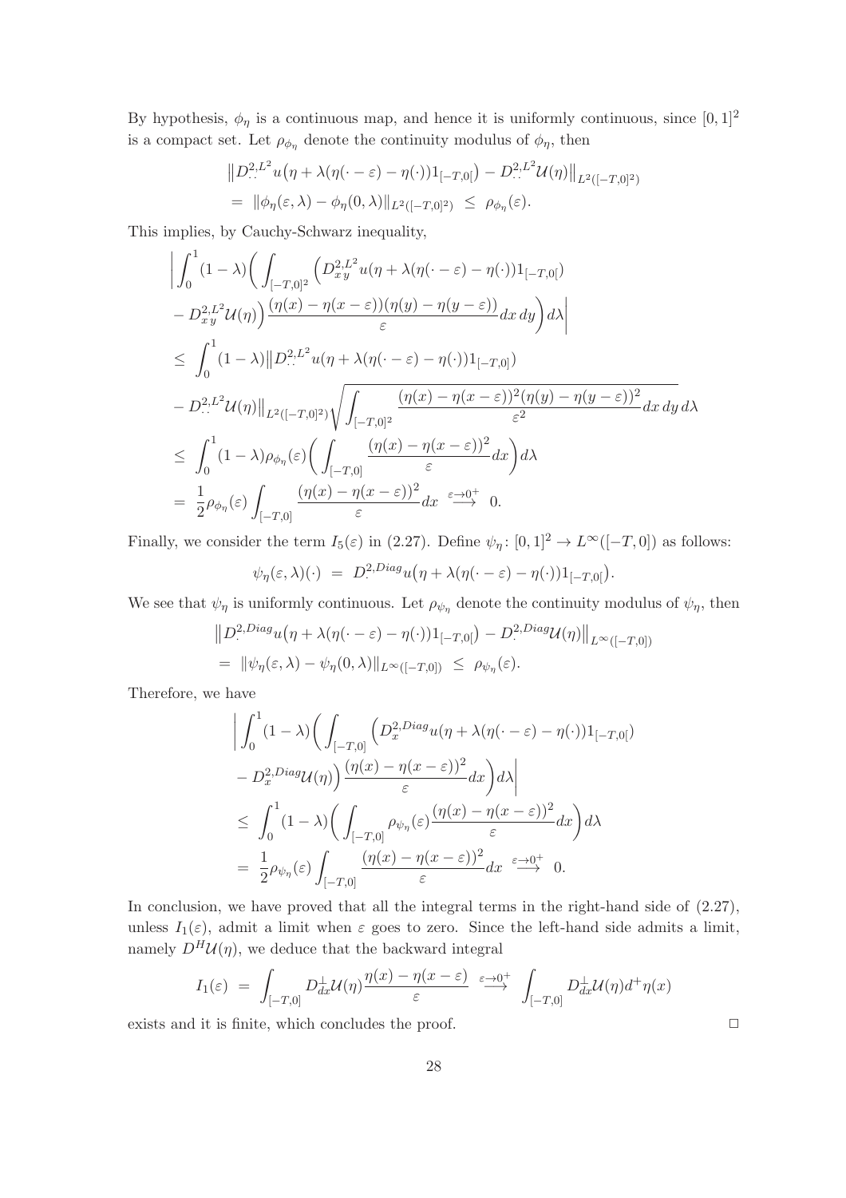By hypothesis, $\phi_\eta$ is a continuous map, and hence it is uniformly continuous, since $[0,1]^2$ is a compact set. Let $\rho_{\phi_\eta}$ denote the continuity modulus of $\phi_\eta$, then

$$
\begin{aligned}
&\big\| D^{2,L^2}_{\cdot\,\cdot} u\big(\eta + \lambda(\eta(\cdot - \varepsilon) - \eta(\cdot))1_{[-T,0[}\big) - D^{2,L^2}_{\cdot\,\cdot}\mathcal{U}(\eta)\big\|_{L^2([-T,0]^2)} \\
&= \|\phi_\eta(\varepsilon,\lambda) - \phi_\eta(0,\lambda)\|_{L^2([-T,0]^2)} \ \leq \ \rho_{\phi_\eta}(\varepsilon).
\end{aligned}
$$

This implies, by Cauchy-Schwarz inequality,

$$
\begin{aligned}
&\bigg| \int_0^1 (1-\lambda)\bigg( \int_{[-T,0]^2} \Big( D^{2,L^2}_{x\,y} u(\eta + \lambda(\eta(\cdot - \varepsilon) - \eta(\cdot))1_{[-T,0[}) \\
&- D^{2,L^2}_{x\,y}\mathcal{U}(\eta)\Big) \frac{(\eta(x) - \eta(x-\varepsilon))(\eta(y) - \eta(y-\varepsilon))}{\varepsilon} dx\, dy \bigg) d\lambda \bigg| \\
&\leq \int_0^1 (1-\lambda) \big\| D^{2,L^2}_{\cdot\,\cdot} u(\eta + \lambda(\eta(\cdot - \varepsilon) - \eta(\cdot))1_{[-T,0[}) \\
&- D^{2,L^2}_{\cdot\,\cdot}\mathcal{U}(\eta)\big\|_{L^2([-T,0]^2)} \sqrt{\int_{[-T,0]^2} \frac{(\eta(x) - \eta(x-\varepsilon))^2(\eta(y) - \eta(y-\varepsilon))^2}{\varepsilon^2} dx\, dy}\, d\lambda \\
&\leq \int_0^1 (1-\lambda)\rho_{\phi_\eta}(\varepsilon) \bigg( \int_{[-T,0]} \frac{(\eta(x) - \eta(x-\varepsilon))^2}{\varepsilon} dx \bigg) d\lambda \\
&= \frac{1}{2}\rho_{\phi_\eta}(\varepsilon) \int_{[-T,0]} \frac{(\eta(x) - \eta(x-\varepsilon))^2}{\varepsilon} dx \ \overset{\varepsilon \to 0^+}{\longrightarrow} \ 0.
\end{aligned}
$$

Finally, we consider the term $I_5(\varepsilon)$ in (2.27). Define $\psi_\eta \colon [0,1]^2 \to L^\infty([-T,0])$ as follows:

$$
\psi_\eta(\varepsilon,\lambda)(\cdot) \ = \ D^{2,Diag}_{\cdot} u\big(\eta + \lambda(\eta(\cdot - \varepsilon) - \eta(\cdot))1_{[-T,0[}\big).
$$

We see that $\psi_\eta$ is uniformly continuous. Let $\rho_{\psi_\eta}$ denote the continuity modulus of $\psi_\eta$, then

$$
\begin{aligned}
&\big\| D^{2,Diag}_{\cdot} u\big(\eta + \lambda(\eta(\cdot - \varepsilon) - \eta(\cdot))1_{[-T,0[}\big) - D^{2,Diag}_{\cdot}\mathcal{U}(\eta)\big\|_{L^\infty([-T,0])} \\
&= \|\psi_\eta(\varepsilon,\lambda) - \psi_\eta(0,\lambda)\|_{L^\infty([-T,0])} \ \leq \ \rho_{\psi_\eta}(\varepsilon).
\end{aligned}
$$

Therefore, we have

$$
\begin{aligned}
&\bigg| \int_0^1 (1-\lambda)\bigg( \int_{[-T,0]} \Big( D^{2,Diag}_{x} u(\eta + \lambda(\eta(\cdot - \varepsilon) - \eta(\cdot))1_{[-T,0[}) \\
&- D^{2,Diag}_{x}\mathcal{U}(\eta)\Big) \frac{(\eta(x) - \eta(x-\varepsilon))^2}{\varepsilon} dx \bigg) d\lambda \bigg| \\
&\leq \int_0^1 (1-\lambda)\bigg( \int_{[-T,0]} \rho_{\psi_\eta}(\varepsilon) \frac{(\eta(x) - \eta(x-\varepsilon))^2}{\varepsilon} dx \bigg) d\lambda \\
&= \frac{1}{2}\rho_{\psi_\eta}(\varepsilon) \int_{[-T,0]} \frac{(\eta(x) - \eta(x-\varepsilon))^2}{\varepsilon} dx \ \overset{\varepsilon \to 0^+}{\longrightarrow} \ 0.
\end{aligned}
$$

In conclusion, we have proved that all the integral terms in the right-hand side of (2.27), unless $I_1(\varepsilon)$, admit a limit when $\varepsilon$ goes to zero. Since the left-hand side admits a limit, namely $D^H\mathcal{U}(\eta)$, we deduce that the backward integral

$$
I_1(\varepsilon) \ = \ \int_{[-T,0]} D^{\perp}_{dx}\mathcal{U}(\eta) \frac{\eta(x) - \eta(x-\varepsilon)}{\varepsilon} \ \overset{\varepsilon \to 0^+}{\longrightarrow} \ \int_{[-T,0]} D^{\perp}_{dx}\mathcal{U}(\eta) d^+\eta(x)
$$

exists and it is finite, which concludes the proof. $\square$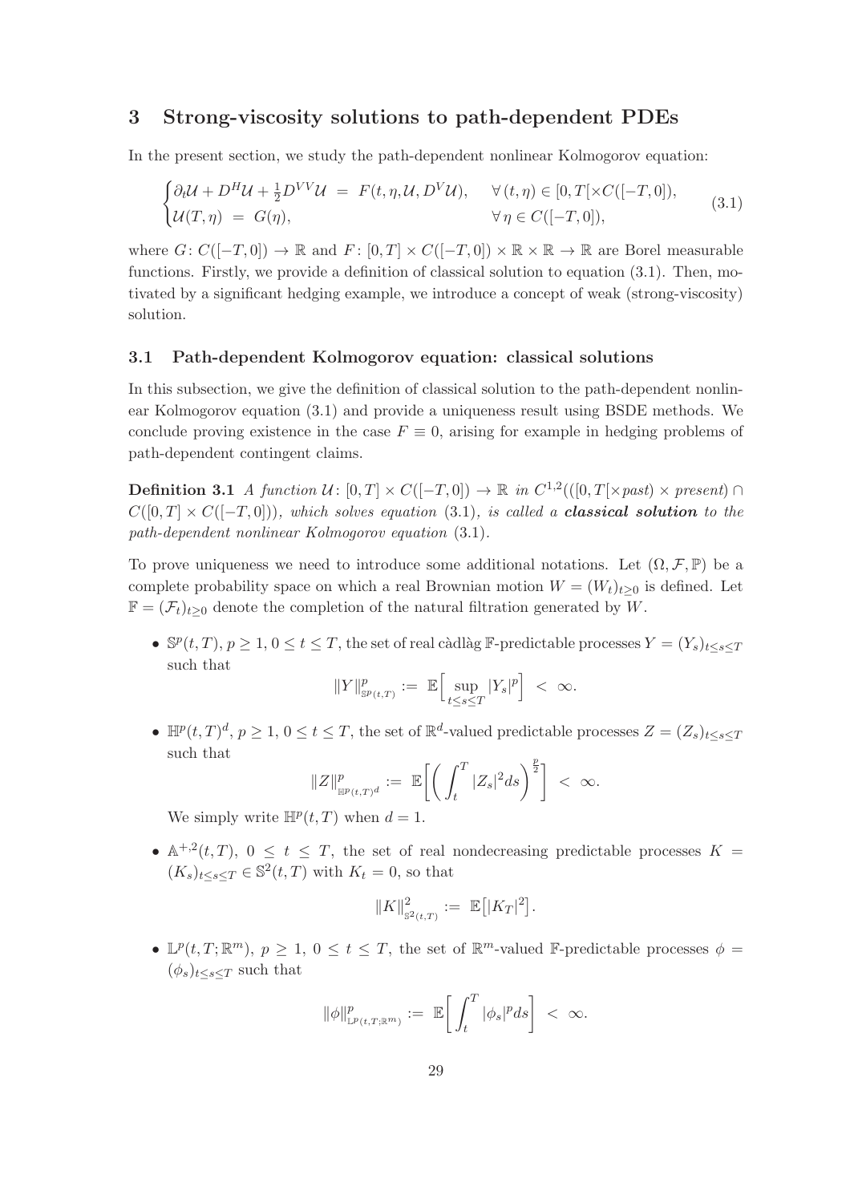## 3 Strong-viscosity solutions to path-dependent PDEs

In the present section, we study the path-dependent nonlinear Kolmogorov equation:

$$
\begin{cases} \partial_t \mathcal{U} + D^H \mathcal{U} + \frac{1}{2} D^{VV} \mathcal{U} \ = \ F(t, \eta, \mathcal{U}, D^V \mathcal{U}), & \forall\, (t,\eta) \in [0,T[\times C([-T,0]), \\ \mathcal{U}(T,\eta) \ = \ G(\eta), & \forall\, \eta \in C([-T,0]), \end{cases} \tag{3.1}
$$

where $G\colon C([-T,0]) \to \mathbb{R}$ and $F\colon [0,T] \times C([-T,0]) \times \mathbb{R} \times \mathbb{R} \to \mathbb{R}$ are Borel measurable functions. Firstly, we provide a definition of classical solution to equation (3.1). Then, motivated by a significant hedging example, we introduce a concept of weak (strong-viscosity) solution.

### 3.1 Path-dependent Kolmogorov equation: classical solutions

In this subsection, we give the definition of classical solution to the path-dependent nonlinear Kolmogorov equation (3.1) and provide a uniqueness result using BSDE methods. We conclude proving existence in the case $F \equiv 0$, arising for example in hedging problems of path-dependent contingent claims.

**Definition 3.1** *A function $\mathcal{U}\colon [0,T] \times C([-T,0]) \to \mathbb{R}$ in $C^{1,2}(([0,T[\times past) \times present) \cap C([0,T] \times C([-T,0]))$, which solves equation (3.1), is called a **classical solution** to the path-dependent nonlinear Kolmogorov equation (3.1).*

To prove uniqueness we need to introduce some additional notations. Let $(\Omega, \mathcal{F}, \mathbb{P})$ be a complete probability space on which a real Brownian motion $W = (W_t)_{t \geq 0}$ is defined. Let $\mathbb{F} = (\mathcal{F}_t)_{t \geq 0}$ denote the completion of the natural filtration generated by $W$.

- $\mathbb{S}^p(t,T)$, $p \geq 1$, $0 \leq t \leq T$, the set of real càdlàg $\mathbb{F}$-predictable processes $Y = (Y_s)_{t \leq s \leq T}$ such that
$$
\|Y\|^p_{\mathbb{S}^p(t,T)} := \ \mathbb{E}\Big[ \sup_{t \leq s \leq T} |Y_s|^p \Big] \ < \ \infty.
$$
- $\mathbb{H}^p(t,T)^d$, $p \geq 1$, $0 \leq t \leq T$, the set of $\mathbb{R}^d$-valued predictable processes $Z = (Z_s)_{t \leq s \leq T}$ such that
$$
\|Z\|^p_{\mathbb{H}^p(t,T)^d} := \ \mathbb{E}\bigg[ \bigg( \int_t^T |Z_s|^2 ds \bigg)^{\frac{p}{2}} \bigg] \ < \ \infty.
$$
We simply write $\mathbb{H}^p(t,T)$ when $d = 1$.
- $\mathbb{A}^{+,2}(t,T)$, $0 \leq t \leq T$, the set of real nondecreasing predictable processes $K = (K_s)_{t \leq s \leq T} \in \mathbb{S}^2(t,T)$ with $K_t = 0$, so that
$$
\|K\|^2_{\mathbb{S}^2(t,T)} := \ \mathbb{E}\big[|K_T|^2\big].
$$
- $\mathbb{L}^p(t,T;\mathbb{R}^m)$, $p \geq 1$, $0 \leq t \leq T$, the set of $\mathbb{R}^m$-valued $\mathbb{F}$-predictable processes $\phi = (\phi_s)_{t \leq s \leq T}$ such that
$$
\|\phi\|^p_{\mathbb{L}^p(t,T;\mathbb{R}^m)} := \ \mathbb{E}\bigg[ \int_t^T |\phi_s|^p ds \bigg] \ < \ \infty.
$$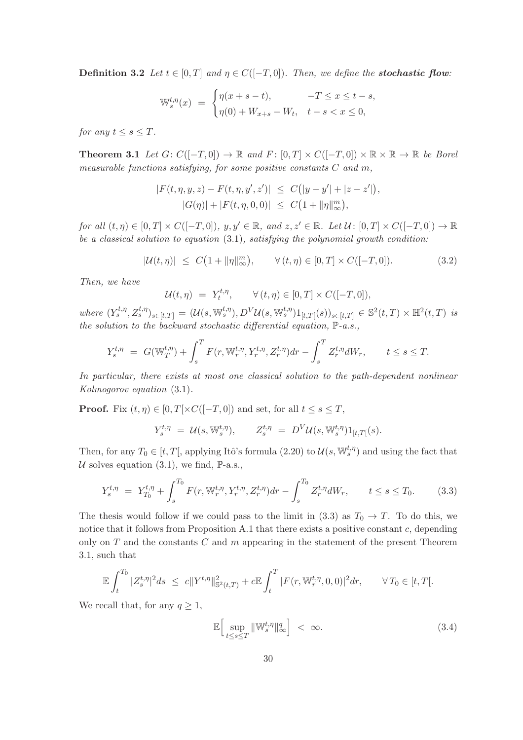**Definition 3.2** *Let $t \in [0,T]$ and $\eta \in C([-T,0])$. Then, we define the **stochastic flow**:*

$$\mathbb{W}_s^{t,\eta}(x) \;=\; \begin{cases} \eta(x+s-t), & -T \leq x \leq t-s, \\ \eta(0) + W_{x+s} - W_t, & t-s < x \leq 0, \end{cases}$$

*for any $t \leq s \leq T$.*

**Theorem 3.1** *Let $G\colon C([-T,0]) \to \mathbb{R}$ and $F\colon [0,T] \times C([-T,0]) \times \mathbb{R} \times \mathbb{R} \to \mathbb{R}$ be Borel measurable functions satisfying, for some positive constants $C$ and $m$,*

$$|F(t,\eta,y,z) - F(t,\eta,y',z')| \;\leq\; C\big(|y-y'| + |z-z'|\big),$$
$$|G(\eta)| + |F(t,\eta,0,0)| \;\leq\; C\big(1 + \|\eta\|_\infty^m\big),$$

*for all $(t,\eta) \in [0,T] \times C([-T,0])$, $y, y' \in \mathbb{R}$, and $z, z' \in \mathbb{R}$. Let $\mathcal{U}\colon [0,T] \times C([-T,0]) \to \mathbb{R}$ be a classical solution to equation (3.1), satisfying the polynomial growth condition:*

$$|\mathcal{U}(t,\eta)| \;\leq\; C\big(1 + \|\eta\|_\infty^m\big), \qquad \forall\,(t,\eta) \in [0,T] \times C([-T,0]). \tag{3.2}$$

*Then, we have*

$$\mathcal{U}(t,\eta) \;=\; Y_t^{t,\eta}, \qquad \forall\,(t,\eta) \in [0,T] \times C([-T,0]),$$

*where $(Y_s^{t,\eta}, Z_s^{t,\eta})_{s\in[t,T]} = (\mathcal{U}(s,\mathbb{W}_s^{t,\eta}), D^V\mathcal{U}(s,\mathbb{W}_s^{t,\eta})1_{[t,T[}(s))_{s\in[t,T]} \in \mathbb{S}^2(t,T) \times \mathbb{H}^2(t,T)$ is the solution to the backward stochastic differential equation, $\mathbb{P}$-a.s.,*

$$Y_s^{t,\eta} \;=\; G(\mathbb{W}_T^{t,\eta}) + \int_s^T F(r,\mathbb{W}_r^{t,\eta},Y_r^{t,\eta},Z_r^{t,\eta})dr - \int_s^T Z_r^{t,\eta}dW_r, \qquad t \leq s \leq T.$$

*In particular, there exists at most one classical solution to the path-dependent nonlinear Kolmogorov equation (3.1).*

**Proof.** Fix $(t,\eta) \in [0,T[ \times C([-T,0])$ and set, for all $t \leq s \leq T$,

$$Y_s^{t,\eta} \;=\; \mathcal{U}(s,\mathbb{W}_s^{t,\eta}), \qquad Z_s^{t,\eta} \;=\; D^V\mathcal{U}(s,\mathbb{W}_s^{t,\eta})1_{[t,T[}(s).$$

Then, for any $T_0 \in [t,T[$, applying Itô's formula (2.20) to $\mathcal{U}(s,\mathbb{W}_s^{t,\eta})$ and using the fact that $\mathcal{U}$ solves equation (3.1), we find, $\mathbb{P}$-a.s.,

$$Y_s^{t,\eta} \;=\; Y_{T_0}^{t,\eta} + \int_s^{T_0} F(r,\mathbb{W}_r^{t,\eta},Y_r^{t,\eta},Z_r^{t,\eta})dr - \int_s^{T_0} Z_r^{t,\eta}dW_r, \qquad t \leq s \leq T_0. \tag{3.3}$$

The thesis would follow if we could pass to the limit in (3.3) as $T_0 \to T$. To do this, we notice that it follows from Proposition A.1 that there exists a positive constant $c$, depending only on $T$ and the constants $C$ and $m$ appearing in the statement of the present Theorem 3.1, such that

$$\mathbb{E}\int_t^{T_0} |Z_s^{t,\eta}|^2 ds \;\leq\; c\|Y^{t,\eta}\|_{\mathbb{S}^2(t,T)}^2 + c\mathbb{E}\int_t^T |F(r,\mathbb{W}_r^{t,\eta},0,0)|^2 dr, \qquad \forall\, T_0 \in [t,T[.$$

We recall that, for any $q \geq 1$,

$$\mathbb{E}\Big[\sup_{t\leq s\leq T}\|\mathbb{W}_s^{t,\eta}\|_\infty^q\Big] \;<\; \infty. \tag{3.4}$$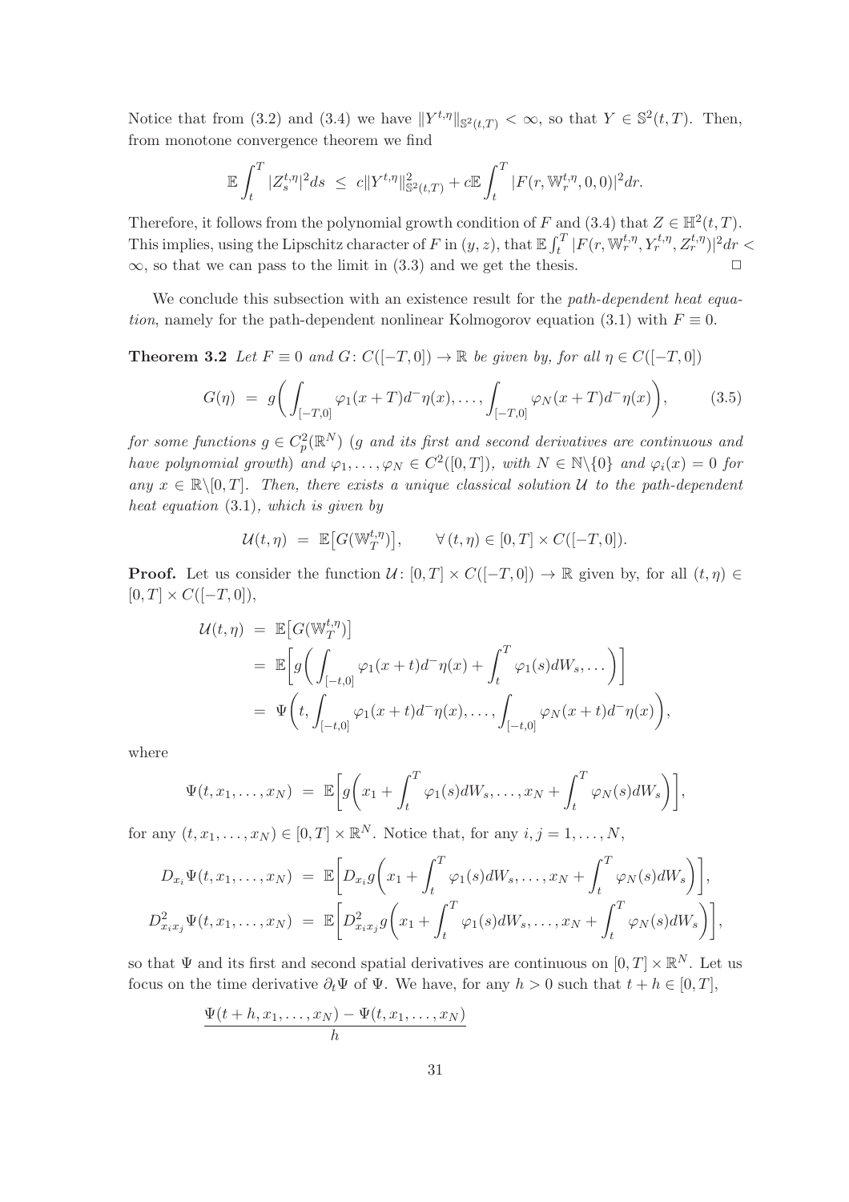Notice that from (3.2) and (3.4) we have $\|Y^{t,\eta}\|_{\mathbb{S}^2(t,T)} < \infty$, so that $Y \in \mathbb{S}^2(t,T)$. Then, from monotone convergence theorem we find

$$\mathbb{E}\int_t^T |Z_s^{t,\eta}|^2 ds \ \leq \ c\|Y^{t,\eta}\|^2_{\mathbb{S}^2(t,T)} + c\mathbb{E}\int_t^T |F(r,\mathbb{W}_r^{t,\eta},0,0)|^2 dr.$$

Therefore, it follows from the polynomial growth condition of $F$ and (3.4) that $Z \in \mathbb{H}^2(t,T)$. This implies, using the Lipschitz character of $F$ in $(y,z)$, that $\mathbb{E}\int_t^T |F(r,\mathbb{W}_r^{t,\eta},Y_r^{t,\eta},Z_r^{t,\eta})|^2 dr < \infty$, so that we can pass to the limit in (3.3) and we get the thesis. □

We conclude this subsection with an existence result for the *path-dependent heat equation*, namely for the path-dependent nonlinear Kolmogorov equation (3.1) with $F \equiv 0$.

**Theorem 3.2** *Let $F \equiv 0$ and $G\colon C([-T,0]) \to \mathbb{R}$ be given by, for all $\eta \in C([-T,0])$*

$$G(\eta) \ = \ g\bigg(\int_{[-T,0]} \varphi_1(x+T)d^-\eta(x),\ldots,\int_{[-T,0]} \varphi_N(x+T)d^-\eta(x)\bigg), \tag{3.5}$$

*for some functions $g \in C_p^2(\mathbb{R}^N)$ ($g$ and its first and second derivatives are continuous and have polynomial growth) and $\varphi_1,\ldots,\varphi_N \in C^2([0,T])$, with $N \in \mathbb{N}\backslash\{0\}$ and $\varphi_i(x) = 0$ for any $x \in \mathbb{R}\backslash[0,T]$. Then, there exists a unique classical solution $\mathcal{U}$ to the path-dependent heat equation (3.1), which is given by*

$$\mathcal{U}(t,\eta) \ = \ \mathbb{E}\big[G(\mathbb{W}_T^{t,\eta})\big], \qquad \forall\,(t,\eta) \in [0,T]\times C([-T,0]).$$

**Proof.** Let us consider the function $\mathcal{U}\colon [0,T]\times C([-T,0]) \to \mathbb{R}$ given by, for all $(t,\eta) \in [0,T]\times C([-T,0])$,

$$\begin{aligned}
\mathcal{U}(t,\eta) \ &= \ \mathbb{E}\big[G(\mathbb{W}_T^{t,\eta})\big] \\
&= \ \mathbb{E}\bigg[g\bigg(\int_{[-t,0]}\varphi_1(x+t)d^-\eta(x) + \int_t^T \varphi_1(s)dW_s,\ldots\bigg)\bigg] \\
&= \ \Psi\bigg(t,\int_{[-t,0]}\varphi_1(x+t)d^-\eta(x),\ldots,\int_{[-t,0]}\varphi_N(x+t)d^-\eta(x)\bigg),
\end{aligned}$$

where

$$\Psi(t,x_1,\ldots,x_N) \ = \ \mathbb{E}\bigg[g\bigg(x_1 + \int_t^T\varphi_1(s)dW_s,\ldots,x_N + \int_t^T\varphi_N(s)dW_s\bigg)\bigg],$$

for any $(t,x_1,\ldots,x_N) \in [0,T]\times\mathbb{R}^N$. Notice that, for any $i,j = 1,\ldots,N$,

$$\begin{aligned}
D_{x_i}\Psi(t,x_1,\ldots,x_N) \ &= \ \mathbb{E}\bigg[D_{x_i}g\bigg(x_1 + \int_t^T\varphi_1(s)dW_s,\ldots,x_N + \int_t^T\varphi_N(s)dW_s\bigg)\bigg], \\
D^2_{x_ix_j}\Psi(t,x_1,\ldots,x_N) \ &= \ \mathbb{E}\bigg[D^2_{x_ix_j}g\bigg(x_1 + \int_t^T\varphi_1(s)dW_s,\ldots,x_N + \int_t^T\varphi_N(s)dW_s\bigg)\bigg],
\end{aligned}$$

so that $\Psi$ and its first and second spatial derivatives are continuous on $[0,T]\times\mathbb{R}^N$. Let us focus on the time derivative $\partial_t\Psi$ of $\Psi$. We have, for any $h > 0$ such that $t+h \in [0,T]$,

$$\frac{\Psi(t+h,x_1,\ldots,x_N) - \Psi(t,x_1,\ldots,x_N)}{h}$$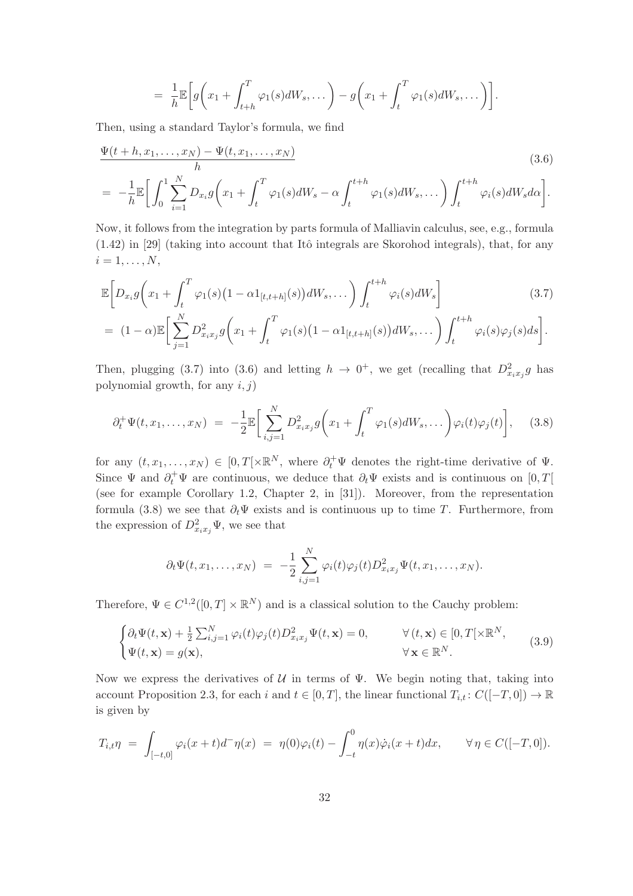$$= \frac{1}{h}\mathbb{E}\bigg[g\bigg(x_1 + \int_{t+h}^T \varphi_1(s)dW_s, \dots\bigg) - g\bigg(x_1 + \int_t^T \varphi_1(s)dW_s, \dots\bigg)\bigg].$$

Then, using a standard Taylor's formula, we find

$$\frac{\Psi(t+h, x_1, \dots, x_N) - \Psi(t, x_1, \dots, x_N)}{h} \tag{3.6}$$
$$= -\frac{1}{h}\mathbb{E}\bigg[\int_0^1 \sum_{i=1}^N D_{x_i} g\bigg(x_1 + \int_t^T \varphi_1(s)dW_s - \alpha\int_t^{t+h}\varphi_1(s)dW_s, \dots\bigg)\int_t^{t+h}\varphi_i(s)dW_s d\alpha\bigg].$$

Now, it follows from the integration by parts formula of Malliavin calculus, see, e.g., formula (1.42) in [29] (taking into account that Itô integrals are Skorohod integrals), that, for any $i = 1, \dots, N$,

$$\mathbb{E}\bigg[D_{x_i} g\bigg(x_1 + \int_t^T \varphi_1(s)\big(1 - \alpha 1_{[t,t+h]}(s)\big)dW_s, \dots\bigg)\int_t^{t+h}\varphi_i(s)dW_s\bigg] \tag{3.7}$$
$$= (1-\alpha)\mathbb{E}\bigg[\sum_{j=1}^N D^2_{x_i x_j} g\bigg(x_1 + \int_t^T \varphi_1(s)\big(1 - \alpha 1_{[t,t+h]}(s)\big)dW_s, \dots\bigg)\int_t^{t+h}\varphi_i(s)\varphi_j(s)ds\bigg].$$

Then, plugging (3.7) into (3.6) and letting $h \to 0^+$, we get (recalling that $D^2_{x_i x_j} g$ has polynomial growth, for any $i, j$)

$$\partial_t^+ \Psi(t, x_1, \dots, x_N) = -\frac{1}{2}\mathbb{E}\bigg[\sum_{i,j=1}^N D^2_{x_i x_j} g\bigg(x_1 + \int_t^T \varphi_1(s)dW_s, \dots\bigg)\varphi_i(t)\varphi_j(t)\bigg], \tag{3.8}$$

for any $(t, x_1, \dots, x_N) \in [0, T[\times\mathbb{R}^N$, where $\partial_t^+\Psi$ denotes the right-time derivative of $\Psi$. Since $\Psi$ and $\partial_t^+\Psi$ are continuous, we deduce that $\partial_t\Psi$ exists and is continuous on $[0, T[$ (see for example Corollary 1.2, Chapter 2, in [31]). Moreover, from the representation formula (3.8) we see that $\partial_t\Psi$ exists and is continuous up to time $T$. Furthermore, from the expression of $D^2_{x_i x_j}\Psi$, we see that

$$\partial_t\Psi(t, x_1, \dots, x_N) = -\frac{1}{2}\sum_{i,j=1}^N \varphi_i(t)\varphi_j(t)D^2_{x_i x_j}\Psi(t, x_1, \dots, x_N).$$

Therefore, $\Psi \in C^{1,2}([0, T] \times \mathbb{R}^N)$ and is a classical solution to the Cauchy problem:

$$\begin{cases} \partial_t\Psi(t, \mathbf{x}) + \frac{1}{2}\sum_{i,j=1}^N \varphi_i(t)\varphi_j(t)D^2_{x_i x_j}\Psi(t, \mathbf{x}) = 0, & \forall\,(t, \mathbf{x}) \in [0, T[\times\mathbb{R}^N, \\ \Psi(t, \mathbf{x}) = g(\mathbf{x}), & \forall\,\mathbf{x} \in \mathbb{R}^N. \end{cases} \tag{3.9}$$

Now we express the derivatives of $\mathcal{U}$ in terms of $\Psi$. We begin noting that, taking into account Proposition 2.3, for each $i$ and $t \in [0, T]$, the linear functional $T_{i,t}\colon C([-T, 0]) \to \mathbb{R}$ is given by

$$T_{i,t}\eta = \int_{[-t,0]} \varphi_i(x+t)d^-\eta(x) = \eta(0)\varphi_i(t) - \int_{-t}^0 \eta(x)\dot{\varphi}_i(x+t)dx, \qquad \forall\,\eta \in C([-T, 0]).$$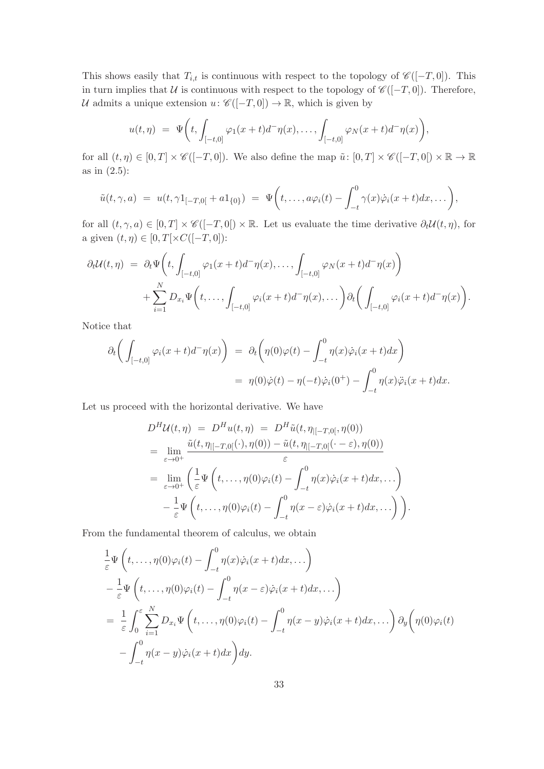This shows easily that $T_{i,t}$ is continuous with respect to the topology of $\mathscr{C}([-T,0])$. This in turn implies that $\mathcal{U}$ is continuous with respect to the topology of $\mathscr{C}([-T,0])$. Therefore, $\mathcal{U}$ admits a unique extension $u\colon \mathscr{C}([-T,0]) \to \mathbb{R}$, which is given by

$$u(t,\eta) \;=\; \Psi\bigg(t, \int_{[-t,0]} \varphi_1(x+t) d^-\eta(x), \ldots, \int_{[-t,0]} \varphi_N(x+t) d^-\eta(x)\bigg),$$

for all $(t,\eta) \in [0,T] \times \mathscr{C}([-T,0])$. We also define the map $\tilde{u}\colon [0,T] \times \mathscr{C}([-T,0[) \times \mathbb{R} \to \mathbb{R}$ as in (2.5):

$$\tilde{u}(t,\gamma,a) \;=\; u(t,\gamma 1_{[-T,0[} + a1_{\{0\}}) \;=\; \Psi\bigg(t, \ldots, a\varphi_i(t) - \int_{-t}^0 \gamma(x)\dot{\varphi}_i(x+t)dx, \ldots\bigg),$$

for all $(t,\gamma,a) \in [0,T] \times \mathscr{C}([-T,0[) \times \mathbb{R}$. Let us evaluate the time derivative $\partial_t \mathcal{U}(t,\eta)$, for a given $(t,\eta) \in [0,T[ \times C([-T,0])$:

$$\begin{aligned}
\partial_t \mathcal{U}(t,\eta) \;&=\; \partial_t \Psi\bigg(t, \int_{[-t,0]} \varphi_1(x+t) d^-\eta(x), \ldots, \int_{[-t,0]} \varphi_N(x+t) d^-\eta(x)\bigg) \\
&\quad + \sum_{i=1}^N D_{x_i} \Psi\bigg(t, \ldots, \int_{[-t,0]} \varphi_i(x+t) d^-\eta(x), \ldots\bigg) \partial_t \bigg(\int_{[-t,0]} \varphi_i(x+t) d^-\eta(x)\bigg).
\end{aligned}$$

Notice that

$$\begin{aligned}
\partial_t\bigg(\int_{[-t,0]} \varphi_i(x+t) d^-\eta(x)\bigg) \;&=\; \partial_t\bigg(\eta(0)\varphi(t) - \int_{-t}^0 \eta(x)\dot{\varphi}_i(x+t)dx\bigg) \\
&=\; \eta(0)\dot{\varphi}(t) - \eta(-t)\dot{\varphi}_i(0^+) - \int_{-t}^0 \eta(x)\ddot{\varphi}_i(x+t)dx.
\end{aligned}$$

Let us proceed with the horizontal derivative. We have

$$\begin{aligned}
D^H \mathcal{U}(t,\eta) \;&=\; D^H u(t,\eta) \;=\; D^H \tilde{u}(t, \eta_{|[-T,0[}, \eta(0)) \\
&=\; \lim_{\varepsilon \to 0^+} \frac{\tilde{u}(t, \eta_{|[-T,0[}(\cdot), \eta(0)) - \tilde{u}(t, \eta_{|[-T,0[}(\cdot - \varepsilon), \eta(0))}{\varepsilon} \\
&=\; \lim_{\varepsilon \to 0^+} \bigg(\frac{1}{\varepsilon}\Psi\bigg(t, \ldots, \eta(0)\varphi_i(t) - \int_{-t}^0 \eta(x)\dot{\varphi}_i(x+t)dx, \ldots\bigg) \\
&\quad - \frac{1}{\varepsilon}\Psi\bigg(t, \ldots, \eta(0)\varphi_i(t) - \int_{-t}^0 \eta(x-\varepsilon)\dot{\varphi}_i(x+t)dx, \ldots\bigg)\bigg).
\end{aligned}$$

From the fundamental theorem of calculus, we obtain

$$\begin{aligned}
&\frac{1}{\varepsilon}\Psi\bigg(t, \ldots, \eta(0)\varphi_i(t) - \int_{-t}^0 \eta(x)\dot{\varphi}_i(x+t)dx, \ldots\bigg) \\
&- \frac{1}{\varepsilon}\Psi\bigg(t, \ldots, \eta(0)\varphi_i(t) - \int_{-t}^0 \eta(x-\varepsilon)\dot{\varphi}_i(x+t)dx, \ldots\bigg) \\
&=\; \frac{1}{\varepsilon}\int_0^\varepsilon \sum_{i=1}^N D_{x_i}\Psi\bigg(t, \ldots, \eta(0)\varphi_i(t) - \int_{-t}^0 \eta(x-y)\dot{\varphi}_i(x+t)dx, \ldots\bigg) \partial_y\bigg(\eta(0)\varphi_i(t) \\
&- \int_{-t}^0 \eta(x-y)\dot{\varphi}_i(x+t)dx\bigg)dy.
\end{aligned}$$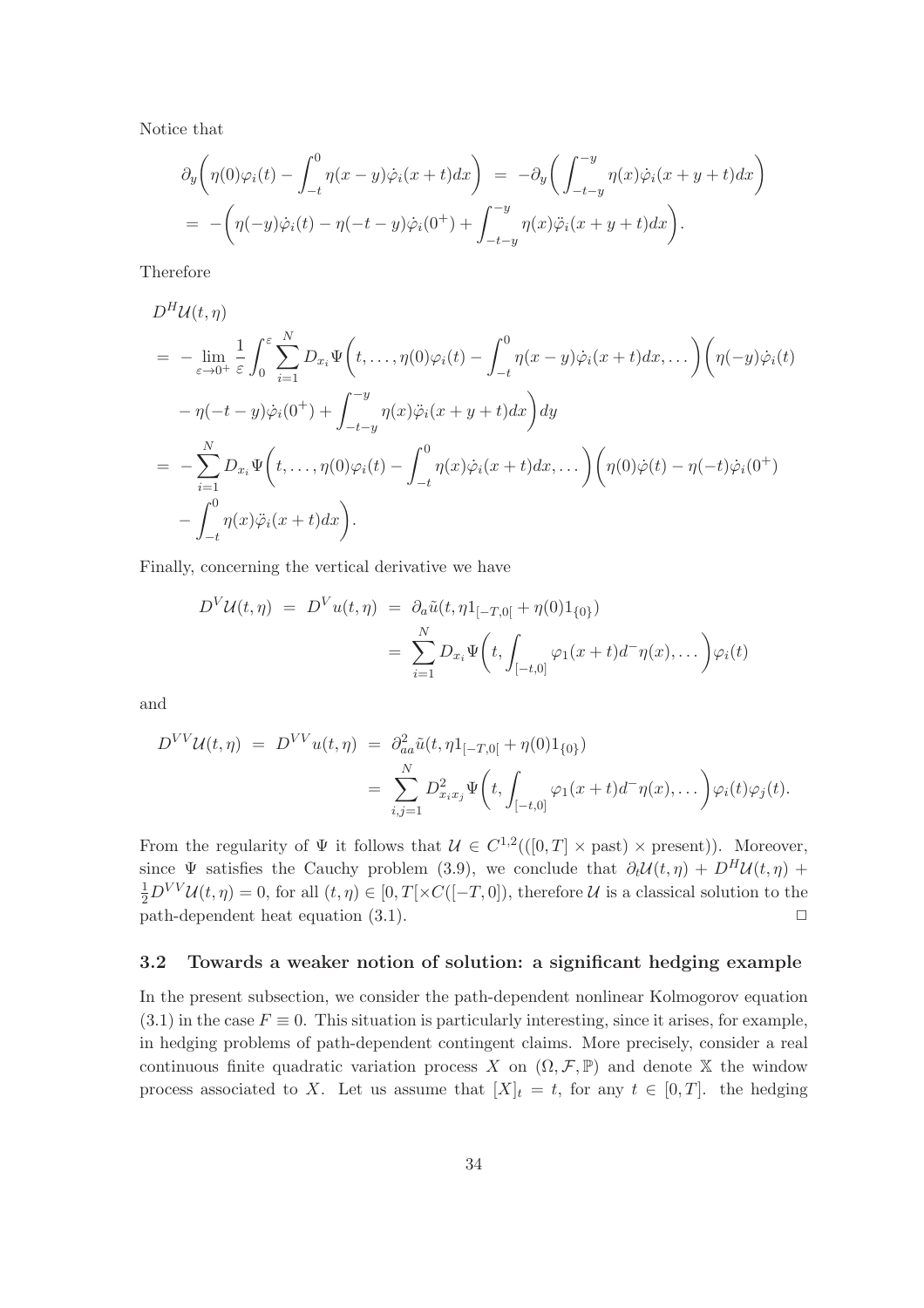Notice that

$$
\begin{aligned}
\partial_y\bigg(\eta(0)\varphi_i(t) - \int_{-t}^0 \eta(x-y)\dot{\varphi}_i(x+t)dx\bigg) &= -\partial_y\bigg(\int_{-t-y}^{-y} \eta(x)\dot{\varphi}_i(x+y+t)dx\bigg) \\
&= -\bigg(\eta(-y)\dot{\varphi}_i(t) - \eta(-t-y)\dot{\varphi}_i(0^+) + \int_{-t-y}^{-y} \eta(x)\ddot{\varphi}_i(x+y+t)dx\bigg).
\end{aligned}
$$

Therefore

$$
\begin{aligned}
&D^H\mathcal{U}(t,\eta) \\
&= -\lim_{\varepsilon\to 0^+}\frac{1}{\varepsilon}\int_0^\varepsilon \sum_{i=1}^N D_{x_i}\Psi\bigg(t,\dots,\eta(0)\varphi_i(t) - \int_{-t}^0 \eta(x-y)\dot{\varphi}_i(x+t)dx,\dots\bigg)\bigg(\eta(-y)\dot{\varphi}_i(t) \\
&\quad - \eta(-t-y)\dot{\varphi}_i(0^+) + \int_{-t-y}^{-y} \eta(x)\ddot{\varphi}_i(x+y+t)dx\bigg)dy \\
&= -\sum_{i=1}^N D_{x_i}\Psi\bigg(t,\dots,\eta(0)\varphi_i(t) - \int_{-t}^0 \eta(x)\dot{\varphi}_i(x+t)dx,\dots\bigg)\bigg(\eta(0)\dot{\varphi}(t) - \eta(-t)\dot{\varphi}_i(0^+) \\
&\quad - \int_{-t}^0 \eta(x)\ddot{\varphi}_i(x+t)dx\bigg).
\end{aligned}
$$

Finally, concerning the vertical derivative we have

$$
\begin{aligned}
D^V\mathcal{U}(t,\eta) = D^V u(t,\eta) &= \partial_a\tilde{u}(t,\eta 1_{[-T,0[} + \eta(0)1_{\{0\}}) \\
&= \sum_{i=1}^N D_{x_i}\Psi\bigg(t,\int_{[-t,0]}\varphi_1(x+t)d^-\eta(x),\dots\bigg)\varphi_i(t)
\end{aligned}
$$

and

$$
\begin{aligned}
D^{VV}\mathcal{U}(t,\eta) = D^{VV} u(t,\eta) &= \partial_{aa}^2\tilde{u}(t,\eta 1_{[-T,0[} + \eta(0)1_{\{0\}}) \\
&= \sum_{i,j=1}^N D_{x_ix_j}^2\Psi\bigg(t,\int_{[-t,0]}\varphi_1(x+t)d^-\eta(x),\dots\bigg)\varphi_i(t)\varphi_j(t).
\end{aligned}
$$

From the regularity of $\Psi$ it follows that $\mathcal{U} \in C^{1,2}(([0,T]\times\text{past})\times\text{present}))$. Moreover, since $\Psi$ satisfies the Cauchy problem (3.9), we conclude that $\partial_t\mathcal{U}(t,\eta) + D^H\mathcal{U}(t,\eta) + \frac{1}{2}D^{VV}\mathcal{U}(t,\eta) = 0$, for all $(t,\eta)\in[0,T[\times C([-T,0])$, therefore $\mathcal{U}$ is a classical solution to the path-dependent heat equation (3.1). □

### 3.2 Towards a weaker notion of solution: a significant hedging example

In the present subsection, we consider the path-dependent nonlinear Kolmogorov equation (3.1) in the case $F \equiv 0$. This situation is particularly interesting, since it arises, for example, in hedging problems of path-dependent contingent claims. More precisely, consider a real continuous finite quadratic variation process $X$ on $(\Omega,\mathcal{F},\mathbb{P})$ and denote $\mathbb{X}$ the window process associated to $X$. Let us assume that $[X]_t = t$, for any $t\in[0,T]$. the hedging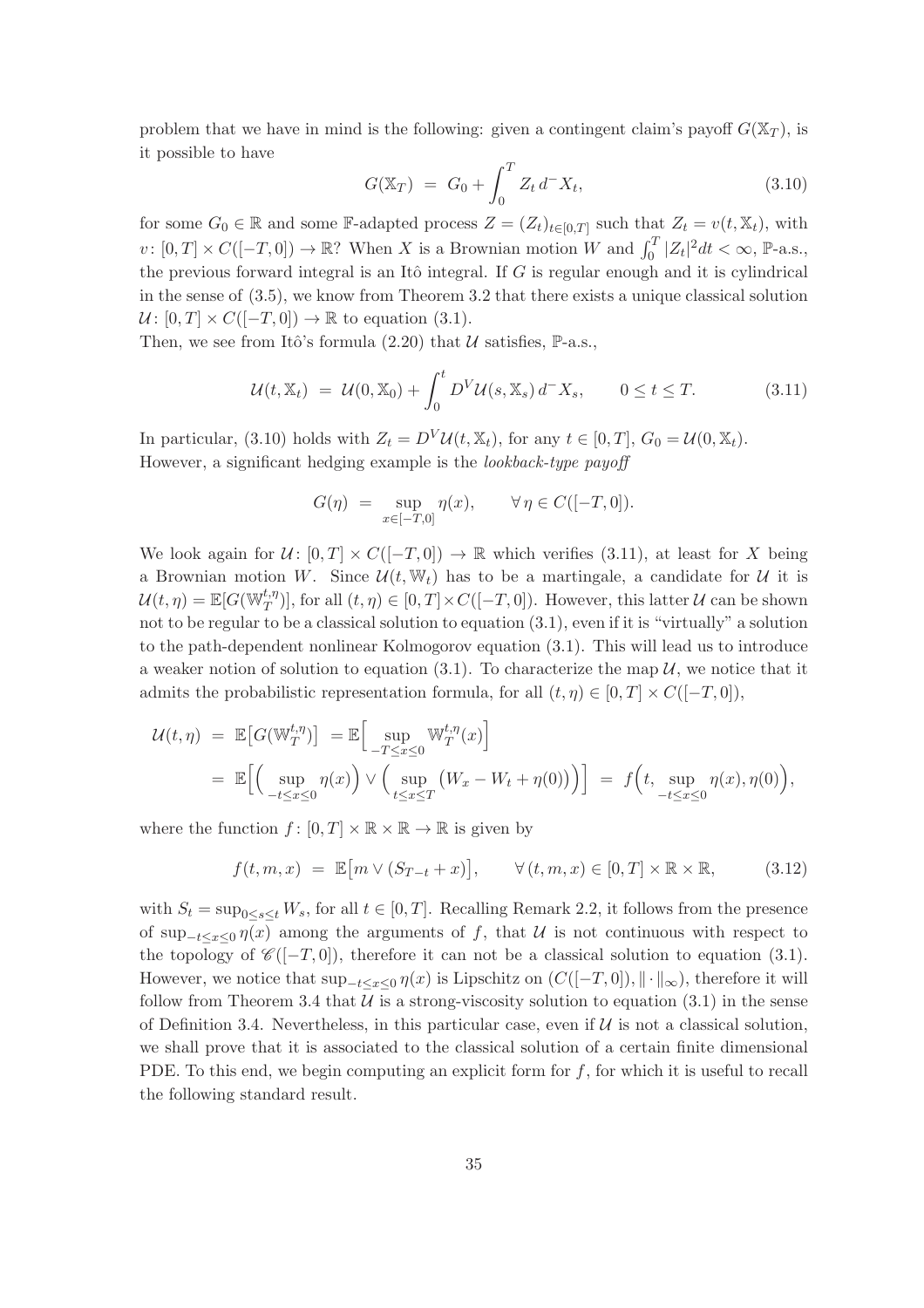problem that we have in mind is the following: given a contingent claim's payoff $G(\mathbb{X}_T)$, is it possible to have

$$G(\mathbb{X}_T) \;=\; G_0 + \int_0^T Z_t \, d^- X_t, \tag{3.10}$$

for some $G_0 \in \mathbb{R}$ and some $\mathbb{F}$-adapted process $Z = (Z_t)_{t\in[0,T]}$ such that $Z_t = v(t, \mathbb{X}_t)$, with $v\colon [0,T] \times C([-T,0]) \to \mathbb{R}$? When $X$ is a Brownian motion $W$ and $\int_0^T |Z_t|^2 dt < \infty$, $\mathbb{P}$-a.s., the previous forward integral is an Itô integral. If $G$ is regular enough and it is cylindrical in the sense of (3.5), we know from Theorem 3.2 that there exists a unique classical solution $\mathcal{U}\colon [0,T] \times C([-T,0]) \to \mathbb{R}$ to equation (3.1).

Then, we see from Itô's formula (2.20) that $\mathcal{U}$ satisfies, $\mathbb{P}$-a.s.,

$$\mathcal{U}(t, \mathbb{X}_t) \;=\; \mathcal{U}(0, \mathbb{X}_0) + \int_0^t D^V \mathcal{U}(s, \mathbb{X}_s) \, d^- X_s, \qquad 0 \leq t \leq T. \tag{3.11}$$

In particular, (3.10) holds with $Z_t = D^V \mathcal{U}(t, \mathbb{X}_t)$, for any $t \in [0,T]$, $G_0 = \mathcal{U}(0, \mathbb{X}_t)$. However, a significant hedging example is the *lookback-type payoff*

$$G(\eta) \;=\; \sup_{x\in[-T,0]} \eta(x), \qquad \forall\, \eta \in C([-T,0]).$$

We look again for $\mathcal{U}\colon [0,T] \times C([-T,0]) \to \mathbb{R}$ which verifies (3.11), at least for $X$ being a Brownian motion $W$. Since $\mathcal{U}(t, \mathbb{W}_t)$ has to be a martingale, a candidate for $\mathcal{U}$ it is $\mathcal{U}(t,\eta) = \mathbb{E}[G(\mathbb{W}_T^{t,\eta})]$, for all $(t,\eta) \in [0,T] \times C([-T,0])$. However, this latter $\mathcal{U}$ can be shown not to be regular to be a classical solution to equation (3.1), even if it is "virtually" a solution to the path-dependent nonlinear Kolmogorov equation (3.1). This will lead us to introduce a weaker notion of solution to equation (3.1). To characterize the map $\mathcal{U}$, we notice that it admits the probabilistic representation formula, for all $(t,\eta) \in [0,T] \times C([-T,0])$,

$$\begin{aligned}
\mathcal{U}(t,\eta) \;&=\; \mathbb{E}\big[G(\mathbb{W}_T^{t,\eta})\big] \;=\; \mathbb{E}\Big[\sup_{-T\leq x\leq 0} \mathbb{W}_T^{t,\eta}(x)\Big] \\
&=\; \mathbb{E}\Big[\Big(\sup_{-t\leq x\leq 0} \eta(x)\Big) \vee \Big(\sup_{t\leq x\leq T} \big(W_x - W_t + \eta(0)\big)\Big)\Big] \;=\; f\Big(t, \sup_{-t\leq x\leq 0} \eta(x), \eta(0)\Big),
\end{aligned}$$

where the function $f\colon [0,T] \times \mathbb{R} \times \mathbb{R} \to \mathbb{R}$ is given by

$$f(t,m,x) \;=\; \mathbb{E}\big[m \vee (S_{T-t} + x)\big], \qquad \forall\, (t,m,x) \in [0,T] \times \mathbb{R} \times \mathbb{R}, \tag{3.12}$$

with $S_t = \sup_{0\leq s\leq t} W_s$, for all $t \in [0,T]$. Recalling Remark 2.2, it follows from the presence of $\sup_{-t\leq x\leq 0} \eta(x)$ among the arguments of $f$, that $\mathcal{U}$ is not continuous with respect to the topology of $\mathscr{C}([-T,0])$, therefore it can not be a classical solution to equation (3.1). However, we notice that $\sup_{-t\leq x\leq 0} \eta(x)$ is Lipschitz on $(C([-T,0]), \|\cdot\|_\infty)$, therefore it will follow from Theorem 3.4 that $\mathcal{U}$ is a strong-viscosity solution to equation (3.1) in the sense of Definition 3.4. Nevertheless, in this particular case, even if $\mathcal{U}$ is not a classical solution, we shall prove that it is associated to the classical solution of a certain finite dimensional PDE. To this end, we begin computing an explicit form for $f$, for which it is useful to recall the following standard result.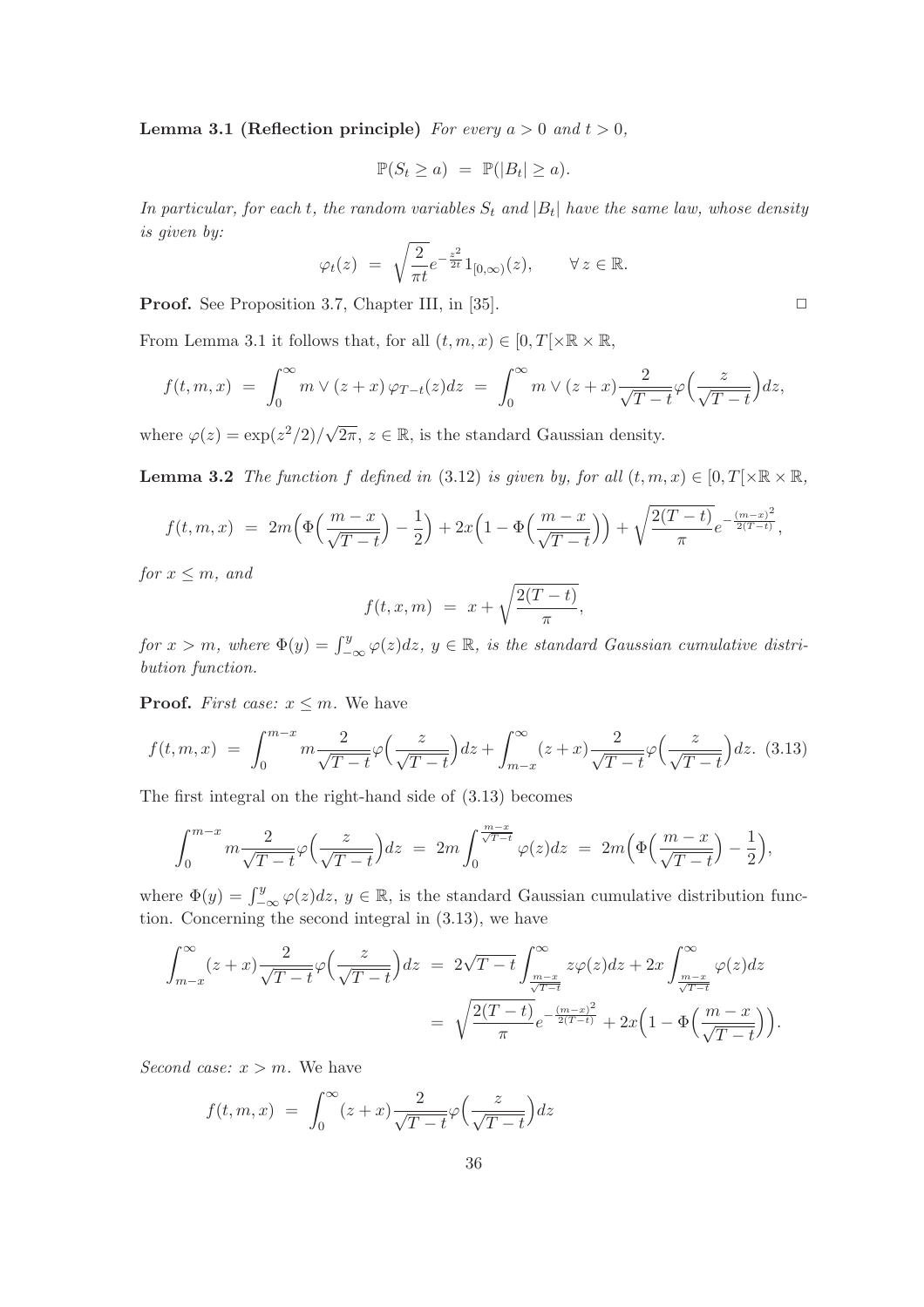**Lemma 3.1 (Reflection principle)** *For every $a > 0$ and $t > 0$,*

$$\mathbb{P}(S_t \geq a) \;=\; \mathbb{P}(|B_t| \geq a).$$

*In particular, for each $t$, the random variables $S_t$ and $|B_t|$ have the same law, whose density is given by:*

$$\varphi_t(z) \;=\; \sqrt{\frac{2}{\pi t}} e^{-\frac{z^2}{2t}} 1_{[0,\infty)}(z), \qquad \forall\, z \in \mathbb{R}.$$

**Proof.** See Proposition 3.7, Chapter III, in [35]. □

From Lemma 3.1 it follows that, for all $(t, m, x) \in [0, T[\times\mathbb{R}\times\mathbb{R}$,

$$f(t,m,x) \;=\; \int_0^\infty m \vee (z + x)\, \varphi_{T-t}(z) dz \;=\; \int_0^\infty m \vee (z + x) \frac{2}{\sqrt{T-t}} \varphi\Big(\frac{z}{\sqrt{T-t}}\Big) dz,$$

where $\varphi(z) = \exp(z^2/2)/\sqrt{2\pi}$, $z \in \mathbb{R}$, is the standard Gaussian density.

**Lemma 3.2** *The function $f$ defined in (3.12) is given by, for all $(t, m, x) \in [0, T[\times\mathbb{R}\times\mathbb{R}$,*

$$f(t,m,x) \;=\; 2m\Big(\Phi\Big(\frac{m-x}{\sqrt{T-t}}\Big) - \frac{1}{2}\Big) + 2x\Big(1 - \Phi\Big(\frac{m-x}{\sqrt{T-t}}\Big)\Big) + \sqrt{\frac{2(T-t)}{\pi}} e^{-\frac{(m-x)^2}{2(T-t)}},$$

*for $x \leq m$, and*

$$f(t,x,m) \;=\; x + \sqrt{\frac{2(T-t)}{\pi}},$$

*for $x > m$, where $\Phi(y) = \int_{-\infty}^{y} \varphi(z) dz$, $y \in \mathbb{R}$, is the standard Gaussian cumulative distribution function.*

**Proof.** *First case: $x \leq m$.* We have

$$f(t,m,x) \;=\; \int_0^{m-x} m \frac{2}{\sqrt{T-t}} \varphi\Big(\frac{z}{\sqrt{T-t}}\Big) dz + \int_{m-x}^{\infty} (z + x) \frac{2}{\sqrt{T-t}} \varphi\Big(\frac{z}{\sqrt{T-t}}\Big) dz. \quad (3.13)$$

The first integral on the right-hand side of (3.13) becomes

$$\int_0^{m-x} m \frac{2}{\sqrt{T-t}} \varphi\Big(\frac{z}{\sqrt{T-t}}\Big) dz \;=\; 2m \int_0^{\frac{m-x}{\sqrt{T-t}}} \varphi(z) dz \;=\; 2m\Big(\Phi\Big(\frac{m-x}{\sqrt{T-t}}\Big) - \frac{1}{2}\Big),$$

where $\Phi(y) = \int_{-\infty}^{y} \varphi(z) dz$, $y \in \mathbb{R}$, is the standard Gaussian cumulative distribution function. Concerning the second integral in (3.13), we have

$$\begin{aligned}
\int_{m-x}^{\infty} (z + x) \frac{2}{\sqrt{T-t}} \varphi\Big(\frac{z}{\sqrt{T-t}}\Big) dz \;&=\; 2\sqrt{T-t} \int_{\frac{m-x}{\sqrt{T-t}}}^{\infty} z\varphi(z) dz + 2x \int_{\frac{m-x}{\sqrt{T-t}}}^{\infty} \varphi(z) dz \\
&=\; \sqrt{\frac{2(T-t)}{\pi}} e^{-\frac{(m-x)^2}{2(T-t)}} + 2x\Big(1 - \Phi\Big(\frac{m-x}{\sqrt{T-t}}\Big)\Big).
\end{aligned}$$

*Second case: $x > m$.* We have

$$f(t,m,x) \;=\; \int_0^\infty (z + x) \frac{2}{\sqrt{T-t}} \varphi\Big(\frac{z}{\sqrt{T-t}}\Big) dz$$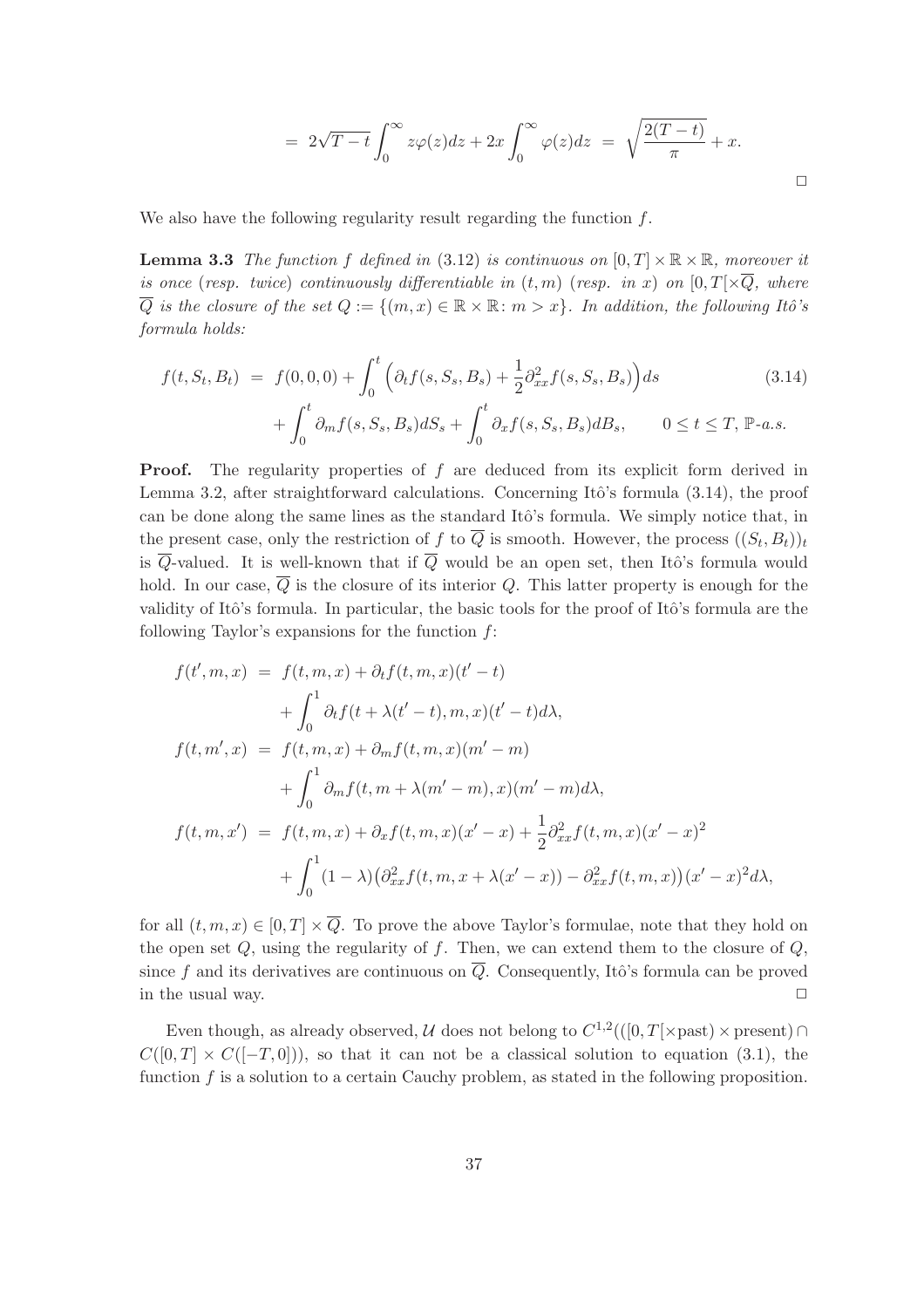$$= 2\sqrt{T-t}\int_0^\infty z\varphi(z)dz + 2x\int_0^\infty \varphi(z)dz \;=\; \sqrt{\frac{2(T-t)}{\pi}} + x.$$

□

We also have the following regularity result regarding the function $f$.

**Lemma 3.3** *The function $f$ defined in (3.12) is continuous on $[0,T]\times\mathbb{R}\times\mathbb{R}$, moreover it is once (resp. twice) continuously differentiable in $(t,m)$ (resp. in $x$) on $[0,T[\times\overline{Q}$, where $\overline{Q}$ is the closure of the set $Q := \{(m,x)\in\mathbb{R}\times\mathbb{R}\colon m > x\}$. In addition, the following Itô's formula holds:*

$$\begin{aligned}
f(t,S_t,B_t) \;&=\; f(0,0,0) + \int_0^t \Big(\partial_t f(s,S_s,B_s) + \frac{1}{2}\partial_{xx}^2 f(s,S_s,B_s)\Big)ds \\
&\quad + \int_0^t \partial_m f(s,S_s,B_s)dS_s + \int_0^t \partial_x f(s,S_s,B_s)dB_s, \qquad 0\le t\le T,\ \mathbb{P}\text{-a.s.}
\end{aligned} \tag{3.14}$$

**Proof.** The regularity properties of $f$ are deduced from its explicit form derived in Lemma 3.2, after straightforward calculations. Concerning Itô's formula (3.14), the proof can be done along the same lines as the standard Itô's formula. We simply notice that, in the present case, only the restriction of $f$ to $\overline{Q}$ is smooth. However, the process $((S_t,B_t))_t$ is $\overline{Q}$-valued. It is well-known that if $\overline{Q}$ would be an open set, then Itô's formula would hold. In our case, $\overline{Q}$ is the closure of its interior $Q$. This latter property is enough for the validity of Itô's formula. In particular, the basic tools for the proof of Itô's formula are the following Taylor's expansions for the function $f$:

$$\begin{aligned}
f(t',m,x) \;&=\; f(t,m,x) + \partial_t f(t,m,x)(t'-t) \\
&\quad + \int_0^1 \partial_t f(t+\lambda(t'-t),m,x)(t'-t)d\lambda, \\
f(t,m',x) \;&=\; f(t,m,x) + \partial_m f(t,m,x)(m'-m) \\
&\quad + \int_0^1 \partial_m f(t,m+\lambda(m'-m),x)(m'-m)d\lambda, \\
f(t,m,x') \;&=\; f(t,m,x) + \partial_x f(t,m,x)(x'-x) + \frac{1}{2}\partial_{xx}^2 f(t,m,x)(x'-x)^2 \\
&\quad + \int_0^1 (1-\lambda)\big(\partial_{xx}^2 f(t,m,x+\lambda(x'-x)) - \partial_{xx}^2 f(t,m,x)\big)(x'-x)^2 d\lambda,
\end{aligned}$$

for all $(t,m,x)\in[0,T]\times\overline{Q}$. To prove the above Taylor's formulae, note that they hold on the open set $Q$, using the regularity of $f$. Then, we can extend them to the closure of $Q$, since $f$ and its derivatives are continuous on $\overline{Q}$. Consequently, Itô's formula can be proved in the usual way. □

Even though, as already observed, $\mathcal{U}$ does not belong to $C^{1,2}(([0,T[\times\text{past})\times\text{present})\cap C([0,T]\times C([-T,0]))$, so that it can not be a classical solution to equation (3.1), the function $f$ is a solution to a certain Cauchy problem, as stated in the following proposition.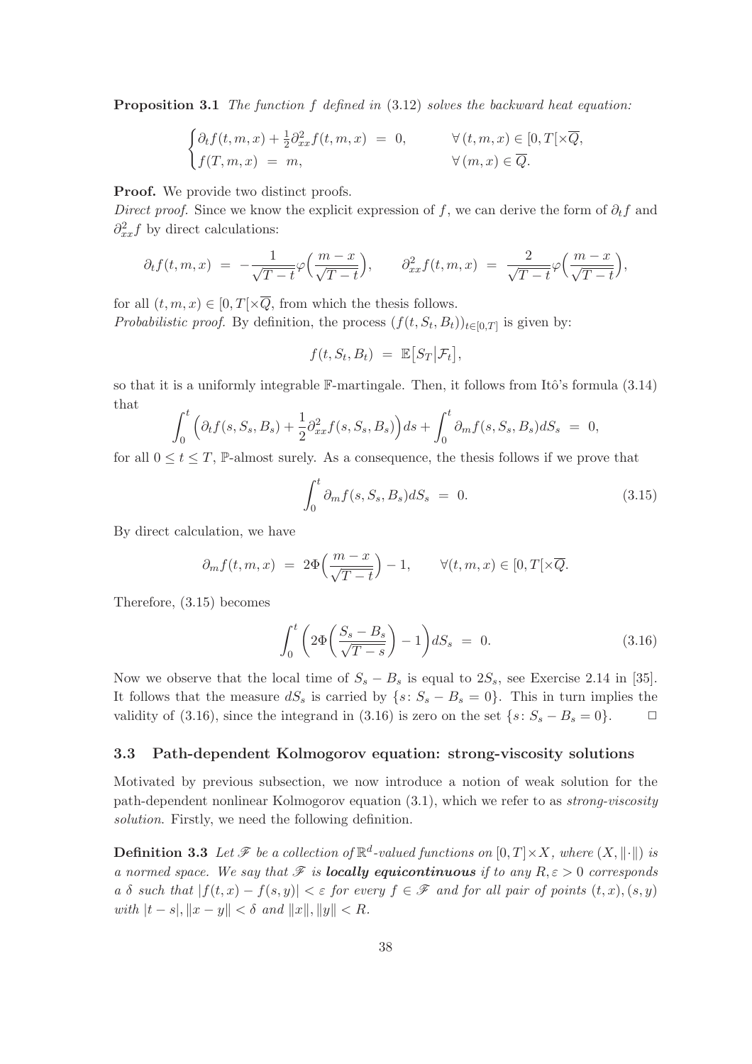**Proposition 3.1** *The function $f$ defined in* (3.12) *solves the backward heat equation:*

$$
\begin{cases}
\partial_t f(t,m,x) + \frac{1}{2}\partial^2_{xx} f(t,m,x) \;=\; 0, & \forall\,(t,m,x) \in [0,T[\times\overline{Q}, \\
f(T,m,x) \;=\; m, & \forall\,(m,x) \in \overline{Q}.
\end{cases}
$$

**Proof.** We provide two distinct proofs.

*Direct proof.* Since we know the explicit expression of $f$, we can derive the form of $\partial_t f$ and $\partial^2_{xx} f$ by direct calculations:

$$
\partial_t f(t,m,x) \;=\; -\frac{1}{\sqrt{T-t}}\varphi\Big(\frac{m-x}{\sqrt{T-t}}\Big), \qquad \partial^2_{xx} f(t,m,x) \;=\; \frac{2}{\sqrt{T-t}}\varphi\Big(\frac{m-x}{\sqrt{T-t}}\Big),
$$

for all $(t,m,x) \in [0,T[\times\overline{Q}$, from which the thesis follows.

*Probabilistic proof.* By definition, the process $(f(t,S_t,B_t))_{t\in[0,T]}$ is given by:

$$
f(t,S_t,B_t) \;=\; \mathbb{E}\big[S_T\big|\mathcal{F}_t\big],
$$

so that it is a uniformly integrable $\mathbb{F}$-martingale. Then, it follows from Itô's formula (3.14) that

$$
\int_0^t \Big(\partial_t f(s,S_s,B_s) + \frac{1}{2}\partial^2_{xx} f(s,S_s,B_s)\Big)ds + \int_0^t \partial_m f(s,S_s,B_s)dS_s \;=\; 0,
$$

for all $0 \le t \le T$, $\mathbb{P}$-almost surely. As a consequence, the thesis follows if we prove that

$$
\int_0^t \partial_m f(s,S_s,B_s)dS_s \;=\; 0. \tag{3.15}
$$

By direct calculation, we have

$$
\partial_m f(t,m,x) \;=\; 2\Phi\Big(\frac{m-x}{\sqrt{T-t}}\Big) - 1, \qquad \forall (t,m,x) \in [0,T[\times\overline{Q}.
$$

Therefore, (3.15) becomes

$$
\int_0^t \bigg(2\Phi\Big(\frac{S_s - B_s}{\sqrt{T-s}}\Big) - 1\bigg)dS_s \;=\; 0. \tag{3.16}
$$

Now we observe that the local time of $S_s - B_s$ is equal to $2S_s$, see Exercise 2.14 in [35]. It follows that the measure $dS_s$ is carried by $\{s\colon S_s - B_s = 0\}$. This in turn implies the validity of (3.16), since the integrand in (3.16) is zero on the set $\{s\colon S_s - B_s = 0\}$. $\square$

### 3.3 Path-dependent Kolmogorov equation: strong-viscosity solutions

Motivated by previous subsection, we now introduce a notion of weak solution for the path-dependent nonlinear Kolmogorov equation (3.1), which we refer to as *strong-viscosity solution*. Firstly, we need the following definition.

**Definition 3.3** *Let $\mathscr{F}$ be a collection of $\mathbb{R}^d$-valued functions on $[0,T]\times X$, where $(X,\|\cdot\|)$ is a normed space. We say that $\mathscr{F}$ is* ***locally equicontinuous*** *if to any $R,\varepsilon > 0$ corresponds a $\delta$ such that $|f(t,x) - f(s,y)| < \varepsilon$ for every $f \in \mathscr{F}$ and for all pair of points $(t,x),(s,y)$ with $|t-s|, \|x-y\| < \delta$ and $\|x\|,\|y\| < R$.*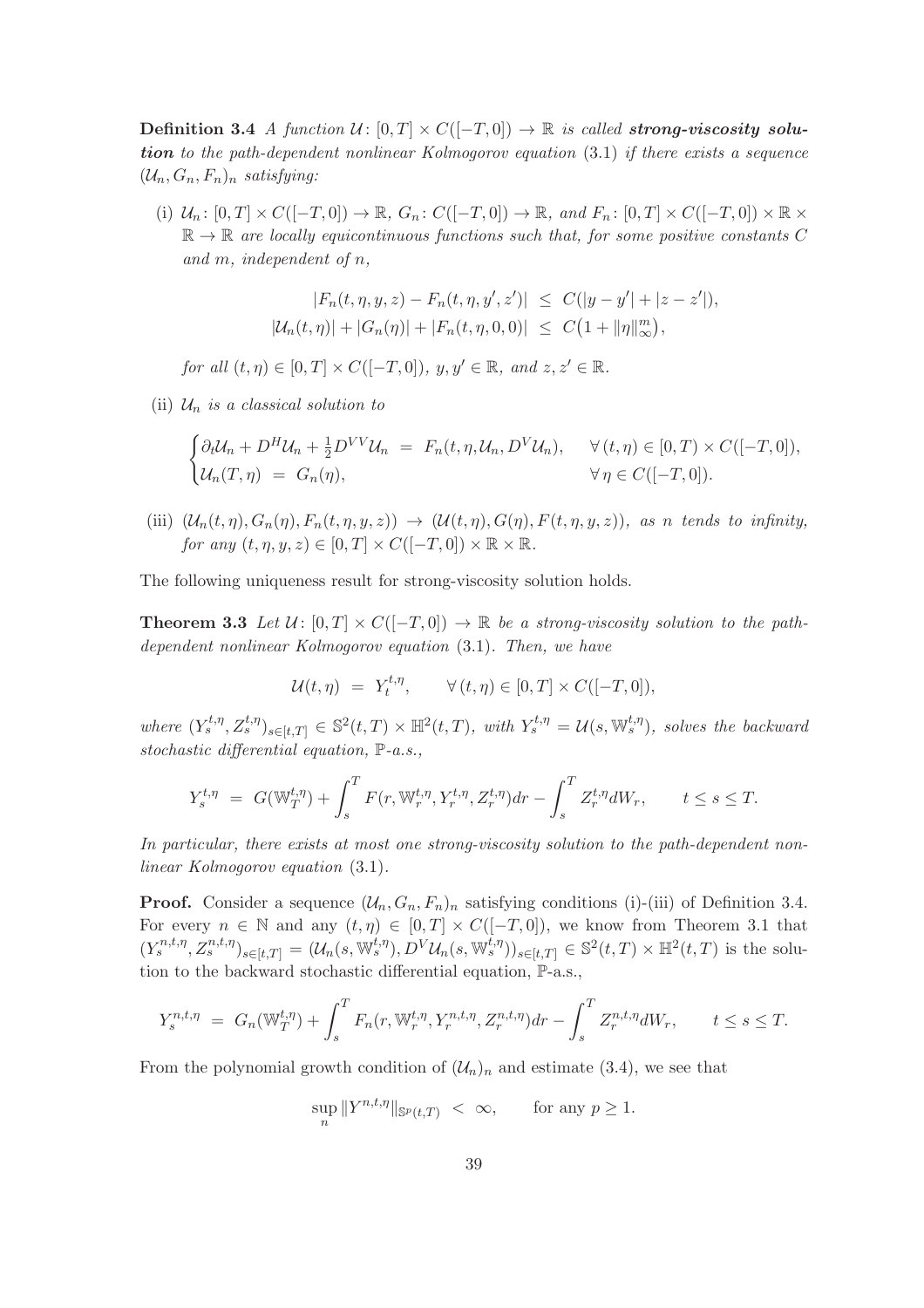**Definition 3.4** *A function $\mathcal{U}\colon [0,T] \times C([-T,0]) \to \mathbb{R}$ is called* ***strong-viscosity solution*** *to the path-dependent nonlinear Kolmogorov equation* (3.1) *if there exists a sequence $(\mathcal{U}_n, G_n, F_n)_n$ satisfying:*

(i) *$\mathcal{U}_n\colon [0,T] \times C([-T,0]) \to \mathbb{R}$, $G_n\colon C([-T,0]) \to \mathbb{R}$, and $F_n\colon [0,T] \times C([-T,0]) \times \mathbb{R} \times \mathbb{R} \to \mathbb{R}$ are locally equicontinuous functions such that, for some positive constants $C$ and $m$, independent of $n$,*

$$
\begin{aligned}
|F_n(t,\eta,y,z) - F_n(t,\eta,y',z')| &\leq C(|y-y'| + |z-z'|), \\
|\mathcal{U}_n(t,\eta)| + |G_n(\eta)| + |F_n(t,\eta,0,0)| &\leq C\big(1 + \|\eta\|_\infty^m\big),
\end{aligned}
$$

*for all $(t,\eta) \in [0,T] \times C([-T,0])$, $y,y' \in \mathbb{R}$, and $z,z' \in \mathbb{R}$.*

(ii) *$\mathcal{U}_n$ is a classical solution to*

$$
\begin{cases}
\partial_t \mathcal{U}_n + D^H \mathcal{U}_n + \frac{1}{2} D^{VV} \mathcal{U}_n \ = \ F_n(t,\eta,\mathcal{U}_n, D^V\mathcal{U}_n), & \forall\, (t,\eta) \in [0,T) \times C([-T,0]), \\
\mathcal{U}_n(T,\eta) \ = \ G_n(\eta), & \forall\, \eta \in C([-T,0]).
\end{cases}
$$

(iii) *$(\mathcal{U}_n(t,\eta), G_n(\eta), F_n(t,\eta,y,z)) \to (\mathcal{U}(t,\eta), G(\eta), F(t,\eta,y,z))$, as $n$ tends to infinity, for any $(t,\eta,y,z) \in [0,T] \times C([-T,0]) \times \mathbb{R} \times \mathbb{R}$.*

The following uniqueness result for strong-viscosity solution holds.

**Theorem 3.3** *Let $\mathcal{U}\colon [0,T] \times C([-T,0]) \to \mathbb{R}$ be a strong-viscosity solution to the path-dependent nonlinear Kolmogorov equation* (3.1)*. Then, we have*

$$
\mathcal{U}(t,\eta) \ = \ Y_t^{t,\eta}, \qquad \forall\, (t,\eta) \in [0,T] \times C([-T,0]),
$$

*where $(Y_s^{t,\eta}, Z_s^{t,\eta})_{s\in[t,T]} \in \mathbb{S}^2(t,T) \times \mathbb{H}^2(t,T)$, with $Y_s^{t,\eta} = \mathcal{U}(s,\mathbb{W}_s^{t,\eta})$, solves the backward stochastic differential equation, $\mathbb{P}$-a.s.,*

$$
Y_s^{t,\eta} \ = \ G(\mathbb{W}_T^{t,\eta}) + \int_s^T F(r,\mathbb{W}_r^{t,\eta}, Y_r^{t,\eta}, Z_r^{t,\eta}) dr - \int_s^T Z_r^{t,\eta} dW_r, \qquad t \leq s \leq T.
$$

*In particular, there exists at most one strong-viscosity solution to the path-dependent nonlinear Kolmogorov equation* (3.1)*.*

**Proof.** Consider a sequence $(\mathcal{U}_n, G_n, F_n)_n$ satisfying conditions (i)-(iii) of Definition 3.4. For every $n \in \mathbb{N}$ and any $(t,\eta) \in [0,T] \times C([-T,0])$, we know from Theorem 3.1 that $(Y_s^{n,t,\eta}, Z_s^{n,t,\eta})_{s\in[t,T]} = (\mathcal{U}_n(s,\mathbb{W}_s^{t,\eta}), D^V\mathcal{U}_n(s,\mathbb{W}_s^{t,\eta}))_{s\in[t,T]} \in \mathbb{S}^2(t,T) \times \mathbb{H}^2(t,T)$ is the solution to the backward stochastic differential equation, $\mathbb{P}$-a.s.,

$$
Y_s^{n,t,\eta} \ = \ G_n(\mathbb{W}_T^{t,\eta}) + \int_s^T F_n(r,\mathbb{W}_r^{t,\eta}, Y_r^{n,t,\eta}, Z_r^{n,t,\eta}) dr - \int_s^T Z_r^{n,t,\eta} dW_r, \qquad t \leq s \leq T.
$$

From the polynomial growth condition of $(\mathcal{U}_n)_n$ and estimate (3.4), we see that

$$
\sup_n \|Y^{n,t,\eta}\|_{\mathbb{S}^p(t,T)} \ < \ \infty, \qquad \text{for any } p \geq 1.
$$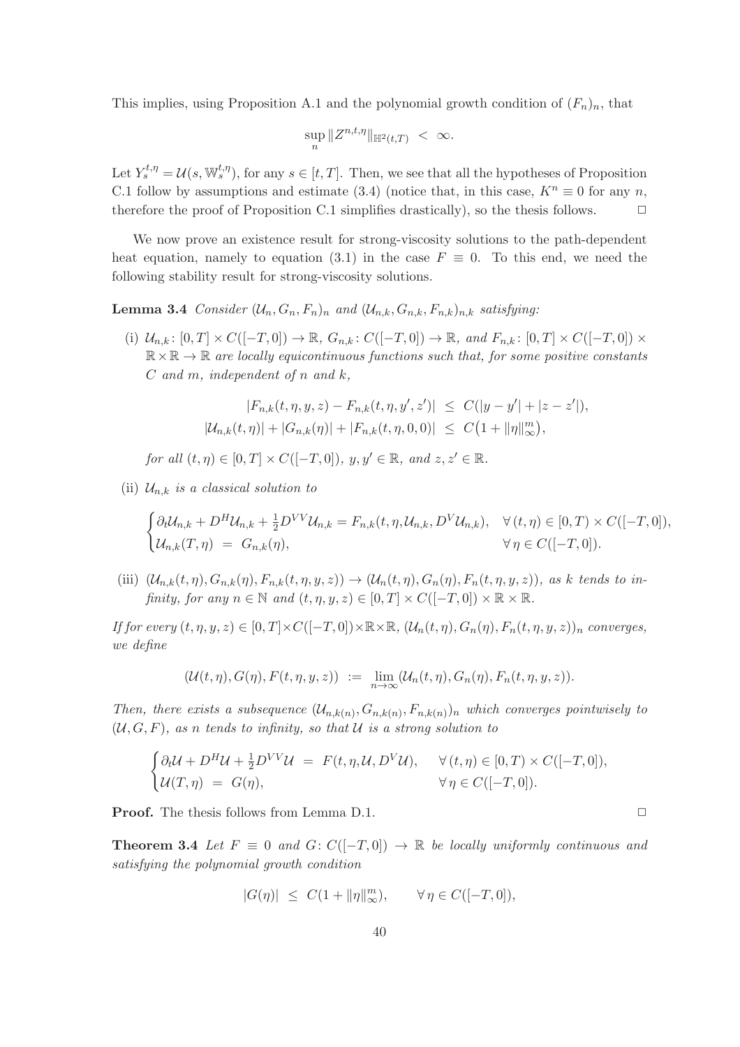This implies, using Proposition A.1 and the polynomial growth condition of $(F_n)_n$, that

$$\sup_n \|Z^{n,t,\eta}\|_{\mathbb{H}^2(t,T)} \ < \ \infty.$$

Let $Y_s^{t,\eta} = \mathcal{U}(s, \mathbb{W}_s^{t,\eta})$, for any $s \in [t,T]$. Then, we see that all the hypotheses of Proposition C.1 follow by assumptions and estimate (3.4) (notice that, in this case, $K^n \equiv 0$ for any $n$, therefore the proof of Proposition C.1 simplifies drastically), so the thesis follows. $\square$

We now prove an existence result for strong-viscosity solutions to the path-dependent heat equation, namely to equation (3.1) in the case $F \equiv 0$. To this end, we need the following stability result for strong-viscosity solutions.

**Lemma 3.4** *Consider $(\mathcal{U}_n, G_n, F_n)_n$ and $(\mathcal{U}_{n,k}, G_{n,k}, F_{n,k})_{n,k}$ satisfying:*

(i) *$\mathcal{U}_{n,k} \colon [0,T] \times C([-T,0]) \to \mathbb{R}$, $G_{n,k} \colon C([-T,0]) \to \mathbb{R}$, and $F_{n,k} \colon [0,T] \times C([-T,0]) \times \mathbb{R} \times \mathbb{R} \to \mathbb{R}$ are locally equicontinuous functions such that, for some positive constants $C$ and $m$, independent of $n$ and $k$,*

$$|F_{n,k}(t,\eta,y,z) - F_{n,k}(t,\eta,y',z')| \ \leq \ C(|y-y'| + |z-z'|),$$
$$|\mathcal{U}_{n,k}(t,\eta)| + |G_{n,k}(\eta)| + |F_{n,k}(t,\eta,0,0)| \ \leq \ C\big(1 + \|\eta\|_\infty^m\big),$$

*for all $(t,\eta) \in [0,T] \times C([-T,0])$, $y, y' \in \mathbb{R}$, and $z, z' \in \mathbb{R}$.*

(ii) *$\mathcal{U}_{n,k}$ is a classical solution to*

$$\begin{cases} \partial_t \mathcal{U}_{n,k} + D^H \mathcal{U}_{n,k} + \frac{1}{2} D^{VV} \mathcal{U}_{n,k} = F_{n,k}(t,\eta,\mathcal{U}_{n,k}, D^V \mathcal{U}_{n,k}), & \forall\, (t,\eta) \in [0,T) \times C([-T,0]), \\ \mathcal{U}_{n,k}(T,\eta) \ = \ G_{n,k}(\eta), & \forall\, \eta \in C([-T,0]). \end{cases}$$

(iii) *$(\mathcal{U}_{n,k}(t,\eta), G_{n,k}(\eta), F_{n,k}(t,\eta,y,z)) \to (\mathcal{U}_n(t,\eta), G_n(\eta), F_n(t,\eta,y,z))$, as $k$ tends to infinity, for any $n \in \mathbb{N}$ and $(t,\eta,y,z) \in [0,T] \times C([-T,0]) \times \mathbb{R} \times \mathbb{R}$.*

*If for every $(t,\eta,y,z) \in [0,T] \times C([-T,0]) \times \mathbb{R} \times \mathbb{R}$, $(\mathcal{U}_n(t,\eta), G_n(\eta), F_n(t,\eta,y,z))_n$ converges, we define*

$$(\mathcal{U}(t,\eta), G(\eta), F(t,\eta,y,z)) \ := \ \lim_{n\to\infty} (\mathcal{U}_n(t,\eta), G_n(\eta), F_n(t,\eta,y,z)).$$

*Then, there exists a subsequence $(\mathcal{U}_{n,k(n)}, G_{n,k(n)}, F_{n,k(n)})_n$ which converges pointwisely to $(\mathcal{U}, G, F)$, as $n$ tends to infinity, so that $\mathcal{U}$ is a strong solution to*

$$\begin{cases} \partial_t \mathcal{U} + D^H \mathcal{U} + \frac{1}{2} D^{VV} \mathcal{U} \ = \ F(t,\eta,\mathcal{U}, D^V \mathcal{U}), & \forall\, (t,\eta) \in [0,T) \times C([-T,0]), \\ \mathcal{U}(T,\eta) \ = \ G(\eta), & \forall\, \eta \in C([-T,0]). \end{cases}$$

**Proof.** The thesis follows from Lemma D.1. $\square$

**Theorem 3.4** *Let $F \equiv 0$ and $G \colon C([-T,0]) \to \mathbb{R}$ be locally uniformly continuous and satisfying the polynomial growth condition*

$$|G(\eta)| \ \leq \ C(1 + \|\eta\|_\infty^m), \qquad \forall\, \eta \in C([-T,0]),$$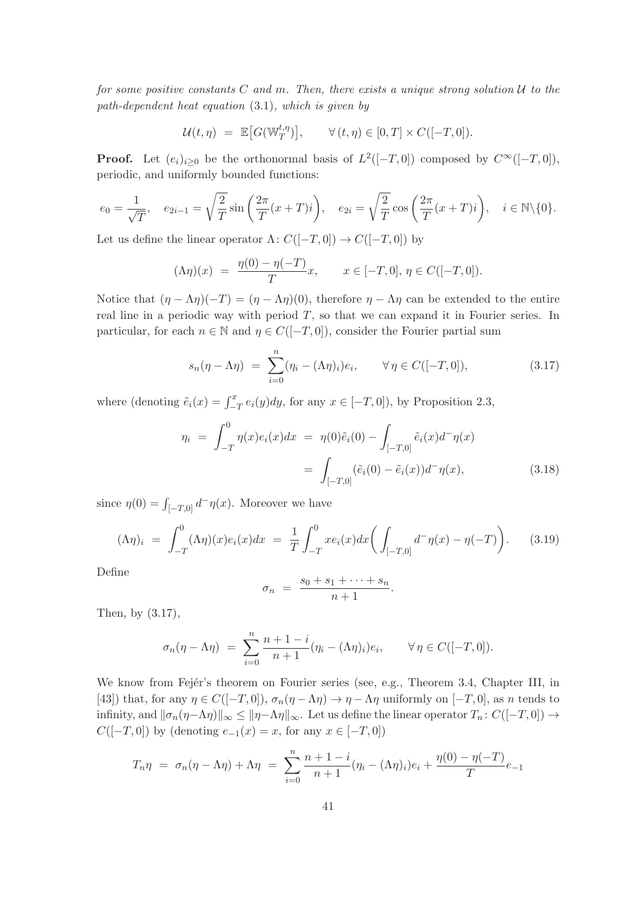*for some positive constants $C$ and $m$. Then, there exists a unique strong solution $\mathcal{U}$ to the path-dependent heat equation* (3.1)*, which is given by*

$$\mathcal{U}(t,\eta) \;=\; \mathbb{E}\big[G(\mathbb{W}_T^{t,\eta})\big], \qquad \forall\,(t,\eta)\in[0,T]\times C([-T,0]).$$

**Proof.** Let $(e_i)_{i\geq 0}$ be the orthonormal basis of $L^2([-T,0])$ composed by $C^\infty([-T,0])$, periodic, and uniformly bounded functions:

$$e_0 = \frac{1}{\sqrt{T}}, \quad e_{2i-1} = \sqrt{\frac{2}{T}}\sin\left(\frac{2\pi}{T}(x+T)i\right), \quad e_{2i} = \sqrt{\frac{2}{T}}\cos\left(\frac{2\pi}{T}(x+T)i\right), \quad i\in\mathbb{N}\backslash\{0\}.$$

Let us define the linear operator $\Lambda\colon C([-T,0])\to C([-T,0])$ by

$$(\Lambda\eta)(x) \;=\; \frac{\eta(0)-\eta(-T)}{T}x, \qquad x\in[-T,0],\; \eta\in C([-T,0]).$$

Notice that $(\eta-\Lambda\eta)(-T) = (\eta-\Lambda\eta)(0)$, therefore $\eta-\Lambda\eta$ can be extended to the entire real line in a periodic way with period $T$, so that we can expand it in Fourier series. In particular, for each $n\in\mathbb{N}$ and $\eta\in C([-T,0])$, consider the Fourier partial sum

$$s_n(\eta-\Lambda\eta) \;=\; \sum_{i=0}^n(\eta_i-(\Lambda\eta)_i)e_i, \qquad \forall\,\eta\in C([-T,0]), \tag{3.17}$$

where (denoting $\tilde e_i(x) = \int_{-T}^x e_i(y)dy$, for any $x\in[-T,0]$), by Proposition 2.3,

$$\begin{aligned}
\eta_i \;=\; \int_{-T}^0\eta(x)e_i(x)dx \;&=\; \eta(0)\tilde e_i(0) - \int_{[-T,0]}\tilde e_i(x)d^-\eta(x) \\
&=\; \int_{[-T,0]}(\tilde e_i(0)-\tilde e_i(x))d^-\eta(x),
\end{aligned} \tag{3.18}$$

since $\eta(0) = \int_{[-T,0]}d^-\eta(x)$. Moreover we have

$$(\Lambda\eta)_i \;=\; \int_{-T}^0(\Lambda\eta)(x)e_i(x)dx \;=\; \frac{1}{T}\int_{-T}^0 xe_i(x)dx\bigg(\int_{[-T,0]}d^-\eta(x)-\eta(-T)\bigg). \tag{3.19}$$

Define

$$\sigma_n \;=\; \frac{s_0+s_1+\cdots+s_n}{n+1}.$$

Then, by (3.17),

$$\sigma_n(\eta-\Lambda\eta) \;=\; \sum_{i=0}^n\frac{n+1-i}{n+1}(\eta_i-(\Lambda\eta)_i)e_i, \qquad \forall\,\eta\in C([-T,0]).$$

We know from Fejér's theorem on Fourier series (see, e.g., Theorem 3.4, Chapter III, in [43]) that, for any $\eta\in C([-T,0])$, $\sigma_n(\eta-\Lambda\eta)\to\eta-\Lambda\eta$ uniformly on $[-T,0]$, as $n$ tends to infinity, and $\|\sigma_n(\eta-\Lambda\eta)\|_\infty\leq\|\eta-\Lambda\eta\|_\infty$. Let us define the linear operator $T_n\colon C([-T,0])\to C([-T,0])$ by (denoting $e_{-1}(x) = x$, for any $x\in[-T,0]$)

$$T_n\eta \;=\; \sigma_n(\eta-\Lambda\eta)+\Lambda\eta \;=\; \sum_{i=0}^n\frac{n+1-i}{n+1}(\eta_i-(\Lambda\eta)_i)e_i + \frac{\eta(0)-\eta(-T)}{T}e_{-1}$$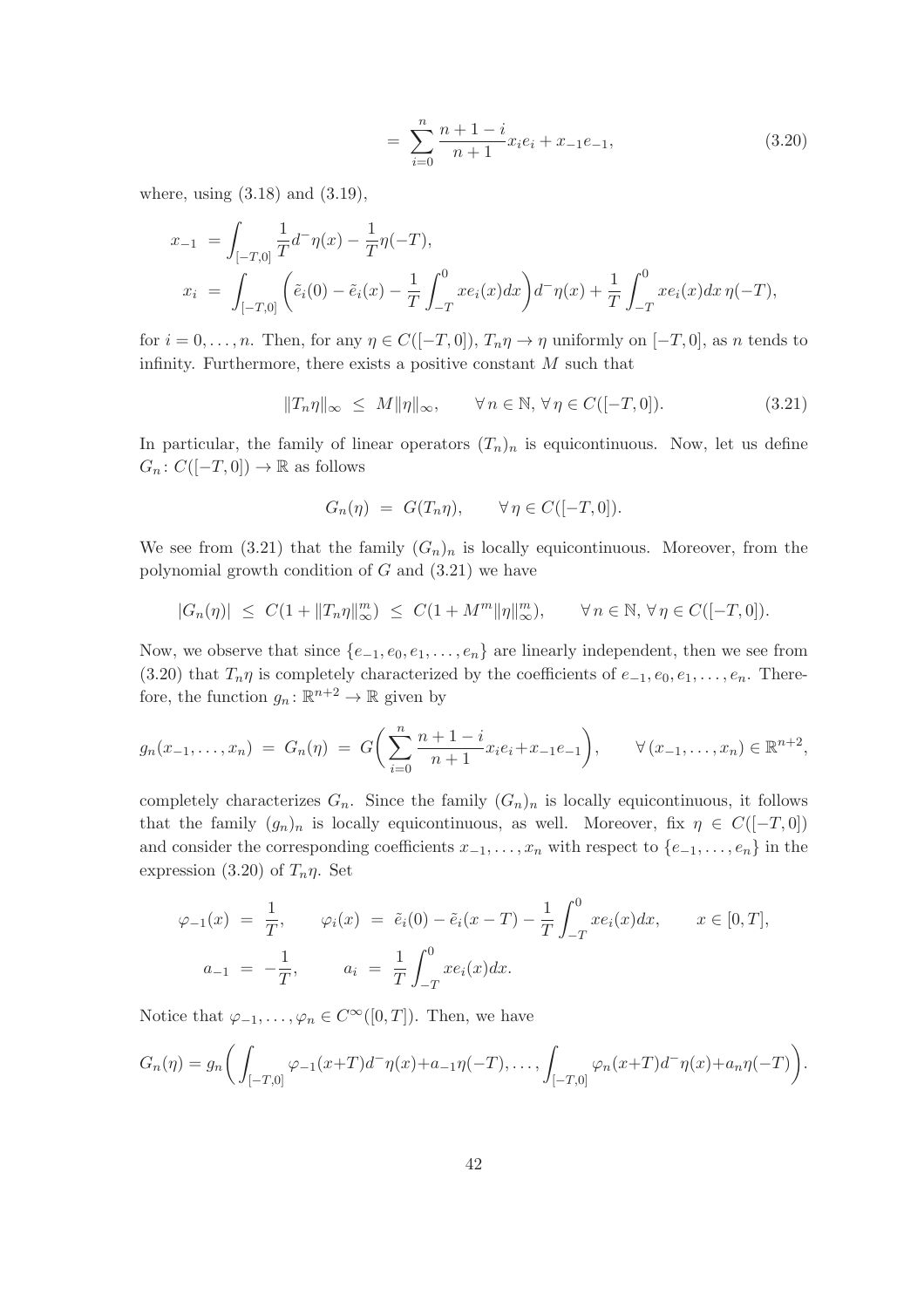$$= \sum_{i=0}^{n} \frac{n+1-i}{n+1} x_i e_i + x_{-1} e_{-1}, \tag{3.20}$$

where, using (3.18) and (3.19),

$$\begin{aligned}
x_{-1} &= \int_{[-T,0]} \frac{1}{T} d^-\eta(x) - \frac{1}{T}\eta(-T), \\
x_i &= \int_{[-T,0]} \bigg( \tilde{e}_i(0) - \tilde{e}_i(x) - \frac{1}{T}\int_{-T}^0 x e_i(x) dx \bigg) d^-\eta(x) + \frac{1}{T}\int_{-T}^0 x e_i(x) dx \, \eta(-T),
\end{aligned}$$

for $i = 0, \ldots, n$. Then, for any $\eta \in C([-T,0])$, $T_n\eta \to \eta$ uniformly on $[-T,0]$, as $n$ tends to infinity. Furthermore, there exists a positive constant $M$ such that

$$\|T_n \eta\|_\infty \ \leq \ M \|\eta\|_\infty, \qquad \forall\, n \in \mathbb{N}, \, \forall\, \eta \in C([-T,0]). \tag{3.21}$$

In particular, the family of linear operators $(T_n)_n$ is equicontinuous. Now, let us define $G_n \colon C([-T,0]) \to \mathbb{R}$ as follows

$$G_n(\eta) \ = \ G(T_n \eta), \qquad \forall\, \eta \in C([-T,0]).$$

We see from (3.21) that the family $(G_n)_n$ is locally equicontinuous. Moreover, from the polynomial growth condition of $G$ and (3.21) we have

$$|G_n(\eta)| \ \leq \ C(1 + \|T_n\eta\|_\infty^m) \ \leq \ C(1 + M^m \|\eta\|_\infty^m), \qquad \forall\, n \in \mathbb{N}, \, \forall\, \eta \in C([-T,0]).$$

Now, we observe that since $\{e_{-1}, e_0, e_1, \ldots, e_n\}$ are linearly independent, then we see from (3.20) that $T_n\eta$ is completely characterized by the coefficients of $e_{-1}, e_0, e_1, \ldots, e_n$. Therefore, the function $g_n \colon \mathbb{R}^{n+2} \to \mathbb{R}$ given by

$$g_n(x_{-1}, \ldots, x_n) \ = \ G_n(\eta) \ = \ G\bigg( \sum_{i=0}^{n} \frac{n+1-i}{n+1} x_i e_i + x_{-1} e_{-1} \bigg), \qquad \forall\, (x_{-1}, \ldots, x_n) \in \mathbb{R}^{n+2},$$

completely characterizes $G_n$. Since the family $(G_n)_n$ is locally equicontinuous, it follows that the family $(g_n)_n$ is locally equicontinuous, as well. Moreover, fix $\eta \in C([-T,0])$ and consider the corresponding coefficients $x_{-1}, \ldots, x_n$ with respect to $\{e_{-1}, \ldots, e_n\}$ in the expression (3.20) of $T_n\eta$. Set

$$\begin{aligned}
\varphi_{-1}(x) \ &= \ \frac{1}{T}, \qquad \varphi_i(x) \ = \ \tilde{e}_i(0) - \tilde{e}_i(x - T) - \frac{1}{T}\int_{-T}^0 x e_i(x) dx, \qquad x \in [0,T], \\
a_{-1} \ &= \ -\frac{1}{T}, \qquad a_i \ = \ \frac{1}{T}\int_{-T}^0 x e_i(x) dx.
\end{aligned}$$

Notice that $\varphi_{-1}, \ldots, \varphi_n \in C^\infty([0,T])$. Then, we have

$$G_n(\eta) = g_n\bigg( \int_{[-T,0]} \varphi_{-1}(x+T) d^-\eta(x) + a_{-1}\eta(-T), \ldots, \int_{[-T,0]} \varphi_n(x+T) d^-\eta(x) + a_n \eta(-T) \bigg).$$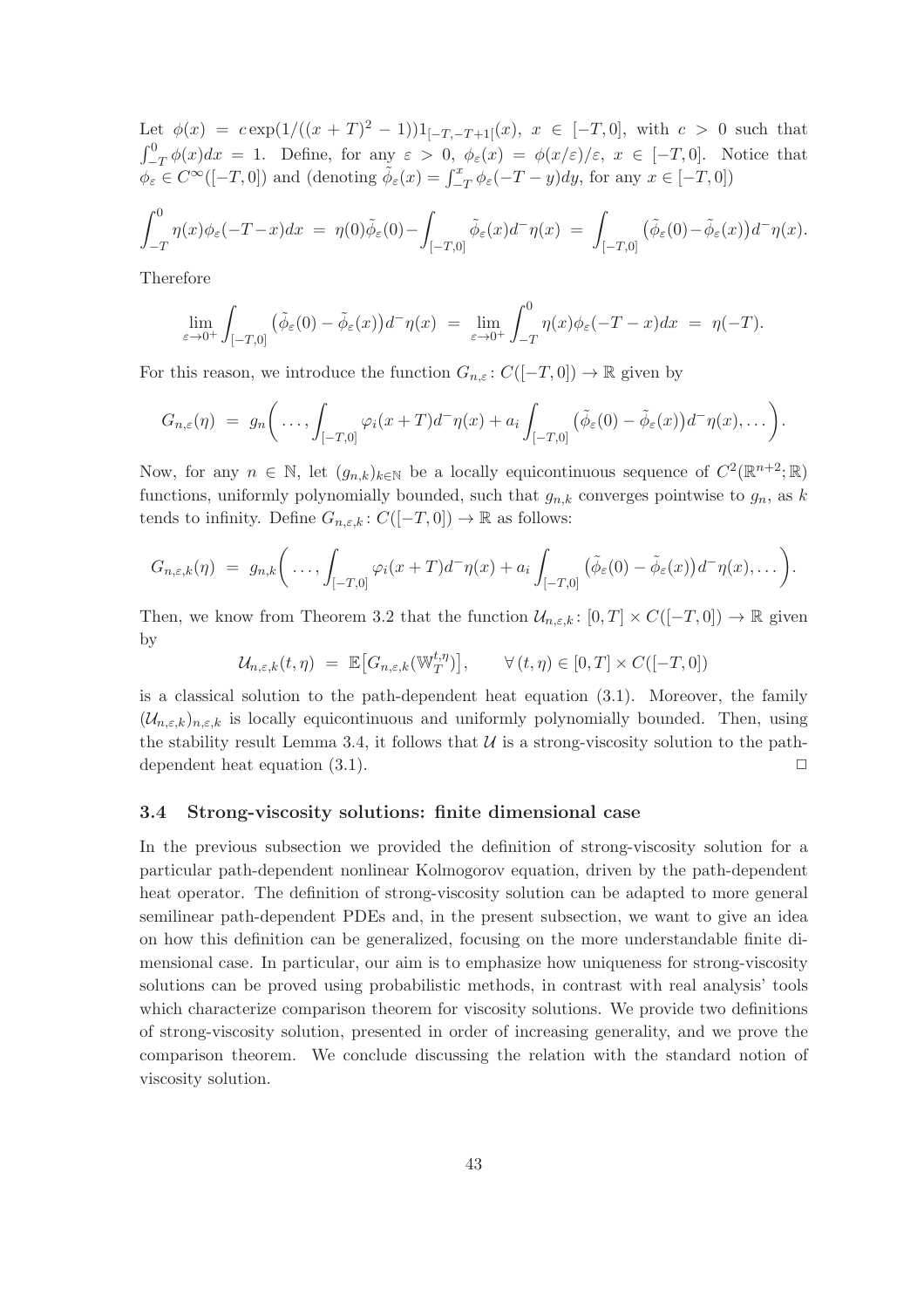Let $\phi(x) = c\exp(1/((x+T)^2-1))1_{[-T,-T+1[}(x)$, $x \in [-T,0]$, with $c > 0$ such that $\int_{-T}^0 \phi(x)dx = 1$. Define, for any $\varepsilon > 0$, $\phi_\varepsilon(x) = \phi(x/\varepsilon)/\varepsilon$, $x \in [-T,0]$. Notice that $\phi_\varepsilon \in C^\infty([-T,0])$ and (denoting $\tilde{\phi}_\varepsilon(x) = \int_{-T}^x \phi_\varepsilon(-T-y)dy$, for any $x \in [-T,0]$)

$$\int_{-T}^0 \eta(x)\phi_\varepsilon(-T-x)dx \;=\; \eta(0)\tilde{\phi}_\varepsilon(0) - \int_{[-T,0]} \tilde{\phi}_\varepsilon(x)d^-\eta(x) \;=\; \int_{[-T,0]} \big(\tilde{\phi}_\varepsilon(0) - \tilde{\phi}_\varepsilon(x)\big)d^-\eta(x).$$

Therefore

$$\lim_{\varepsilon\to 0^+} \int_{[-T,0]} \big(\tilde{\phi}_\varepsilon(0) - \tilde{\phi}_\varepsilon(x)\big)d^-\eta(x) \;=\; \lim_{\varepsilon\to 0^+} \int_{-T}^0 \eta(x)\phi_\varepsilon(-T-x)dx \;=\; \eta(-T).$$

For this reason, we introduce the function $G_{n,\varepsilon}\colon C([-T,0]) \to \mathbb{R}$ given by

$$G_{n,\varepsilon}(\eta) \;=\; g_n\bigg(\ldots, \int_{[-T,0]} \varphi_i(x+T)d^-\eta(x) + a_i \int_{[-T,0]} \big(\tilde{\phi}_\varepsilon(0) - \tilde{\phi}_\varepsilon(x)\big)d^-\eta(x), \ldots\bigg).$$

Now, for any $n \in \mathbb{N}$, let $(g_{n,k})_{k\in\mathbb{N}}$ be a locally equicontinuous sequence of $C^2(\mathbb{R}^{n+2};\mathbb{R})$ functions, uniformly polynomially bounded, such that $g_{n,k}$ converges pointwise to $g_n$, as $k$ tends to infinity. Define $G_{n,\varepsilon,k}\colon C([-T,0]) \to \mathbb{R}$ as follows:

$$G_{n,\varepsilon,k}(\eta) \;=\; g_{n,k}\bigg(\ldots, \int_{[-T,0]} \varphi_i(x+T)d^-\eta(x) + a_i \int_{[-T,0]} \big(\tilde{\phi}_\varepsilon(0) - \tilde{\phi}_\varepsilon(x)\big)d^-\eta(x), \ldots\bigg).$$

Then, we know from Theorem 3.2 that the function $\mathcal{U}_{n,\varepsilon,k}\colon [0,T] \times C([-T,0]) \to \mathbb{R}$ given by

$$\mathcal{U}_{n,\varepsilon,k}(t,\eta) \;=\; \mathbb{E}\big[G_{n,\varepsilon,k}(\mathbb{W}_T^{t,\eta})\big], \qquad \forall\,(t,\eta) \in [0,T] \times C([-T,0])$$

is a classical solution to the path-dependent heat equation (3.1). Moreover, the family $(\mathcal{U}_{n,\varepsilon,k})_{n,\varepsilon,k}$ is locally equicontinuous and uniformly polynomially bounded. Then, using the stability result Lemma 3.4, it follows that $\mathcal{U}$ is a strong-viscosity solution to the path-dependent heat equation (3.1). $\Box$

### 3.4 Strong-viscosity solutions: finite dimensional case

In the previous subsection we provided the definition of strong-viscosity solution for a particular path-dependent nonlinear Kolmogorov equation, driven by the path-dependent heat operator. The definition of strong-viscosity solution can be adapted to more general semilinear path-dependent PDEs and, in the present subsection, we want to give an idea on how this definition can be generalized, focusing on the more understandable finite dimensional case. In particular, our aim is to emphasize how uniqueness for strong-viscosity solutions can be proved using probabilistic methods, in contrast with real analysis' tools which characterize comparison theorem for viscosity solutions. We provide two definitions of strong-viscosity solution, presented in order of increasing generality, and we prove the comparison theorem. We conclude discussing the relation with the standard notion of viscosity solution.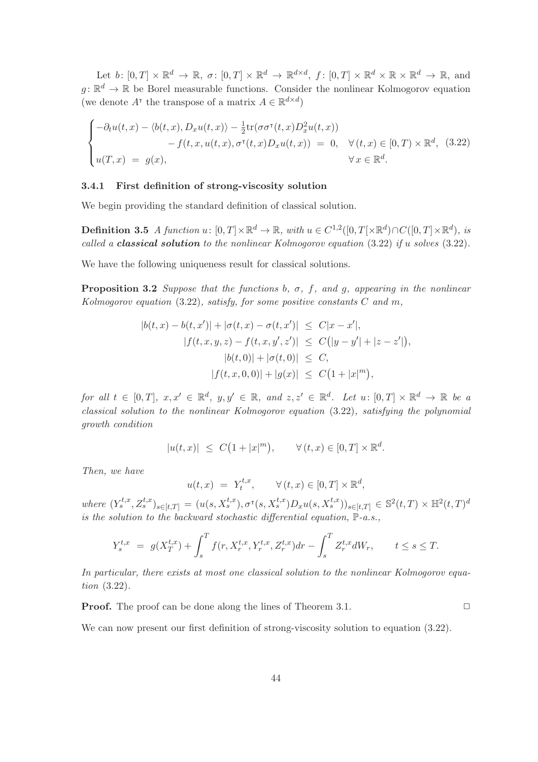Let $b\colon [0,T] \times \mathbb{R}^d \to \mathbb{R}$, $\sigma\colon [0,T] \times \mathbb{R}^d \to \mathbb{R}^{d\times d}$, $f\colon [0,T] \times \mathbb{R}^d \times \mathbb{R} \times \mathbb{R}^d \to \mathbb{R}$, and $g\colon \mathbb{R}^d \to \mathbb{R}$ be Borel measurable functions. Consider the nonlinear Kolmogorov equation (we denote $A^\intercal$ the transpose of a matrix $A \in \mathbb{R}^{d\times d}$)

$$
\begin{cases}
-\partial_t u(t,x) - \langle b(t,x), D_x u(t,x)\rangle - \frac{1}{2}\mathrm{tr}(\sigma\sigma^\intercal(t,x)D_x^2 u(t,x)) \\
\qquad\qquad - f(t,x,u(t,x),\sigma^\intercal(t,x)D_x u(t,x)) \;=\; 0, \quad \forall\,(t,x) \in [0,T) \times \mathbb{R}^d, \\
u(T,x) \;=\; g(x), \qquad\qquad\qquad\qquad\qquad\qquad\quad \forall\, x \in \mathbb{R}^d.
\end{cases}
\tag{3.22}
$$

### 3.4.1 First definition of strong-viscosity solution

We begin providing the standard definition of classical solution.

**Definition 3.5** *A function $u\colon [0,T]\times\mathbb{R}^d \to \mathbb{R}$, with $u \in C^{1,2}([0,T[\times\mathbb{R}^d)\cap C([0,T]\times\mathbb{R}^d)$, is called a* ***classical solution*** *to the nonlinear Kolmogorov equation* (3.22) *if $u$ solves* (3.22).

We have the following uniqueness result for classical solutions.

**Proposition 3.2** *Suppose that the functions $b$, $\sigma$, $f$, and $g$, appearing in the nonlinear Kolmogorov equation* (3.22)*, satisfy, for some positive constants $C$ and $m$,*

$$
\begin{aligned}
|b(t,x) - b(t,x')| + |\sigma(t,x) - \sigma(t,x')| \;&\le\; C|x - x'|, \\
|f(t,x,y,z) - f(t,x,y',z')| \;&\le\; C\big(|y-y'| + |z-z'|\big), \\
|b(t,0)| + |\sigma(t,0)| \;&\le\; C, \\
|f(t,x,0,0)| + |g(x)| \;&\le\; C\big(1 + |x|^m\big),
\end{aligned}
$$

*for all $t \in [0,T]$, $x,x' \in \mathbb{R}^d$, $y,y' \in \mathbb{R}$, and $z,z' \in \mathbb{R}^d$. Let $u\colon [0,T]\times\mathbb{R}^d \to \mathbb{R}$ be a classical solution to the nonlinear Kolmogorov equation* (3.22)*, satisfying the polynomial growth condition*

$$
|u(t,x)| \;\le\; C\big(1 + |x|^m\big), \qquad \forall\,(t,x) \in [0,T]\times\mathbb{R}^d.
$$

*Then, we have*

$$
u(t,x) \;=\; Y_t^{t,x}, \qquad \forall\,(t,x) \in [0,T]\times\mathbb{R}^d,
$$

*where $(Y_s^{t,x}, Z_s^{t,x})_{s\in[t,T]} = (u(s,X_s^{t,x}), \sigma^\intercal(s,X_s^{t,x})D_x u(s,X_s^{t,x}))_{s\in[t,T]} \in \mathbb{S}^2(t,T)\times\mathbb{H}^2(t,T)^d$ is the solution to the backward stochastic differential equation, $\mathbb{P}$-a.s.,*

$$
Y_s^{t,x} \;=\; g(X_T^{t,x}) + \int_s^T f(r,X_r^{t,x},Y_r^{t,x},Z_r^{t,x})dr - \int_s^T Z_r^{t,x}dW_r, \qquad t \le s \le T.
$$

*In particular, there exists at most one classical solution to the nonlinear Kolmogorov equation* (3.22).

**Proof.** The proof can be done along the lines of Theorem 3.1. □

We can now present our first definition of strong-viscosity solution to equation (3.22).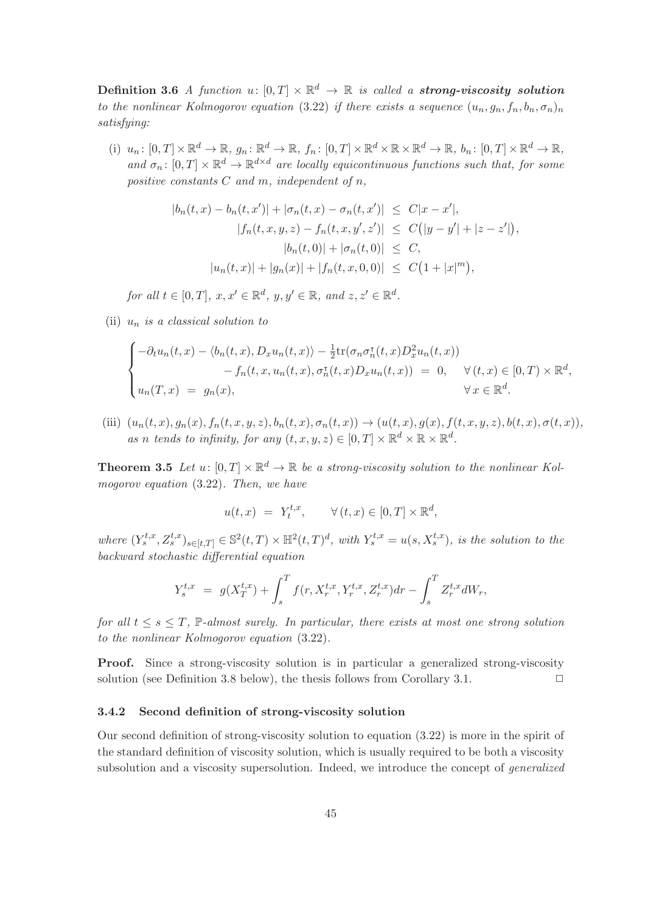**Definition 3.6** *A function $u\colon [0,T]\times\mathbb{R}^d \to \mathbb{R}$ is called a **strong-viscosity solution** to the nonlinear Kolmogorov equation* (3.22) *if there exists a sequence $(u_n, g_n, f_n, b_n, \sigma_n)_n$ satisfying:*

(i) *$u_n\colon [0,T]\times\mathbb{R}^d\to\mathbb{R}$, $g_n\colon\mathbb{R}^d\to\mathbb{R}$, $f_n\colon[0,T]\times\mathbb{R}^d\times\mathbb{R}\times\mathbb{R}^d\to\mathbb{R}$, $b_n\colon[0,T]\times\mathbb{R}^d\to\mathbb{R}$, and $\sigma_n\colon[0,T]\times\mathbb{R}^d\to\mathbb{R}^{d\times d}$ are locally equicontinuous functions such that, for some positive constants $C$ and $m$, independent of $n$,*

$$
\begin{aligned}
|b_n(t,x)-b_n(t,x')| + |\sigma_n(t,x)-\sigma_n(t,x')| \ &\leq\ C|x-x'|, \\
|f_n(t,x,y,z)-f_n(t,x,y',z')| \ &\leq\ C\big(|y-y'|+|z-z'|\big), \\
|b_n(t,0)|+|\sigma_n(t,0)| \ &\leq\ C, \\
|u_n(t,x)|+|g_n(x)|+|f_n(t,x,0,0)| \ &\leq\ C\big(1+|x|^m\big),
\end{aligned}
$$

*for all $t\in[0,T]$, $x,x'\in\mathbb{R}^d$, $y,y'\in\mathbb{R}$, and $z,z'\in\mathbb{R}^d$.*

(ii) *$u_n$ is a classical solution to*

$$
\begin{cases}
-\partial_t u_n(t,x) - \langle b_n(t,x), D_x u_n(t,x)\rangle - \frac{1}{2}\mathrm{tr}(\sigma_n\sigma_n^{\intercal}(t,x)D_x^2 u_n(t,x)) \\
\qquad\qquad - f_n(t,x,u_n(t,x),\sigma_n^{\intercal}(t,x)D_x u_n(t,x)) \ = \ 0, \quad \forall\,(t,x)\in[0,T)\times\mathbb{R}^d, \\
u_n(T,x) \ = \ g_n(x), \qquad\qquad \forall\, x\in\mathbb{R}^d.
\end{cases}
$$

(iii) *$(u_n(t,x), g_n(x), f_n(t,x,y,z), b_n(t,x), \sigma_n(t,x)) \to (u(t,x), g(x), f(t,x,y,z), b(t,x), \sigma(t,x))$, as $n$ tends to infinity, for any $(t,x,y,z)\in[0,T]\times\mathbb{R}^d\times\mathbb{R}\times\mathbb{R}^d$.*

**Theorem 3.5** *Let $u\colon[0,T]\times\mathbb{R}^d\to\mathbb{R}$ be a strong-viscosity solution to the nonlinear Kolmogorov equation* (3.22)*. Then, we have*

$$
u(t,x) \ = \ Y_t^{t,x}, \qquad \forall\,(t,x)\in[0,T]\times\mathbb{R}^d,
$$

*where $(Y_s^{t,x}, Z_s^{t,x})_{s\in[t,T]}\in\mathbb{S}^2(t,T)\times\mathbb{H}^2(t,T)^d$, with $Y_s^{t,x} = u(s,X_s^{t,x})$, is the solution to the backward stochastic differential equation*

$$
Y_s^{t,x} \ = \ g(X_T^{t,x}) + \int_s^T f(r,X_r^{t,x},Y_r^{t,x},Z_r^{t,x})dr - \int_s^T Z_r^{t,x}dW_r,
$$

*for all $t\leq s\leq T$, $\mathbb{P}$-almost surely. In particular, there exists at most one strong solution to the nonlinear Kolmogorov equation* (3.22)*.*

**Proof.** Since a strong-viscosity solution is in particular a generalized strong-viscosity solution (see Definition 3.8 below), the thesis follows from Corollary 3.1. $\Box$

### 3.4.2 Second definition of strong-viscosity solution

Our second definition of strong-viscosity solution to equation (3.22) is more in the spirit of the standard definition of viscosity solution, which is usually required to be both a viscosity subsolution and a viscosity supersolution. Indeed, we introduce the concept of *generalized*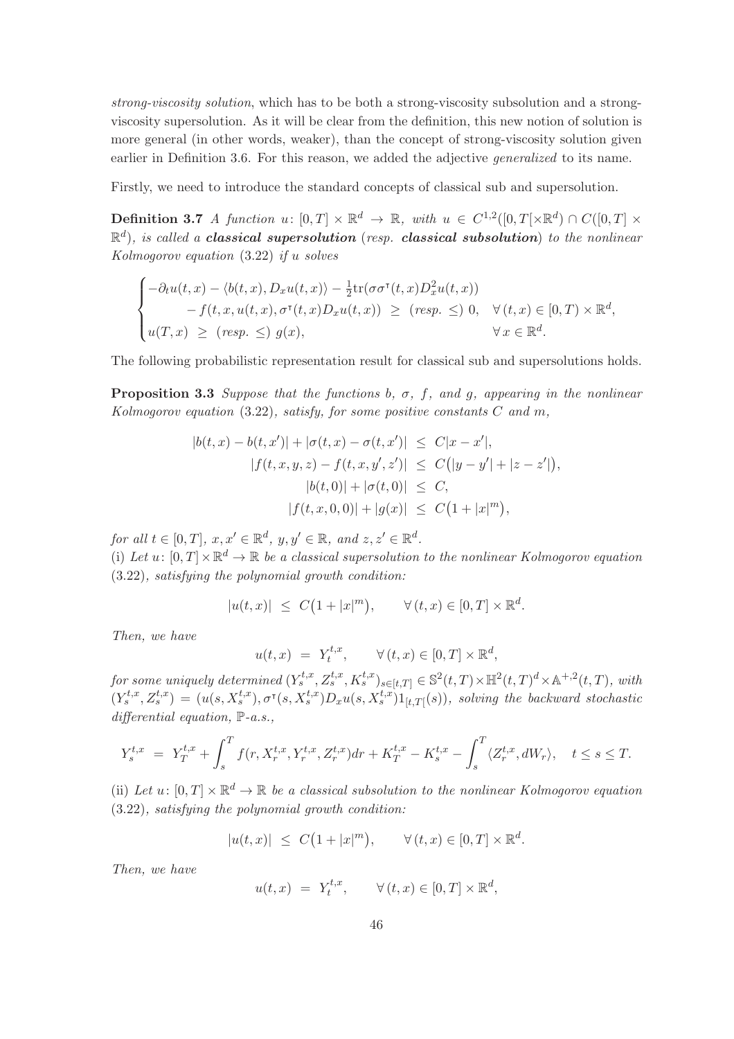*strong-viscosity solution*, which has to be both a strong-viscosity subsolution and a strong-viscosity supersolution. As it will be clear from the definition, this new notion of solution is more general (in other words, weaker), than the concept of strong-viscosity solution given earlier in Definition 3.6. For this reason, we added the adjective *generalized* to its name.

Firstly, we need to introduce the standard concepts of classical sub and supersolution.

**Definition 3.7** *A function $u\colon [0,T]\times\mathbb{R}^d \to \mathbb{R}$, with $u \in C^{1,2}([0,T[\times\mathbb{R}^d)\cap C([0,T]\times\mathbb{R}^d)$, is called a **classical supersolution** (resp. **classical subsolution**) to the nonlinear Kolmogorov equation* (3.22) *if $u$ solves*

$$
\begin{cases}
-\partial_t u(t,x) - \langle b(t,x), D_x u(t,x)\rangle - \frac{1}{2}\mathrm{tr}(\sigma\sigma^{\intercal}(t,x)D_x^2 u(t,x)) \\
\qquad - f(t,x,u(t,x),\sigma^{\intercal}(t,x)D_x u(t,x)) \;\geq\; (\text{resp. } \leq)\; 0, \quad \forall\,(t,x)\in[0,T)\times\mathbb{R}^d, \\
u(T,x) \;\geq\; (\text{resp. } \leq)\; g(x), \qquad\qquad\qquad\qquad\qquad\qquad \forall\, x\in\mathbb{R}^d.
\end{cases}
$$

The following probabilistic representation result for classical sub and supersolutions holds.

**Proposition 3.3** *Suppose that the functions $b$, $\sigma$, $f$, and $g$, appearing in the nonlinear Kolmogorov equation* (3.22)*, satisfy, for some positive constants $C$ and $m$,*

$$
\begin{aligned}
|b(t,x)-b(t,x')| + |\sigma(t,x)-\sigma(t,x')| \;&\leq\; C|x-x'|, \\
|f(t,x,y,z)-f(t,x,y',z')| \;&\leq\; C\big(|y-y'|+|z-z'|\big), \\
|b(t,0)|+|\sigma(t,0)| \;&\leq\; C, \\
|f(t,x,0,0)|+|g(x)| \;&\leq\; C\big(1+|x|^m\big),
\end{aligned}
$$

*for all $t\in[0,T]$, $x,x'\in\mathbb{R}^d$, $y,y'\in\mathbb{R}$, and $z,z'\in\mathbb{R}^d$.*

(i) *Let $u\colon[0,T]\times\mathbb{R}^d\to\mathbb{R}$ be a classical supersolution to the nonlinear Kolmogorov equation* (3.22)*, satisfying the polynomial growth condition:*

$$
|u(t,x)| \;\leq\; C\big(1+|x|^m\big), \qquad \forall\,(t,x)\in[0,T]\times\mathbb{R}^d.
$$

*Then, we have*

$$
u(t,x) \;=\; Y_t^{t,x}, \qquad \forall\,(t,x)\in[0,T]\times\mathbb{R}^d,
$$

*for some uniquely determined $(Y_s^{t,x},Z_s^{t,x},K_s^{t,x})_{s\in[t,T]}\in\mathbb{S}^2(t,T)\times\mathbb{H}^2(t,T)^d\times\mathbb{A}^{+,2}(t,T)$, with $(Y_s^{t,x},Z_s^{t,x}) = (u(s,X_s^{t,x}),\sigma^{\intercal}(s,X_s^{t,x})D_x u(s,X_s^{t,x})1_{[t,T[}(s))$, solving the backward stochastic differential equation, $\mathbb{P}$-a.s.,*

$$
Y_s^{t,x} \;=\; Y_T^{t,x} + \int_s^T f(r,X_r^{t,x},Y_r^{t,x},Z_r^{t,x})dr + K_T^{t,x} - K_s^{t,x} - \int_s^T \langle Z_r^{t,x}, dW_r\rangle, \quad t\leq s\leq T.
$$

(ii) *Let $u\colon[0,T]\times\mathbb{R}^d\to\mathbb{R}$ be a classical subsolution to the nonlinear Kolmogorov equation* (3.22)*, satisfying the polynomial growth condition:*

$$
|u(t,x)| \;\leq\; C\big(1+|x|^m\big), \qquad \forall\,(t,x)\in[0,T]\times\mathbb{R}^d.
$$

*Then, we have*

$$
u(t,x) \;=\; Y_t^{t,x}, \qquad \forall\,(t,x)\in[0,T]\times\mathbb{R}^d,
$$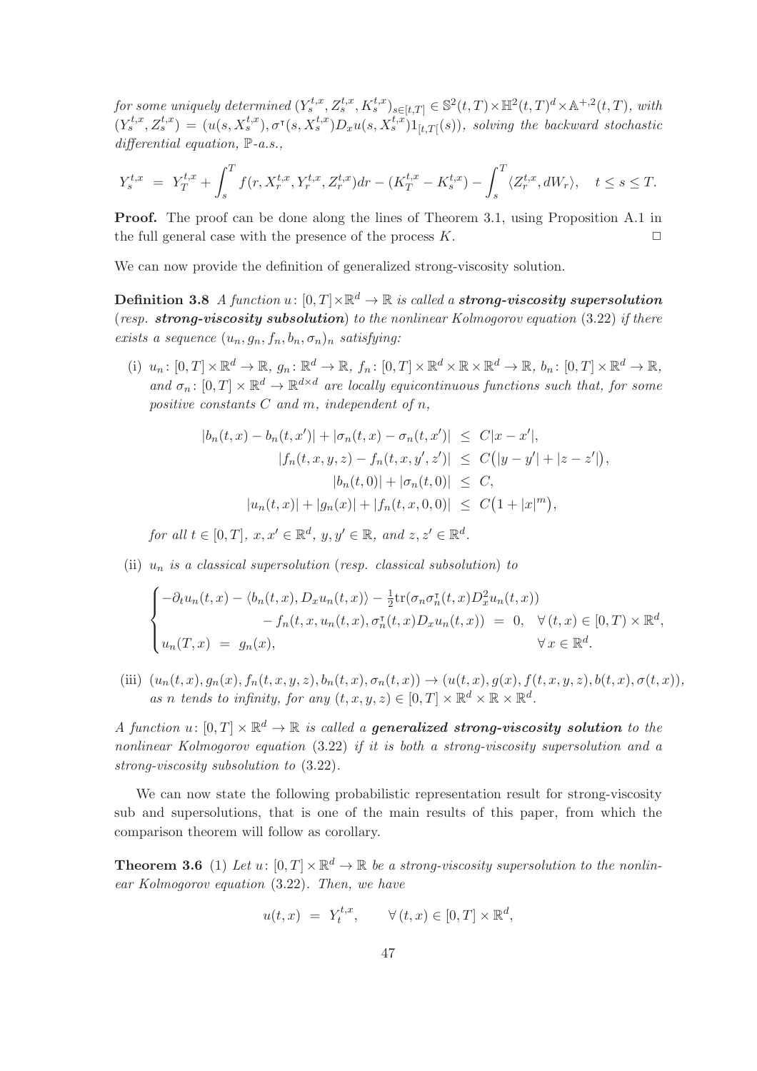*for some uniquely determined* $(Y_s^{t,x}, Z_s^{t,x}, K_s^{t,x})_{s\in[t,T]} \in \mathbb{S}^2(t,T)\times\mathbb{H}^2(t,T)^d\times\mathbb{A}^{+,2}(t,T)$*, with* $(Y_s^{t,x}, Z_s^{t,x}) = (u(s,X_s^{t,x}), \sigma^{\intercal}(s,X_s^{t,x})D_x u(s,X_s^{t,x})1_{[t,T[}(s))$*, solving the backward stochastic differential equation,* $\mathbb{P}$*-a.s.,*

$$Y_s^{t,x} \;=\; Y_T^{t,x} + \int_s^T f(r,X_r^{t,x},Y_r^{t,x},Z_r^{t,x})dr - (K_T^{t,x} - K_s^{t,x}) - \int_s^T \langle Z_r^{t,x}, dW_r\rangle, \quad t\le s\le T.$$

**Proof.** The proof can be done along the lines of Theorem 3.1, using Proposition A.1 in the full general case with the presence of the process $K$. $\square$

We can now provide the definition of generalized strong-viscosity solution.

**Definition 3.8** *A function* $u\colon [0,T]\times\mathbb{R}^d\to\mathbb{R}$ *is called a* ***strong-viscosity supersolution*** (*resp.* ***strong-viscosity subsolution***) *to the nonlinear Kolmogorov equation* (3.22) *if there exists a sequence* $(u_n,g_n,f_n,b_n,\sigma_n)_n$ *satisfying:*

(i) $u_n\colon [0,T]\times\mathbb{R}^d\to\mathbb{R}$, $g_n\colon\mathbb{R}^d\to\mathbb{R}$, $f_n\colon[0,T]\times\mathbb{R}^d\times\mathbb{R}\times\mathbb{R}^d\to\mathbb{R}$, $b_n\colon[0,T]\times\mathbb{R}^d\to\mathbb{R}$, *and* $\sigma_n\colon[0,T]\times\mathbb{R}^d\to\mathbb{R}^{d\times d}$ *are locally equicontinuous functions such that, for some positive constants* $C$ *and* $m$*, independent of* $n$*,*

$$\begin{aligned}
|b_n(t,x)-b_n(t,x')| + |\sigma_n(t,x)-\sigma_n(t,x')| &\le C|x-x'|,\\
|f_n(t,x,y,z)-f_n(t,x,y',z')| &\le C\big(|y-y'|+|z-z'|\big),\\
|b_n(t,0)|+|\sigma_n(t,0)| &\le C,\\
|u_n(t,x)|+|g_n(x)|+|f_n(t,x,0,0)| &\le C\big(1+|x|^m\big),
\end{aligned}$$

*for all* $t\in[0,T]$*,* $x,x'\in\mathbb{R}^d$*,* $y,y'\in\mathbb{R}$*, and* $z,z'\in\mathbb{R}^d$*.*

(ii) $u_n$ *is a classical supersolution* (*resp. classical subsolution*) *to*

$$\begin{cases}
-\partial_t u_n(t,x) - \langle b_n(t,x), D_x u_n(t,x)\rangle - \frac{1}{2}\mathrm{tr}(\sigma_n\sigma_n^{\intercal}(t,x)D_x^2 u_n(t,x)) \\
\qquad\qquad - f_n(t,x,u_n(t,x),\sigma_n^{\intercal}(t,x)D_x u_n(t,x)) \;=\; 0, \quad \forall\,(t,x)\in[0,T)\times\mathbb{R}^d,\\
u_n(T,x) \;=\; g_n(x), \qquad\qquad\qquad\qquad\qquad\qquad \forall\,x\in\mathbb{R}^d.
\end{cases}$$

(iii) $(u_n(t,x),g_n(x),f_n(t,x,y,z),b_n(t,x),\sigma_n(t,x))\to(u(t,x),g(x),f(t,x,y,z),b(t,x),\sigma(t,x))$*, as* $n$ *tends to infinity, for any* $(t,x,y,z)\in[0,T]\times\mathbb{R}^d\times\mathbb{R}\times\mathbb{R}^d$*.*

*A function* $u\colon[0,T]\times\mathbb{R}^d\to\mathbb{R}$ *is called a* ***generalized strong-viscosity solution*** *to the nonlinear Kolmogorov equation* (3.22) *if it is both a strong-viscosity supersolution and a strong-viscosity subsolution to* (3.22).

We can now state the following probabilistic representation result for strong-viscosity sub and supersolutions, that is one of the main results of this paper, from which the comparison theorem will follow as corollary.

**Theorem 3.6** (1) *Let* $u\colon[0,T]\times\mathbb{R}^d\to\mathbb{R}$ *be a strong-viscosity supersolution to the nonlinear Kolmogorov equation* (3.22)*. Then, we have*

$$u(t,x) \;=\; Y_t^{t,x}, \qquad \forall\,(t,x)\in[0,T]\times\mathbb{R}^d,$$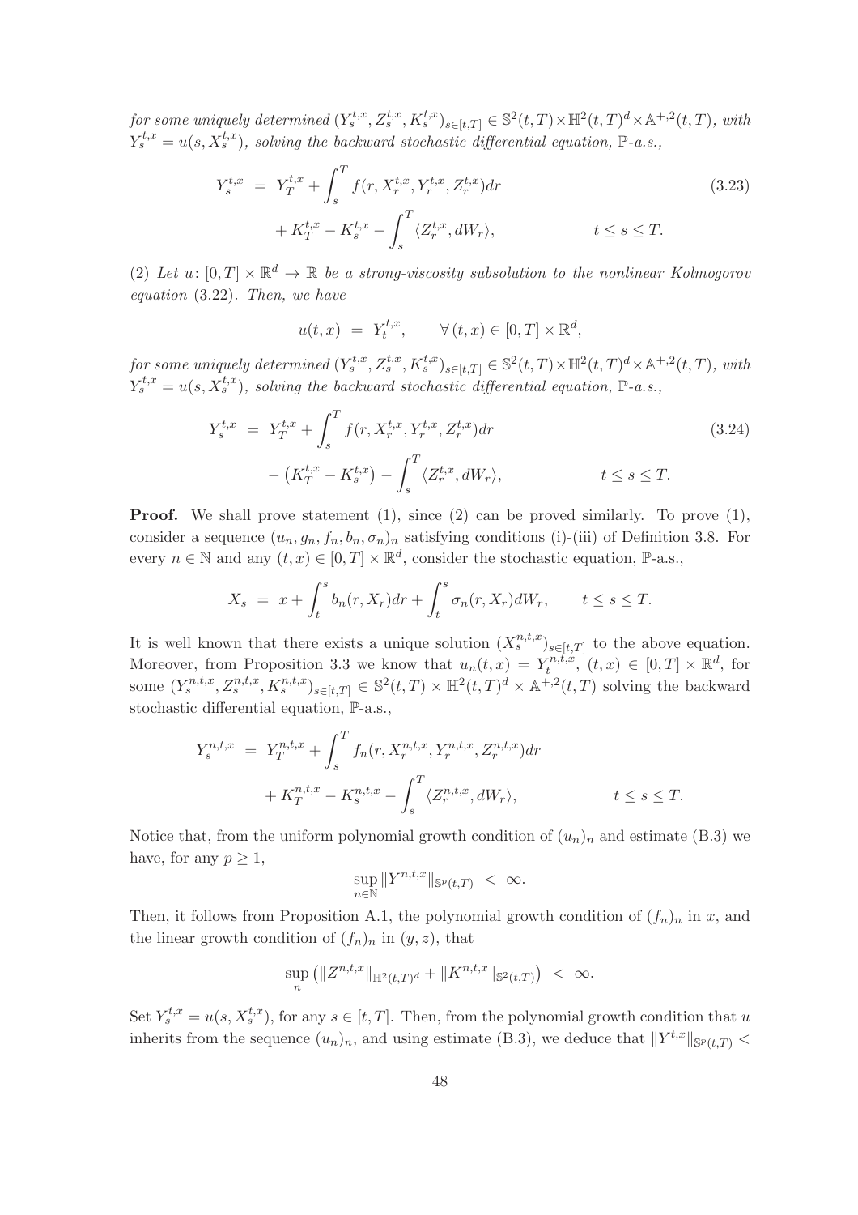*for some uniquely determined* $(Y_s^{t,x}, Z_s^{t,x}, K_s^{t,x})_{s\in[t,T]} \in \mathbb{S}^2(t,T)\times\mathbb{H}^2(t,T)^d\times\mathbb{A}^{+,2}(t,T)$*, with* $Y_s^{t,x} = u(s, X_s^{t,x})$*, solving the backward stochastic differential equation,* $\mathbb{P}$*-a.s.,*

$$
\begin{aligned}
Y_s^{t,x} \; &= \; Y_T^{t,x} + \int_s^T f(r, X_r^{t,x}, Y_r^{t,x}, Z_r^{t,x})dr \\
&\quad + K_T^{t,x} - K_s^{t,x} - \int_s^T \langle Z_r^{t,x}, dW_r\rangle, \qquad\qquad t \le s \le T.
\end{aligned}
\tag{3.23}
$$

(2) *Let* $u\colon [0,T]\times\mathbb{R}^d \to \mathbb{R}$ *be a strong-viscosity subsolution to the nonlinear Kolmogorov equation* (3.22)*. Then, we have*

$$
u(t,x) \;=\; Y_t^{t,x}, \qquad \forall\,(t,x)\in[0,T]\times\mathbb{R}^d,
$$

*for some uniquely determined* $(Y_s^{t,x}, Z_s^{t,x}, K_s^{t,x})_{s\in[t,T]} \in \mathbb{S}^2(t,T)\times\mathbb{H}^2(t,T)^d\times\mathbb{A}^{+,2}(t,T)$*, with* $Y_s^{t,x} = u(s, X_s^{t,x})$*, solving the backward stochastic differential equation,* $\mathbb{P}$*-a.s.,*

$$
\begin{aligned}
Y_s^{t,x} \; &= \; Y_T^{t,x} + \int_s^T f(r, X_r^{t,x}, Y_r^{t,x}, Z_r^{t,x})dr \\
&\quad - \big(K_T^{t,x} - K_s^{t,x}\big) - \int_s^T \langle Z_r^{t,x}, dW_r\rangle, \qquad\qquad t \le s \le T.
\end{aligned}
\tag{3.24}
$$

**Proof.** We shall prove statement (1), since (2) can be proved similarly. To prove (1), consider a sequence $(u_n, g_n, f_n, b_n, \sigma_n)_n$ satisfying conditions (i)-(iii) of Definition 3.8. For every $n\in\mathbb{N}$ and any $(t,x)\in[0,T]\times\mathbb{R}^d$, consider the stochastic equation, $\mathbb{P}$-a.s.,

$$
X_s \;=\; x + \int_t^s b_n(r, X_r)dr + \int_t^s \sigma_n(r, X_r)dW_r, \qquad t\le s\le T.
$$

It is well known that there exists a unique solution $(X_s^{n,t,x})_{s\in[t,T]}$ to the above equation. Moreover, from Proposition 3.3 we know that $u_n(t,x) = Y_t^{n,t,x}$, $(t,x)\in[0,T]\times\mathbb{R}^d$, for some $(Y_s^{n,t,x}, Z_s^{n,t,x}, K_s^{n,t,x})_{s\in[t,T]} \in \mathbb{S}^2(t,T)\times\mathbb{H}^2(t,T)^d\times\mathbb{A}^{+,2}(t,T)$ solving the backward stochastic differential equation, $\mathbb{P}$-a.s.,

$$
\begin{aligned}
Y_s^{n,t,x} \; &= \; Y_T^{n,t,x} + \int_s^T f_n(r, X_r^{n,t,x}, Y_r^{n,t,x}, Z_r^{n,t,x})dr \\
&\quad + K_T^{n,t,x} - K_s^{n,t,x} - \int_s^T \langle Z_r^{n,t,x}, dW_r\rangle, \qquad\qquad t \le s \le T.
\end{aligned}
$$

Notice that, from the uniform polynomial growth condition of $(u_n)_n$ and estimate (B.3) we have, for any $p\ge 1$,

$$
\sup_{n\in\mathbb{N}} \|Y^{n,t,x}\|_{\mathbb{S}^p(t,T)} \;<\; \infty.
$$

Then, it follows from Proposition A.1, the polynomial growth condition of $(f_n)_n$ in $x$, and the linear growth condition of $(f_n)_n$ in $(y,z)$, that

$$
\sup_n \big(\|Z^{n,t,x}\|_{\mathbb{H}^2(t,T)^d} + \|K^{n,t,x}\|_{\mathbb{S}^2(t,T)}\big) \;<\; \infty.
$$

Set $Y_s^{t,x} = u(s, X_s^{t,x})$, for any $s\in[t,T]$. Then, from the polynomial growth condition that $u$ inherits from the sequence $(u_n)_n$, and using estimate (B.3), we deduce that $\|Y^{t,x}\|_{\mathbb{S}^p(t,T)} <$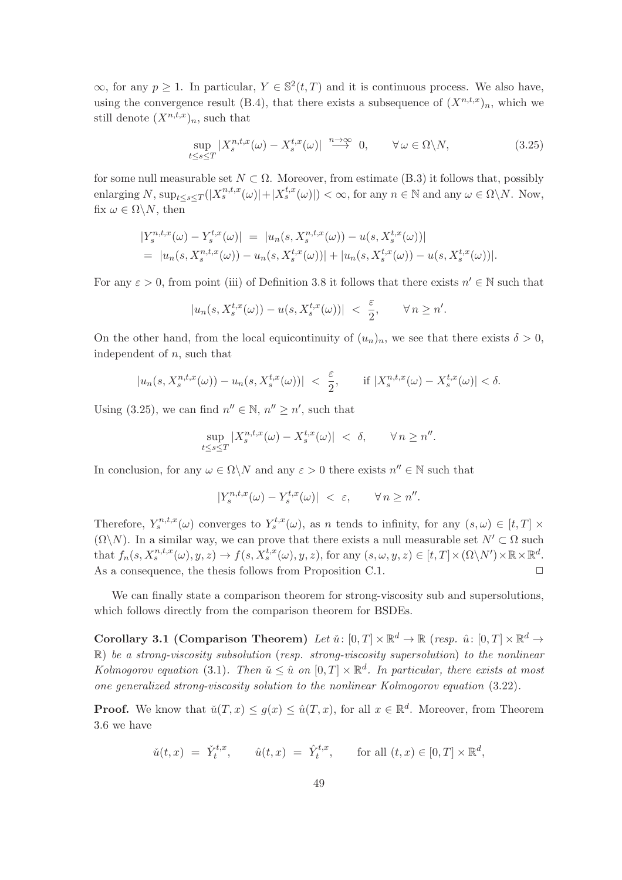$\infty$, for any $p \geq 1$. In particular, $Y \in \mathbb{S}^2(t,T)$ and it is continuous process. We also have, using the convergence result (B.4), that there exists a subsequence of $(X^{n,t,x})_n$, which we still denote $(X^{n,t,x})_n$, such that

$$\sup_{t \leq s \leq T} |X_s^{n,t,x}(\omega) - X_s^{t,x}(\omega)| \overset{n\to\infty}{\longrightarrow} 0, \qquad \forall\, \omega \in \Omega \backslash N, \tag{3.25}$$

for some null measurable set $N \subset \Omega$. Moreover, from estimate (B.3) it follows that, possibly enlarging $N$, $\sup_{t\leq s\leq T}(|X_s^{n,t,x}(\omega)|+|X_s^{t,x}(\omega)|) < \infty$, for any $n \in \mathbb{N}$ and any $\omega \in \Omega\backslash N$. Now, fix $\omega \in \Omega \backslash N$, then

$$\begin{aligned}
|Y_s^{n,t,x}(\omega) - Y_s^{t,x}(\omega)| \;&=\; |u_n(s, X_s^{n,t,x}(\omega)) - u(s, X_s^{t,x}(\omega))| \\
&=\; |u_n(s, X_s^{n,t,x}(\omega)) - u_n(s, X_s^{t,x}(\omega))| + |u_n(s, X_s^{t,x}(\omega)) - u(s, X_s^{t,x}(\omega))|.
\end{aligned}$$

For any $\varepsilon > 0$, from point (iii) of Definition 3.8 it follows that there exists $n' \in \mathbb{N}$ such that

$$|u_n(s, X_s^{t,x}(\omega)) - u(s, X_s^{t,x}(\omega))| \;<\; \frac{\varepsilon}{2}, \qquad \forall\, n \geq n'.$$

On the other hand, from the local equicontinuity of $(u_n)_n$, we see that there exists $\delta > 0$, independent of $n$, such that

$$|u_n(s, X_s^{n,t,x}(\omega)) - u_n(s, X_s^{t,x}(\omega))| \;<\; \frac{\varepsilon}{2}, \qquad \text{if } |X_s^{n,t,x}(\omega) - X_s^{t,x}(\omega)| < \delta.$$

Using (3.25), we can find $n'' \in \mathbb{N}$, $n'' \geq n'$, such that

$$\sup_{t\leq s\leq T} |X_s^{n,t,x}(\omega) - X_s^{t,x}(\omega)| \;<\; \delta, \qquad \forall\, n \geq n''.$$

In conclusion, for any $\omega \in \Omega\backslash N$ and any $\varepsilon > 0$ there exists $n'' \in \mathbb{N}$ such that

$$|Y_s^{n,t,x}(\omega) - Y_s^{t,x}(\omega)| \;<\; \varepsilon, \qquad \forall\, n \geq n''.$$

Therefore, $Y_s^{n,t,x}(\omega)$ converges to $Y_s^{t,x}(\omega)$, as $n$ tends to infinity, for any $(s,\omega) \in [t,T] \times (\Omega\backslash N)$. In a similar way, we can prove that there exists a null measurable set $N' \subset \Omega$ such that $f_n(s, X_s^{n,t,x}(\omega), y, z) \to f(s, X_s^{t,x}(\omega), y, z)$, for any $(s,\omega,y,z) \in [t,T]\times(\Omega\backslash N')\times\mathbb{R}\times\mathbb{R}^d$. As a consequence, the thesis follows from Proposition C.1. $\square$

We can finally state a comparison theorem for strong-viscosity sub and supersolutions, which follows directly from the comparison theorem for BSDEs.

**Corollary 3.1 (Comparison Theorem)** *Let $\check u\colon [0,T]\times\mathbb{R}^d \to \mathbb{R}$ (resp. $\hat u\colon [0,T]\times\mathbb{R}^d \to \mathbb{R}$) be a strong-viscosity subsolution (resp. strong-viscosity supersolution) to the nonlinear Kolmogorov equation* (3.1)*. Then $\check u \leq \hat u$ on $[0,T]\times\mathbb{R}^d$. In particular, there exists at most one generalized strong-viscosity solution to the nonlinear Kolmogorov equation* (3.22)*.*

**Proof.** We know that $\check u(T,x) \leq g(x) \leq \hat u(T,x)$, for all $x \in \mathbb{R}^d$. Moreover, from Theorem 3.6 we have

$$\check u(t,x) \;=\; \check Y_t^{t,x}, \qquad \hat u(t,x) \;=\; \hat Y_t^{t,x}, \qquad \text{for all } (t,x) \in [0,T]\times\mathbb{R}^d,$$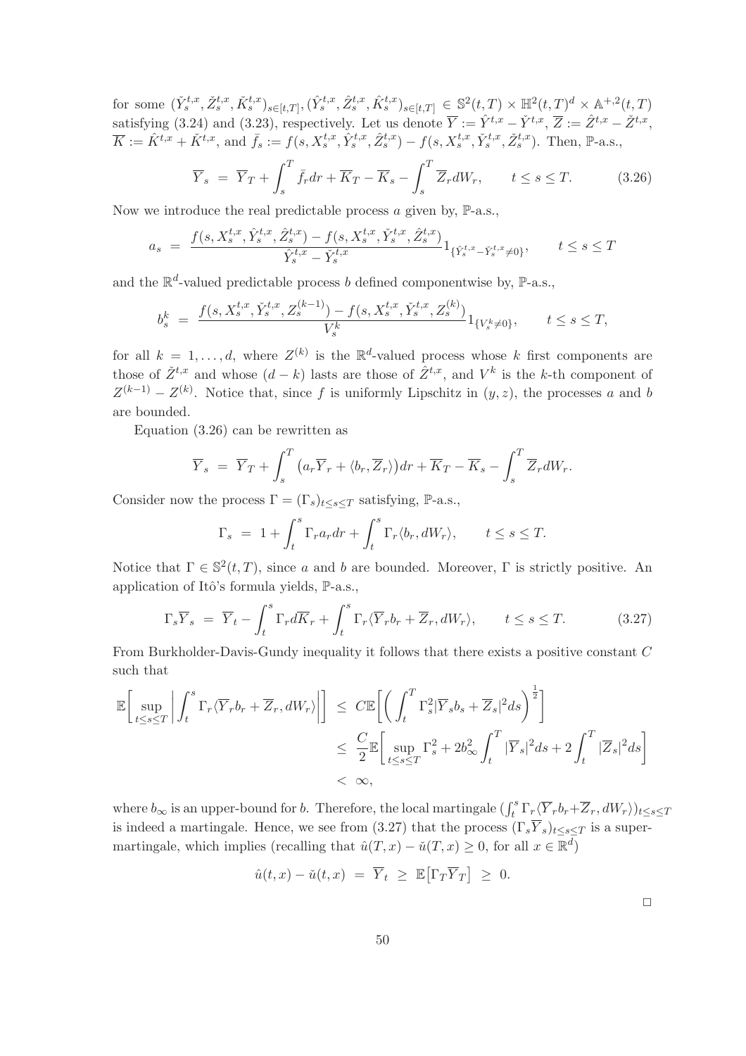for some $(\check{Y}^{t,x}_s, \check{Z}^{t,x}_s, \check{K}^{t,x}_s)_{s\in[t,T]}, (\hat{Y}^{t,x}_s, \hat{Z}^{t,x}_s, \hat{K}^{t,x}_s)_{s\in[t,T]} \in \mathbb{S}^2(t,T) \times \mathbb{H}^2(t,T)^d \times \mathbb{A}^{+,2}(t,T)$ satisfying (3.24) and (3.23), respectively. Let us denote $\overline{Y} := \hat{Y}^{t,x} - \check{Y}^{t,x}$, $\overline{Z} := \hat{Z}^{t,x} - \check{Z}^{t,x}$, $\overline{K} := \hat{K}^{t,x} + \check{K}^{t,x}$, and $\bar{f}_s := f(s, X^{t,x}_s, \hat{Y}^{t,x}_s, \hat{Z}^{t,x}_s) - f(s, X^{t,x}_s, \check{Y}^{t,x}_s, \check{Z}^{t,x}_s)$. Then, $\mathbb{P}$-a.s.,

$$\overline{Y}_s \;=\; \overline{Y}_T + \int_s^T \bar{f}_r dr + \overline{K}_T - \overline{K}_s - \int_s^T \overline{Z}_r dW_r, \qquad t \le s \le T. \tag{3.26}$$

Now we introduce the real predictable process $a$ given by, $\mathbb{P}$-a.s.,

$$a_s \;=\; \frac{f(s, X^{t,x}_s, \hat{Y}^{t,x}_s, \hat{Z}^{t,x}_s) - f(s, X^{t,x}_s, \check{Y}^{t,x}_s, \hat{Z}^{t,x}_s)}{\hat{Y}^{t,x}_s - \check{Y}^{t,x}_s} 1_{\{\hat{Y}^{t,x}_s - \check{Y}^{t,x}_s \neq 0\}}, \qquad t \le s \le T$$

and the $\mathbb{R}^d$-valued predictable process $b$ defined componentwise by, $\mathbb{P}$-a.s.,

$$b^k_s \;=\; \frac{f(s, X^{t,x}_s, \check{Y}^{t,x}_s, Z^{(k-1)}_s) - f(s, X^{t,x}_s, \check{Y}^{t,x}_s, Z^{(k)}_s)}{V^k_s} 1_{\{V^k_s \neq 0\}}, \qquad t \le s \le T,$$

for all $k = 1, \ldots, d$, where $Z^{(k)}$ is the $\mathbb{R}^d$-valued process whose $k$ first components are those of $\check{Z}^{t,x}$ and whose $(d-k)$ lasts are those of $\hat{Z}^{t,x}$, and $V^k$ is the $k$-th component of $Z^{(k-1)} - Z^{(k)}$. Notice that, since $f$ is uniformly Lipschitz in $(y,z)$, the processes $a$ and $b$ are bounded.

Equation (3.26) can be rewritten as

$$\overline{Y}_s \;=\; \overline{Y}_T + \int_s^T \big(a_r \overline{Y}_r + \langle b_r, \overline{Z}_r \rangle\big) dr + \overline{K}_T - \overline{K}_s - \int_s^T \overline{Z}_r dW_r.$$

Consider now the process $\Gamma = (\Gamma_s)_{t \le s \le T}$ satisfying, $\mathbb{P}$-a.s.,

$$\Gamma_s \;=\; 1 + \int_t^s \Gamma_r a_r dr + \int_t^s \Gamma_r \langle b_r, dW_r \rangle, \qquad t \le s \le T.$$

Notice that $\Gamma \in \mathbb{S}^2(t,T)$, since $a$ and $b$ are bounded. Moreover, $\Gamma$ is strictly positive. An application of Itô's formula yields, $\mathbb{P}$-a.s.,

$$\Gamma_s \overline{Y}_s \;=\; \overline{Y}_t - \int_t^s \Gamma_r d\overline{K}_r + \int_t^s \Gamma_r \langle \overline{Y}_r b_r + \overline{Z}_r, dW_r \rangle, \qquad t \le s \le T. \tag{3.27}$$

From Burkholder-Davis-Gundy inequality it follows that there exists a positive constant $C$ such that

$$\begin{aligned}
\mathbb{E}\bigg[\sup_{t \le s \le T} \bigg| \int_t^s \Gamma_r \langle \overline{Y}_r b_r + \overline{Z}_r, dW_r \rangle \bigg|\bigg] \;&\le\; C\mathbb{E}\bigg[\bigg(\int_t^T \Gamma_s^2 |\overline{Y}_s b_s + \overline{Z}_s|^2 ds\bigg)^{\frac{1}{2}}\bigg] \\
&\le\; \frac{C}{2}\mathbb{E}\bigg[\sup_{t \le s \le T} \Gamma_s^2 + 2b_\infty^2 \int_t^T |\overline{Y}_s|^2 ds + 2\int_t^T |\overline{Z}_s|^2 ds\bigg] \\
&<\; \infty,
\end{aligned}$$

where $b_\infty$ is an upper-bound for $b$. Therefore, the local martingale $(\int_t^s \Gamma_r \langle \overline{Y}_r b_r + \overline{Z}_r, dW_r \rangle)_{t \le s \le T}$ is indeed a martingale. Hence, we see from (3.27) that the process $(\Gamma_s \overline{Y}_s)_{t \le s \le T}$ is a supermartingale, which implies (recalling that $\hat{u}(T,x) - \check{u}(T,x) \ge 0$, for all $x \in \mathbb{R}^d$)

$$\hat{u}(t,x) - \check{u}(t,x) \;=\; \overline{Y}_t \;\ge\; \mathbb{E}\big[\Gamma_T \overline{Y}_T\big] \;\ge\; 0.$$

□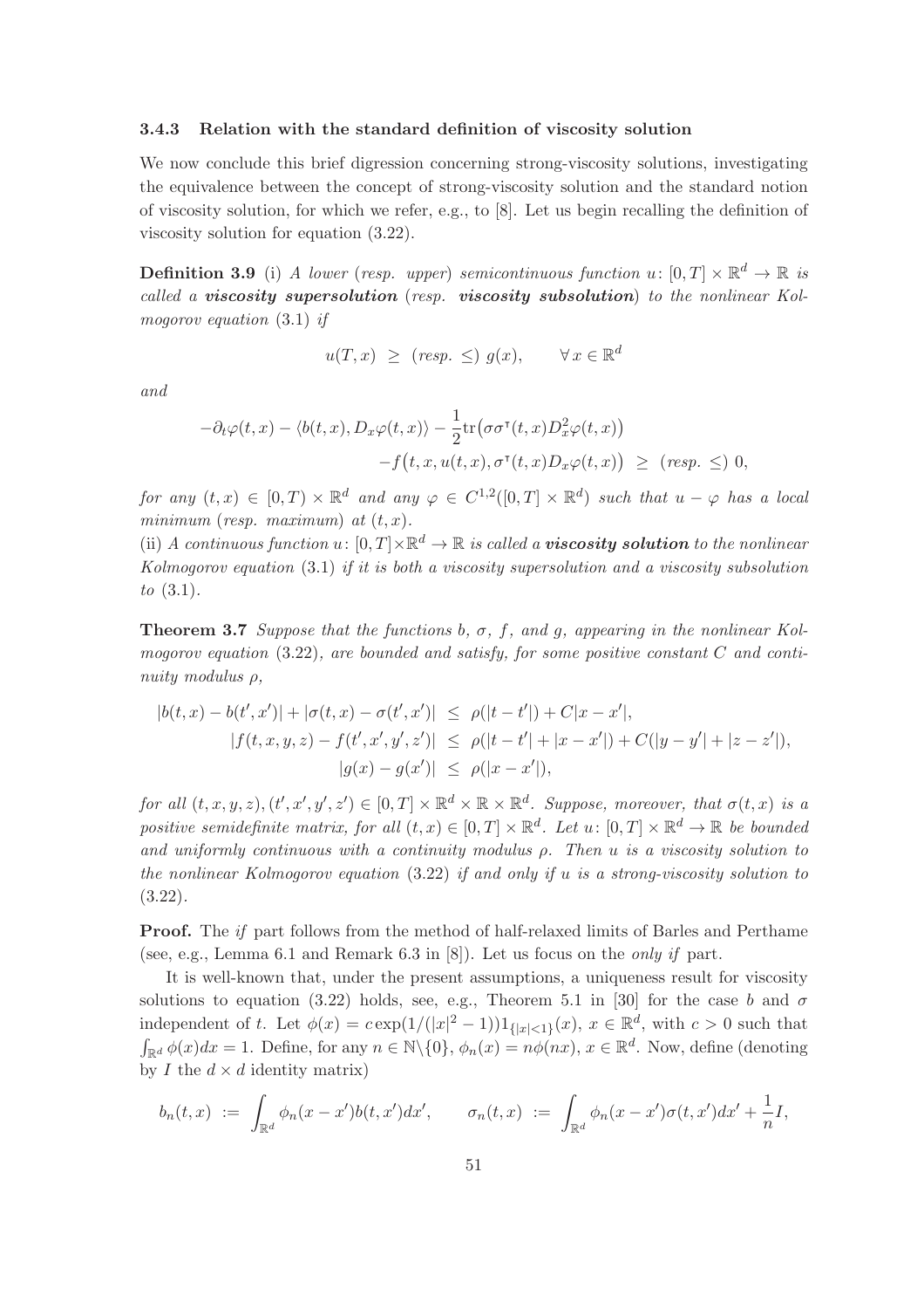### 3.4.3 Relation with the standard definition of viscosity solution

We now conclude this brief digression concerning strong-viscosity solutions, investigating the equivalence between the concept of strong-viscosity solution and the standard notion of viscosity solution, for which we refer, e.g., to [8]. Let us begin recalling the definition of viscosity solution for equation (3.22).

**Definition 3.9** (i) *A lower (resp. upper) semicontinuous function $u\colon [0,T]\times\mathbb{R}^d\to\mathbb{R}$ is called a* ***viscosity supersolution*** *(resp.* ***viscosity subsolution****) to the nonlinear Kolmogorov equation (3.1) if*

$$
u(T,x) \;\geq\; (resp.\ \leq)\ g(x), \qquad \forall\, x\in\mathbb{R}^d
$$

*and*

$$
\begin{aligned}
-\partial_t\varphi(t,x) - \langle b(t,x), D_x\varphi(t,x)\rangle - \frac{1}{2}\mathrm{tr}\big(\sigma\sigma^\intercal(t,x)D_x^2\varphi(t,x)\big)& \\
-f\big(t,x,u(t,x),\sigma^\intercal(t,x)D_x\varphi(t,x)\big) \;\geq\; (resp.\ \leq)\ 0&,
\end{aligned}
$$

*for any $(t,x)\in[0,T)\times\mathbb{R}^d$ and any $\varphi\in C^{1,2}([0,T]\times\mathbb{R}^d)$ such that $u-\varphi$ has a local minimum (resp. maximum) at $(t,x)$.*
(ii) *A continuous function $u\colon[0,T]\times\mathbb{R}^d\to\mathbb{R}$ is called a* ***viscosity solution*** *to the nonlinear Kolmogorov equation (3.1) if it is both a viscosity supersolution and a viscosity subsolution to (3.1).*

**Theorem 3.7** *Suppose that the functions $b$, $\sigma$, $f$, and $g$, appearing in the nonlinear Kolmogorov equation (3.22), are bounded and satisfy, for some positive constant $C$ and continuity modulus $\rho$,*

$$
\begin{aligned}
|b(t,x)-b(t',x')| + |\sigma(t,x)-\sigma(t',x')| \;&\leq\; \rho(|t-t'|) + C|x-x'|, \\
|f(t,x,y,z)-f(t',x',y',z')| \;&\leq\; \rho(|t-t'|+|x-x'|) + C(|y-y'|+|z-z'|), \\
|g(x)-g(x')| \;&\leq\; \rho(|x-x'|),
\end{aligned}
$$

*for all $(t,x,y,z),(t',x',y',z')\in[0,T]\times\mathbb{R}^d\times\mathbb{R}\times\mathbb{R}^d$. Suppose, moreover, that $\sigma(t,x)$ is a positive semidefinite matrix, for all $(t,x)\in[0,T]\times\mathbb{R}^d$. Let $u\colon[0,T]\times\mathbb{R}^d\to\mathbb{R}$ be bounded and uniformly continuous with a continuity modulus $\rho$. Then $u$ is a viscosity solution to the nonlinear Kolmogorov equation (3.22) if and only if $u$ is a strong-viscosity solution to (3.22).*

**Proof.** The *if* part follows from the method of half-relaxed limits of Barles and Perthame (see, e.g., Lemma 6.1 and Remark 6.3 in [8]). Let us focus on the *only if* part.

It is well-known that, under the present assumptions, a uniqueness result for viscosity solutions to equation (3.22) holds, see, e.g., Theorem 5.1 in [30] for the case $b$ and $\sigma$ independent of $t$. Let $\phi(x) = c\exp(1/(|x|^2-1))1_{\{|x|<1\}}(x)$, $x\in\mathbb{R}^d$, with $c>0$ such that $\int_{\mathbb{R}^d}\phi(x)dx = 1$. Define, for any $n\in\mathbb{N}\backslash\{0\}$, $\phi_n(x) = n\phi(nx)$, $x\in\mathbb{R}^d$. Now, define (denoting by $I$ the $d\times d$ identity matrix)

$$
b_n(t,x) \;:=\; \int_{\mathbb{R}^d}\phi_n(x-x')b(t,x')dx', \qquad \sigma_n(t,x) \;:=\; \int_{\mathbb{R}^d}\phi_n(x-x')\sigma(t,x')dx' + \frac{1}{n}I,
$$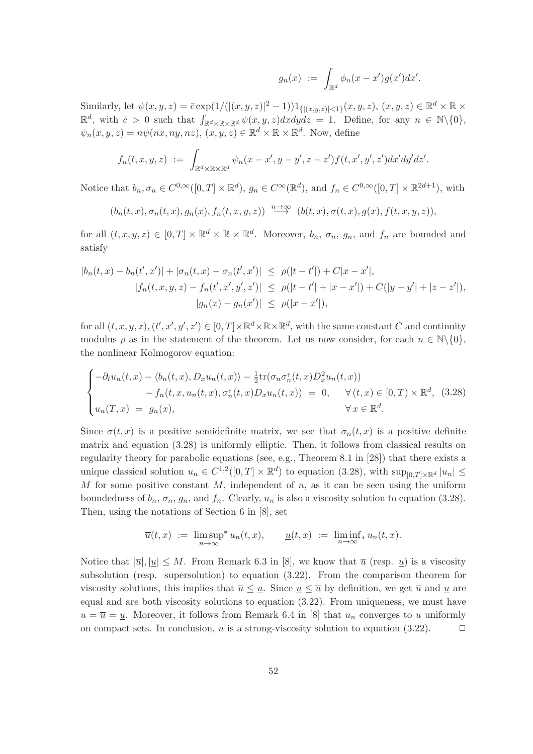$$g_n(x) \ := \ \int_{\mathbb{R}^d} \phi_n(x-x')g(x')dx'.$$

Similarly, let $\psi(x,y,z) = \bar{c}\exp(1/(|(x,y,z)|^2-1))1_{\{|(x,y,z)|<1\}}(x,y,z)$, $(x,y,z) \in \mathbb{R}^d \times \mathbb{R} \times \mathbb{R}^d$, with $\bar{c} > 0$ such that $\int_{\mathbb{R}^d\times\mathbb{R}\times\mathbb{R}^d} \psi(x,y,z)dxdydz = 1$. Define, for any $n \in \mathbb{N}\backslash\{0\}$, $\psi_n(x,y,z) = n\psi(nx,ny,nz)$, $(x,y,z) \in \mathbb{R}^d \times \mathbb{R} \times \mathbb{R}^d$. Now, define

$$f_n(t,x,y,z) \ := \ \int_{\mathbb{R}^d\times\mathbb{R}\times\mathbb{R}^d} \psi_n(x-x',y-y',z-z')f(t,x',y',z')dx'dy'dz'.$$

Notice that $b_n, \sigma_n \in C^{0,\infty}([0,T]\times\mathbb{R}^d)$, $g_n \in C^\infty(\mathbb{R}^d)$, and $f_n \in C^{0,\infty}([0,T]\times\mathbb{R}^{2d+1})$, with

$$(b_n(t,x),\sigma_n(t,x),g_n(x),f_n(t,x,y,z)) \ \overset{n\to\infty}{\longrightarrow} \ (b(t,x),\sigma(t,x),g(x),f(t,x,y,z)),$$

for all $(t,x,y,z) \in [0,T]\times\mathbb{R}^d\times\mathbb{R}\times\mathbb{R}^d$. Moreover, $b_n$, $\sigma_n$, $g_n$, and $f_n$ are bounded and satisfy

$$\begin{aligned}
|b_n(t,x) - b_n(t',x')| + |\sigma_n(t,x) - \sigma_n(t',x')| \ &\leq \ \rho(|t-t'|) + C|x-x'|, \\
|f_n(t,x,y,z) - f_n(t',x',y',z')| \ &\leq \ \rho(|t-t'| + |x-x'|) + C(|y-y'| + |z-z'|), \\
|g_n(x) - g_n(x')| \ &\leq \ \rho(|x-x'|),
\end{aligned}$$

for all $(t,x,y,z), (t',x',y',z') \in [0,T]\times\mathbb{R}^d\times\mathbb{R}\times\mathbb{R}^d$, with the same constant $C$ and continuity modulus $\rho$ as in the statement of the theorem. Let us now consider, for each $n \in \mathbb{N}\backslash\{0\}$, the nonlinear Kolmogorov equation:

$$\begin{cases}
-\partial_t u_n(t,x) - \langle b_n(t,x), D_x u_n(t,x)\rangle - \frac{1}{2}\mathrm{tr}(\sigma_n\sigma_n^\intercal(t,x)D_x^2 u_n(t,x)) \\
\qquad\qquad - f_n(t,x,u_n(t,x),\sigma_n^\intercal(t,x)D_x u_n(t,x)) \ = \ 0, \quad \forall\,(t,x) \in [0,T)\times\mathbb{R}^d, \\
u_n(T,x) \ = \ g_n(x), \qquad\qquad\qquad\qquad\qquad\qquad\qquad \forall\, x \in \mathbb{R}^d.
\end{cases} \tag{3.28}$$

Since $\sigma(t,x)$ is a positive semidefinite matrix, we see that $\sigma_n(t,x)$ is a positive definite matrix and equation (3.28) is uniformly elliptic. Then, it follows from classical results on regularity theory for parabolic equations (see, e.g., Theorem 8.1 in [28]) that there exists a unique classical solution $u_n \in C^{1,2}([0,T]\times\mathbb{R}^d)$ to equation (3.28), with $\sup_{[0,T]\times\mathbb{R}^d}|u_n| \leq M$ for some positive constant $M$, independent of $n$, as it can be seen using the uniform boundedness of $b_n$, $\sigma_n$, $g_n$, and $f_n$. Clearly, $u_n$ is also a viscosity solution to equation (3.28). Then, using the notations of Section 6 in [8], set

$$\overline{u}(t,x) \ := \ \limsup_{n\to\infty}{}^* u_n(t,x), \qquad \underline{u}(t,x) \ := \ \liminf_{n\to\infty}{}_* u_n(t,x).$$

Notice that $|\overline{u}|, |\underline{u}| \leq M$. From Remark 6.3 in [8], we know that $\overline{u}$ (resp. $\underline{u}$) is a viscosity subsolution (resp. supersolution) to equation (3.22). From the comparison theorem for viscosity solutions, this implies that $\overline{u} \leq \underline{u}$. Since $\underline{u} \leq \overline{u}$ by definition, we get $\overline{u}$ and $\underline{u}$ are equal and are both viscosity solutions to equation (3.22). From uniqueness, we must have $u = \overline{u} = \underline{u}$. Moreover, it follows from Remark 6.4 in [8] that $u_n$ converges to $u$ uniformly on compact sets. In conclusion, $u$ is a strong-viscosity solution to equation (3.22). $\Box$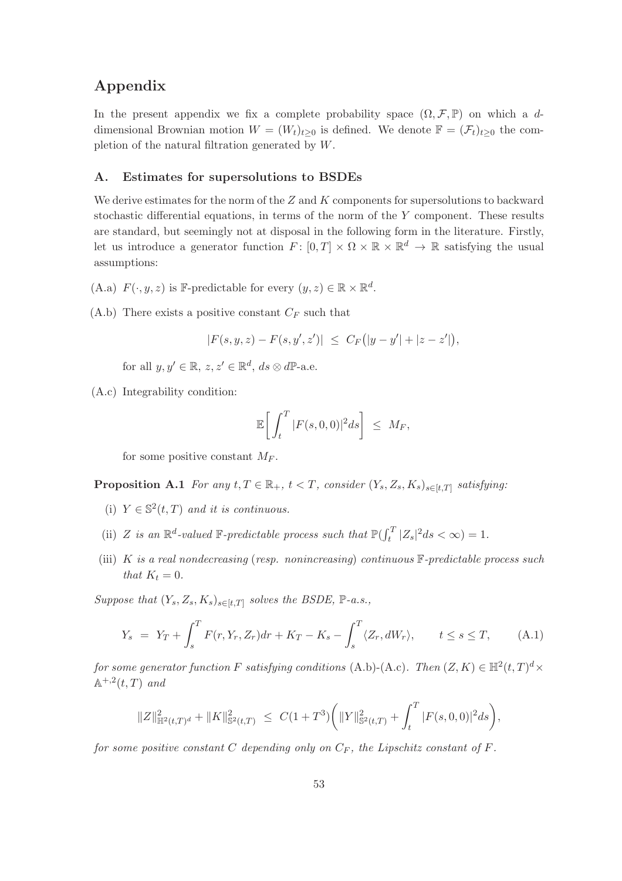# Appendix

In the present appendix we fix a complete probability space $(\Omega, \mathcal{F}, \mathbb{P})$ on which a $d$-dimensional Brownian motion $W = (W_t)_{t \geq 0}$ is defined. We denote $\mathbb{F} = (\mathcal{F}_t)_{t \geq 0}$ the completion of the natural filtration generated by $W$.

## A. Estimates for supersolutions to BSDEs

We derive estimates for the norm of the $Z$ and $K$ components for supersolutions to backward stochastic differential equations, in terms of the norm of the $Y$ component. These results are standard, but seemingly not at disposal in the following form in the literature. Firstly, let us introduce a generator function $F\colon [0,T] \times \Omega \times \mathbb{R} \times \mathbb{R}^d \to \mathbb{R}$ satisfying the usual assumptions:

(A.a) $F(\cdot, y, z)$ is $\mathbb{F}$-predictable for every $(y, z) \in \mathbb{R} \times \mathbb{R}^d$.

(A.b) There exists a positive constant $C_F$ such that

$$|F(s, y, z) - F(s, y', z')| \;\leq\; C_F\big(|y - y'| + |z - z'|\big),$$

for all $y, y' \in \mathbb{R}$, $z, z' \in \mathbb{R}^d$, $ds \otimes d\mathbb{P}$-a.e.

(A.c) Integrability condition:

$$\mathbb{E}\bigg[\int_t^T |F(s, 0, 0)|^2 ds\bigg] \;\leq\; M_F,$$

for some positive constant $M_F$.

**Proposition A.1** *For any $t, T \in \mathbb{R}_+$, $t < T$, consider $(Y_s, Z_s, K_s)_{s \in [t,T]}$ satisfying:*

*(i) $Y \in \mathbb{S}^2(t,T)$ and it is continuous.*

*(ii) $Z$ is an $\mathbb{R}^d$-valued $\mathbb{F}$-predictable process such that $\mathbb{P}(\int_t^T |Z_s|^2 ds < \infty) = 1$.*

*(iii) $K$ is a real nondecreasing (resp. nonincreasing) continuous $\mathbb{F}$-predictable process such that $K_t = 0$.*

*Suppose that $(Y_s, Z_s, K_s)_{s \in [t,T]}$ solves the BSDE, $\mathbb{P}$-a.s.,*

$$Y_s \;=\; Y_T + \int_s^T F(r, Y_r, Z_r) dr + K_T - K_s - \int_s^T \langle Z_r, dW_r \rangle, \qquad t \leq s \leq T, \tag{A.1}$$

*for some generator function $F$ satisfying conditions (A.b)-(A.c). Then $(Z, K) \in \mathbb{H}^2(t,T)^d \times \mathbb{A}^{+,2}(t,T)$ and*

$$\|Z\|^2_{\mathbb{H}^2(t,T)^d} + \|K\|^2_{\mathbb{S}^2(t,T)} \;\leq\; C(1 + T^3)\bigg(\|Y\|^2_{\mathbb{S}^2(t,T)} + \int_t^T |F(s, 0, 0)|^2 ds\bigg),$$

*for some positive constant $C$ depending only on $C_F$, the Lipschitz constant of $F$.*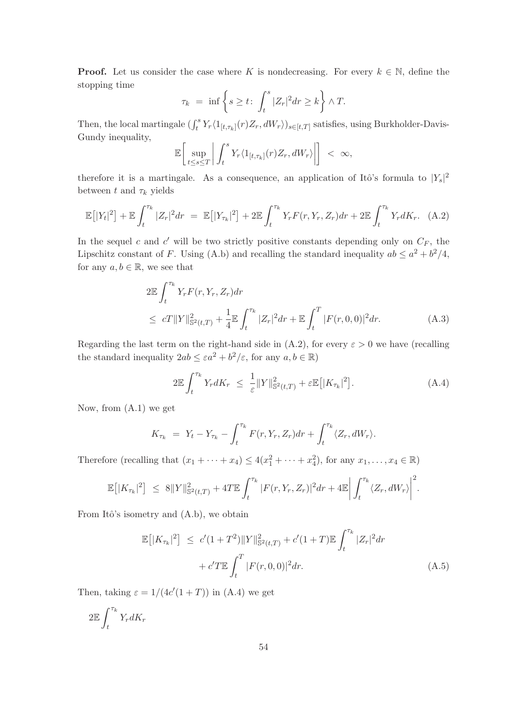**Proof.** Let us consider the case where $K$ is nondecreasing. For every $k \in \mathbb{N}$, define the stopping time

$$\tau_k \;=\; \inf\left\{ s \geq t\colon\ \int_t^s |Z_r|^2 dr \geq k \right\} \wedge T.$$

Then, the local martingale $(\int_t^s Y_r \langle 1_{[t,\tau_k]}(r) Z_r, dW_r\rangle)_{s\in[t,T]}$ satisfies, using Burkholder-Davis-Gundy inequality,

$$\mathbb{E}\bigg[ \sup_{t\leq s\leq T} \bigg| \int_t^s Y_r \langle 1_{[t,\tau_k]}(r) Z_r, dW_r\rangle \bigg| \bigg] \;<\; \infty,$$

therefore it is a martingale. As a consequence, an application of Itô's formula to $|Y_s|^2$ between $t$ and $\tau_k$ yields

$$\mathbb{E}\big[|Y_t|^2\big] + \mathbb{E}\int_t^{\tau_k} |Z_r|^2 dr \;=\; \mathbb{E}\big[|Y_{\tau_k}|^2\big] + 2\mathbb{E}\int_t^{\tau_k} Y_r F(r, Y_r, Z_r) dr + 2\mathbb{E}\int_t^{\tau_k} Y_r dK_r. \quad \text{(A.2)}$$

In the sequel $c$ and $c'$ will be two strictly positive constants depending only on $C_F$, the Lipschitz constant of $F$. Using (A.b) and recalling the standard inequality $ab \leq a^2 + b^2/4$, for any $a, b \in \mathbb{R}$, we see that

$$\begin{aligned}
&2\mathbb{E}\int_t^{\tau_k} Y_r F(r, Y_r, Z_r) dr \\
&\leq\; cT\|Y\|^2_{\mathbb{S}^2(t,T)} + \frac{1}{4}\mathbb{E}\int_t^{\tau_k} |Z_r|^2 dr + \mathbb{E}\int_t^T |F(r,0,0)|^2 dr. \qquad \text{(A.3)}
\end{aligned}$$

Regarding the last term on the right-hand side in (A.2), for every $\varepsilon > 0$ we have (recalling the standard inequality $2ab \leq \varepsilon a^2 + b^2/\varepsilon$, for any $a, b \in \mathbb{R}$)

$$2\mathbb{E}\int_t^{\tau_k} Y_r dK_r \;\leq\; \frac{1}{\varepsilon}\|Y\|^2_{\mathbb{S}^2(t,T)} + \varepsilon\mathbb{E}\big[|K_{\tau_k}|^2\big]. \quad \text{(A.4)}$$

Now, from (A.1) we get

$$K_{\tau_k} \;=\; Y_t - Y_{\tau_k} - \int_t^{\tau_k} F(r, Y_r, Z_r) dr + \int_t^{\tau_k} \langle Z_r, dW_r\rangle.$$

Therefore (recalling that $(x_1 + \cdots + x_4) \leq 4(x_1^2 + \cdots + x_4^2)$, for any $x_1, \ldots, x_4 \in \mathbb{R}$)

$$\mathbb{E}\big[|K_{\tau_k}|^2\big] \;\leq\; 8\|Y\|^2_{\mathbb{S}^2(t,T)} + 4T\mathbb{E}\int_t^{\tau_k} |F(r, Y_r, Z_r)|^2 dr + 4\mathbb{E}\bigg| \int_t^{\tau_k} \langle Z_r, dW_r\rangle \bigg|^2.$$

From Itô's isometry and (A.b), we obtain

$$\begin{aligned}
\mathbb{E}\big[|K_{\tau_k}|^2\big] \;&\leq\; c'(1+T^2)\|Y\|^2_{\mathbb{S}^2(t,T)} + c'(1+T)\mathbb{E}\int_t^{\tau_k} |Z_r|^2 dr \\
&\quad + c'T\mathbb{E}\int_t^T |F(r,0,0)|^2 dr. \qquad \text{(A.5)}
\end{aligned}$$

Then, taking $\varepsilon = 1/(4c'(1+T))$ in (A.4) we get

$$2\mathbb{E}\int_t^{\tau_k} Y_r dK_r$$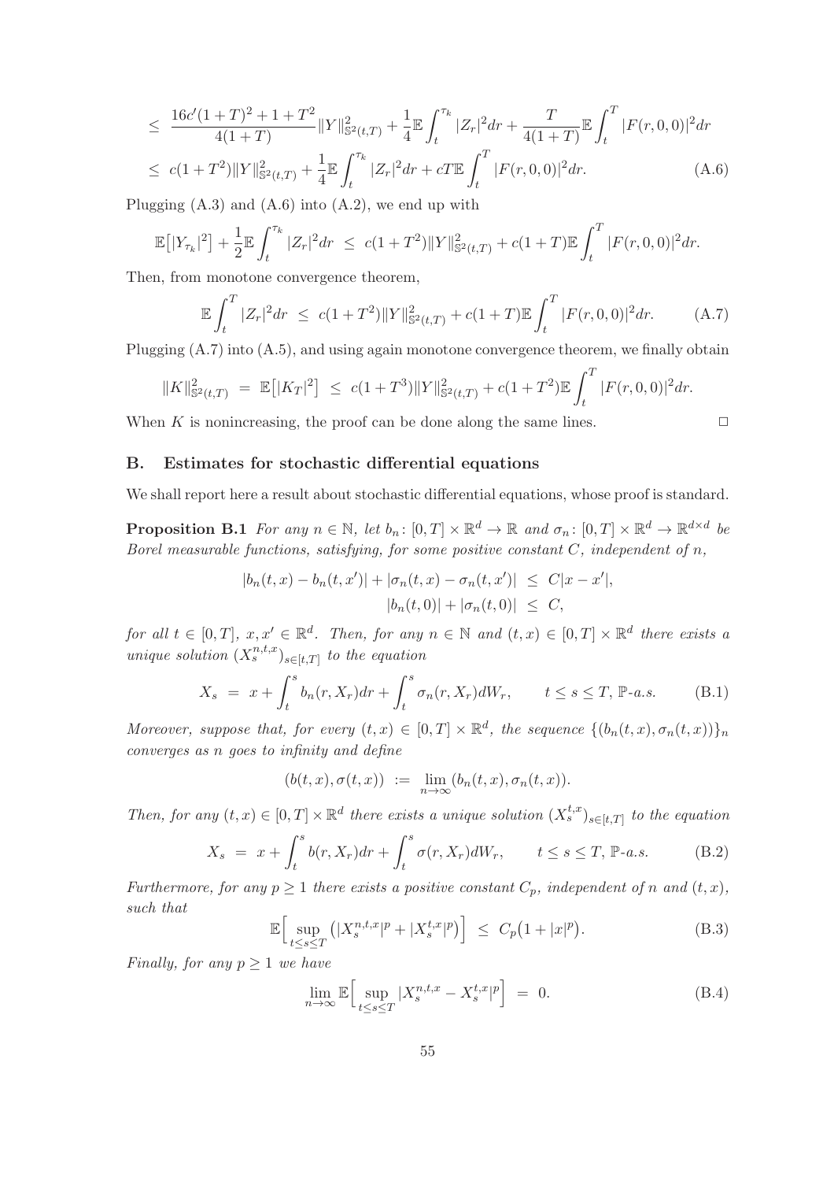$$
\begin{aligned}
&\leq \frac{16c'(1+T)^2 + 1 + T^2}{4(1+T)} \|Y\|^2_{\mathbb{S}^2(t,T)} + \frac{1}{4}\mathbb{E}\int_t^{\tau_k} |Z_r|^2 dr + \frac{T}{4(1+T)}\mathbb{E}\int_t^T |F(r,0,0)|^2 dr \\
&\leq c(1+T^2)\|Y\|^2_{\mathbb{S}^2(t,T)} + \frac{1}{4}\mathbb{E}\int_t^{\tau_k} |Z_r|^2 dr + cT\mathbb{E}\int_t^T |F(r,0,0)|^2 dr. \qquad \text{(A.6)}
\end{aligned}
$$

Plugging (A.3) and (A.6) into (A.2), we end up with

$$
\mathbb{E}\big[|Y_{\tau_k}|^2\big] + \frac{1}{2}\mathbb{E}\int_t^{\tau_k} |Z_r|^2 dr \;\leq\; c(1+T^2)\|Y\|^2_{\mathbb{S}^2(t,T)} + c(1+T)\mathbb{E}\int_t^T |F(r,0,0)|^2 dr.
$$

Then, from monotone convergence theorem,

$$
\mathbb{E}\int_t^T |Z_r|^2 dr \;\leq\; c(1+T^2)\|Y\|^2_{\mathbb{S}^2(t,T)} + c(1+T)\mathbb{E}\int_t^T |F(r,0,0)|^2 dr. \qquad \text{(A.7)}
$$

Plugging (A.7) into (A.5), and using again monotone convergence theorem, we finally obtain

$$
\|K\|^2_{\mathbb{S}^2(t,T)} \;=\; \mathbb{E}\big[|K_T|^2\big] \;\leq\; c(1+T^3)\|Y\|^2_{\mathbb{S}^2(t,T)} + c(1+T^2)\mathbb{E}\int_t^T |F(r,0,0)|^2 dr.
$$

When $K$ is nonincreasing, the proof can be done along the same lines. $\Box$

## B. Estimates for stochastic differential equations

We shall report here a result about stochastic differential equations, whose proof is standard.

**Proposition B.1** *For any $n \in \mathbb{N}$, let $b_n\colon [0,T]\times\mathbb{R}^d \to \mathbb{R}$ and $\sigma_n\colon [0,T]\times\mathbb{R}^d \to \mathbb{R}^{d\times d}$ be Borel measurable functions, satisfying, for some positive constant $C$, independent of $n$,*

$$
\begin{aligned}
|b_n(t,x) - b_n(t,x')| + |\sigma_n(t,x) - \sigma_n(t,x')| \;&\leq\; C|x-x'|, \\
|b_n(t,0)| + |\sigma_n(t,0)| \;&\leq\; C,
\end{aligned}
$$

*for all $t\in[0,T]$, $x,x'\in\mathbb{R}^d$. Then, for any $n\in\mathbb{N}$ and $(t,x)\in[0,T]\times\mathbb{R}^d$ there exists a unique solution $(X_s^{n,t,x})_{s\in[t,T]}$ to the equation*

$$
X_s \;=\; x + \int_t^s b_n(r,X_r)dr + \int_t^s \sigma_n(r,X_r)dW_r, \qquad t\leq s\leq T,\ \mathbb{P}\text{-a.s.} \qquad \text{(B.1)}
$$

*Moreover, suppose that, for every $(t,x)\in[0,T]\times\mathbb{R}^d$, the sequence $\{(b_n(t,x),\sigma_n(t,x))\}_n$ converges as $n$ goes to infinity and define*

$$
(b(t,x),\sigma(t,x)) \;:=\; \lim_{n\to\infty}(b_n(t,x),\sigma_n(t,x)).
$$

*Then, for any $(t,x)\in[0,T]\times\mathbb{R}^d$ there exists a unique solution $(X_s^{t,x})_{s\in[t,T]}$ to the equation*

$$
X_s \;=\; x + \int_t^s b(r,X_r)dr + \int_t^s \sigma(r,X_r)dW_r, \qquad t\leq s\leq T,\ \mathbb{P}\text{-a.s.} \qquad \text{(B.2)}
$$

*Furthermore, for any $p\geq 1$ there exists a positive constant $C_p$, independent of $n$ and $(t,x)$, such that*

$$
\mathbb{E}\Big[\sup_{t\leq s\leq T}\big(|X_s^{n,t,x}|^p + |X_s^{t,x}|^p\big)\Big] \;\leq\; C_p\big(1+|x|^p\big). \qquad \text{(B.3)}
$$

*Finally, for any $p\geq 1$ we have*

$$
\lim_{n\to\infty}\mathbb{E}\Big[\sup_{t\leq s\leq T}|X_s^{n,t,x} - X_s^{t,x}|^p\Big] \;=\; 0. \qquad \text{(B.4)}
$$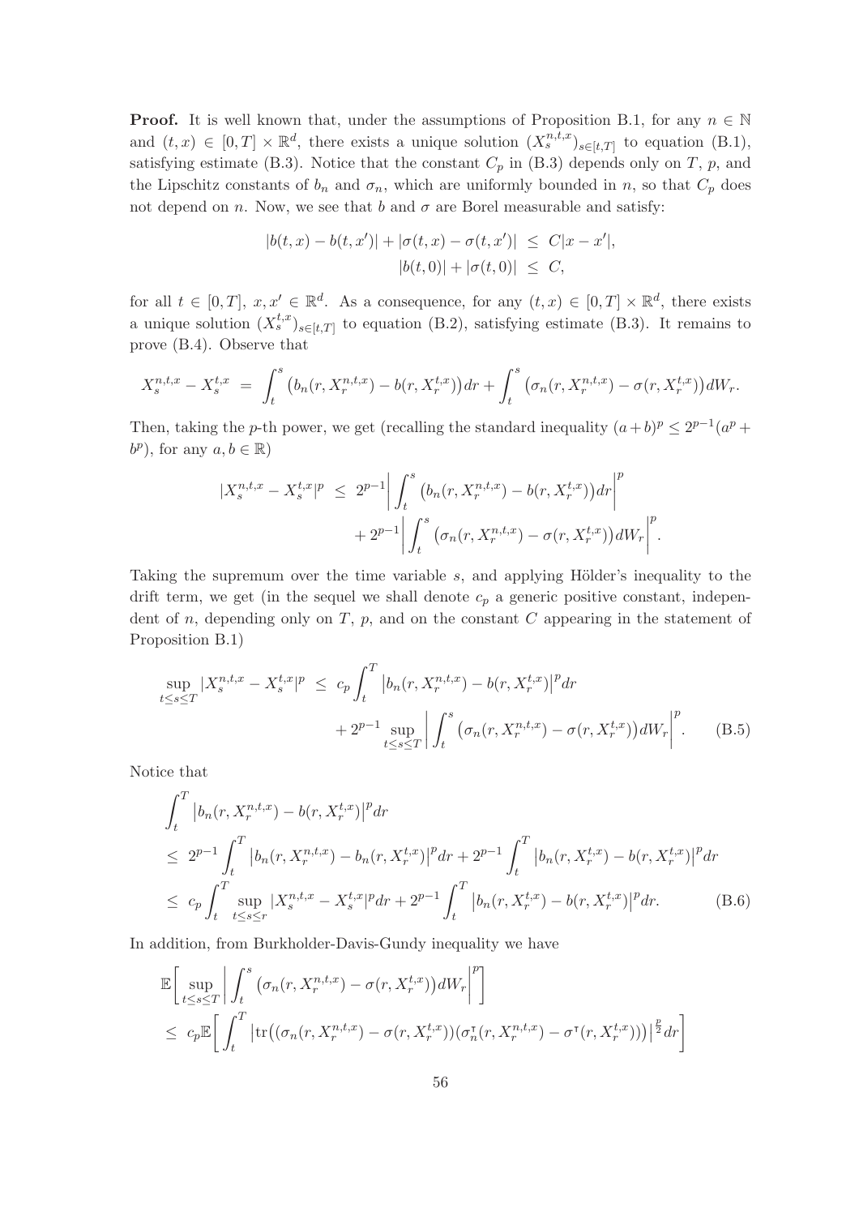**Proof.** It is well known that, under the assumptions of Proposition B.1, for any $n \in \mathbb{N}$ and $(t,x) \in [0,T] \times \mathbb{R}^d$, there exists a unique solution $(X_s^{n,t,x})_{s\in[t,T]}$ to equation (B.1), satisfying estimate (B.3). Notice that the constant $C_p$ in (B.3) depends only on $T$, $p$, and the Lipschitz constants of $b_n$ and $\sigma_n$, which are uniformly bounded in $n$, so that $C_p$ does not depend on $n$. Now, we see that $b$ and $\sigma$ are Borel measurable and satisfy:

$$
\begin{aligned}
|b(t,x) - b(t,x')| + |\sigma(t,x) - \sigma(t,x')| \ &\leq \ C|x - x'|, \\
|b(t,0)| + |\sigma(t,0)| \ &\leq \ C,
\end{aligned}
$$

for all $t \in [0,T]$, $x, x' \in \mathbb{R}^d$. As a consequence, for any $(t,x) \in [0,T] \times \mathbb{R}^d$, there exists a unique solution $(X_s^{t,x})_{s\in[t,T]}$ to equation (B.2), satisfying estimate (B.3). It remains to prove (B.4). Observe that

$$
X_s^{n,t,x} - X_s^{t,x} \ = \ \int_t^s \big(b_n(r,X_r^{n,t,x}) - b(r,X_r^{t,x})\big)dr + \int_t^s \big(\sigma_n(r,X_r^{n,t,x}) - \sigma(r,X_r^{t,x})\big)dW_r.
$$

Then, taking the $p$-th power, we get (recalling the standard inequality $(a+b)^p \leq 2^{p-1}(a^p + b^p)$, for any $a, b \in \mathbb{R}$)

$$
\begin{aligned}
|X_s^{n,t,x} - X_s^{t,x}|^p \ \leq \ & 2^{p-1}\bigg|\int_t^s \big(b_n(r,X_r^{n,t,x}) - b(r,X_r^{t,x})\big)dr\bigg|^p \\
& + 2^{p-1}\bigg|\int_t^s \big(\sigma_n(r,X_r^{n,t,x}) - \sigma(r,X_r^{t,x})\big)dW_r\bigg|^p.
\end{aligned}
$$

Taking the supremum over the time variable $s$, and applying Hölder's inequality to the drift term, we get (in the sequel we shall denote $c_p$ a generic positive constant, independent of $n$, depending only on $T$, $p$, and on the constant $C$ appearing in the statement of Proposition B.1)

$$
\begin{aligned}
\sup_{t\leq s\leq T}|X_s^{n,t,x} - X_s^{t,x}|^p \ \leq \ & c_p\int_t^T \big|b_n(r,X_r^{n,t,x}) - b(r,X_r^{t,x})\big|^p dr \\
& + 2^{p-1}\sup_{t\leq s\leq T}\bigg|\int_t^s \big(\sigma_n(r,X_r^{n,t,x}) - \sigma(r,X_r^{t,x})\big)dW_r\bigg|^p. \qquad \text{(B.5)}
\end{aligned}
$$

Notice that

$$
\begin{aligned}
& \int_t^T \big|b_n(r,X_r^{n,t,x}) - b(r,X_r^{t,x})\big|^p dr \\
& \leq \ 2^{p-1}\int_t^T \big|b_n(r,X_r^{n,t,x}) - b_n(r,X_r^{t,x})\big|^p dr + 2^{p-1}\int_t^T \big|b_n(r,X_r^{t,x}) - b(r,X_r^{t,x})\big|^p dr \\
& \leq \ c_p\int_t^T \sup_{t\leq s\leq r}|X_s^{n,t,x} - X_s^{t,x}|^p dr + 2^{p-1}\int_t^T \big|b_n(r,X_r^{t,x}) - b(r,X_r^{t,x})\big|^p dr. \qquad \text{(B.6)}
\end{aligned}
$$

In addition, from Burkholder-Davis-Gundy inequality we have

$$
\begin{aligned}
& \mathbb{E}\bigg[\sup_{t\leq s\leq T}\bigg|\int_t^s \big(\sigma_n(r,X_r^{n,t,x}) - \sigma(r,X_r^{t,x})\big)dW_r\bigg|^p\bigg] \\
& \leq \ c_p\mathbb{E}\bigg[\int_t^T \big|\mathrm{tr}\big((\sigma_n(r,X_r^{n,t,x}) - \sigma(r,X_r^{t,x}))(\sigma_n^\intercal(r,X_r^{n,t,x}) - \sigma^\intercal(r,X_r^{t,x}))\big)\big|^{\frac{p}{2}}dr\bigg]
\end{aligned}
$$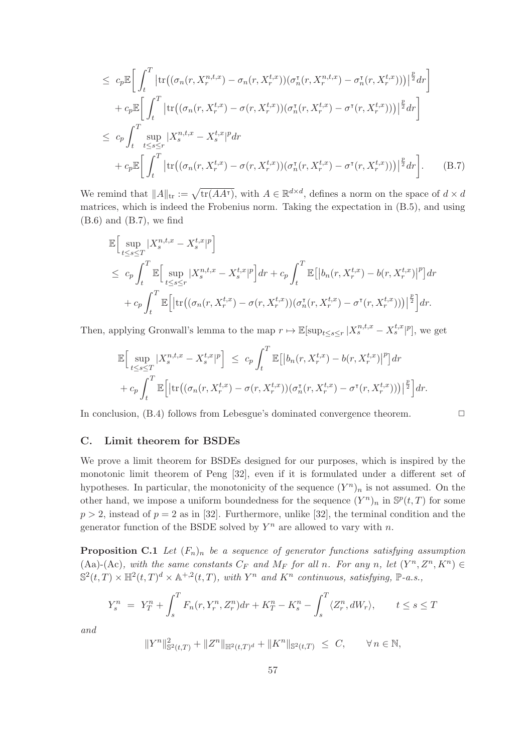$$
\begin{aligned}
&\leq\; c_p\mathbb{E}\bigg[\int_t^T \big|\mathrm{tr}\big((\sigma_n(r,X_r^{n,t,x})-\sigma_n(r,X_r^{t,x}))(\sigma_n^{\intercal}(r,X_r^{n,t,x})-\sigma_n^{\intercal}(r,X_r^{t,x}))\big)\big|^{\frac{p}{2}}dr\bigg] \\
&\quad + c_p\mathbb{E}\bigg[\int_t^T \big|\mathrm{tr}\big((\sigma_n(r,X_r^{t,x})-\sigma(r,X_r^{t,x}))(\sigma_n^{\intercal}(r,X_r^{t,x})-\sigma^{\intercal}(r,X_r^{t,x}))\big)\big|^{\frac{p}{2}}dr\bigg] \\
&\leq\; c_p\int_t^T \sup_{t\leq s\leq r}|X_s^{n,t,x}-X_s^{t,x}|^p dr \\
&\quad + c_p\mathbb{E}\bigg[\int_t^T \big|\mathrm{tr}\big((\sigma_n(r,X_r^{t,x})-\sigma(r,X_r^{t,x}))(\sigma_n^{\intercal}(r,X_r^{t,x})-\sigma^{\intercal}(r,X_r^{t,x}))\big)\big|^{\frac{p}{2}}dr\bigg]. \qquad \text{(B.7)}
\end{aligned}
$$

We remind that $\|A\|_{\mathrm{tr}} := \sqrt{\mathrm{tr}(AA^{\intercal})}$, with $A\in\mathbb{R}^{d\times d}$, defines a norm on the space of $d\times d$ matrices, which is indeed the Frobenius norm. Taking the expectation in (B.5), and using (B.6) and (B.7), we find

$$
\begin{aligned}
&\mathbb{E}\Big[\sup_{t\leq s\leq T}|X_s^{n,t,x}-X_s^{t,x}|^p\Big] \\
&\leq\; c_p\int_t^T \mathbb{E}\Big[\sup_{t\leq s\leq r}|X_s^{n,t,x}-X_s^{t,x}|^p\Big]dr + c_p\int_t^T \mathbb{E}\big[|b_n(r,X_r^{t,x})-b(r,X_r^{t,x})|^p\big]dr \\
&\quad + c_p\int_t^T \mathbb{E}\Big[\big|\mathrm{tr}\big((\sigma_n(r,X_r^{t,x})-\sigma(r,X_r^{t,x}))(\sigma_n^{\intercal}(r,X_r^{t,x})-\sigma^{\intercal}(r,X_r^{t,x}))\big)\big|^{\frac{p}{2}}\Big]dr.
\end{aligned}
$$

Then, applying Gronwall's lemma to the map $r\mapsto\mathbb{E}[\sup_{t\leq s\leq r}|X_s^{n,t,x}-X_s^{t,x}|^p]$, we get

$$
\begin{aligned}
&\mathbb{E}\Big[\sup_{t\leq s\leq T}|X_s^{n,t,x}-X_s^{t,x}|^p\Big] \;\leq\; c_p\int_t^T \mathbb{E}\big[|b_n(r,X_r^{t,x})-b(r,X_r^{t,x})|^p\big]dr \\
&+ c_p\int_t^T \mathbb{E}\Big[\big|\mathrm{tr}\big((\sigma_n(r,X_r^{t,x})-\sigma(r,X_r^{t,x}))(\sigma_n^{\intercal}(r,X_r^{t,x})-\sigma^{\intercal}(r,X_r^{t,x}))\big)\big|^{\frac{p}{2}}\Big]dr.
\end{aligned}
$$

In conclusion, (B.4) follows from Lebesgue's dominated convergence theorem. ☐

## C. Limit theorem for BSDEs

We prove a limit theorem for BSDEs designed for our purposes, which is inspired by the monotonic limit theorem of Peng [32], even if it is formulated under a different set of hypotheses. In particular, the monotonicity of the sequence $(Y^n)_n$ is not assumed. On the other hand, we impose a uniform boundedness for the sequence $(Y^n)_n$ in $\mathbb{S}^p(t,T)$ for some $p>2$, instead of $p=2$ as in [32]. Furthermore, unlike [32], the terminal condition and the generator function of the BSDE solved by $Y^n$ are allowed to vary with $n$.

**Proposition C.1** *Let $(F_n)_n$ be a sequence of generator functions satisfying assumption* (Aa)-(Ac)*, with the same constants $C_F$ and $M_F$ for all $n$. For any $n$, let $(Y^n,Z^n,K^n)\in\mathbb{S}^2(t,T)\times\mathbb{H}^2(t,T)^d\times\mathbb{A}^{+,2}(t,T)$, with $Y^n$ and $K^n$ continuous, satisfying, $\mathbb{P}$-a.s.,*

$$
Y_s^n \;=\; Y_T^n + \int_s^T F_n(r,Y_r^n,Z_r^n)dr + K_T^n - K_s^n - \int_s^T \langle Z_r^n, dW_r\rangle, \qquad t\leq s\leq T
$$

*and*

$$
\|Y^n\|_{\mathbb{S}^2(t,T)}^2 + \|Z^n\|_{\mathbb{H}^2(t,T)^d} + \|K^n\|_{\mathbb{S}^2(t,T)} \;\leq\; C, \qquad \forall\, n\in\mathbb{N},
$$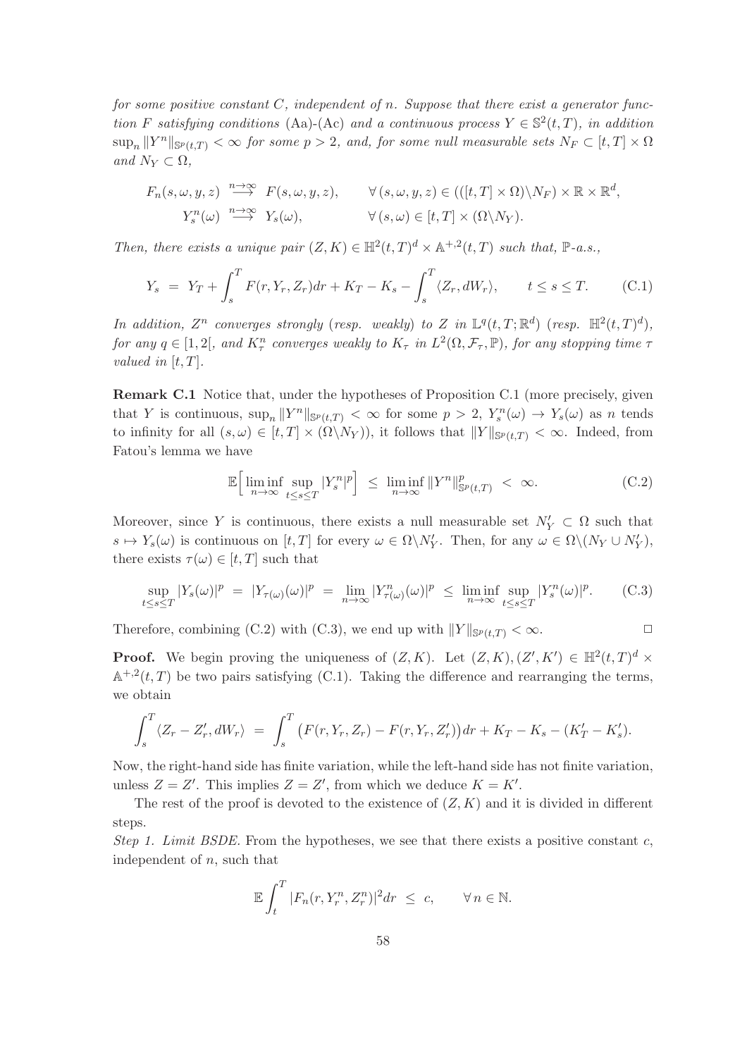*for some positive constant $C$, independent of $n$. Suppose that there exist a generator function $F$ satisfying conditions* (Aa)-(Ac) *and a continuous process $Y \in \mathbb{S}^2(t,T)$, in addition $\sup_n \|Y^n\|_{\mathbb{S}^p(t,T)} < \infty$ for some $p > 2$, and, for some null measurable sets $N_F \subset [t,T] \times \Omega$ and $N_Y \subset \Omega$,*

$$
\begin{aligned}
F_n(s,\omega,y,z) &\overset{n\to\infty}{\longrightarrow} F(s,\omega,y,z), \qquad \forall\,(s,\omega,y,z) \in (([t,T]\times\Omega)\backslash N_F) \times \mathbb{R} \times \mathbb{R}^d, \\
Y_s^n(\omega) &\overset{n\to\infty}{\longrightarrow} Y_s(\omega), \qquad \forall\,(s,\omega) \in [t,T] \times (\Omega\backslash N_Y).
\end{aligned}
$$

*Then, there exists a unique pair $(Z,K) \in \mathbb{H}^2(t,T)^d \times \mathbb{A}^{+,2}(t,T)$ such that, $\mathbb{P}$-a.s.,*

$$
Y_s \;=\; Y_T + \int_s^T F(r,Y_r,Z_r)dr + K_T - K_s - \int_s^T \langle Z_r, dW_r\rangle, \qquad t \le s \le T. \tag{C.1}
$$

*In addition, $Z^n$ converges strongly* (*resp. weakly*) *to $Z$ in $\mathbb{L}^q(t,T;\mathbb{R}^d)$* (*resp. $\mathbb{H}^2(t,T)^d$*)*, for any $q \in [1,2[$, and $K_\tau^n$ converges weakly to $K_\tau$ in $L^2(\Omega,\mathcal{F}_\tau,\mathbb{P})$, for any stopping time $\tau$ valued in $[t,T]$.*

**Remark C.1** Notice that, under the hypotheses of Proposition C.1 (more precisely, given that $Y$ is continuous, $\sup_n \|Y^n\|_{\mathbb{S}^p(t,T)} < \infty$ for some $p > 2$, $Y_s^n(\omega) \to Y_s(\omega)$ as $n$ tends to infinity for all $(s,\omega) \in [t,T] \times (\Omega\backslash N_Y)$), it follows that $\|Y\|_{\mathbb{S}^p(t,T)} < \infty$. Indeed, from Fatou's lemma we have

$$
\mathbb{E}\Big[\liminf_{n\to\infty} \sup_{t\le s\le T} |Y_s^n|^p\Big] \;\le\; \liminf_{n\to\infty} \|Y^n\|_{\mathbb{S}^p(t,T)}^p \;<\; \infty. \tag{C.2}
$$

Moreover, since $Y$ is continuous, there exists a null measurable set $N_Y' \subset \Omega$ such that $s \mapsto Y_s(\omega)$ is continuous on $[t,T]$ for every $\omega \in \Omega\backslash N_Y'$. Then, for any $\omega \in \Omega\backslash(N_Y \cup N_Y')$, there exists $\tau(\omega) \in [t,T]$ such that

$$
\sup_{t\le s\le T} |Y_s(\omega)|^p \;=\; |Y_{\tau(\omega)}(\omega)|^p \;=\; \lim_{n\to\infty} |Y_{\tau(\omega)}^n(\omega)|^p \;\le\; \liminf_{n\to\infty} \sup_{t\le s\le T} |Y_s^n(\omega)|^p. \tag{C.3}
$$

Therefore, combining (C.2) with (C.3), we end up with $\|Y\|_{\mathbb{S}^p(t,T)} < \infty$. $\Box$

**Proof.** We begin proving the uniqueness of $(Z,K)$. Let $(Z,K), (Z',K') \in \mathbb{H}^2(t,T)^d \times \mathbb{A}^{+,2}(t,T)$ be two pairs satisfying (C.1). Taking the difference and rearranging the terms, we obtain

$$
\int_s^T \langle Z_r - Z_r', dW_r\rangle \;=\; \int_s^T \big(F(r,Y_r,Z_r) - F(r,Y_r,Z_r')\big)dr + K_T - K_s - (K_T' - K_s').
$$

Now, the right-hand side has finite variation, while the left-hand side has not finite variation, unless $Z = Z'$. This implies $Z = Z'$, from which we deduce $K = K'$.

The rest of the proof is devoted to the existence of $(Z,K)$ and it is divided in different steps.

*Step 1. Limit BSDE.* From the hypotheses, we see that there exists a positive constant $c$, independent of $n$, such that

$$
\mathbb{E}\int_t^T |F_n(r,Y_r^n,Z_r^n)|^2 dr \;\le\; c, \qquad \forall\, n \in \mathbb{N}.
$$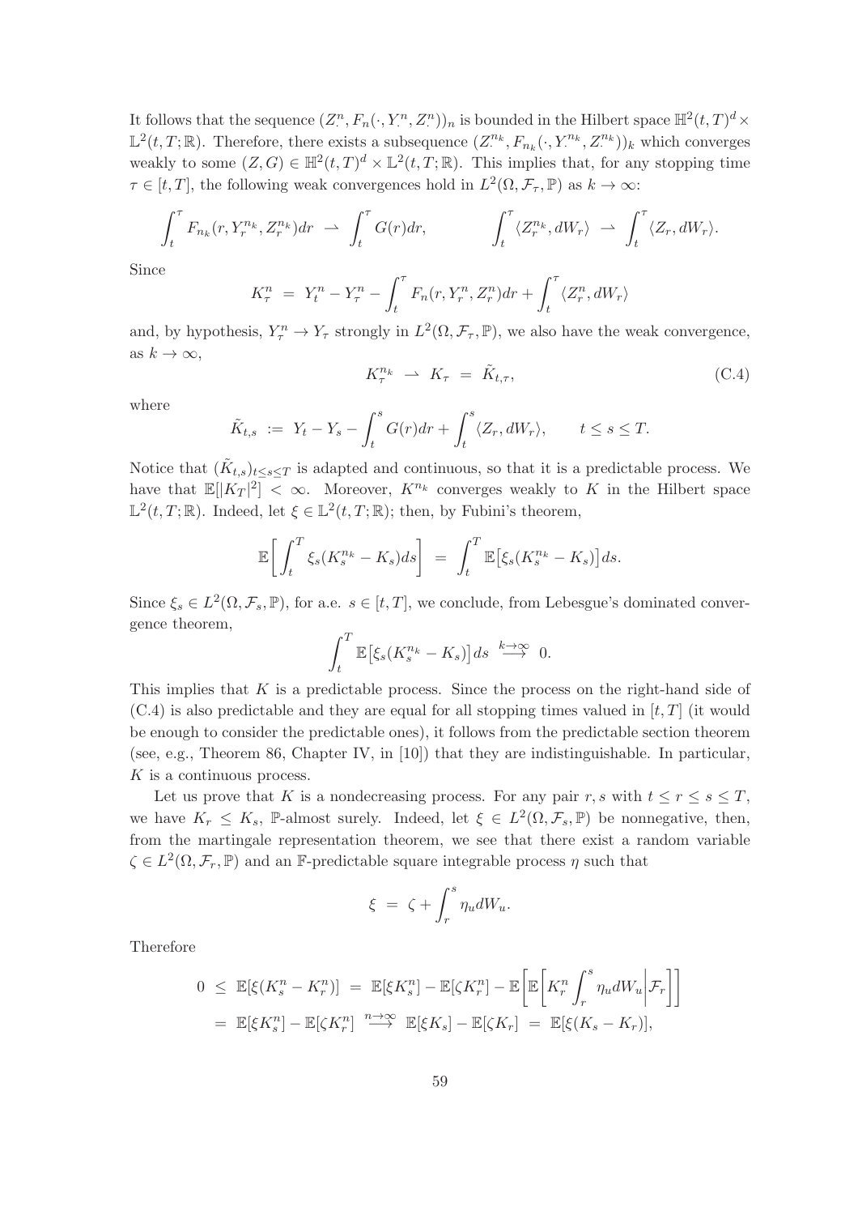It follows that the sequence $(Z^n_\cdot, F_n(\cdot, Y^n_\cdot, Z^n_\cdot))_n$ is bounded in the Hilbert space $\mathbb{H}^2(t,T)^d \times \mathbb{L}^2(t,T;\mathbb{R})$. Therefore, there exists a subsequence $(Z^{n_k}_\cdot, F_{n_k}(\cdot, Y^{n_k}_\cdot, Z^{n_k}_\cdot))_k$ which converges weakly to some $(Z, G) \in \mathbb{H}^2(t,T)^d \times \mathbb{L}^2(t,T;\mathbb{R})$. This implies that, for any stopping time $\tau \in [t,T]$, the following weak convergences hold in $L^2(\Omega, \mathcal{F}_\tau, \mathbb{P})$ as $k \to \infty$:

$$
\int_t^\tau F_{n_k}(r, Y^{n_k}_r, Z^{n_k}_r)dr \ \rightharpoonup \ \int_t^\tau G(r)dr, \qquad \int_t^\tau \langle Z^{n_k}_r, dW_r\rangle \ \rightharpoonup \ \int_t^\tau \langle Z_r, dW_r\rangle.
$$

Since

$$
K^n_\tau \ = \ Y^n_t - Y^n_\tau - \int_t^\tau F_n(r, Y^n_r, Z^n_r)dr + \int_t^\tau \langle Z^n_r, dW_r\rangle
$$

and, by hypothesis, $Y^n_\tau \to Y_\tau$ strongly in $L^2(\Omega, \mathcal{F}_\tau, \mathbb{P})$, we also have the weak convergence, as $k \to \infty$,

$$
K^{n_k}_\tau \ \rightharpoonup \ K_\tau \ = \ \tilde{K}_{t,\tau}, \tag{C.4}
$$

where

$$
\tilde{K}_{t,s} \ := \ Y_t - Y_s - \int_t^s G(r)dr + \int_t^s \langle Z_r, dW_r\rangle, \qquad t \leq s \leq T.
$$

Notice that $(\tilde{K}_{t,s})_{t\leq s\leq T}$ is adapted and continuous, so that it is a predictable process. We have that $\mathbb{E}[|K_T|^2] < \infty$. Moreover, $K^{n_k}$ converges weakly to $K$ in the Hilbert space $\mathbb{L}^2(t,T;\mathbb{R})$. Indeed, let $\xi \in \mathbb{L}^2(t,T;\mathbb{R})$; then, by Fubini's theorem,

$$
\mathbb{E}\bigg[\int_t^T \xi_s(K^{n_k}_s - K_s)ds\bigg] \ = \ \int_t^T \mathbb{E}\big[\xi_s(K^{n_k}_s - K_s)\big]ds.
$$

Since $\xi_s \in L^2(\Omega, \mathcal{F}_s, \mathbb{P})$, for a.e. $s \in [t,T]$, we conclude, from Lebesgue's dominated convergence theorem,

$$
\int_t^T \mathbb{E}\big[\xi_s(K^{n_k}_s - K_s)\big]ds \ \overset{k\to\infty}{\longrightarrow} \ 0.
$$

This implies that $K$ is a predictable process. Since the process on the right-hand side of (C.4) is also predictable and they are equal for all stopping times valued in $[t,T]$ (it would be enough to consider the predictable ones), it follows from the predictable section theorem (see, e.g., Theorem 86, Chapter IV, in [10]) that they are indistinguishable. In particular, $K$ is a continuous process.

Let us prove that $K$ is a nondecreasing process. For any pair $r, s$ with $t \leq r \leq s \leq T$, we have $K_r \leq K_s$, $\mathbb{P}$-almost surely. Indeed, let $\xi \in L^2(\Omega, \mathcal{F}_s, \mathbb{P})$ be nonnegative, then, from the martingale representation theorem, we see that there exist a random variable $\zeta \in L^2(\Omega, \mathcal{F}_r, \mathbb{P})$ and an $\mathbb{F}$-predictable square integrable process $\eta$ such that

$$
\xi \ = \ \zeta + \int_r^s \eta_u dW_u.
$$

Therefore

$$
\begin{aligned}
0 \ &\leq \ \mathbb{E}[\xi(K^n_s - K^n_r)] \ = \ \mathbb{E}[\xi K^n_s] - \mathbb{E}[\zeta K^n_r] - \mathbb{E}\bigg[\mathbb{E}\bigg[K^n_r \int_r^s \eta_u dW_u \bigg| \mathcal{F}_r\bigg]\bigg] \\
&= \ \mathbb{E}[\xi K^n_s] - \mathbb{E}[\zeta K^n_r] \ \overset{n\to\infty}{\longrightarrow} \ \mathbb{E}[\xi K_s] - \mathbb{E}[\zeta K_r] \ = \ \mathbb{E}[\xi(K_s - K_r)],
\end{aligned}
$$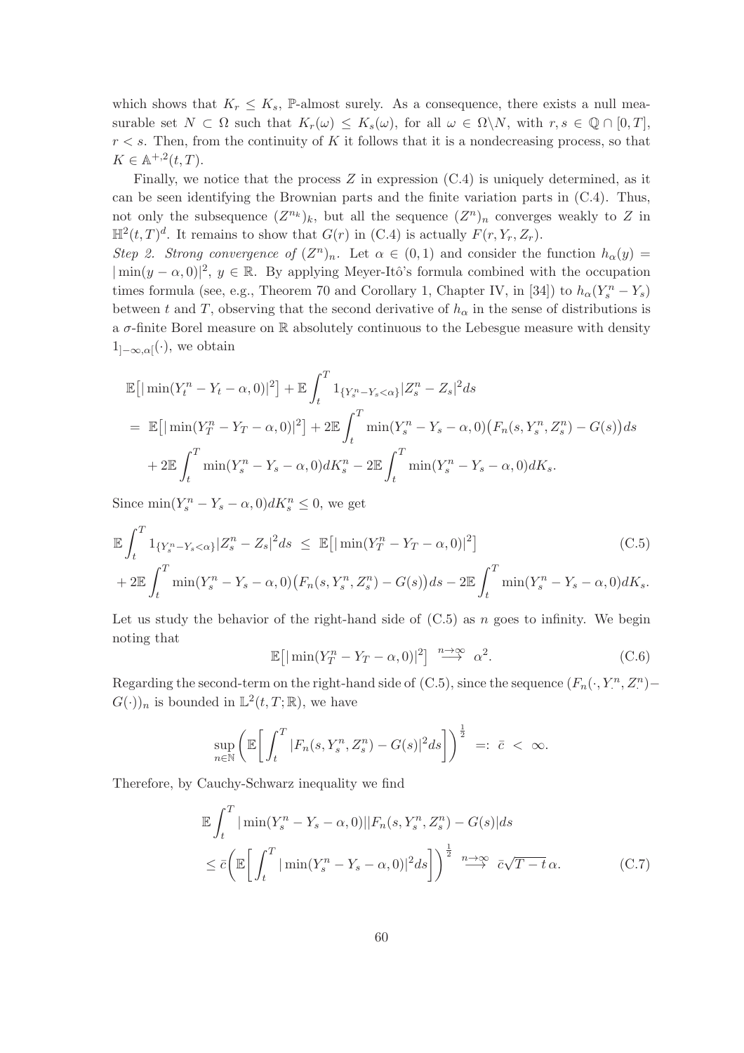which shows that $K_r \leq K_s$, $\mathbb{P}$-almost surely. As a consequence, there exists a null measurable set $N \subset \Omega$ such that $K_r(\omega) \leq K_s(\omega)$, for all $\omega \in \Omega \backslash N$, with $r, s \in \mathbb{Q} \cap [0,T]$, $r < s$. Then, from the continuity of $K$ it follows that it is a nondecreasing process, so that $K \in \mathbb{A}^{+,2}(t,T)$.

Finally, we notice that the process $Z$ in expression (C.4) is uniquely determined, as it can be seen identifying the Brownian parts and the finite variation parts in (C.4). Thus, not only the subsequence $(Z^{n_k})_k$, but all the sequence $(Z^n)_n$ converges weakly to $Z$ in $\mathbb{H}^2(t,T)^d$. It remains to show that $G(r)$ in (C.4) is actually $F(r, Y_r, Z_r)$.

*Step 2. Strong convergence of* $(Z^n)_n$. Let $\alpha \in (0,1)$ and consider the function $h_\alpha(y) = |\min(y - \alpha, 0)|^2$, $y \in \mathbb{R}$. By applying Meyer-Itô's formula combined with the occupation times formula (see, e.g., Theorem 70 and Corollary 1, Chapter IV, in [34]) to $h_\alpha(Y_s^n - Y_s)$ between $t$ and $T$, observing that the second derivative of $h_\alpha$ in the sense of distributions is a $\sigma$-finite Borel measure on $\mathbb{R}$ absolutely continuous to the Lebesgue measure with density $1_{]-\infty,\alpha[}(\cdot)$, we obtain

$$
\begin{aligned}
&\mathbb{E}\big[|\min(Y_t^n - Y_t - \alpha, 0)|^2\big] + \mathbb{E}\int_t^T 1_{\{Y_s^n - Y_s < \alpha\}} |Z_s^n - Z_s|^2 ds \\
&= \mathbb{E}\big[|\min(Y_T^n - Y_T - \alpha, 0)|^2\big] + 2\mathbb{E}\int_t^T \min(Y_s^n - Y_s - \alpha, 0)\big(F_n(s, Y_s^n, Z_s^n) - G(s)\big) ds \\
&\quad + 2\mathbb{E}\int_t^T \min(Y_s^n - Y_s - \alpha, 0) dK_s^n - 2\mathbb{E}\int_t^T \min(Y_s^n - Y_s - \alpha, 0) dK_s.
\end{aligned}
$$

Since $\min(Y_s^n - Y_s - \alpha, 0) dK_s^n \leq 0$, we get

$$
\begin{aligned}
&\mathbb{E}\int_t^T 1_{\{Y_s^n - Y_s < \alpha\}} |Z_s^n - Z_s|^2 ds \;\leq\; \mathbb{E}\big[|\min(Y_T^n - Y_T - \alpha, 0)|^2\big] \qquad \text{(C.5)} \\
&+ 2\mathbb{E}\int_t^T \min(Y_s^n - Y_s - \alpha, 0)\big(F_n(s, Y_s^n, Z_s^n) - G(s)\big) ds - 2\mathbb{E}\int_t^T \min(Y_s^n - Y_s - \alpha, 0) dK_s.
\end{aligned}
$$

Let us study the behavior of the right-hand side of (C.5) as $n$ goes to infinity. We begin noting that

$$
\mathbb{E}\big[|\min(Y_T^n - Y_T - \alpha, 0)|^2\big] \;\overset{n\to\infty}{\longrightarrow}\; \alpha^2. \qquad \text{(C.6)}
$$

Regarding the second-term on the right-hand side of (C.5), since the sequence $(F_n(\cdot, Y_\cdot^n, Z_\cdot^n) - G(\cdot))_n$ is bounded in $\mathbb{L}^2(t,T;\mathbb{R})$, we have

$$
\sup_{n\in\mathbb{N}} \bigg(\mathbb{E}\bigg[\int_t^T |F_n(s, Y_s^n, Z_s^n) - G(s)|^2 ds\bigg]\bigg)^{\frac{1}{2}} \;=:\; \bar{c} \;<\; \infty.
$$

Therefore, by Cauchy-Schwarz inequality we find

$$
\begin{aligned}
&\mathbb{E}\int_t^T |\min(Y_s^n - Y_s - \alpha, 0)||F_n(s, Y_s^n, Z_s^n) - G(s)| ds \\
&\leq \bar{c}\bigg(\mathbb{E}\bigg[\int_t^T |\min(Y_s^n - Y_s - \alpha, 0)|^2 ds\bigg]\bigg)^{\frac{1}{2}} \;\overset{n\to\infty}{\longrightarrow}\; \bar{c}\sqrt{T-t}\,\alpha. \qquad \text{(C.7)}
\end{aligned}
$$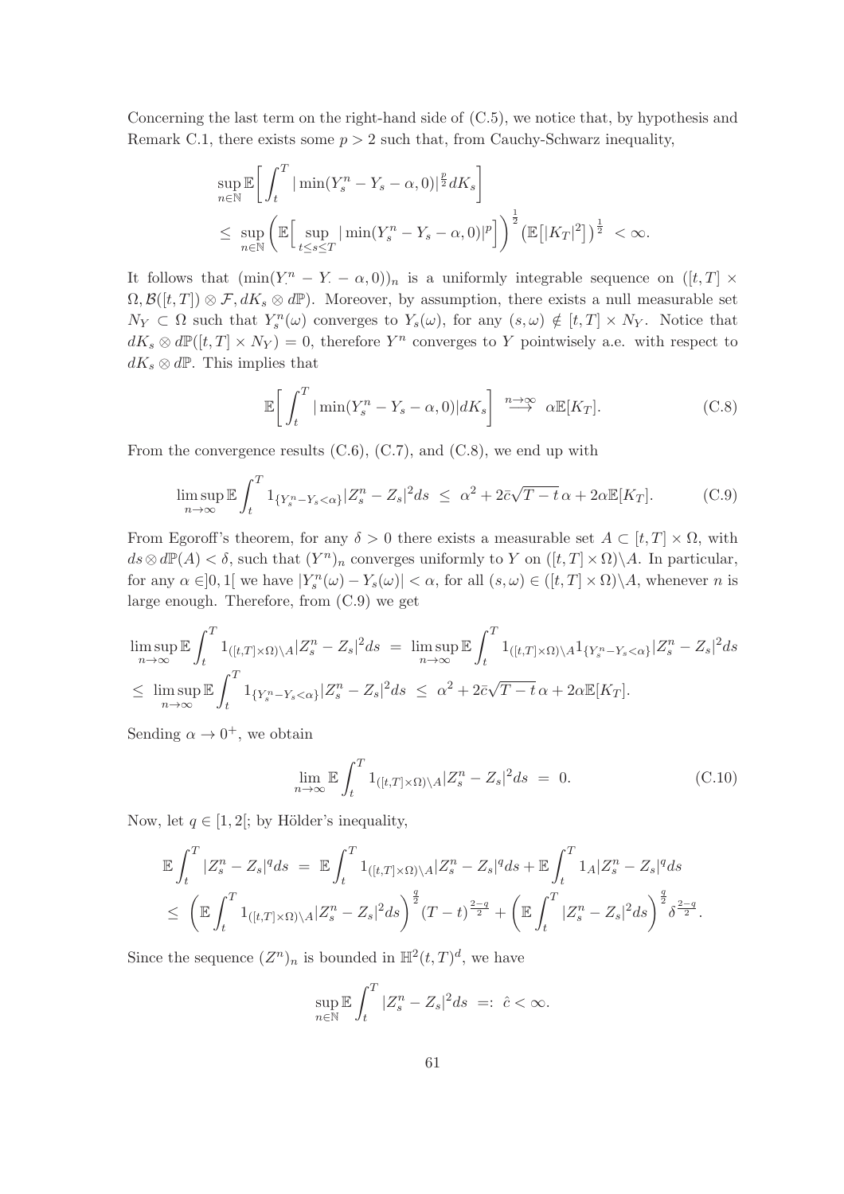Concerning the last term on the right-hand side of (C.5), we notice that, by hypothesis and Remark C.1, there exists some $p > 2$ such that, from Cauchy-Schwarz inequality,

$$
\begin{aligned}
&\sup_{n\in\mathbb{N}} \mathbb{E}\bigg[\int_t^T |\min(Y_s^n - Y_s - \alpha, 0)|^{\frac{p}{2}} dK_s\bigg] \\
&\leq \sup_{n\in\mathbb{N}} \bigg(\mathbb{E}\Big[\sup_{t\leq s\leq T} |\min(Y_s^n - Y_s - \alpha, 0)|^p\Big]\bigg)^{\frac{1}{2}} \big(\mathbb{E}\big[|K_T|^2\big]\big)^{\frac{1}{2}} < \infty.
\end{aligned}
$$

It follows that $(\min(Y_\cdot^n - Y_\cdot - \alpha, 0))_n$ is a uniformly integrable sequence on $([t,T] \times \Omega, \mathcal{B}([t,T]) \otimes \mathcal{F}, dK_s \otimes d\mathbb{P})$. Moreover, by assumption, there exists a null measurable set $N_Y \subset \Omega$ such that $Y_s^n(\omega)$ converges to $Y_s(\omega)$, for any $(s,\omega) \notin [t,T] \times N_Y$. Notice that $dK_s \otimes d\mathbb{P}([t,T] \times N_Y) = 0$, therefore $Y^n$ converges to $Y$ pointwisely a.e. with respect to $dK_s \otimes d\mathbb{P}$. This implies that

$$
\mathbb{E}\bigg[\int_t^T |\min(Y_s^n - Y_s - \alpha, 0)| dK_s\bigg] \overset{n\to\infty}{\longrightarrow} \alpha\mathbb{E}[K_T]. \tag{C.8}
$$

From the convergence results (C.6), (C.7), and (C.8), we end up with

$$
\limsup_{n\to\infty} \mathbb{E}\int_t^T 1_{\{Y_s^n - Y_s < \alpha\}} |Z_s^n - Z_s|^2 ds \leq \alpha^2 + 2\bar{c}\sqrt{T-t}\,\alpha + 2\alpha\mathbb{E}[K_T]. \tag{C.9}
$$

From Egoroff's theorem, for any $\delta > 0$ there exists a measurable set $A \subset [t,T] \times \Omega$, with $ds \otimes d\mathbb{P}(A) < \delta$, such that $(Y^n)_n$ converges uniformly to $Y$ on $([t,T] \times \Omega)\backslash A$. In particular, for any $\alpha \in ]0,1[$ we have $|Y_s^n(\omega) - Y_s(\omega)| < \alpha$, for all $(s,\omega) \in ([t,T] \times \Omega)\backslash A$, whenever $n$ is large enough. Therefore, from (C.9) we get

$$
\begin{aligned}
&\limsup_{n\to\infty} \mathbb{E}\int_t^T 1_{([t,T]\times\Omega)\backslash A} |Z_s^n - Z_s|^2 ds = \limsup_{n\to\infty} \mathbb{E}\int_t^T 1_{([t,T]\times\Omega)\backslash A} 1_{\{Y_s^n - Y_s < \alpha\}} |Z_s^n - Z_s|^2 ds \\
&\leq \limsup_{n\to\infty} \mathbb{E}\int_t^T 1_{\{Y_s^n - Y_s < \alpha\}} |Z_s^n - Z_s|^2 ds \leq \alpha^2 + 2\bar{c}\sqrt{T-t}\,\alpha + 2\alpha\mathbb{E}[K_T].
\end{aligned}
$$

Sending $\alpha \to 0^+$, we obtain

$$
\lim_{n\to\infty} \mathbb{E}\int_t^T 1_{([t,T]\times\Omega)\backslash A} |Z_s^n - Z_s|^2 ds = 0. \tag{C.10}
$$

Now, let $q \in [1,2[$; by Hölder's inequality,

$$
\begin{aligned}
\mathbb{E}\int_t^T |Z_s^n - Z_s|^q ds &= \mathbb{E}\int_t^T 1_{([t,T]\times\Omega)\backslash A} |Z_s^n - Z_s|^q ds + \mathbb{E}\int_t^T 1_A |Z_s^n - Z_s|^q ds \\
&\leq \bigg(\mathbb{E}\int_t^T 1_{([t,T]\times\Omega)\backslash A} |Z_s^n - Z_s|^2 ds\bigg)^{\frac{q}{2}} (T-t)^{\frac{2-q}{2}} + \bigg(\mathbb{E}\int_t^T |Z_s^n - Z_s|^2 ds\bigg)^{\frac{q}{2}} \delta^{\frac{2-q}{2}}.
\end{aligned}
$$

Since the sequence $(Z^n)_n$ is bounded in $\mathbb{H}^2(t,T)^d$, we have

$$
\sup_{n\in\mathbb{N}} \mathbb{E}\int_t^T |Z_s^n - Z_s|^2 ds =: \hat{c} < \infty.
$$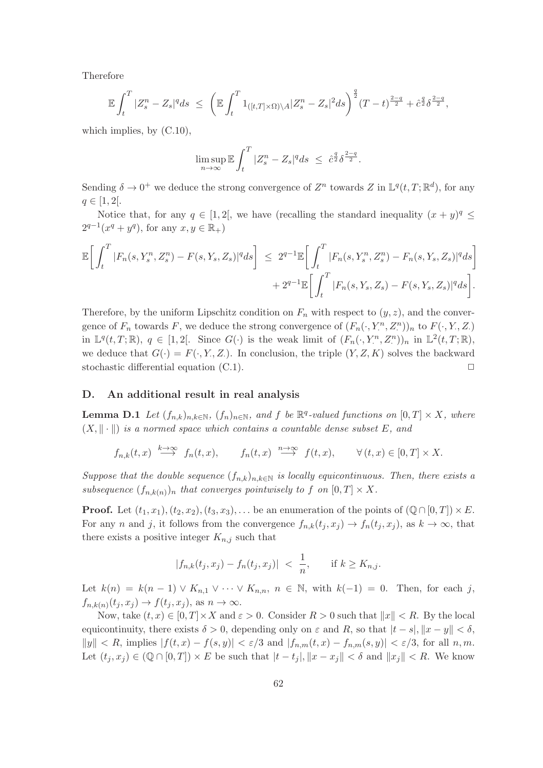Therefore

$$\mathbb{E}\int_t^T |Z_s^n - Z_s|^q ds \;\leq\; \left(\mathbb{E}\int_t^T 1_{([t,T]\times\Omega)\setminus A}|Z_s^n - Z_s|^2 ds\right)^{\frac{q}{2}} (T-t)^{\frac{2-q}{2}} + \hat{c}^{\frac{q}{2}}\delta^{\frac{2-q}{2}},$$

which implies, by (C.10),

$$\limsup_{n\to\infty} \mathbb{E}\int_t^T |Z_s^n - Z_s|^q ds \;\leq\; \hat{c}^{\frac{q}{2}}\delta^{\frac{2-q}{2}}.$$

Sending $\delta \to 0^+$ we deduce the strong convergence of $Z^n$ towards $Z$ in $\mathbb{L}^q(t,T;\mathbb{R}^d)$, for any $q \in [1,2[$.

Notice that, for any $q \in [1,2[$, we have (recalling the standard inequality $(x+y)^q \leq 2^{q-1}(x^q + y^q)$, for any $x,y \in \mathbb{R}_+$)

$$\mathbb{E}\bigg[\int_t^T |F_n(s,Y_s^n,Z_s^n) - F(s,Y_s,Z_s)|^q ds\bigg] \;\leq\; 2^{q-1}\mathbb{E}\bigg[\int_t^T |F_n(s,Y_s^n,Z_s^n) - F_n(s,Y_s,Z_s)|^q ds\bigg] + 2^{q-1}\mathbb{E}\bigg[\int_t^T |F_n(s,Y_s,Z_s) - F(s,Y_s,Z_s)|^q ds\bigg].$$

Therefore, by the uniform Lipschitz condition on $F_n$ with respect to $(y,z)$, and the convergence of $F_n$ towards $F$, we deduce the strong convergence of $(F_n(\cdot,Y_\cdot^n,Z_\cdot^n))_n$ to $F(\cdot,Y_\cdot,Z_\cdot)$ in $\mathbb{L}^q(t,T;\mathbb{R})$, $q \in [1,2[$. Since $G(\cdot)$ is the weak limit of $(F_n(\cdot,Y_\cdot^n,Z_\cdot^n))_n$ in $\mathbb{L}^2(t,T;\mathbb{R})$, we deduce that $G(\cdot) = F(\cdot,Y_\cdot,Z_\cdot)$. In conclusion, the triple $(Y,Z,K)$ solves the backward stochastic differential equation (C.1). $\Box$

## D. An additional result in real analysis

**Lemma D.1** *Let $(f_{n,k})_{n,k\in\mathbb{N}}$, $(f_n)_{n\in\mathbb{N}}$, and $f$ be $\mathbb{R}^q$-valued functions on $[0,T]\times X$, where $(X,\|\cdot\|)$ is a normed space which contains a countable dense subset $E$, and*

$$f_{n,k}(t,x) \overset{k\to\infty}{\longrightarrow} f_n(t,x), \qquad f_n(t,x) \overset{n\to\infty}{\longrightarrow} f(t,x), \qquad \forall\,(t,x)\in[0,T]\times X.$$

*Suppose that the double sequence $(f_{n,k})_{n,k\in\mathbb{N}}$ is locally equicontinuous. Then, there exists a subsequence $(f_{n,k(n)})_n$ that converges pointwisely to $f$ on $[0,T]\times X$.*

**Proof.** Let $(t_1,x_1),(t_2,x_2),(t_3,x_3),\ldots$ be an enumeration of the points of $(\mathbb{Q}\cap[0,T])\times E$. For any $n$ and $j$, it follows from the convergence $f_{n,k}(t_j,x_j) \to f_n(t_j,x_j)$, as $k\to\infty$, that there exists a positive integer $K_{n,j}$ such that

$$|f_{n,k}(t_j,x_j) - f_n(t_j,x_j)| \;<\; \frac{1}{n}, \qquad \text{if } k \geq K_{n,j}.$$

Let $k(n) = k(n-1)\vee K_{n,1}\vee\cdots\vee K_{n,n}$, $n\in\mathbb{N}$, with $k(-1)=0$. Then, for each $j$, $f_{n,k(n)}(t_j,x_j) \to f(t_j,x_j)$, as $n\to\infty$.

Now, take $(t,x)\in[0,T]\times X$ and $\varepsilon>0$. Consider $R>0$ such that $\|x\|<R$. By the local equicontinuity, there exists $\delta>0$, depending only on $\varepsilon$ and $R$, so that $|t-s|, \|x-y\|<\delta$, $\|y\|<R$, implies $|f(t,x)-f(s,y)|<\varepsilon/3$ and $|f_{n,m}(t,x)-f_{n,m}(s,y)|<\varepsilon/3$, for all $n,m$. Let $(t_j,x_j)\in(\mathbb{Q}\cap[0,T])\times E$ be such that $|t-t_j|, \|x-x_j\|<\delta$ and $\|x_j\|<R$. We know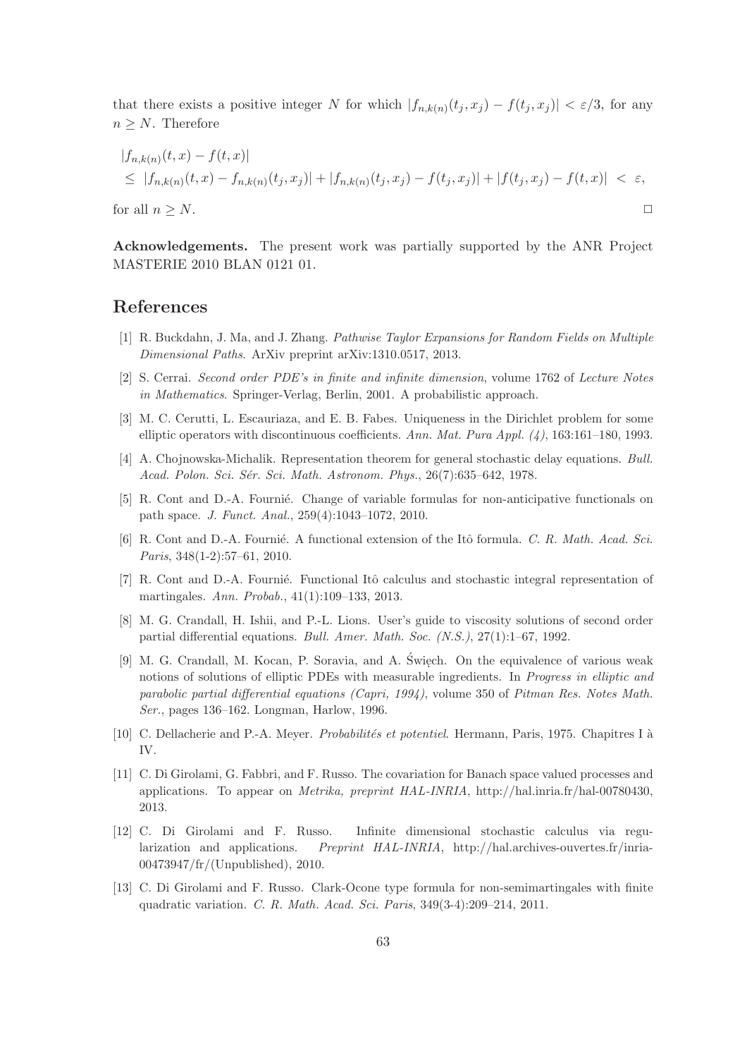that there exists a positive integer $N$ for which $|f_{n,k(n)}(t_j, x_j) - f(t_j, x_j)| < \varepsilon/3$, for any $n \geq N$. Therefore

$$
\begin{aligned}
&|f_{n,k(n)}(t,x) - f(t,x)| \\
&\leq |f_{n,k(n)}(t,x) - f_{n,k(n)}(t_j,x_j)| + |f_{n,k(n)}(t_j,x_j) - f(t_j,x_j)| + |f(t_j,x_j) - f(t,x)| < \varepsilon,
\end{aligned}
$$

for all $n \geq N$. □

**Acknowledgements.** The present work was partially supported by the ANR Project MASTERIE 2010 BLAN 0121 01.

## References

[1] R. Buckdahn, J. Ma, and J. Zhang. *Pathwise Taylor Expansions for Random Fields on Multiple Dimensional Paths.* ArXiv preprint arXiv:1310.0517, 2013.

[2] S. Cerrai. *Second order PDE's in finite and infinite dimension*, volume 1762 of *Lecture Notes in Mathematics*. Springer-Verlag, Berlin, 2001. A probabilistic approach.

[3] M. C. Cerutti, L. Escauriaza, and E. B. Fabes. Uniqueness in the Dirichlet problem for some elliptic operators with discontinuous coefficients. *Ann. Mat. Pura Appl. (4)*, 163:161–180, 1993.

[4] A. Chojnowska-Michalik. Representation theorem for general stochastic delay equations. *Bull. Acad. Polon. Sci. Sér. Sci. Math. Astronom. Phys.*, 26(7):635–642, 1978.

[5] R. Cont and D.-A. Fournié. Change of variable formulas for non-anticipative functionals on path space. *J. Funct. Anal.*, 259(4):1043–1072, 2010.

[6] R. Cont and D.-A. Fournié. A functional extension of the Itô formula. *C. R. Math. Acad. Sci. Paris*, 348(1-2):57–61, 2010.

[7] R. Cont and D.-A. Fournié. Functional Itô calculus and stochastic integral representation of martingales. *Ann. Probab.*, 41(1):109–133, 2013.

[8] M. G. Crandall, H. Ishii, and P.-L. Lions. User's guide to viscosity solutions of second order partial differential equations. *Bull. Amer. Math. Soc. (N.S.)*, 27(1):1–67, 1992.

[9] M. G. Crandall, M. Kocan, P. Soravia, and A. Święch. On the equivalence of various weak notions of solutions of elliptic PDEs with measurable ingredients. In *Progress in elliptic and parabolic partial differential equations (Capri, 1994)*, volume 350 of *Pitman Res. Notes Math. Ser.*, pages 136–162. Longman, Harlow, 1996.

[10] C. Dellacherie and P.-A. Meyer. *Probabilités et potentiel*. Hermann, Paris, 1975. Chapitres I à IV.

[11] C. Di Girolami, G. Fabbri, and F. Russo. The covariation for Banach space valued processes and applications. To appear on *Metrika, preprint HAL-INRIA*, http://hal.inria.fr/hal-00780430, 2013.

[12] C. Di Girolami and F. Russo. Infinite dimensional stochastic calculus via regularization and applications. *Preprint HAL-INRIA*, http://hal.archives-ouvertes.fr/inria-00473947/fr/(Unpublished), 2010.

[13] C. Di Girolami and F. Russo. Clark-Ocone type formula for non-semimartingales with finite quadratic variation. *C. R. Math. Acad. Sci. Paris*, 349(3-4):209–214, 2011.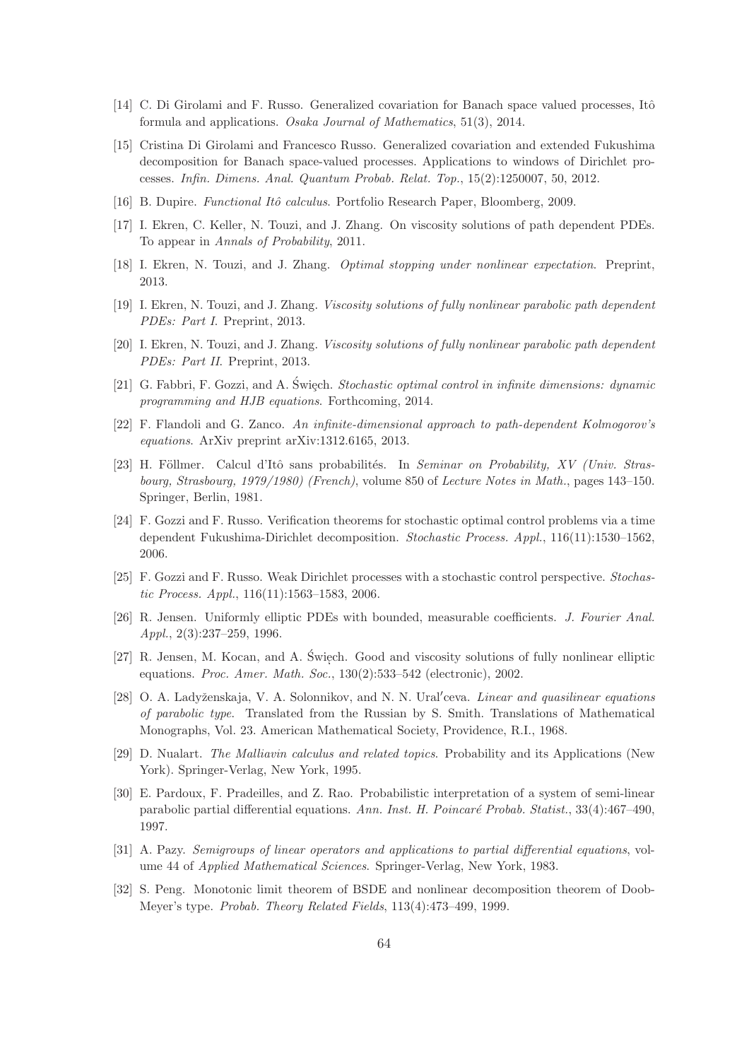[14] C. Di Girolami and F. Russo. Generalized covariation for Banach space valued processes, Itô formula and applications. *Osaka Journal of Mathematics*, 51(3), 2014.

[15] Cristina Di Girolami and Francesco Russo. Generalized covariation and extended Fukushima decomposition for Banach space-valued processes. Applications to windows of Dirichlet processes. *Infin. Dimens. Anal. Quantum Probab. Relat. Top.*, 15(2):1250007, 50, 2012.

[16] B. Dupire. *Functional Itô calculus*. Portfolio Research Paper, Bloomberg, 2009.

[17] I. Ekren, C. Keller, N. Touzi, and J. Zhang. On viscosity solutions of path dependent PDEs. To appear in *Annals of Probability*, 2011.

[18] I. Ekren, N. Touzi, and J. Zhang. *Optimal stopping under nonlinear expectation*. Preprint, 2013.

[19] I. Ekren, N. Touzi, and J. Zhang. *Viscosity solutions of fully nonlinear parabolic path dependent PDEs: Part I*. Preprint, 2013.

[20] I. Ekren, N. Touzi, and J. Zhang. *Viscosity solutions of fully nonlinear parabolic path dependent PDEs: Part II*. Preprint, 2013.

[21] G. Fabbri, F. Gozzi, and A. Święch. *Stochastic optimal control in infinite dimensions: dynamic programming and HJB equations*. Forthcoming, 2014.

[22] F. Flandoli and G. Zanco. *An infinite-dimensional approach to path-dependent Kolmogorov's equations*. ArXiv preprint arXiv:1312.6165, 2013.

[23] H. Föllmer. Calcul d'Itô sans probabilités. In *Seminar on Probability, XV (Univ. Strasbourg, Strasbourg, 1979/1980) (French)*, volume 850 of *Lecture Notes in Math.*, pages 143–150. Springer, Berlin, 1981.

[24] F. Gozzi and F. Russo. Verification theorems for stochastic optimal control problems via a time dependent Fukushima-Dirichlet decomposition. *Stochastic Process. Appl.*, 116(11):1530–1562, 2006.

[25] F. Gozzi and F. Russo. Weak Dirichlet processes with a stochastic control perspective. *Stochastic Process. Appl.*, 116(11):1563–1583, 2006.

[26] R. Jensen. Uniformly elliptic PDEs with bounded, measurable coefficients. *J. Fourier Anal. Appl.*, 2(3):237–259, 1996.

[27] R. Jensen, M. Kocan, and A. Święch. Good and viscosity solutions of fully nonlinear elliptic equations. *Proc. Amer. Math. Soc.*, 130(2):533–542 (electronic), 2002.

[28] O. A. Ladyženskaja, V. A. Solonnikov, and N. N. Ural′ceva. *Linear and quasilinear equations of parabolic type*. Translated from the Russian by S. Smith. Translations of Mathematical Monographs, Vol. 23. American Mathematical Society, Providence, R.I., 1968.

[29] D. Nualart. *The Malliavin calculus and related topics*. Probability and its Applications (New York). Springer-Verlag, New York, 1995.

[30] E. Pardoux, F. Pradeilles, and Z. Rao. Probabilistic interpretation of a system of semi-linear parabolic partial differential equations. *Ann. Inst. H. Poincaré Probab. Statist.*, 33(4):467–490, 1997.

[31] A. Pazy. *Semigroups of linear operators and applications to partial differential equations*, volume 44 of *Applied Mathematical Sciences*. Springer-Verlag, New York, 1983.

[32] S. Peng. Monotonic limit theorem of BSDE and nonlinear decomposition theorem of Doob-Meyer's type. *Probab. Theory Related Fields*, 113(4):473–499, 1999.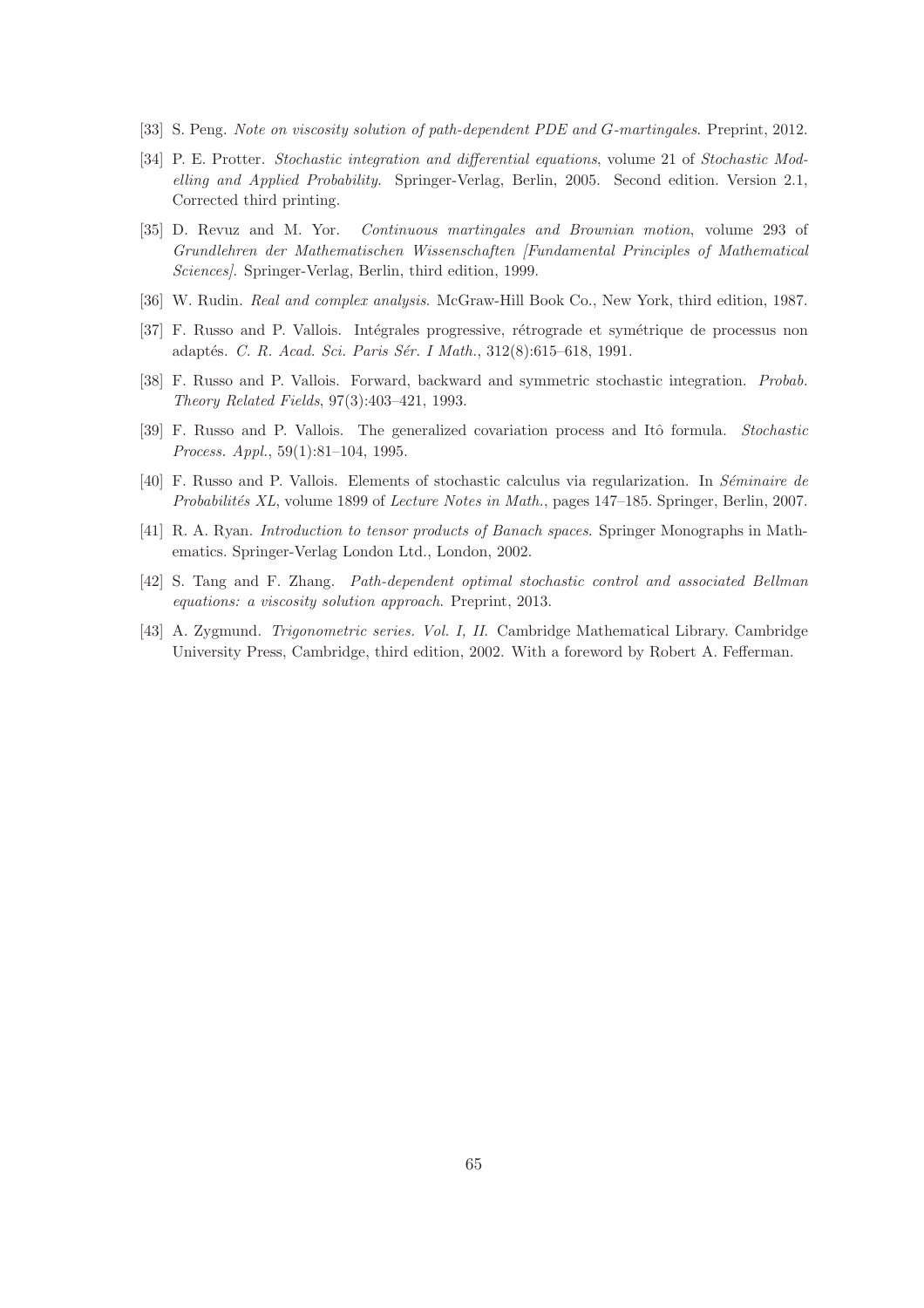[33] S. Peng. *Note on viscosity solution of path-dependent PDE and G-martingales*. Preprint, 2012.

[34] P. E. Protter. *Stochastic integration and differential equations*, volume 21 of *Stochastic Modelling and Applied Probability*. Springer-Verlag, Berlin, 2005. Second edition. Version 2.1, Corrected third printing.

[35] D. Revuz and M. Yor. *Continuous martingales and Brownian motion*, volume 293 of *Grundlehren der Mathematischen Wissenschaften [Fundamental Principles of Mathematical Sciences]*. Springer-Verlag, Berlin, third edition, 1999.

[36] W. Rudin. *Real and complex analysis*. McGraw-Hill Book Co., New York, third edition, 1987.

[37] F. Russo and P. Vallois. Intégrales progressive, rétrograde et symétrique de processus non adaptés. *C. R. Acad. Sci. Paris Sér. I Math.*, 312(8):615–618, 1991.

[38] F. Russo and P. Vallois. Forward, backward and symmetric stochastic integration. *Probab. Theory Related Fields*, 97(3):403–421, 1993.

[39] F. Russo and P. Vallois. The generalized covariation process and Itô formula. *Stochastic Process. Appl.*, 59(1):81–104, 1995.

[40] F. Russo and P. Vallois. Elements of stochastic calculus via regularization. In *Séminaire de Probabilités XL*, volume 1899 of *Lecture Notes in Math.*, pages 147–185. Springer, Berlin, 2007.

[41] R. A. Ryan. *Introduction to tensor products of Banach spaces*. Springer Monographs in Mathematics. Springer-Verlag London Ltd., London, 2002.

[42] S. Tang and F. Zhang. *Path-dependent optimal stochastic control and associated Bellman equations: a viscosity solution approach*. Preprint, 2013.

[43] A. Zygmund. *Trigonometric series. Vol. I, II*. Cambridge Mathematical Library. Cambridge University Press, Cambridge, third edition, 2002. With a foreword by Robert A. Fefferman.